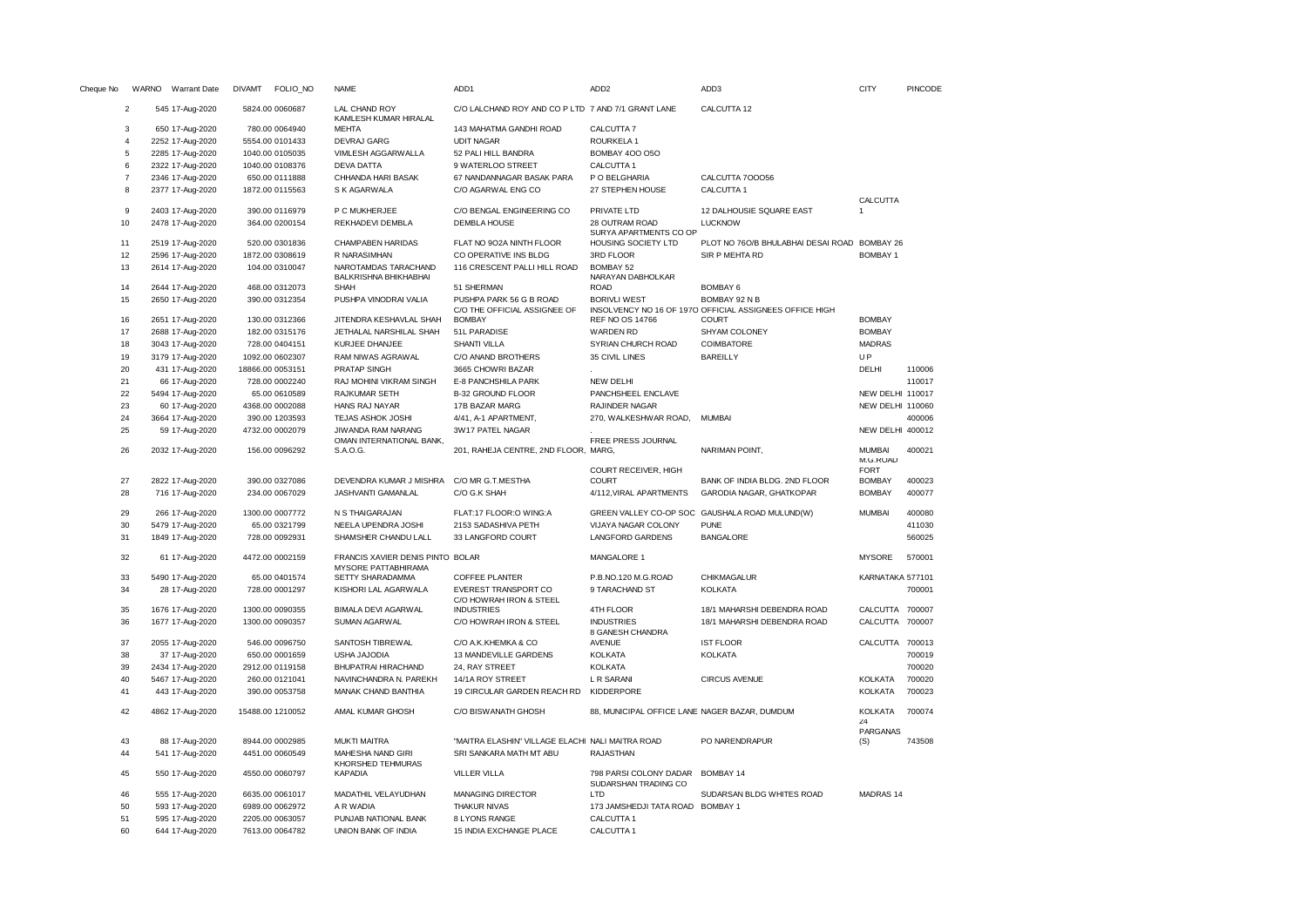| Cheque No | WARNO | Warrant Date | DIVAMT | FOLIO_NO | NAME | ADD1 | ADD2 | ADD3 | CITY | PINCODE |
|---|---|---|---|---|---|---|---|---|---|---|
| 2 | 545 | 17-Aug-2020 | 5824.00 | 0060687 | LAL CHAND ROY | C/O LALCHAND ROY AND CO P LTD | 7 AND 7/1 GRANT LANE | CALCUTTA 12 | | |
| 3 | 650 | 17-Aug-2020 | 780.00 | 0064940 | KAMLESH KUMAR HIRALAL MEHTA | 143 MAHATMA GANDHI ROAD | CALCUTTA 7 | | | |
| 4 | 2252 | 17-Aug-2020 | 5554.00 | 0101433 | DEVRAJ GARG | UDIT NAGAR | ROURKELA 1 | | | |
| 5 | 2285 | 17-Aug-2020 | 1040.00 | 0105035 | VIMLESH AGGARWALLA | 52 PALI HILL BANDRA | BOMBAY 4OO O5O | | | |
| 6 | 2322 | 17-Aug-2020 | 1040.00 | 0108376 | DEVA DATTA | 9 WATERLOO STREET | CALCUTTA 1 | | | |
| 7 | 2346 | 17-Aug-2020 | 650.00 | 0111888 | CHHANDA HARI BASAK | 67 NANDANNAGAR BASAK PARA | P O BELGHARIA | CALCUTTA 7OOO56 | | |
| 8 | 2377 | 17-Aug-2020 | 1872.00 | 0115563 | S K AGARWALA | C/O AGARWAL ENG CO | 27 STEPHEN HOUSE | CALCUTTA 1 | | |
| 9 | 2403 | 17-Aug-2020 | 390.00 | 0116979 | P C MUKHERJEE | C/O BENGAL ENGINEERING CO | PRIVATE LTD | 12 DALHOUSIE SQUARE EAST | CALCUTTA 1 | |
| 10 | 2478 | 17-Aug-2020 | 364.00 | 0200154 | REKHADEVI DEMBLA | DEMBLA HOUSE | 28 OUTRAM ROAD | LUCKNOW | | |
| 11 | 2519 | 17-Aug-2020 | 520.00 | 0301836 | CHAMPABEN HARIDAS | FLAT NO 9O2A NINTH FLOOR | SURYA APARTMENTS CO OP HOUSING SOCIETY LTD | PLOT NO 76O/B BHULABHAI DESAI ROAD | BOMBAY 26 | |
| 12 | 2596 | 17-Aug-2020 | 1872.00 | 0308619 | R NARASIMHAN | CO OPERATIVE INS BLDG | 3RD FLOOR | SIR P MEHTA RD | BOMBAY 1 | |
| 13 | 2614 | 17-Aug-2020 | 104.00 | 0310047 | NAROTAMDAS TARACHAND | 116 CRESCENT PALLI HILL ROAD | BOMBAY 52 | | | |
| 14 | 2644 | 17-Aug-2020 | 468.00 | 0312073 | BALKRISHNA BHIKHABHAI SHAH | 51 SHERMAN | NARAYAN DABHOLKAR ROAD | BOMBAY 6 | | |
| 15 | 2650 | 17-Aug-2020 | 390.00 | 0312354 | PUSHPA VINODRAI VALIA | PUSHPA PARK 56 G B ROAD | BORIVLI WEST | BOMBAY 92 N B | | |
| 16 | 2651 | 17-Aug-2020 | 130.00 | 0312366 | JITENDRA KESHAVLAL SHAH | C/O THE OFFICIAL ASSIGNEE OF BOMBAY | INSOLVENCY NO 16 OF 197O REF NO OS 14766 | OFFICIAL ASSIGNEES OFFICE HIGH COURT | BOMBAY | |
| 17 | 2688 | 17-Aug-2020 | 182.00 | 0315176 | JETHALAL NARSHILAL SHAH | 51L PARADISE | WARDEN RD | SHYAM COLONEY | BOMBAY | |
| 18 | 3043 | 17-Aug-2020 | 728.00 | 0404151 | KURJEE DHANJEE | SHANTI VILLA | SYRIAN CHURCH ROAD | COIMBATORE | MADRAS | |
| 19 | 3179 | 17-Aug-2020 | 1092.00 | 0602307 | RAM NIWAS AGRAWAL | C/O ANAND BROTHERS | 35 CIVIL LINES | BAREILLY | U P | |
| 20 | 431 | 17-Aug-2020 | 18866.00 | 0053151 | PRATAP SINGH | 3665 CHOWRI BAZAR | . | | DELHI | 110006 |
| 21 | 66 | 17-Aug-2020 | 728.00 | 0002240 | RAJ MOHINI VIKRAM SINGH | E-8 PANCHSHILA PARK | NEW DELHI | | | 110017 |
| 22 | 5494 | 17-Aug-2020 | 65.00 | 0610589 | RAJKUMAR SETH | B-32 GROUND FLOOR | PANCHSHEEL ENCLAVE | | NEW DELHI | 110017 |
| 23 | 60 | 17-Aug-2020 | 4368.00 | 0002088 | HANS RAJ NAYAR | 17B BAZAR MARG | RAJINDER NAGAR | | NEW DELHI | 110060 |
| 24 | 3664 | 17-Aug-2020 | 390.00 | 1203593 | TEJAS ASHOK JOSHI | 4/41, A-1 APARTMENT, | 270, WALKESHWAR ROAD, | MUMBAI | | 400006 |
| 25 | 59 | 17-Aug-2020 | 4732.00 | 0002079 | JIWANDA RAM NARANG | 3W17 PATEL NAGAR | . | | NEW DELHI | 400012 |
| 26 | 2032 | 17-Aug-2020 | 156.00 | 0096292 | OMAN INTERNATIONAL BANK, S.A.O.G. | 201, RAHEJA CENTRE, 2ND FLOOR, | FREE PRESS JOURNAL MARG, | NARIMAN POINT, | MUMBAI | 400021 |
| 27 | 2822 | 17-Aug-2020 | 390.00 | 0327086 | DEVENDRA KUMAR J MISHRA | C/O MR G.T.MESTHA | COURT RECEIVER, HIGH COURT | BANK OF INDIA BLDG. 2ND FLOOR | M.G.ROAD FORT BOMBAY | 400023 |
| 28 | 716 | 17-Aug-2020 | 234.00 | 0067029 | JASHVANTI GAMANLAL | C/O G.K SHAH | 4/112,VIRAL APARTMENTS | GARODIA NAGAR, GHATKOPAR | BOMBAY | 400077 |
| 29 | 266 | 17-Aug-2020 | 1300.00 | 0007772 | N S THAIGARAJAN | FLAT:17 FLOOR:O WING:A | GREEN VALLEY CO-OP SOC | GAUSHALA ROAD MULUND(W) | MUMBAI | 400080 |
| 30 | 5479 | 17-Aug-2020 | 65.00 | 0321799 | NEELA UPENDRA JOSHI | 2153 SADASHIVA PETH | VIJAYA NAGAR COLONY | PUNE | | 411030 |
| 31 | 1849 | 17-Aug-2020 | 728.00 | 0092931 | SHAMSHER CHANDU LALL | 33 LANGFORD COURT | LANGFORD GARDENS | BANGALORE | | 560025 |
| 32 | 61 | 17-Aug-2020 | 4472.00 | 0002159 | FRANCIS XAVIER DENIS PINTO | BOLAR | MANGALORE 1 | | MYSORE | 570001 |
| 33 | 5490 | 17-Aug-2020 | 65.00 | 0401574 | MYSORE PATTABHIRAMA SETTY SHARADAMMA | COFFEE PLANTER | P.B.NO.120 M.G.ROAD | CHIKMAGALUR | KARNATAKA | 577101 |
| 34 | 28 | 17-Aug-2020 | 728.00 | 0001297 | KISHORI LAL AGARWALA | EVEREST TRANSPORT CO | 9 TARACHAND ST | KOLKATA | | 700001 |
| 35 | 1676 | 17-Aug-2020 | 1300.00 | 0090355 | BIMALA DEVI AGARWAL | C/O HOWRAH IRON & STEEL INDUSTRIES | 4TH FLOOR | 18/1 MAHARSHI DEBENDRA ROAD | CALCUTTA | 700007 |
| 36 | 1677 | 17-Aug-2020 | 1300.00 | 0090357 | SUMAN AGARWAL | C/O HOWRAH IRON & STEEL | INDUSTRIES | 18/1 MAHARSHI DEBENDRA ROAD | CALCUTTA | 700007 |
| 37 | 2055 | 17-Aug-2020 | 546.00 | 0096750 | SANTOSH TIBREWAL | C/O A.K.KHEMKA & CO | 8 GANESH CHANDRA AVENUE | IST FLOOR | CALCUTTA | 700013 |
| 38 | 37 | 17-Aug-2020 | 650.00 | 0001659 | USHA JAJODIA | 13 MANDEVILLE GARDENS | KOLKATA | KOLKATA | | 700019 |
| 39 | 2434 | 17-Aug-2020 | 2912.00 | 0119158 | BHUPATRAI HIRACHAND | 24, RAY STREET | KOLKATA | | | 700020 |
| 40 | 5467 | 17-Aug-2020 | 260.00 | 0121041 | NAVINCHANDRA N. PAREKH | 14/1A ROY STREET | L R SARANI | CIRCUS AVENUE | KOLKATA | 700020 |
| 41 | 443 | 17-Aug-2020 | 390.00 | 0053758 | MANAK CHAND BANTHIA | 19 CIRCULAR GARDEN REACH RD | KIDDERPORE | | KOLKATA | 700023 |
| 42 | 4862 | 17-Aug-2020 | 15488.00 | 1210052 | AMAL KUMAR GHOSH | C/O BISWANATH GHOSH | 88, MUNICIPAL OFFICE LANE | NAGER BAZAR, DUMDUM | KOLKATA | 700074 |
| 43 | 88 | 17-Aug-2020 | 8944.00 | 0002985 | MUKTI MAITRA | "MAITRA ELASHIN" VILLAGE ELACHI | NALI MAITRA ROAD | PO NARENDRAPUR | 24 PARGANAS (S) | 743508 |
| 44 | 541 | 17-Aug-2020 | 4451.00 | 0060549 | MAHESHA NAND GIRI | SRI SANKARA MATH MT ABU | RAJASTHAN | | | |
| 45 | 550 | 17-Aug-2020 | 4550.00 | 0060797 | KHORSHED TEHMURAS KAPADIA | VILLER VILLA | 798 PARSI COLONY DADAR | BOMBAY 14 | | |
| 46 | 555 | 17-Aug-2020 | 6635.00 | 0061017 | MADATHIL VELAYUDHAN | MANAGING DIRECTOR | SUDARSHAN TRADING CO LTD | SUDARSAN BLDG WHITES ROAD | MADRAS 14 | |
| 50 | 593 | 17-Aug-2020 | 6989.00 | 0062972 | A R WADIA | THAKUR NIVAS | 173 JAMSHEDJI TATA ROAD | BOMBAY 1 | | |
| 51 | 595 | 17-Aug-2020 | 2205.00 | 0063057 | PUNJAB NATIONAL BANK | 8 LYONS RANGE | CALCUTTA 1 | | | |
| 60 | 644 | 17-Aug-2020 | 7613.00 | 0064782 | UNION BANK OF INDIA | 15 INDIA EXCHANGE PLACE | CALCUTTA 1 | | | |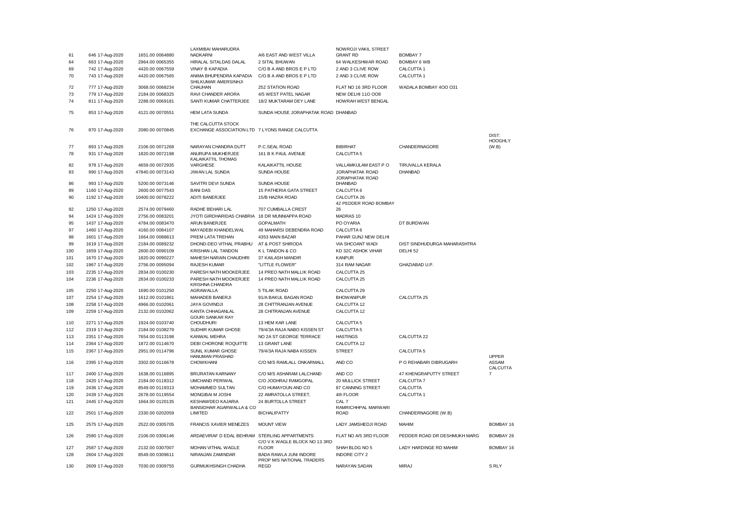| | | | | | | | | |
|---|---|---|---|---|---|---|---|---|
| 61 | 646 17-Aug-2020 | 1651.00 0064880 | LAXMIBAI MAHARUDRA NADKARNI | A/6 EAST AND WEST VILLA | NOWROJI VAKIL STREET GRANT RD | BOMBAY 7 | |
| 64 | 663 17-Aug-2020 | 2964.00 0065355 | HIRALAL SITALDAS DALAL | 2 SITAL BHUWAN | 64 WALKESHWAR ROAD | BOMBAY 6 WB | |
| 69 | 742 17-Aug-2020 | 4420.00 0067559 | VINAY B KAPADIA | C/O B A AND BROS E P LTD | 2 AND 3 CLIVE ROW | CALCUTTA 1 | |
| 70 | 743 17-Aug-2020 | 4420.00 0067565 | ANIMA BHUPENDRA KAPADIA | C/O B A AND BROS E P LTD | 2 AND 3 CLIVE ROW | CALCUTTA 1 | |
| 72 | 777 17-Aug-2020 | 3068.00 0068234 | SHILKUMAR AMERSINHJI CHAUHAN | 252 STATION ROAD | FLAT NO 16 3RD FLOOR | WADALA BOMBAY 4OO O31 | |
| 73 | 779 17-Aug-2020 | 2184.00 0068325 | RAVI CHANDER ARORA | 4/5 WEST PATEL NAGAR | NEW DELHI 11O OO8 | | |
| 74 | 811 17-Aug-2020 | 2288.00 0069181 | SANTI KUMAR CHATTERJEE | 18/2 MUKTARAM DEY LANE | HOWRAH WEST BENGAL | | |
| 75 | 853 17-Aug-2020 | 4121.00 0070551 | HEM LATA SUNDA | SUNDA HOUSE JORAPHATAK ROAD | DHANBAD | | |
| 76 | 870 17-Aug-2020 | 2080.00 0070845 | THE CALCUTTA STOCK EXCHANGE ASSOCIATION LTD | 7 LYONS RANGE CALCUTTA | | | |
| 77 | 893 17-Aug-2020 | 2106.00 0071268 | NARAYAN CHANDRA DUTT | P.C.SEAL ROAD | BIBIRHAT | CHANDERNAGORE | DIST: HOOGHLY (W.B) |
| 78 | 931 17-Aug-2020 | 1820.00 0072198 | ANURUPA MUKHERJEE | 161 B K PAUL AVENUE | CALCUTTA 5 | | |
| 82 | 978 17-Aug-2020 | 4659.00 0072935 | KALAIKATTIL THOMAS VARGHESE | KALAIKATTIL HOUSE | VALLAMKULAM EAST P O | TIRUVALLA KERALA | |
| 83 | 990 17-Aug-2020 | 47840.00 0073143 | JIWAN LAL SUNDA | SUNDA HOUSE | JORAPHATAK ROAD | DHANBAD | |
| 86 | 993 17-Aug-2020 | 5200.00 0073146 | SAVITRI DEVI SUNDA | SUNDA HOUSE | JORAPHATAK ROAD DHANBAD | | |
| 89 | 1160 17-Aug-2020 | 2600.00 0077543 | BANI DAS | 15 PATHERIA GATA STREET | CALCUTTA 6 | | |
| 90 | 1192 17-Aug-2020 | 10400.00 0078222 | ADITI BANERJEE | 15/B HAZRA ROAD | CALCUTTA 26 | | |
| 92 | 1250 17-Aug-2020 | 2574.00 0079460 | RADHE BEHARI LAL | 707 CUMBALLA CREST | 42 PEDDER ROAD BOMBAY 26 | | |
| 94 | 1424 17-Aug-2020 | 2756.00 0083201 | JYOTI GIRDHARIDAS CHABRIA | 18 DR MUNNIAPPA ROAD | MADRAS 10 | | |
| 95 | 1437 17-Aug-2020 | 4784.00 0083470 | ARUN BANERJEE | GOPALMATH | PO OYARIA | DT BURDWAN | |
| 97 | 1460 17-Aug-2020 | 4160.00 0084107 | MAYADEBI KHANDELWAL | 49 MAHARSI DEBENDRA ROAD | CALCUTTA 6 | | |
| 98 | 1601 17-Aug-2020 | 1664.00 0088813 | PREM LATA TREHAN | 4353 MAIN BAZAR | PAHAR GUNJ NEW DELHI | | |
| 99 | 1619 17-Aug-2020 | 2184.00 0089232 | DHOND-DEO VITHAL PRABHU | AT & POST SHIRODA | VIA SHCOANT WADI | DIST SINDHUDURGA MAHARASHTRA | |
| 100 | 1659 17-Aug-2020 | 2600.00 0090109 | KRISHAN LAL TANDON | K L TANDON & CO | KD 32C ASHOK VIHAR | DELHI 52 | |
| 101 | 1670 17-Aug-2020 | 1820.00 0090227 | MAHESH NARAIN CHAUDHRI | 37 KAILASH MANDIR | KANPUR | | |
| 102 | 1967 17-Aug-2020 | 2756.00 0095094 | RAJESH KUMAR | "LITTLE FLOWER" | 314 RAM NAGAR | GHAZIABAD U.P. | |
| 103 | 2235 17-Aug-2020 | 2834.00 0100230 | PARESH NATH MOOKERJEE | 14 PREO NATH MALLIK ROAD | CALCUTTA 25 | | |
| 104 | 2236 17-Aug-2020 | 2834.00 0100233 | PARESH NATH MOOKERJEE | 14 PREO NATH MALLIK ROAD | CALCUTTA 25 | | |
| 105 | 2250 17-Aug-2020 | 1690.00 0101250 | KRISHNA CHANDRA AGRAWALLA | 5 TILAK ROAD | CALCUTTA 29 | | |
| 107 | 2254 17-Aug-2020 | 1612.00 0101861 | MAHADEB BANERJI | 91/A BAKUL BAGAN ROAD | BHOWANIPUR | CALCUTTA 25 | |
| 108 | 2258 17-Aug-2020 | 4966.00 0102061 | JAYA GOVINDJI | 28 CHITTRANJAN AVENUE | CALCUTTA 12 | | |
| 109 | 2259 17-Aug-2020 | 2132.00 0102062 | KANTA CHHAGANLAL | 28 CHITRANJAN AVENUE | CALCUTTA 12 | | |
| 110 | 2271 17-Aug-2020 | 1924.00 0103740 | GOURI SANKAR RAY CHOUDHURI | 13 HEM KAR LANE | CALCUTTA 5 | | |
| 112 | 2319 17-Aug-2020 | 2184.00 0108279 | SUDHIR KUMAR GHOSE | 79/4/3A RAJA NABO KISSEN ST | CALCUTTA 5 | | |
| 113 | 2351 17-Aug-2020 | 7654.00 0113198 | KANWAL MEHRA | NO 2A ST GEORGE TERRACE | HASTINGS | CALCUTTA 22 | |
| 114 | 2364 17-Aug-2020 | 1872.00 0114670 | DEBI CHORONE ROQUITTE | 13 GRANT LANE | CALCUTTA 12 | | |
| 115 | 2367 17-Aug-2020 | 2951.00 0114796 | SUNIL KUMAR GHOSE | 79/4/3A RAJA NABA KISSEN | STREET | CALCUTTA 5 | |
| 116 | 2395 17-Aug-2020 | 3302.00 0116678 | HANUMAN PRASHAD CHOWKHANI | C/O M/S RAMLALL ONKARMALL | AND CO | P O REHABARI DIBRUGARH | UPPER ASSAM |
| 117 | 2400 17-Aug-2020 | 1638.00 0116895 | BRIJRATAN KARNANY | C/O M/S ASHARAM LALCHAND | AND CO | 47 KHENGRAPUTTY STREET | CALCUTTA 7 |
| 118 | 2420 17-Aug-2020 | 2184.00 0118312 | UMCHAND PERIWAL | C/O JODHRAJ RAMGOPAL | 20 MULLICK STREET | CALCUTTA 7 | |
| 119 | 2436 17-Aug-2020 | 8549.00 0119313 | MOHAMMED SULTAN | C/O HUMAYOUN AND CO | 87 CANNING STREET | CALCUTTA | |
| 120 | 2439 17-Aug-2020 | 2678.00 0119554 | MONGIBAI M JOSHI | 22 AMRATOLLA STREET, | 4th FLOOR | CALCUTTA 1 | |
| 121 | 2445 17-Aug-2020 | 1664.00 0120135 | KESHAWDEO KAJARIA | 24 BURTOLLA STREET | CAL 7 | | |
| 122 | 2501 17-Aug-2020 | 2330.00 0202059 | BANSIDHAR AGARWALLA & CO LIMITED | BICHALIPATTY | RAMRICHHPAL MARWARI ROAD | CHANDERNAGORE (W.B) | |
| 125 | 2575 17-Aug-2020 | 2522.00 0305705 | FRANCIS XAVIER MENEZES | MOUNT VIEW | LADY JAMSHEDJI ROAD | MAHIM | BOMBAY 16 |
| 126 | 2580 17-Aug-2020 | 2106.00 0306146 | ARDAEVIRAF D EDAL BEHRAM | STERLING APPARTMENTS | FLAT NO A/5 3RD FLOOR | PEDDER ROAD DR DESHMUKH MARG | BOMBAY 26 |
| 127 | 2587 17-Aug-2020 | 2132.00 0307007 | MOHAN VITHAL WAGLE | C/O V K WAGLE BLOCK NO 13 3RD FLOOR | SHAH BLDG NO 5 | LADY HARDINGE RD MAHIM | BOMBAY 16 |
| 128 | 2604 17-Aug-2020 | 8549.00 0309611 | NIRANJAN ZAMINDAR | BADA RAWLA JUNI INDORE | INDORE CITY 2 | | |
| 130 | 2609 17-Aug-2020 | 7030.00 0309755 | GURMUKHSINGH CHADHA | PROP M/S NATIONAL TRADERS REGD | NARAYAN SADAN | MIRAJ | S RLY |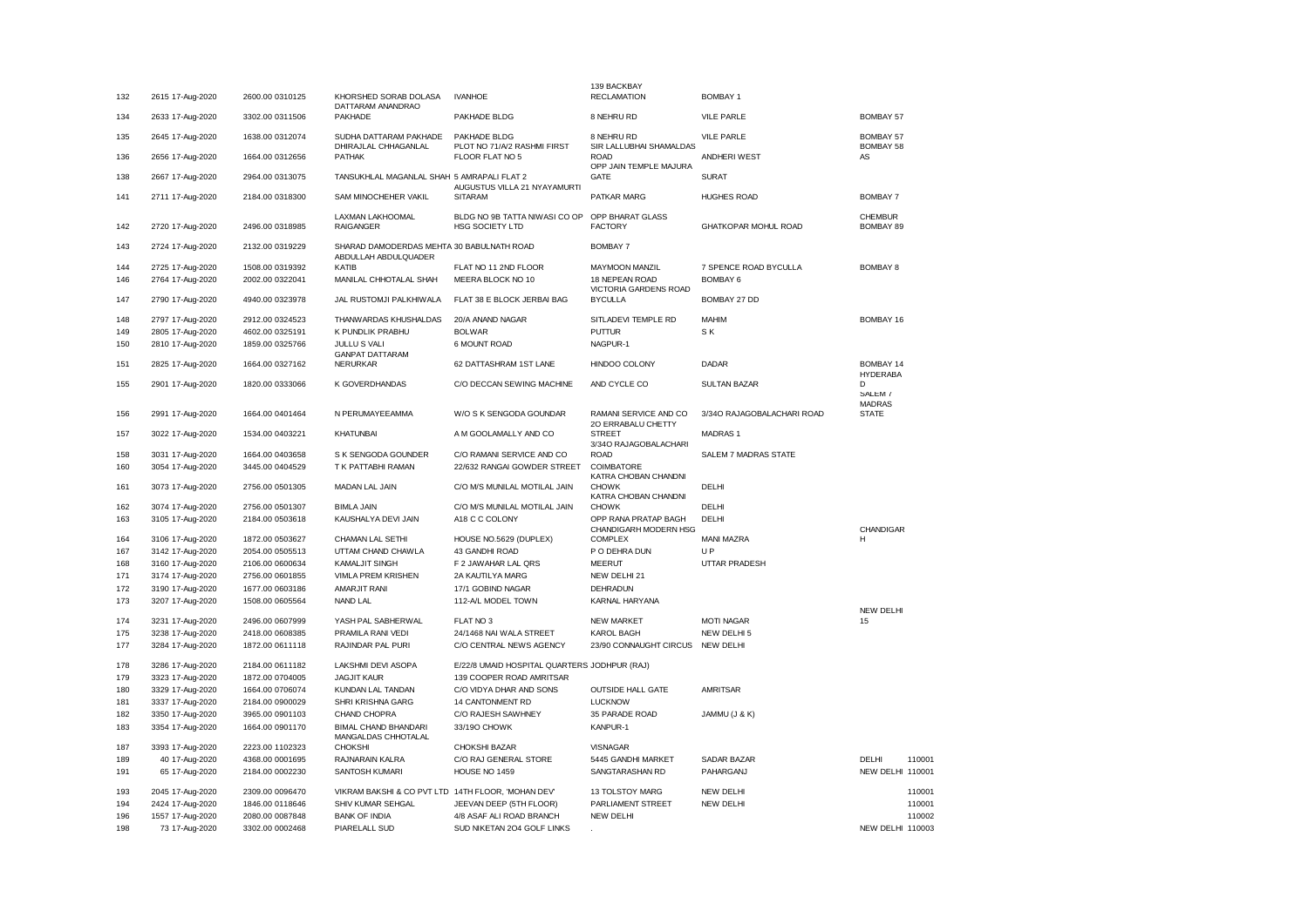| | | | | | | | | |
|---|---|---|---|---|---|---|---|---|
| 132 | 2615 17-Aug-2020 | 2600.00 0310125 | KHORSHED SORAB DOLASA | IVANHOE | 139 BACKBAY RECLAMATION | BOMBAY 1 | | |
| 134 | 2633 17-Aug-2020 | 3302.00 0311506 | DATTARAM ANANDRAO PAKHADE | PAKHADE BLDG | 8 NEHRU RD | VILE PARLE | BOMBAY 57 | |
| 135 | 2645 17-Aug-2020 | 1638.00 0312074 | SUDHA DATTARAM PAKHADE | PAKHADE BLDG | 8 NEHRU RD | VILE PARLE | BOMBAY 57 | |
| 136 | 2656 17-Aug-2020 | 1664.00 0312656 | DHIRAJLAL CHHAGANLAL PATHAK | PLOT NO 71/A/2 RASHMI FIRST FLOOR FLAT NO 5 | SIR LALLUBHAI SHAMALDAS ROAD | ANDHERI WEST | BOMBAY 58 AS | |
| 138 | 2667 17-Aug-2020 | 2964.00 0313075 | TANSUKHLAL MAGANLAL SHAH | 5 AMRAPALI FLAT 2 | OPP JAIN TEMPLE MAJURA GATE | SURAT | | |
| 141 | 2711 17-Aug-2020 | 2184.00 0318300 | SAM MINOCHEHER VAKIL | AUGUSTUS VILLA 21 NYAYAMURTI SITARAM | PATKAR MARG | HUGHES ROAD | BOMBAY 7 | |
| 142 | 2720 17-Aug-2020 | 2496.00 0318985 | LAXMAN LAKHOOMAL RAIGANGER | BLDG NO 9B TATTA NIWASI CO OP HSG SOCIETY LTD | OPP BHARAT GLASS FACTORY | GHATKOPAR MOHUL ROAD | CHEMBUR BOMBAY 89 | |
| 143 | 2724 17-Aug-2020 | 2132.00 0319229 | SHARAD DAMODERDAS MEHTA | 30 BABULNATH ROAD | BOMBAY 7 | | | |
| 144 | 2725 17-Aug-2020 | 1508.00 0319392 | ABDULLAH ABDULQUADER KATIB | FLAT NO 11 2ND FLOOR | MAYMOON MANZIL | 7 SPENCE ROAD BYCULLA | BOMBAY 8 | |
| 146 | 2764 17-Aug-2020 | 2002.00 0322041 | MANILAL CHHOTALAL SHAH | MEERA BLOCK NO 10 | 18 NEPEAN ROAD | BOMBAY 6 | | |
| 147 | 2790 17-Aug-2020 | 4940.00 0323978 | JAL RUSTOMJI PALKHIWALA | FLAT 38 E BLOCK JERBAI BAG | VICTORIA GARDENS ROAD BYCULLA | BOMBAY 27 DD | | |
| 148 | 2797 17-Aug-2020 | 2912.00 0324523 | THANWARDAS KHUSHALDAS | 20/A ANAND NAGAR | SITLADEVI TEMPLE RD | MAHIM | BOMBAY 16 | |
| 149 | 2805 17-Aug-2020 | 4602.00 0325191 | K PUNDLIK PRABHU | BOLWAR | PUTTUR | S K | | |
| 150 | 2810 17-Aug-2020 | 1859.00 0325766 | JULLU S VALI | 6 MOUNT ROAD | NAGPUR-1 | | | |
| 151 | 2825 17-Aug-2020 | 1664.00 0327162 | GANPAT DATTARAM NERURKAR | 62 DATTASHRAM 1ST LANE | HINDOO COLONY | DADAR | BOMBAY 14 | |
| 155 | 2901 17-Aug-2020 | 1820.00 0333066 | K GOVERDHANDAS | C/O DECCAN SEWING MACHINE | AND CYCLE CO | SULTAN BAZAR | HYDERABAD | |
| 156 | 2991 17-Aug-2020 | 1664.00 0401464 | N PERUMAYEEAMMA | W/O S K SENGODA GOUNDAR | RAMANI SERVICE AND CO | 3/34O RAJAGOBALACHARI ROAD | SALEM 7 MADRAS STATE | |
| 157 | 3022 17-Aug-2020 | 1534.00 0403221 | KHATUNBAI | A M GOOLAMALLY AND CO | 2O ERRABALU CHETTY STREET | MADRAS 1 | | |
| 158 | 3031 17-Aug-2020 | 1664.00 0403658 | S K SENGODA GOUNDER | C/O RAMANI SERVICE AND CO | 3/34O RAJAGOBALACHARI ROAD | SALEM 7 MADRAS STATE | | |
| 160 | 3054 17-Aug-2020 | 3445.00 0404529 | T K PATTABHI RAMAN | 22/632 RANGAI GOWDER STREET | COIMBATORE | | | |
| 161 | 3073 17-Aug-2020 | 2756.00 0501305 | MADAN LAL JAIN | C/O M/S MUNILAL MOTILAL JAIN | KATRA CHOBAN CHANDNI CHOWK | DELHI | | |
| 162 | 3074 17-Aug-2020 | 2756.00 0501307 | BIMLA JAIN | C/O M/S MUNILAL MOTILAL JAIN | KATRA CHOBAN CHANDNI CHOWK | DELHI | | |
| 163 | 3105 17-Aug-2020 | 2184.00 0503618 | KAUSHALYA DEVI JAIN | A18 C C COLONY | OPP RANA PRATAP BAGH | DELHI | | |
| 164 | 3106 17-Aug-2020 | 1872.00 0503627 | CHAMAN LAL SETHI | HOUSE NO.5629 (DUPLEX) | CHANDIGARH MODERN HSG COMPLEX | MANI MAZRA | CHANDIGARH | |
| 167 | 3142 17-Aug-2020 | 2054.00 0505513 | UTTAM CHAND CHAWLA | 43 GANDHI ROAD | P O DEHRA DUN | U P | | |
| 168 | 3160 17-Aug-2020 | 2106.00 0600634 | KAMALJIT SINGH | F 2 JAWAHAR LAL QRS | MEERUT | UTTAR PRADESH | | |
| 171 | 3174 17-Aug-2020 | 2756.00 0601855 | VIMLA PREM KRISHEN | 2A KAUTILYA MARG | NEW DELHI 21 | | | |
| 172 | 3190 17-Aug-2020 | 1677.00 0603186 | AMARJIT RANI | 17/1 GOBIND NAGAR | DEHRADUN | | | |
| 173 | 3207 17-Aug-2020 | 1508.00 0605564 | NAND LAL | 112-A/L MODEL TOWN | KARNAL HARYANA | | | |
| 174 | 3231 17-Aug-2020 | 2496.00 0607999 | YASH PAL SABHERWAL | FLAT NO 3 | NEW MARKET | MOTI NAGAR | NEW DELHI 15 | |
| 175 | 3238 17-Aug-2020 | 2418.00 0608385 | PRAMILA RANI VEDI | 24/1468 NAI WALA STREET | KAROL BAGH | NEW DELHI 5 | | |
| 177 | 3284 17-Aug-2020 | 1872.00 0611118 | RAJINDAR PAL PURI | C/O CENTRAL NEWS AGENCY | 23/90 CONNAUGHT CIRCUS | NEW DELHI | | |
| 178 | 3286 17-Aug-2020 | 2184.00 0611182 | LAKSHMI DEVI ASOPA | E/22/8 UMAID HOSPITAL QUARTERS JODHPUR (RAJ) | | | | |
| 179 | 3323 17-Aug-2020 | 1872.00 0704005 | JAGJIT KAUR | 139 COOPER ROAD AMRITSAR | | | | |
| 180 | 3329 17-Aug-2020 | 1664.00 0706074 | KUNDAN LAL TANDAN | C/O VIDYA DHAR AND SONS | OUTSIDE HALL GATE | AMRITSAR | | |
| 181 | 3337 17-Aug-2020 | 2184.00 0900029 | SHRI KRISHNA GARG | 14 CANTONMENT RD | LUCKNOW | | | |
| 182 | 3350 17-Aug-2020 | 3965.00 0901103 | CHAND CHOPRA | C/O RAJESH SAWHNEY | 35 PARADE ROAD | JAMMU (J & K) | | |
| 183 | 3354 17-Aug-2020 | 1664.00 0901170 | BIMAL CHAND BHANDARI | 33/19O CHOWK | KANPUR-1 | | | |
| 187 | 3393 17-Aug-2020 | 2223.00 1102323 | MANGALDAS CHHOTALAL CHOKSHI | CHOKSHI BAZAR | VISNAGAR | | | |
| 189 | 40 17-Aug-2020 | 4368.00 0001695 | RAJNARAIN KALRA | C/O RAJ GENERAL STORE | 5445 GANDHI MARKET | SADAR BAZAR | DELHI | 110001 |
| 191 | 65 17-Aug-2020 | 2184.00 0002230 | SANTOSH KUMARI | HOUSE NO 1459 | SANGTARASHAN RD | PAHARGANJ | NEW DELHI | 110001 |
| 193 | 2045 17-Aug-2020 | 2309.00 0096470 | VIKRAM BAKSHI & CO PVT LTD | 14TH FLOOR, 'MOHAN DEV' | 13 TOLSTOY MARG | NEW DELHI | | 110001 |
| 194 | 2424 17-Aug-2020 | 1846.00 0118646 | SHIV KUMAR SEHGAL | JEEVAN DEEP (5TH FLOOR) | PARLIAMENT STREET | NEW DELHI | | 110001 |
| 196 | 1557 17-Aug-2020 | 2080.00 0087848 | BANK OF INDIA | 4/8 ASAF ALI ROAD BRANCH | NEW DELHI | | | 110002 |
| 198 | 73 17-Aug-2020 | 3302.00 0002468 | PIARELALL SUD | SUD NIKETAN 2O4 GOLF LINKS | . | | NEW DELHI | 110003 |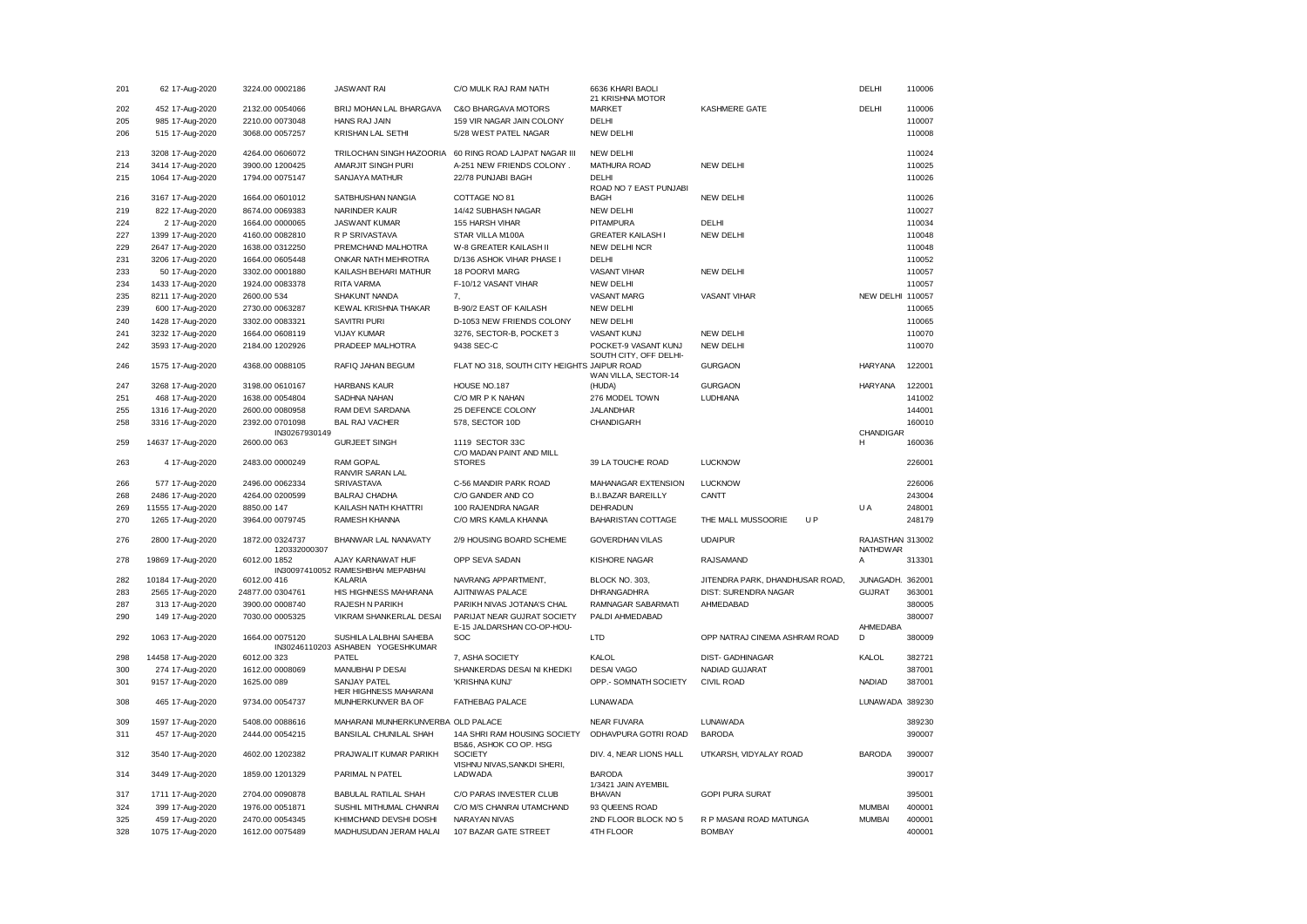| | | | | | | | | | |
|---|---|---|---|---|---|---|---|---|---|
| 201 | 62 17-Aug-2020 | 3224.00 0002186 | JASWANT RAI | C/O MULK RAJ RAM NATH | 6636 KHARI BAOLI | | DELHI | 110006 |
| 202 | 452 17-Aug-2020 | 2132.00 0054066 | BRIJ MOHAN LAL BHARGAVA | C&O BHARGAVA MOTORS | 21 KRISHNA MOTOR MARKET | KASHMERE GATE | DELHI | 110006 |
| 205 | 985 17-Aug-2020 | 2210.00 0073048 | HANS RAJ JAIN | 159 VIR NAGAR JAIN COLONY | DELHI | | | 110007 |
| 206 | 515 17-Aug-2020 | 3068.00 0057257 | KRISHAN LAL SETHI | 5/28 WEST PATEL NAGAR | NEW DELHI | | | 110008 |
| 213 | 3208 17-Aug-2020 | 4264.00 0606072 | TRILOCHAN SINGH HAZOORIA | 60 RING ROAD LAJPAT NAGAR III | NEW DELHI | | | 110024 |
| 214 | 3414 17-Aug-2020 | 3900.00 1200425 | AMARJIT SINGH PURI | A-251 NEW FRIENDS COLONY . | MATHURA ROAD | NEW DELHI | | 110025 |
| 215 | 1064 17-Aug-2020 | 1794.00 0075147 | SANJAYA MATHUR | 22/78 PUNJABI BAGH | DELHI | | | 110026 |
| 216 | 3167 17-Aug-2020 | 1664.00 0601012 | SATBHUSHAN NANGIA | COTTAGE NO 81 | ROAD NO 7 EAST PUNJABI BAGH | NEW DELHI | | 110026 |
| 219 | 822 17-Aug-2020 | 8674.00 0069383 | NARINDER KAUR | 14/42 SUBHASH NAGAR | NEW DELHI | | | 110027 |
| 224 | 2 17-Aug-2020 | 1664.00 0000065 | JASWANT KUMAR | 155 HARSH VIHAR | PITAMPURA | DELHI | | 110034 |
| 227 | 1399 17-Aug-2020 | 4160.00 0082810 | R P SRIVASTAVA | STAR VILLA M100A | GREATER KAILASH I | NEW DELHI | | 110048 |
| 229 | 2647 17-Aug-2020 | 1638.00 0312250 | PREMCHAND MALHOTRA | W-8 GREATER KAILASH II | NEW DELHI NCR | | | 110048 |
| 231 | 3206 17-Aug-2020 | 1664.00 0605448 | ONKAR NATH MEHROTRA | D/136 ASHOK VIHAR PHASE I | DELHI | | | 110052 |
| 233 | 50 17-Aug-2020 | 3302.00 0001880 | KAILASH BEHARI MATHUR | 18 POORVI MARG | VASANT VIHAR | NEW DELHI | | 110057 |
| 234 | 1433 17-Aug-2020 | 1924.00 0083378 | RITA VARMA | F-10/12 VASANT VIHAR | NEW DELHI | | | 110057 |
| 235 | 8211 17-Aug-2020 | 2600.00 534 | SHAKUNT NANDA | 7, | VASANT MARG | VASANT VIHAR | NEW DELHI | 110057 |
| 239 | 600 17-Aug-2020 | 2730.00 0063287 | KEWAL KRISHNA THAKAR | B-90/2 EAST OF KAILASH | NEW DELHI | | | 110065 |
| 240 | 1428 17-Aug-2020 | 3302.00 0083321 | SAVITRI PURI | D-1053 NEW FRIENDS COLONY | NEW DELHI | | | 110065 |
| 241 | 3232 17-Aug-2020 | 1664.00 0608119 | VIJAY KUMAR | 3276, SECTOR-B, POCKET 3 | VASANT KUNJ | NEW DELHI | | 110070 |
| 242 | 3593 17-Aug-2020 | 2184.00 1202926 | PRADEEP MALHOTRA | 9438 SEC-C | POCKET-9 VASANT KUNJ | NEW DELHI | | 110070 |
| 246 | 1575 17-Aug-2020 | 4368.00 0088105 | RAFIQ JAHAN BEGUM | FLAT NO 318, SOUTH CITY HEIGHTS | SOUTH CITY, OFF DELHI-JAIPUR ROAD | GURGAON | HARYANA | 122001 |
| 247 | 3268 17-Aug-2020 | 3198.00 0610167 | HARBANS KAUR | HOUSE NO.187 | WAN VILLA, SECTOR-14 (HUDA) | GURGAON | HARYANA | 122001 |
| 251 | 468 17-Aug-2020 | 1638.00 0054804 | SADHNA NAHAN | C/O MR P K NAHAN | 276 MODEL TOWN | LUDHIANA | | 141002 |
| 255 | 1316 17-Aug-2020 | 2600.00 0080958 | RAM DEVI SARDANA | 25 DEFENCE COLONY | JALANDHAR | | | 144001 |
| 258 | 3316 17-Aug-2020 | 2392.00 0701098 | BAL RAJ VACHER | 578, SECTOR 10D | CHANDIGARH | | | 160010 |
| 259 | 14637 17-Aug-2020 | 2600.00 IN30267930149 063 | GURJEET SINGH | 1119 SECTOR 33C | | | CHANDIGARH | 160036 |
| 263 | 4 17-Aug-2020 | 2483.00 0000249 | RAM GOPAL | C/O MADAN PAINT AND MILL STORES | 39 LA TOUCHE ROAD | LUCKNOW | | 226001 |
| 266 | 577 17-Aug-2020 | 2496.00 0062334 | RANVIR SARAN LAL SRIVASTAVA | C-56 MANDIR PARK ROAD | MAHANAGAR EXTENSION | LUCKNOW | | 226006 |
| 268 | 2486 17-Aug-2020 | 4264.00 0200599 | BALRAJ CHADHA | C/O GANDER AND CO | B.I.BAZAR BAREILLY | CANTT | | 243004 |
| 269 | 11555 17-Aug-2020 | 8850.00 147 | KAILASH NATH KHATTRI | 100 RAJENDRA NAGAR | DEHRADUN | | U A | 248001 |
| 270 | 1265 17-Aug-2020 | 3964.00 0079745 | RAMESH KHANNA | C/O MRS KAMLA KHANNA | BAHARISTAN COTTAGE | THE MALL MUSSOORIE U P | | 248179 |
| 276 | 2800 17-Aug-2020 | 1872.00 0324737 | BHANWAR LAL NANAVATY | 2/9 HOUSING BOARD SCHEME | GOVERDHAN VILAS | UDAIPUR | RAJASTHAN | 313002 |
| 278 | 19869 17-Aug-2020 | 6012.00 120332000307 1852 | AJAY KARNAWAT HUF | OPP SEVA SADAN | KISHORE NAGAR | RAJSAMAND | NATHDWARA | 313301 |
| 282 | 10184 17-Aug-2020 | 6012.00 IN30097410052 416 | RAMESHBHAI MEPABHAI KALARIA | NAVRANG APPARTMENT, | BLOCK NO. 303, | JITENDRA PARK, DHANDHUSAR ROAD, | JUNAGADH. | 362001 |
| 283 | 2565 17-Aug-2020 | 24877.00 0304761 | HIS HIGHNESS MAHARANA | AJITNIWAS PALACE | DHRANGADHRA | DIST: SURENDRA NAGAR | GUJRAT | 363001 |
| 287 | 313 17-Aug-2020 | 3900.00 0008740 | RAJESH N PARIKH | PARIKH NIVAS JOTANA'S CHAL | RAMNAGAR SABARMATI | AHMEDABAD | | 380005 |
| 290 | 149 17-Aug-2020 | 7030.00 0005325 | VIKRAM SHANKERLAL DESAI | PARIJAT NEAR GUJRAT SOCIETY | PALDI AHMEDABAD | | | 380007 |
| 292 | 1063 17-Aug-2020 | 1664.00 0075120 | SUSHILA LALBHAI SAHEBA | E-15 JALDARSHAN CO-OP-HOU-SOC | LTD | OPP NATRAJ CINEMA ASHRAM ROAD | AHMEDABAD | 380009 |
| 298 | 14458 17-Aug-2020 | 6012.00 IN30246110203 323 | ASHABEN YOGESHKUMAR PATEL | 7, ASHA SOCIETY | KALOL | DIST- GADHINAGAR | KALOL | 382721 |
| 300 | 274 17-Aug-2020 | 1612.00 0008069 | MANUBHAI P DESAI | SHANKERDAS DESAI NI KHEDKI | DESAI VAGO | NADIAD GUJARAT | | 387001 |
| 301 | 9157 17-Aug-2020 | 1625.00 089 | SANJAY PATEL | 'KRISHNA KUNJ' | OPP.- SOMNATH SOCIETY | CIVIL ROAD | NADIAD | 387001 |
| 308 | 465 17-Aug-2020 | 9734.00 0054737 | HER HIGHNESS MAHARANI MUNHERKUNVER BA OF | FATHEBAG PALACE | LUNAWADA | | LUNAWADA | 389230 |
| 309 | 1597 17-Aug-2020 | 5408.00 0088616 | MAHARANI MUNHERKUNVERBA | OLD PALACE | NEAR FUVARA | LUNAWADA | | 389230 |
| 311 | 457 17-Aug-2020 | 2444.00 0054215 | BANSILAL CHUNILAL SHAH | 14A SHRI RAM HOUSING SOCIETY | ODHAVPURA GOTRI ROAD | BARODA | | 390007 |
| 312 | 3540 17-Aug-2020 | 4602.00 1202382 | PRAJWALIT KUMAR PARIKH | B5&6, ASHOK CO OP. HSG SOCIETY | DIV. 4, NEAR LIONS HALL | UTKARSH, VIDYALAY ROAD | BARODA | 390007 |
| 314 | 3449 17-Aug-2020 | 1859.00 1201329 | PARIMAL N PATEL | VISHNU NIVAS,SANKDI SHERI, LADWADA | BARODA | | | 390017 |
| 317 | 1711 17-Aug-2020 | 2704.00 0090878 | BABULAL RATILAL SHAH | C/O PARAS INVESTER CLUB | 1/3421 JAIN AYEMBIL BHAVAN | GOPI PURA SURAT | | 395001 |
| 324 | 399 17-Aug-2020 | 1976.00 0051871 | SUSHIL MITHUMAL CHANRAI | C/O M/S CHANRAI UTAMCHAND | 93 QUEENS ROAD | | MUMBAI | 400001 |
| 325 | 459 17-Aug-2020 | 2470.00 0054345 | KHIMCHAND DEVSHI DOSHI | NARAYAN NIVAS | 2ND FLOOR BLOCK NO 5 | R P MASANI ROAD MATUNGA | MUMBAI | 400001 |
| 328 | 1075 17-Aug-2020 | 1612.00 0075489 | MADHUSUDAN JERAM HALAI | 107 BAZAR GATE STREET | 4TH FLOOR | BOMBAY | | 400001 |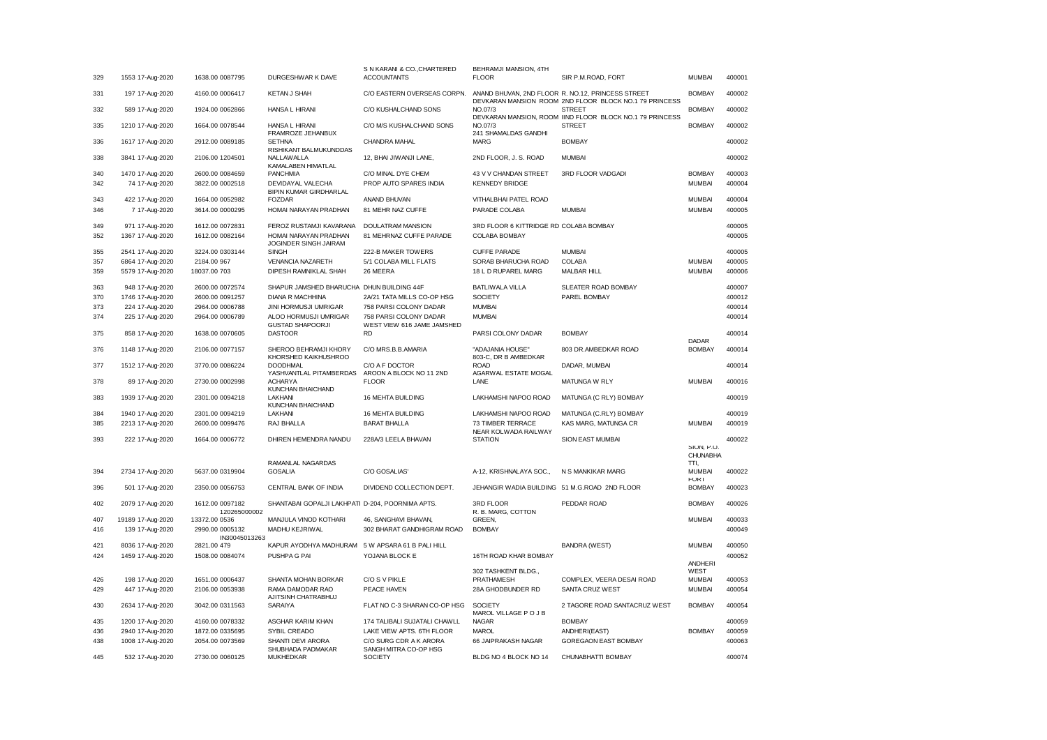| | | | | | | | | |
|---|---|---|---|---|---|---|---|---|
| 329 | 1553 17-Aug-2020 | 1638.00 0087795 | DURGESHWAR K DAVE | S N KARANI & CO.,CHARTERED ACCOUNTANTS | BEHRAMJI MANSION, 4TH FLOOR | SIR P.M.ROAD, FORT | MUMBAI | 400001 |
| 331 | 197 17-Aug-2020 | 4160.00 0006417 | KETAN J SHAH | C/O EASTERN OVERSEAS CORPN. | ANAND BHUVAN, 2ND FLOOR R. NO.12, PRINCESS STREET | | BOMBAY | 400002 |
| 332 | 589 17-Aug-2020 | 1924.00 0062866 | HANSA L HIRANI | C/O KUSHALCHAND SONS | DEVKARAN MANSION ROOM NO.07/3 | 2ND FLOOR BLOCK NO.1 79 PRINCESS STREET | BOMBAY | 400002 |
| 335 | 1210 17-Aug-2020 | 1664.00 0078544 | HANSA L HIRANI | C/O M/S KUSHALCHAND SONS | DEVKARAN MANSION, ROOM NO.07/3 | IIND FLOOR BLOCK NO.1 79 PRINCESS STREET | BOMBAY | 400002 |
| 336 | 1617 17-Aug-2020 | 2912.00 0089185 | FRAMROZE JEHANBUX SETHNA | CHANDRA MAHAL | 241 SHAMALDAS GANDHI MARG | BOMBAY | | 400002 |
| 338 | 3841 17-Aug-2020 | 2106.00 1204501 | RISHIKANT BALMUKUNDDAS NALLAWALLA | 12, BHAI JIWANJI LANE, | 2ND FLOOR, J. S. ROAD | MUMBAI | | 400002 |
| 340 | 1470 17-Aug-2020 | 2600.00 0084659 | KAMALABEN HIMATLAL PANCHMIA | C/O MINAL DYE CHEM | 43 V V CHANDAN STREET | 3RD FLOOR VADGADI | BOMBAY | 400003 |
| 342 | 74 17-Aug-2020 | 3822.00 0002518 | DEVIDAYAL VALECHA | PROP AUTO SPARES INDIA | KENNEDY BRIDGE | | MUMBAI | 400004 |
| 343 | 422 17-Aug-2020 | 1664.00 0052982 | BIPIN KUMAR GIRDHARLAL FOZDAR | ANAND BHUVAN | VITHALBHAI PATEL ROAD | | MUMBAI | 400004 |
| 346 | 7 17-Aug-2020 | 3614.00 0000295 | HOMAI NARAYAN PRADHAN | 81 MEHR NAZ CUFFE | PARADE COLABA | MUMBAI | MUMBAI | 400005 |
| 349 | 971 17-Aug-2020 | 1612.00 0072831 | FEROZ RUSTAMJI KAVARANA | DOULATRAM MANSION | 3RD FLOOR 6 KITTRIDGE RD COLABA BOMBAY | | | 400005 |
| 352 | 1367 17-Aug-2020 | 1612.00 0082164 | HOMAI NARAYAN PRADHAN | 81 MEHRNAZ CUFFE PARADE | COLABA BOMBAY | | | 400005 |
| 355 | 2541 17-Aug-2020 | 3224.00 0303144 | JOGINDER SINGH JAIRAM SINGH | 222-B MAKER TOWERS | CUFFE PARADE | MUMBAI | | 400005 |
| 357 | 6864 17-Aug-2020 | 2184.00 967 | VENANCIA NAZARETH | 5/1 COLABA MILL FLATS | SORAB BHARUCHA ROAD | COLABA | MUMBAI | 400005 |
| 359 | 5579 17-Aug-2020 | 18037.00 703 | DIPESH RAMNIKLAL SHAH | 26 MEERA | 18 L D RUPAREL MARG | MALBAR HILL | MUMBAI | 400006 |
| 363 | 948 17-Aug-2020 | 2600.00 0072574 | SHAPUR JAMSHED BHARUCHA | DHUN BUILDING 44F | BATLIWALA VILLA | SLEATER ROAD BOMBAY | | 400007 |
| 370 | 1746 17-Aug-2020 | 2600.00 0091257 | DIANA R MACHHINA | 2A/21 TATA MILLS CO-OP HSG | SOCIETY | PAREL BOMBAY | | 400012 |
| 373 | 224 17-Aug-2020 | 2964.00 0006788 | JINI HORMUSJI UMRIGAR | 758 PARSI COLONY DADAR | MUMBAI | | | 400014 |
| 374 | 225 17-Aug-2020 | 2964.00 0006789 | ALOO HORMUSJI UMRIGAR | 758 PARSI COLONY DADAR | MUMBAI | | | 400014 |
| 375 | 858 17-Aug-2020 | 1638.00 0070605 | GUSTAD SHAPOORJI DASTOOR | WEST VIEW 616 JAME JAMSHED RD | PARSI COLONY DADAR | BOMBAY | | 400014 |
| 376 | 1148 17-Aug-2020 | 2106.00 0077157 | SHEROO BEHRAMJI KHORY | C/O MRS.B.B.AMARIA | "ADAJANIA HOUSE" | 803 DR.AMBEDKAR ROAD | DADAR BOMBAY | 400014 |
| 377 | 1512 17-Aug-2020 | 3770.00 0086224 | KHORSHED KAIKHUSHROO DOODHMAL | C/O A F DOCTOR | 803-C, DR B AMBEDKAR ROAD | DADAR, MUMBAI | | 400014 |
| 378 | 89 17-Aug-2020 | 2730.00 0002998 | YASHVANTLAL PITAMBERDAS ACHARYA | AROON A BLOCK NO 11 2ND FLOOR | AGARWAL ESTATE MOGAL LANE | MATUNGA W RLY | MUMBAI | 400016 |
| 383 | 1939 17-Aug-2020 | 2301.00 0094218 | KUNCHAN BHAICHAND LAKHANI | 16 MEHTA BUILDING | LAKHAMSHI NAPOO ROAD | MATUNGA (C RLY) BOMBAY | | 400019 |
| 384 | 1940 17-Aug-2020 | 2301.00 0094219 | KUNCHAN BHAICHAND LAKHANI | 16 MEHTA BUILDING | LAKHAMSHI NAPOO ROAD | MATUNGA (C.RLY) BOMBAY | | 400019 |
| 385 | 2213 17-Aug-2020 | 2600.00 0099476 | RAJ BHALLA | BARAT BHALLA | 73 TIMBER TERRACE | KAS MARG, MATUNGA CR | MUMBAI | 400019 |
| 393 | 222 17-Aug-2020 | 1664.00 0006772 | DHIREN HEMENDRA NANDU | 228A/3 LEELA BHAVAN | NEAR KOLWADA RAILWAY STATION | SION EAST MUMBAI | | 400022 |
| 394 | 2734 17-Aug-2020 | 5637.00 0319904 | RAMANLAL NAGARDAS GOSALIA | C/O GOSALIAS' | A-12, KRISHNALAYA SOC., | N S MANKIKAR MARG | SION, P.O. CHUNABHATTI, MUMBAI | 400022 |
| 396 | 501 17-Aug-2020 | 2350.00 0056753 | CENTRAL BANK OF INDIA | DIVIDEND COLLECTION DEPT. | JEHANGIR WADIA BUILDING | 51 M.G.ROAD 2ND FLOOR | FORT BOMBAY | 400023 |
| 402 | 2079 17-Aug-2020 | 1612.00 0097182 | SHANTABAI GOPALJI LAKHPATI | D-204, POORNIMA APTS. | 3RD FLOOR | PEDDAR ROAD | BOMBAY | 400026 |
| 407 | 19189 17-Aug-2020 | 13372.00 120265000002 0536 | MANJULA VINOD KOTHARI | 46, SANGHAVI BHAVAN, | R. B. MARG, COTTON GREEN, | | MUMBAI | 400033 |
| 416 | 139 17-Aug-2020 | 2990.00 0005132 | MADHU KEJRIWAL | 302 BHARAT GANDHIGRAM ROAD | BOMBAY | | | 400049 |
| 421 | 8036 17-Aug-2020 | 2821.00 IN30045013263 479 | KAPUR AYODHYA MADHURAM | 5 W APSARA 61 B PALI HILL | | BANDRA (WEST) | MUMBAI | 400050 |
| 424 | 1459 17-Aug-2020 | 1508.00 0084074 | PUSHPA G PAI | YOJANA BLOCK E | 16TH ROAD KHAR BOMBAY | | | 400052 |
| 426 | 198 17-Aug-2020 | 1651.00 0006437 | SHANTA MOHAN BORKAR | C/O S V PIKLE | 302 TASHKENT BLDG., PRATHAMESH | COMPLEX, VEERA DESAI ROAD | ANDHERI WEST MUMBAI | 400053 |
| 429 | 447 17-Aug-2020 | 2106.00 0053938 | RAMA DAMODAR RAO | PEACE HAVEN | 28A GHODBUNDER RD | SANTA CRUZ WEST | MUMBAI | 400054 |
| 430 | 2634 17-Aug-2020 | 3042.00 0311563 | AJITSINH CHATRABHUJ SARAIYA | FLAT NO C-3 SHARAN CO-OP HSG | SOCIETY | 2 TAGORE ROAD SANTACRUZ WEST | BOMBAY | 400054 |
| 435 | 1200 17-Aug-2020 | 4160.00 0078332 | ASGHAR KARIM KHAN | 174 TALIBALI SUJATALI CHAWLL | MAROL VILLAGE P O J B NAGAR | BOMBAY | | 400059 |
| 436 | 2940 17-Aug-2020 | 1872.00 0335695 | SYBIL CREADO | LAKE VIEW APTS. 6TH FLOOR | MAROL | ANDHERI(EAST) | BOMBAY | 400059 |
| 438 | 1008 17-Aug-2020 | 2054.00 0073569 | SHANTI DEVI ARORA | C/O SURG CDR A K ARORA | 66 JAIPRAKASH NAGAR | GOREGAON EAST BOMBAY | | 400063 |
| 445 | 532 17-Aug-2020 | 2730.00 0060125 | SHUBHADA PADMAKAR MUKHEDKAR | SANGH MITRA CO-OP HSG SOCIETY | BLDG NO 4 BLOCK NO 14 | CHUNABHATTI BOMBAY | | 400074 |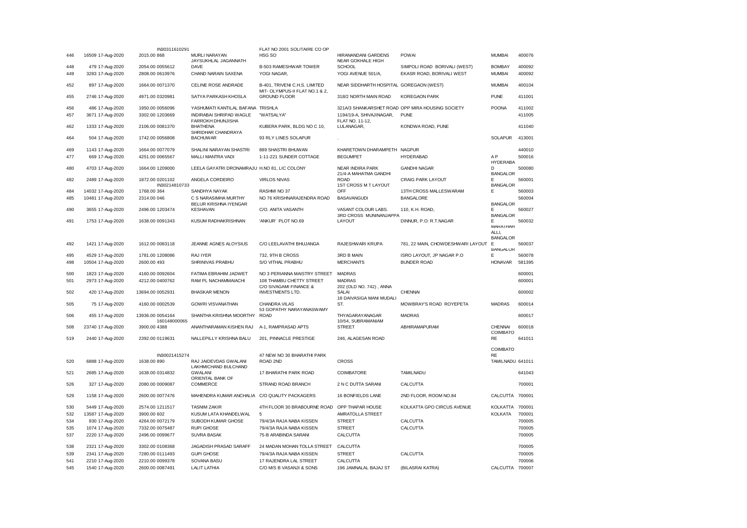| | | | | | | | | | |
|---|---|---|---|---|---|---|---|---|---|
| 446 | 16509 | 17-Aug-2020 | 2015.00 | IN30311610291 868 | MURLI NARAYAN | FLAT NO 2001 SOLITAIRE CO OP HSG SO | HIRANANDANI GARDENS | POWAI | MUMBAI | 400076 |
| 448 | 479 | 17-Aug-2020 | 2054.00 | 0055612 | JAYSUKHLAL JAGANNATH DAVE | B-503 RAMESHWAR TOWER | NEAR GOKHALE HIGH SCHOOL | SIMPOLI ROAD BORIVALI (WEST) | BOMBAY | 400092 |
| 449 | 3283 | 17-Aug-2020 | 2808.00 | 0610976 | CHAND NARAIN SAXENA | YOGI NAGAR, | YOGI AVENUE 501/A, | EKASR ROAD, BORIVALI WEST | MUMBAI | 400092 |
| 452 | 897 | 17-Aug-2020 | 1664.00 | 0071370 | CELINE ROSE ANDRADE | B-401, TRIVENI C.H.S. LIMITED | NEAR SIDDHARTH HOSPITAL | GOREGAON (WEST) | MUMBAI | 400104 |
| 455 | 2746 | 17-Aug-2020 | 4971.00 | 0320981 | SATYA PARKASH KHOSLA | MIT- OLYMPUS-II FLAT NO.1 & 2, GROUND FLOOR | 318/2 NORTH MAIN ROAD | KOREGAON PARK | PUNE | 411001 |
| 456 | 486 | 17-Aug-2020 | 1950.00 | 0056096 | YASHUMATI KANTILAL BAFANA | TRISHLA | 321A/3 SHANKARSHET ROAD | OPP MIRA HOUSING SOCIETY | POONA | 411002 |
| 457 | 3671 | 17-Aug-2020 | 3302.00 | 1203669 | INDIRABAI SHRIPAD WAGLE | "WATSALYA" | 1194/19-A, SHIVAJINAGAR, | PUNE | | 411005 |
| 462 | 1333 | 17-Aug-2020 | 2106.00 | 0081370 | FARROKH DHUNJISHA BHATHENA | KUBERA PARK, BLDG NO C 10, | FLAT NO. 11-12, LULANAGAR, | KONDWA ROAD, PUNE | | 411040 |
| 464 | 504 | 17-Aug-2020 | 1742.00 | 0056808 | SHRIDHAR CHANDRAYA BACHUWAR | 93 RLY LINES SOLAPUR | . | | SOLAPUR | 413001 |
| 469 | 1143 | 17-Aug-2020 | 1664.00 | 0077079 | SHALINI NARAYAN SHASTRI | 889 SHASTRI BHUWAN | KHARETOWN DHARAMPETH | NAGPUR | | 440010 |
| 477 | 669 | 17-Aug-2020 | 4251.00 | 0065567 | MALLI MANTRA VADI | 1-11-221 SUNDER COTTAGE | BEGUMPET | HYDERABAD | A P | 500016 |
| 480 | 4703 | 17-Aug-2020 | 1664.00 | 1209000 | LEELA GAYATRI DRONAMRAJU | H.NO 81, LIC COLONY | NEAR INDIRA PARK | GANDHI NAGAR | HYDERABAD | 500080 |
| 482 | 2489 | 17-Aug-2020 | 1872.00 | 0201102 | ANGELA CORDEIRO | VIRLOS NIVAS | 21/4-A MAHATMA GANDHI ROAD | CRAIG PARK LAYOUT | BANGALORE | 560001 |
| 484 | 14032 | 17-Aug-2020 | 1768.00 | IN30214810733 364 | SANDHYA NAYAK | RASHMI NO 37 | 1ST CROSS M T LAYOUT OFF | 13TH CROSS MALLESWARAM | BANGALORE | 560003 |
| 485 | 10481 | 17-Aug-2020 | 2314.00 | 046 | C S NARASIMHA MURTHY | NO 76 KRISHNARAJENDRA ROAD | BASAVANGUDI | BANGALORE | | 560004 |
| 490 | 3655 | 17-Aug-2020 | 2496.00 | 1203474 | BELUR KRISHNA IYENGAR KESHAVAN | C/O. ANITA VASANTH | VASANT COLOUR LABS. | 110, K.H. ROAD, | BANGALORE | 560027 |
| 491 | 1753 | 17-Aug-2020 | 1638.00 | 0091343 | KUSUM RADHAKRISHNAN | 'ANKUR' PLOT NO.69 | 3RD CROSS MUNINANJAPPA LAYOUT | DINNUR, P.O: R.T.NAGAR | BANGALORE | 560032 |
| 492 | 1421 | 17-Aug-2020 | 1612.00 | 0083118 | JEANNE AGNES ALOYSIUS | C/O LEELAVATHI BHUJANGA | RAJESHWARI KRUPA | 781, 22 MAIN, CHOWDESHWARI LAYOUT | MARATHAH ALLI, BANGALORE | 560037 |
| 495 | 4529 | 17-Aug-2020 | 1781.00 | 1208086 | RAJ IYER | 732, 9TH B CROSS | 3RD B MAIN | ISRO LAYOUT, JP NAGAR P.O | BANGALORE | 560078 |
| 498 | 10504 | 17-Aug-2020 | 2600.00 | 493 | SHRINIVAS PRABHU | S/O VITHAL PRABHU | MERCHANTS | BUNDER ROAD | HONAVAR | 581395 |
| 500 | 1823 | 17-Aug-2020 | 4160.00 | 0092604 | FATIMA EBRAHIM JADWET | NO 3 PERIANNA MAISTRY STREET | MADRAS | | | 600001 |
| 501 | 2973 | 17-Aug-2020 | 4212.00 | 0400762 | RAM PL NACHAMMAIACHI | 108 THAMBU CHETTY STREET | MADRAS | | | 600001 |
| 502 | 420 | 17-Aug-2020 | 13694.00 | 0052931 | BHASKAR MENON | C/O SIVAGAMI FINANCE & INVESTMENTS LTD. | 202 (OLD NO. 742) , ANNA SALAI | CHENNAI | | 600002 |
| 505 | 75 | 17-Aug-2020 | 4160.00 | 0002539 | GOWRI VISVANATHAN | CHANDRA VILAS | 18 DAIVASIGA MANI MUDALI ST. | MOWBRAY'S ROAD ROYEPETA | MADRAS | 600014 |
| 506 | 455 | 17-Aug-2020 | 13936.00 | 0054164 | SHANTHA KRISHNA MOORTHY | 53 GOPATHY NARAYANASWAMY ROAD | THYAGARAYANAGAR | MADRAS | | 600017 |
| 508 | 23740 | 17-Aug-2020 | 3900.00 | 160148000065 4388 | ANANTHARAMAN KISHEN RAJ | A-1, RAMPRASAD APTS | 10/54, SUBRAMANIAM STREET | ABHIRAMAPURAM | CHENNAI | 600018 |
| 519 | 2440 | 17-Aug-2020 | 2392.00 | 0119631 | NALLEPILLY KRISHNA BALU | 201, PINNACLE PRESTIGE | 246, ALAGESAN ROAD | | COIMBATORE | 641011 |
| 520 | 6888 | 17-Aug-2020 | 1638.00 | IN30021415274 890 | RAJ JAIDEVDAS GWALANI | 47 NEW NO 30 BHARATHI PARK ROAD 2ND | CROSS | | COIMBATORE TAMILNADU | 641011 |
| 521 | 2685 | 17-Aug-2020 | 1638.00 | 0314832 | LAKHMICHAND BULCHAND GWALANI | 17 BHARATHI PARK ROAD | COIMBATORE | TAMILNADU | | 641043 |
| 526 | 327 | 17-Aug-2020 | 2080.00 | 0009087 | ORIENTAL BANK OF COMMERCE | STRAND ROAD BRANCH | 2 N C DUTTA SARANI | CALCUTTA | | 700001 |
| 529 | 1158 | 17-Aug-2020 | 2600.00 | 0077476 | MAHENDRA KUMAR ANCHALIA | C/O QUALITY PACKAGERS | 16 BONFIELDS LANE | 2ND FLOOR, ROOM NO.84 | CALCUTTA | 700001 |
| 530 | 5449 | 17-Aug-2020 | 2574.00 | 1211517 | TASNIM ZAKIR | 4TH FLOOR 30 BRABOURNE ROAD | OPP THAPAR HOUSE | KOLKATTA GPO CIRCUS AVENUE | KOLKATTA | 700001 |
| 532 | 13587 | 17-Aug-2020 | 3900.00 | 602 | KUSUM LATA KHANDELWAL | 5 | AMRATOLLA STREET | | KOLKATA | 700001 |
| 534 | 930 | 17-Aug-2020 | 4264.00 | 0072179 | SUBODH KUMAR GHOSE | 79/4/3A RAJA NABA KISSEN | STREET | CALCUTTA | | 700005 |
| 535 | 1074 | 17-Aug-2020 | 7332.00 | 0075487 | RUPI GHOSE | 79/4/3A RAJA NABA KISSEN | STREET | CALCUTTA | | 700005 |
| 537 | 2220 | 17-Aug-2020 | 2496.00 | 0099677 | SUVRA BASAK | 75-B ARABINDA SARANI | CALCUTTA | | | 700005 |
| 538 | 2321 | 17-Aug-2020 | 3302.00 | 0108368 | JAGADISH PRASAD SARAFF | 24 MADAN MOHAN TOLLA STREET | CALCUTTA | | | 700005 |
| 539 | 2341 | 17-Aug-2020 | 7280.00 | 0111493 | GUPI GHOSE | 79/4/3A RAJA NABA KISSEN | STREET | CALCUTTA | | 700005 |
| 541 | 2210 | 17-Aug-2020 | 2210.00 | 0099378 | SOVANA BASU | 17 RAJENDRA LAL STREET | CALCUTTA | | | 700006 |
| 545 | 1540 | 17-Aug-2020 | 2600.00 | 0087491 | LALIT LATHIA | C/O M/S B VASANJI & SONS | 196 JAMNALAL BAJAJ ST | (BILASRAI KATRA) | CALCUTTA | 700007 |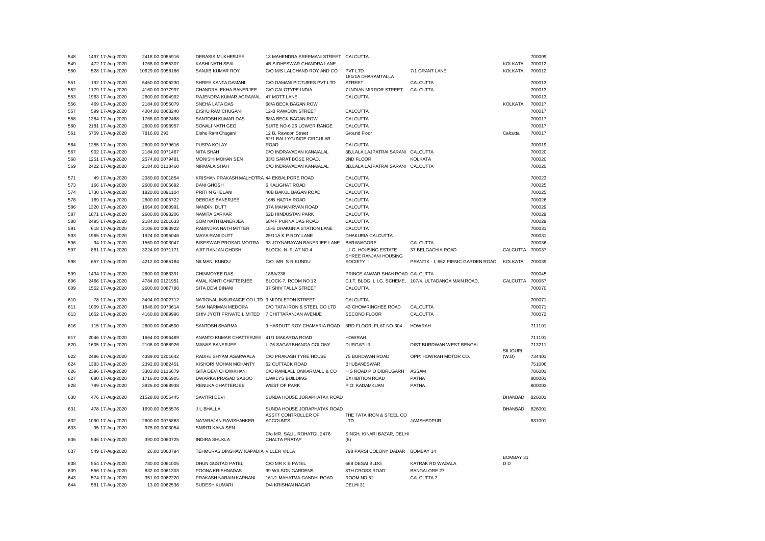| | | | | | | | | | |
|---|---|---|---|---|---|---|---|---|---|
| 548 | 1497 17-Aug-2020 | 2418.00 0085916 | DEBASIS MUKHERJEE | 13 MAHENDRA SREEMANI STREET | CALCUTTA | | | | 700009 |
| 549 | 472 17-Aug-2020 | 1768.00 0055307 | KASHI NATH SEAL | 4B SIDHESWAR CHANDRA LANE | . | | | KOLKATA | 700012 |
| 550 | 528 17-Aug-2020 | 10629.00 0058186 | SANJIB KUMAR ROY | C/O M/S LALCHAND ROY AND CO | PVT LTD | 7/1 GRANT LANE | | KOLKATA | 700012 |
| 551 | 192 17-Aug-2020 | 5450.00 0006230 | SHREE KANTA DAMANI | C/O DAMANI PICTURES PVT LTD | 181/1A DHARAMTALLA STREET | CALCUTTA | | | 700013 |
| 552 | 1179 17-Aug-2020 | 4160.00 0077997 | CHANDRALEKHA BANERJEE | C/O CALOTYPE INDIA | 7 INDIAN MIRROR STREET | CALCUTTA | | | 700013 |
| 553 | 1963 17-Aug-2020 | 2600.00 0094992 | RAJENDRA KUMAR AGRAWAL | 47 MOTT LANE | CALCUTTA | | | | 700013 |
| 556 | 469 17-Aug-2020 | 2184.00 0055079 | SNEHA LATA DAS | 68/A BECK BAGAN ROW | . | | | KOLKATA | 700017 |
| 557 | 599 17-Aug-2020 | 4004.00 0063240 | EISHU RAM CHUGANI | 12-B RAWDON STREET | CALCUTTA | | | | 700017 |
| 558 | 1384 17-Aug-2020 | 1768.00 0082468 | SANTOSH KUMAR DAS | 68/A BECK BAGAN ROW | CALCUTTA | | | | 700017 |
| 560 | 2181 17-Aug-2020 | 2600.00 0098957 | SONALI NATH GEO | SUITE NO-6 26 LOWER RANGE | CALCUTTA | | | | 700017 |
| 561 | 5759 17-Aug-2020 | 7816.00 293 | Eishu Ram Chugani | 12 B, Rawdon Street | Ground Floor | | | Calcutta | 700017 |
| 564 | 1255 17-Aug-2020 | 2600.00 0079616 | PUSPA KOLAY | 52/1 BALLYGUNGE CIRCULAR ROAD | CALCUTTA | | | | 700019 |
| 567 | 902 17-Aug-2020 | 2184.00 0071467 | NITA SHAH | C/O INDRAVADAN KANAIALAL | 3B,LALA LAJPATRAI SARANI | CALCUTTA | | | 700020 |
| 568 | 1251 17-Aug-2020 | 2574.00 0079481 | MONISHI MOHAN SEN | 33/3 SARAT BOSE ROAD, | 2ND FLOOR, | KOLKATA | | | 700020 |
| 569 | 2422 17-Aug-2020 | 2184.00 0118460 | NIRMALA SHAH | C/O INDRAVADAN KANAIALAL | 3B,LALA LAJPATRAI SARANI | CALCUTTA | | | 700020 |
| 571 | 49 17-Aug-2020 | 2080.00 0001854 | KRISHAN PRAKASH MALHOTRA | 44 EKBALPORE ROAD | CALCUTTA | | | | 700023 |
| 573 | 166 17-Aug-2020 | 2600.00 0005692 | BANI GHOSH | 6 KALIGHAT ROAD | CALCUTTA | | | | 700025 |
| 574 | 1730 17-Aug-2020 | 1820.00 0091104 | PRITI N GHELANI | 40B BAKUL BAGAN ROAD | CALCUTTA | | | | 700025 |
| 578 | 169 17-Aug-2020 | 2600.00 0005722 | DEBDAS BANERJEE | 16/B HAZRA ROAD | CALCUTTA | | | | 700026 |
| 586 | 1320 17-Aug-2020 | 1664.00 0080991 | NANDINI DUTT | 37A MAHANIRVAN ROAD | CALCUTTA | | | | 700029 |
| 587 | 1871 17-Aug-2020 | 2600.00 0093206 | NAMITA SARKAR | 52B HINDUSTAN PARK | CALCUTTA | | | | 700029 |
| 588 | 2495 17-Aug-2020 | 2184.00 0201633 | SOM NATH BANERJEA | 68/4F PURNA DAS ROAD | CALCUTTA | | | | 700029 |
| 591 | 618 17-Aug-2020 | 2106.00 0063922 | RABINDRA NATH MITTER | 18-E DHAKURIA STATION LANE | CALCUTTA | | | | 700031 |
| 593 | 1965 17-Aug-2020 | 1924.00 0095046 | MAYA RANI DUTT | 25/11A K P ROY LANE | DHAKURIA CALCUTTA | | | | 700031 |
| 596 | 94 17-Aug-2020 | 1560.00 0003047 | BISESWAR PROSAD MOITRA | 33 JOYNARAYAN BANERJEE LANE | BARANAGORE | CALCUTTA | | | 700036 |
| 597 | 881 17-Aug-2020 | 3224.00 0071171 | AJIT RANJAN GHOSH | BLOCK- N FLAT NO.4 | L.I.G. HOUSING ESTATE | 37 BELGACHIA ROAD | | CALCUTTA | 700037 |
| 598 | 657 17-Aug-2020 | 4212.00 0065184 | NILMANI KUNDU | C/O. MR. S R KUNDU | SHREE RANJANI HOUSING SOCIETY | PRANTIK - I, 662 PIENIC GARDEN ROAD | | KOLKATA | 700039 |
| 599 | 1434 17-Aug-2020 | 2600.00 0083391 | CHINMOYEE DAS | 188A/238 | PRINCE ANWAR SHAH ROAD | CALCUTTA | | | 700045 |
| 606 | 2466 17-Aug-2020 | 4784.00 0121951 | AMAL KANTI CHATTERJEE | BLOCK-7, ROOM NO 12, | C.I.T. BLDG, L.I.G. SCHEME, | 107/4, ULTADANGA MAIN ROAD, | | CALCUTTA | 700067 |
| 609 | 1552 17-Aug-2020 | 2600.00 0087788 | SITA DEVI BINANI | 37 SHIV TALLA STREET | CALCUTTA | | | | 700070 |
| 610 | 78 17-Aug-2020 | 3494.00 0002712 | NATIONAL INSURANCE CO LTD | 3 MIDDLETON STREET | CALCUTTA | | | | 700071 |
| 611 | 1009 17-Aug-2020 | 1846.00 0073614 | SAM NARIMAN MEDORA | C/O TATA IRON & STEEL CO LTD | 43 CHOWRINGHEE ROAD | CALCUTTA | | | 700071 |
| 613 | 1652 17-Aug-2020 | 4160.00 0089996 | SHIV JYOTI PRIVATE LIMITED | 7 CHITTARANJAN AVENUE | SECOND FLOOR | CALCUTTA | | | 700072 |
| 616 | 115 17-Aug-2020 | 2600.00 0004500 | SANTOSH SHARMA | 9 HARDUTT ROY CHAMARIA ROAD | 3RD FLOOR, FLAT NO-304 | HOWRAH | | | 711101 |
| 617 | 2046 17-Aug-2020 | 1664.00 0096489 | ANANTO KUMAR CHATTERJEE | 41/1 MAKARDA ROAD | HOWRAH | | | | 711101 |
| 620 | 1605 17-Aug-2020 | 2106.00 0088926 | MANAS BANERJEE | L-76 SAGARBHANGA COLONY | DURGAPUR | DIST BURDWAN WEST BENGAL | | | 713211 |
| 622 | 2496 17-Aug-2020 | 4389.00 0201642 | RADHE SHYAM AGARWALA | C/O PRAKASH TYRE HOUSE | 75 BURDWAN ROAD | OPP: HOWRAH MOTOR CO. | | SILIGURI (W.B) | 734401 |
| 624 | 1383 17-Aug-2020 | 2392.00 0082451 | KISHORI MOHAN MOHANTY | 62 CUTTACK ROAD | BHUBANESWAR | | | | 751006 |
| 626 | 2396 17-Aug-2020 | 3302.00 0116679 | GITA DEVI CHOWKHANI | C/O RAMLALL ONKARMALL & CO | H S ROAD P O DIBRUGARH | ASSAM | | | 786001 |
| 627 | 680 17-Aug-2020 | 1716.00 0065905 | DWARKA PRASAD SABOO | LAWLYS BUILDING | EXHIBITION ROAD | PATNA | | | 800001 |
| 628 | 799 17-Aug-2020 | 3926.00 0068938 | RENUKA CHATTERJEE | WEST OF PARK | P.O: KADAMKUAN | PATNA | | | 800003 |
| 630 | 476 17-Aug-2020 | 21528.00 0055445 | SAVITRI DEVI | SUNDA HOUSE JORAPHATAK ROAD | . | | | DHANBAD | 826001 |
| 631 | 478 17-Aug-2020 | 1690.00 0055576 | J L BHALLA | SUNDA HOUSE JORAPHATAK ROAD | . | | | DHANBAD | 826001 |
| 632 | 1090 17-Aug-2020 | 2600.00 0075863 | NATARAJAN RAVISHANKER | ASSTT CONTROLLER OF ACCOUNTS | THE TATA IRON & STEEL CO LTD | JAMSHEDPUR | | | 831001 |
| 633 | 95 17-Aug-2020 | 975.00 0003054 | SMRITI KANA SEN | . | . | | | | |
| 636 | 546 17-Aug-2020 | 390.00 0060725 | INDIRA SHUKLA | C/o MR. SALIL ROHATGI, 2476 CHALTA PRATAP | SINGH, KINARI BAZAR, DELHI (6) | | | | |
| 637 | 549 17-Aug-2020 | 26.00 0060794 | TEHMURAS DINSHAW KAPADIA | VILLER VILLA | 798 PARSI COLONY DADAR | BOMBAY 14 | | | |
| 638 | 554 17-Aug-2020 | 780.00 0061005 | DHUN GUSTAD PATEL | C/O MR K E PATEL | 668 DESAI BLDG | KATRAK RD WADALA | | BOMBAY 31 D D | |
| 639 | 556 17-Aug-2020 | 832.00 0061303 | POONA KRISHNADAS | 99 WILSON GARDENS | 8TH CROSS ROAD | BANGALORE 27 | | | |
| 643 | 574 17-Aug-2020 | 351.00 0062220 | PRAKASH NARAIN KARNANI | 161/1 MAHATMA GANDHI ROAD | ROOM NO 52 | CALCUTTA 7 | | | |
| 644 | 581 17-Aug-2020 | 13.00 0062536 | SUDESH KUMARI | D/4 KRISHAN NAGAR | DELHI 31 | | | | |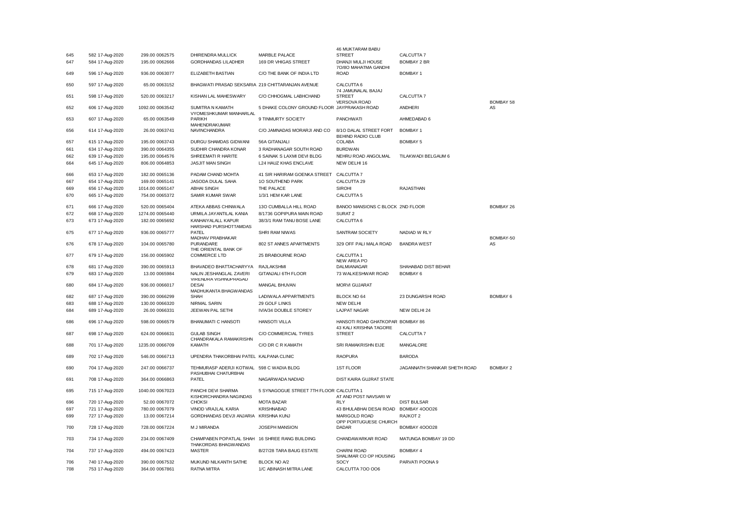| | | | | | | | | |
|---|---|---|---|---|---|---|---|---|
| 645 | 582 17-Aug-2020 | 299.00 0062575 | DHIRENDRA MULLICK | MARBLE PALACE | 46 MUKTARAM BABU STREET | CALCUTTA 7 | |
| 647 | 584 17-Aug-2020 | 195.00 0062666 | GORDHANDAS LILADHER | 169 DR VHIGAS STREET | DHANJI MULJI HOUSE | BOMBAY 2 BR | |
| 649 | 596 17-Aug-2020 | 936.00 0063077 | ELIZABETH BASTIAN | C/O THE BANK OF INDIA LTD | 7O/8O MAHATMA GANDHI ROAD | BOMBAY 1 | |
| 650 | 597 17-Aug-2020 | 65.00 0063152 | BHAGWATI PRASAD SEKSARIA | 219 CHITTARANJAN AVENUE | CALCUTTA 6 | | |
| 651 | 598 17-Aug-2020 | 520.00 0063217 | KISHAN LAL MAHESWARY | C/O CHHOGMAL LABHCHAND | 74 JAMUNALAL BAJAJ STREET | CALCUTTA 7 | |
| 652 | 606 17-Aug-2020 | 1092.00 0063542 | SUMITRA N KAMATH | 5 DHAKE COLONY GROUND FLOOR | VERSOVA ROAD JAYPRAKASH ROAD | ANDHERI | BOMBAY 58 AS |
| 653 | 607 17-Aug-2020 | 65.00 0063549 | VYOMESHKUMAR MANHARLAL PARIKH | 9 TINMURTY SOCIETY | PANCHWATI | AHMEDABAD 6 | |
| 656 | 614 17-Aug-2020 | 26.00 0063741 | MAHENDRAKUMAR NAVINCHANDRA | C/O JAMNADAS MORARJI AND CO | 8/1O DALAL STREET FORT | BOMBAY 1 | |
| 657 | 615 17-Aug-2020 | 195.00 0063743 | DURGU SHAMDAS GIDWANI | 56A GITANJALI | BEHIND RADIO CLUB COLABA | BOMBAY 5 | |
| 661 | 634 17-Aug-2020 | 390.00 0064355 | SUDHIR CHANDRA KONAR | 3 RADHANAGAR SOUTH ROAD | BURDWAN | | |
| 662 | 639 17-Aug-2020 | 195.00 0064576 | SHREEMATI R HARITE | 6 SAINAK S LAXMI DEVI BLDG | NEHRU ROAD ANGOLMAL | TILAKWADI BELGAUM 6 | |
| 664 | 645 17-Aug-2020 | 806.00 0064853 | JASJIT MAN SINGH | L24 HAUZ KHAS ENCLAVE | NEW DELHI 16 | | |
| 666 | 653 17-Aug-2020 | 182.00 0065136 | PADAM CHAND MOHTA | 41 SIR HARIRAM GOENKA STREET | CALCUTTA 7 | | |
| 667 | 654 17-Aug-2020 | 169.00 0065141 | JASODA DULAL SAHA | 1O SOUTHEND PARK | CALCUTTA 29 | | |
| 669 | 656 17-Aug-2020 | 1014.00 0065147 | ABHAI SINGH | THE PALACE | SIROHI | RAJASTHAN | |
| 670 | 665 17-Aug-2020 | 754.00 0065372 | SAMIR KUMAR SWAR | 1/3/1 HEM KAR LANE | CALCUTTA 5 | | |
| 671 | 666 17-Aug-2020 | 520.00 0065404 | ATEKA ABBAS CHINWALA | 13O CUMBALLA HILL ROAD | BANOO MANSIONS C BLOCK 2ND FLOOR | | BOMBAY 26 |
| 672 | 668 17-Aug-2020 | 1274.00 0065440 | URMILA JAYANTILAL KANIA | 8/1736 GOPIPURA MAIN ROAD | SURAT 2 | | |
| 673 | 673 17-Aug-2020 | 182.00 0065692 | KANHAIYALALL KAPUR | 38/3/1 RAM TANU BOSE LANE | CALCUTTA 6 | | |
| 675 | 677 17-Aug-2020 | 936.00 0065777 | HARSHAD PURSHOTTAMDAS PATEL | SHRI RAM NIWAS | SANTRAM SOCIETY | NADIAD W RLY | |
| 676 | 678 17-Aug-2020 | 104.00 0065780 | MADHAV PRABHAKAR PURANDARE | 802 ST ANNES APARTMENTS | 329 OFF PALI MALA ROAD | BANDRA WEST | BOMBAY-50 AS |
| 677 | 679 17-Aug-2020 | 156.00 0065902 | THE ORIENTAL BANK OF COMMERCE LTD | 25 BRABOURNE ROAD | CALCUTTA 1 | | |
| 678 | 681 17-Aug-2020 | 390.00 0065913 | BHAVADEO BHATTACHARYYA | RAJLAKSHMI | NEW AREA PO DALMIANAGAR | SHAHABAD DIST BEHAR | |
| 679 | 683 17-Aug-2020 | 13.00 0065984 | NALIN JESHANGLAL ZAVERI | GITANJALI 6TH FLOOR | 73 WALKESHWAR ROAD | BOMBAY 6 | |
| 680 | 684 17-Aug-2020 | 936.00 0066017 | VIRENDRA VISHNUPRASAD DESAI | MANGAL BHUVAN | MORVI GUJARAT | | |
| 682 | 687 17-Aug-2020 | 390.00 0066299 | MADHUKANTA BHAGWANDAS SHAH | LADIWALA APPARTMENTS | BLOCK NO 64 | 23 DUNGARSHI ROAD | BOMBAY 6 |
| 683 | 688 17-Aug-2020 | 130.00 0066320 | NIRMAL SARIN | 29 GOLF LINKS | NEW DELHI | | |
| 684 | 689 17-Aug-2020 | 26.00 0066331 | JEEWAN PAL SETHI | IV/A/34 DOUBLE STOREY | LAJPAT NAGAR | NEW DELHI 24 | |
| 686 | 696 17-Aug-2020 | 598.00 0066579 | BHANUMATI C HANSOTI | HANSOTI VILLA | HANSOTI ROAD GHATKOPAR BOMBAY 86 | | |
| 687 | 698 17-Aug-2020 | 624.00 0066631 | GULAB SINGH | C/O COMMERCIAL TYRES | 43 KALI KRISHNA TAGORE STREET | CALCUTTA 7 | |
| 688 | 701 17-Aug-2020 | 1235.00 0066709 | CHANDRAKALA RAMAKRISHN KAMATH | C/O DR C R KAMATH | SRI RAMAKRISHN EIJE | MANGALORE | |
| 689 | 702 17-Aug-2020 | 546.00 0066713 | UPENDRA THAKORBHAI PATEL | KALPANA CLINIC | RAOPURA | BARODA | |
| 690 | 704 17-Aug-2020 | 247.00 0066737 | TEHMURASP ADERJI KOTWAL | 598 C WADIA BLDG | 1ST FLOOR | JAGANNATH SHANKAR SHETH ROAD | BOMBAY 2 |
| 691 | 708 17-Aug-2020 | 364.00 0066863 | PASHUBHAI CHATURBHAI PATEL | NAGARWADA NADIAD | DIST KAIRA GUJRAT STATE | | |
| 695 | 715 17-Aug-2020 | 1040.00 0067023 | PANCHI DEVI SHARMA | 5 SYNAGOGUE STREET 7TH FLOOR | CALCUTTA 1 | | |
| 696 | 720 17-Aug-2020 | 52.00 0067072 | KISHORCHANDRA NAGINDAS CHOKSI | MOTA BAZAR | AT AND POST NAVSARI W RLY | DIST BULSAR | |
| 697 | 721 17-Aug-2020 | 780.00 0067079 | VINOD VRAJLAL KARIA | KRISHNABAD | 43 BHULABHAI DESAI ROAD | BOMBAY 4OOO26 | |
| 699 | 727 17-Aug-2020 | 13.00 0067214 | GORDHANDAS DEVJI ANJARIA | KRISHNA KUNJ | MARIGOLD ROAD | RAJKOT 2 | |
| 700 | 728 17-Aug-2020 | 728.00 0067224 | M J MIRANDA | JOSEPH MANSION | OPP PORTUGUESE CHURCH DADAR | BOMBAY 4OOO28 | |
| 703 | 734 17-Aug-2020 | 234.00 0067409 | CHAMPABEN POPATLAL SHAH | 16 SHREE RANG BUILDING | CHANDAWARKAR ROAD | MATUNGA BOMBAY 19 DD | |
| 704 | 737 17-Aug-2020 | 494.00 0067423 | THAKORDAS BHAGWANDAS MASTER | B/27/28 TARA BAUG ESTATE | CHARNI ROAD | BOMBAY 4 | |
| 706 | 740 17-Aug-2020 | 390.00 0067532 | MUKUND NILKANTH SATHE | BLOCK NO A/2 | SHALIMAR CO OP HOUSING SOCY | PARVATI POONA 9 | |
| 708 | 753 17-Aug-2020 | 364.00 0067861 | RATNA MITRA | 1/C ABINASH MITRA LANE | CALCUTTA 7OO OO6 | | |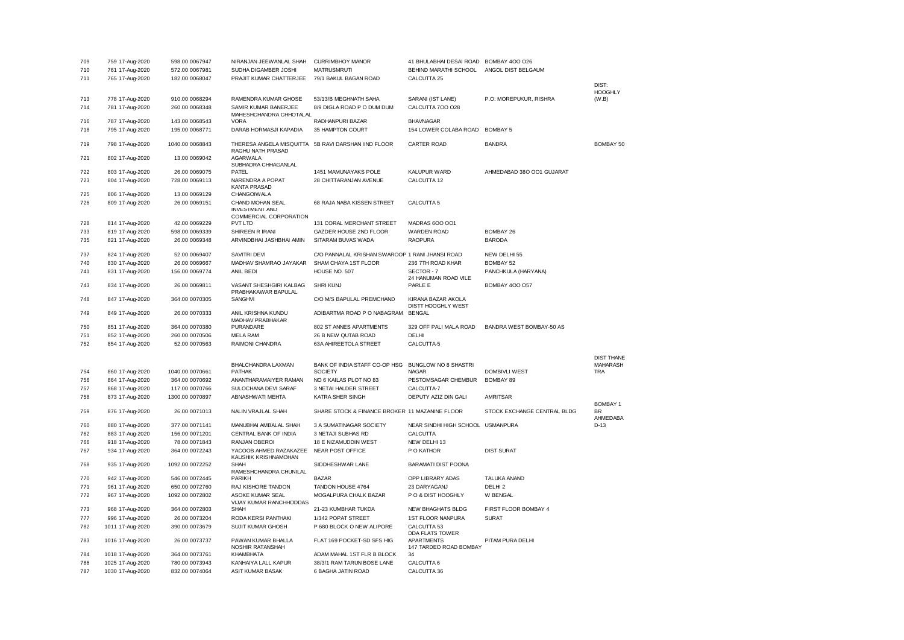| | | | | | | | | |
|---|---|---|---|---|---|---|---|---|
| 709 | 759 17-Aug-2020 | 598.00 0067947 | NIRANJAN JEEWANLAL SHAH | CURRIMBHOY MANOR | 41 BHULABHAI DESAI ROAD | BOMBAY 4OO O26 | |
| 710 | 761 17-Aug-2020 | 572.00 0067981 | SUDHA DIGAMBER JOSHI | MATRUSMRUTI | BEHIND MARATHI SCHOOL | ANGOL DIST BELGAUM | |
| 711 | 765 17-Aug-2020 | 182.00 0068047 | PRAJIT KUMAR CHATTERJEE | 79/1 BAKUL BAGAN ROAD | CALCUTTA 25 | | |
| 713 | 778 17-Aug-2020 | 910.00 0068294 | RAMENDRA KUMAR GHOSE | 53/13/B MEGHNATH SAHA | SARANI (IST LANE) | P.O: MOREPUKUR, RISHRA | DIST: HOOGHLY (W.B) |
| 714 | 781 17-Aug-2020 | 260.00 0068348 | SAMIR KUMAR BANERJEE | 8/9 DIGLA ROAD P O DUM DUM | CALCUTTA 7OO O28 | | |
| 716 | 787 17-Aug-2020 | 143.00 0068543 | MAHESHCHANDRA CHHOTALAL VORA | RADHANPURI BAZAR | BHAVNAGAR | | |
| 718 | 795 17-Aug-2020 | 195.00 0068771 | DARAB HORMASJI KAPADIA | 35 HAMPTON COURT | 154 LOWER COLABA ROAD | BOMBAY 5 | |
| 719 | 798 17-Aug-2020 | 1040.00 0068843 | THERESA ANGELA MISQUITTA | 5B RAVI DARSHAN IIND FLOOR | CARTER ROAD | BANDRA | BOMBAY 50 |
| 721 | 802 17-Aug-2020 | 13.00 0069042 | RAGHU NATH PRASAD AGARWALA | | | | |
| 722 | 803 17-Aug-2020 | 26.00 0069075 | SUBHADRA CHHAGANLAL PATEL | 1451 MAMUNAYAKS POLE | KALUPUR WARD | AHMEDABAD 38O OO1 GUJARAT | |
| 723 | 804 17-Aug-2020 | 728.00 0069113 | NARENDRA A POPAT | 28 CHITTARANJAN AVENUE | CALCUTTA 12 | | |
| 725 | 806 17-Aug-2020 | 13.00 0069129 | KANTA PRASAD CHANGOIWALA | | | | |
| 726 | 809 17-Aug-2020 | 26.00 0069151 | CHAND MOHAN SEAL | 68 RAJA NABA KISSEN STREET | CALCUTTA 5 | | |
| 728 | 814 17-Aug-2020 | 42.00 0069229 | INVESTMENT AND COMMERCIAL CORPORATION PVT LTD | 131 CORAL MERCHANT STREET | MADRAS 6OO OO1 | | |
| 733 | 819 17-Aug-2020 | 598.00 0069339 | SHIREEN R IRANI | GAZDER HOUSE 2ND FLOOR | WARDEN ROAD | BOMBAY 26 | |
| 735 | 821 17-Aug-2020 | 26.00 0069348 | ARVINDBHAI JASHBHAI AMIN | SITARAM BUVAS WADA | RAOPURA | BARODA | |
| 737 | 824 17-Aug-2020 | 52.00 0069407 | SAVITRI DEVI | C/O PANNALAL KRISHAN SWAROOP 1 RANI JHANSI ROAD | | NEW DELHI 55 | |
| 740 | 830 17-Aug-2020 | 26.00 0069667 | MADHAV SHAMRAO JAYAKAR | SHAM CHAYA 1ST FLOOR | 236 7TH ROAD KHAR | BOMBAY 52 | |
| 741 | 831 17-Aug-2020 | 156.00 0069774 | ANIL BEDI | HOUSE NO. 507 | SECTOR - 7 | PANCHKULA (HARYANA) | |
| 743 | 834 17-Aug-2020 | 26.00 0069811 | VASANT SHESHGIRI KALBAG | SHRI KUNJ | 24 HANUMAN ROAD VILE PARLE E | BOMBAY 4OO O57 | |
| 748 | 847 17-Aug-2020 | 364.00 0070305 | PRABHAKAWAR BAPULAL SANGHVI | C/O M/S BAPULAL PREMCHAND | KIRANA BAZAR AKOLA | | |
| 749 | 849 17-Aug-2020 | 26.00 0070333 | ANIL KRISHNA KUNDU | ADIBARTMA ROAD P O NABAGRAM | DISTT HOOGHLY WEST BENGAL | | |
| 750 | 851 17-Aug-2020 | 364.00 0070380 | MADHAV PRABHAKAR PURANDARE | 802 ST ANNES APARTMENTS | 329 OFF PALI MALA ROAD | BANDRA WEST BOMBAY-50 AS | |
| 751 | 852 17-Aug-2020 | 260.00 0070506 | MELA RAM | 26 B NEW QUTAB ROAD | DELHI | | |
| 752 | 854 17-Aug-2020 | 52.00 0070563 | RAIMONI CHANDRA | 63A AHIREETOLA STREET | CALCUTTA-5 | | |
| 754 | 860 17-Aug-2020 | 1040.00 0070661 | BHALCHANDRA LAXMAN PATHAK | BANK OF INDIA STAFF CO-OP HSG SOCIETY | BUNGLOW NO 8 SHASTRI NAGAR | DOMBIVLI WEST | DIST THANE MAHARASHTRA |
| 756 | 864 17-Aug-2020 | 364.00 0070692 | ANANTHARAMAIYER RAMAN | NO 6 KAILAS PLOT NO 83 | PESTOMSAGAR CHEMBUR | BOMBAY 89 | |
| 757 | 868 17-Aug-2020 | 117.00 0070766 | SULOCHANA DEVI SARAF | 3 NETAI HALDER STREET | CALCUTTA-7 | | |
| 758 | 873 17-Aug-2020 | 1300.00 0070897 | ABNASHWATI MEHTA | KATRA SHER SINGH | DEPUTY AZIZ DIN GALI | AMRITSAR | |
| 759 | 876 17-Aug-2020 | 26.00 0071013 | NALIN VRAJLAL SHAH | SHARE STOCK & FINANCE BROKER 11 MAZANINE FLOOR | | STOCK EXCHANGE CENTRAL BLDG | BOMBAY 1 BR |
| 760 | 880 17-Aug-2020 | 377.00 0071141 | MANUBHAI AMBALAL SHAH | 3 A SUMATINAGAR SOCIETY | NEAR SINDHI HIGH SCHOOL | USMANPURA | AHMEDABAD-13 |
| 762 | 883 17-Aug-2020 | 156.00 0071201 | CENTRAL BANK OF INDIA | 3 NETAJI SUBHAS RD | CALCUTTA | | |
| 766 | 918 17-Aug-2020 | 78.00 0071843 | RANJAN OBEROI | 18 E NIZAMUDDIN WEST | NEW DELHI 13 | | |
| 767 | 934 17-Aug-2020 | 364.00 0072243 | YACOOB AHMED RAZAKAZEE | NEAR POST OFFICE | P O KATHOR | DIST SURAT | |
| 768 | 935 17-Aug-2020 | 1092.00 0072252 | KAUSHIK KRISHNAMOHAN SHAH | SIDDHESHWAR LANE | BARAMATI DIST POONA | | |
| 770 | 942 17-Aug-2020 | 546.00 0072445 | RAMESHCHANDRA CHUNILAL PARIKH | BAZAR | OPP LIBRARY ADAS | TALUKA ANAND | |
| 771 | 961 17-Aug-2020 | 650.00 0072760 | RAJ KISHORE TANDON | TANDON HOUSE 4764 | 23 DARYAGANJ | DELHI 2 | |
| 772 | 967 17-Aug-2020 | 1092.00 0072802 | ASOKE KUMAR SEAL | MOGALPURA CHALK BAZAR | P O & DIST HOOGHLY | W BENGAL | |
| 773 | 968 17-Aug-2020 | 364.00 0072803 | VIJAY KUMAR RANCHHODDAS SHAH | 21-23 KUMBHAR TUKDA | NEW BHAGHATS BLDG | FIRST FLOOR BOMBAY 4 | |
| 777 | 996 17-Aug-2020 | 26.00 0073204 | RODA KERSI PANTHAKI | 1/342 POPAT STREET | 1ST FLOOR NANPURA | SURAT | |
| 782 | 1011 17-Aug-2020 | 390.00 0073679 | SUJIT KUMAR GHOSH | P 680 BLOCK O NEW ALIPORE | CALCUTTA 53 | | |
| 783 | 1016 17-Aug-2020 | 26.00 0073737 | PAWAN KUMAR BHALLA | FLAT 169 POCKET-SD SFS HIG | DDA FLATS TOWER APARTMENTS | PITAM PURA DELHI | |
| 784 | 1018 17-Aug-2020 | 364.00 0073761 | NOSHIR RATANSHAH KHAMBHATA | ADAM MAHAL 1ST FLR B BLOCK | 147 TARDEO ROAD BOMBAY 34 | | |
| 786 | 1025 17-Aug-2020 | 780.00 0073943 | KANHAIYA LALL KAPUR | 38/3/1 RAM TARUN BOSE LANE | CALCUTTA 6 | | |
| 787 | 1030 17-Aug-2020 | 832.00 0074064 | ASIT KUMAR BASAK | 6 BAGHA JATIN ROAD | CALCUTTA 36 | | |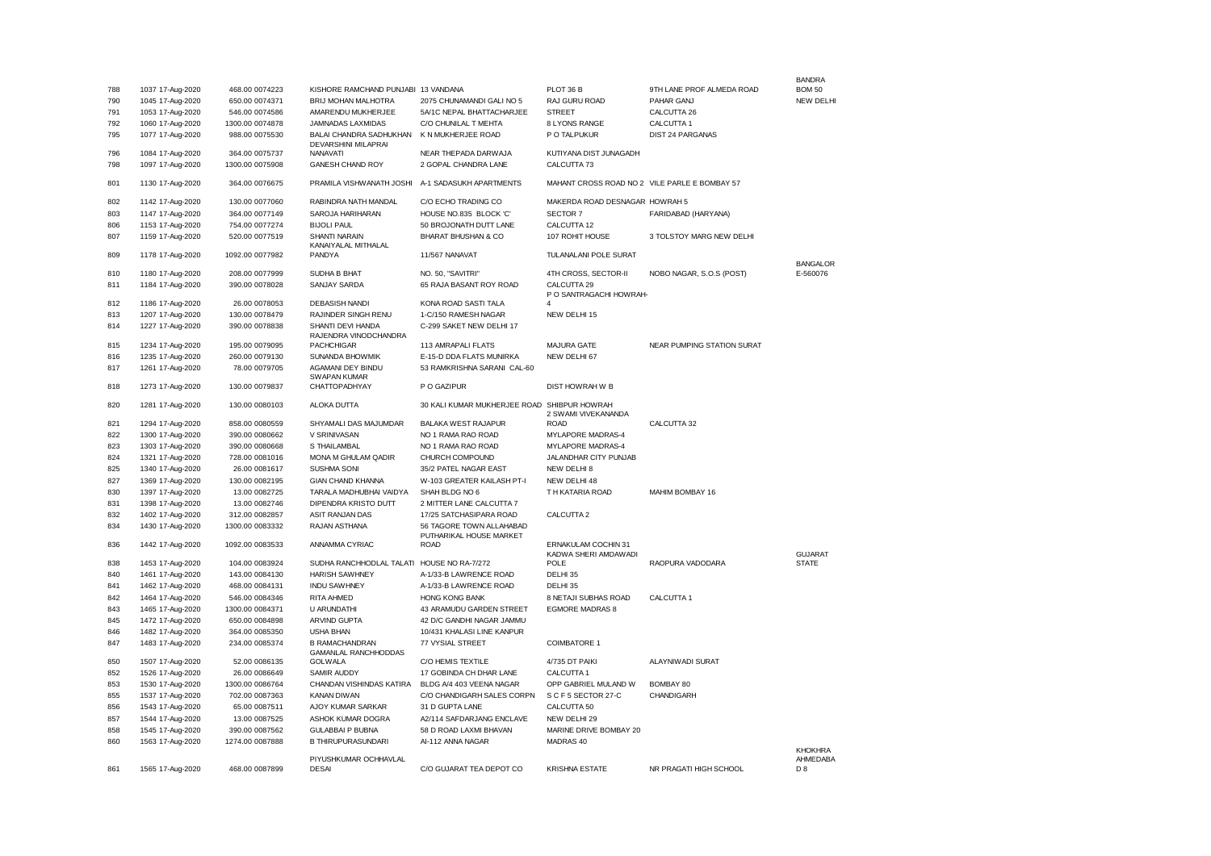| | | | | | | | |
|---|---|---|---|---|---|---|---|
| 788 | 1037 17-Aug-2020 | 468.00 0074223 | KISHORE RAMCHAND PUNJABI | 13 VANDANA | PLOT 36 B | 9TH LANE PROF ALMEDA ROAD | BANDRA BOM 50 |
| 790 | 1045 17-Aug-2020 | 650.00 0074371 | BRIJ MOHAN MALHOTRA | 2075 CHUNAMANDI GALI NO 5 | RAJ GURU ROAD | PAHAR GANJ | NEW DELHI |
| 791 | 1053 17-Aug-2020 | 546.00 0074586 | AMARENDU MUKHERJEE | 5A/1C NEPAL BHATTACHARJEE | STREET | CALCUTTA 26 | |
| 792 | 1060 17-Aug-2020 | 1300.00 0074878 | JAMNADAS LAXMIDAS | C/O CHUNILAL T MEHTA | 8 LYONS RANGE | CALCUTTA 1 | |
| 795 | 1077 17-Aug-2020 | 988.00 0075530 | BALAI CHANDRA SADHUKHAN | K N MUKHERJEE ROAD | P O TALPUKUR | DIST 24 PARGANAS | |
| 796 | 1084 17-Aug-2020 | 364.00 0075737 | DEVARSHINI MILAPRAI NANAVATI | NEAR THEPADA DARWAJA | KUTIYANA DIST JUNAGADH | | |
| 798 | 1097 17-Aug-2020 | 1300.00 0075908 | GANESH CHAND ROY | 2 GOPAL CHANDRA LANE | CALCUTTA 73 | | |
| 801 | 1130 17-Aug-2020 | 364.00 0076675 | PRAMILA VISHWANATH JOSHI | A-1 SADASUKH APARTMENTS | MAHANT CROSS ROAD NO 2 | VILE PARLE E BOMBAY 57 | |
| 802 | 1142 17-Aug-2020 | 130.00 0077060 | RABINDRA NATH MANDAL | C/O ECHO TRADING CO | MAKERDA ROAD DESNAGAR | HOWRAH 5 | |
| 803 | 1147 17-Aug-2020 | 364.00 0077149 | SAROJA HARIHARAN | HOUSE NO.835 BLOCK 'C' | SECTOR 7 | FARIDABAD (HARYANA) | |
| 806 | 1153 17-Aug-2020 | 754.00 0077274 | BIJOLI PAUL | 50 BROJONATH DUTT LANE | CALCUTTA 12 | | |
| 807 | 1159 17-Aug-2020 | 520.00 0077519 | SHANTI NARAIN | BHARAT BHUSHAN & CO | 107 ROHIT HOUSE | 3 TOLSTOY MARG NEW DELHI | |
| 809 | 1178 17-Aug-2020 | 1092.00 0077982 | KANAIYALAL MITHALAL PANDYA | 11/567 NANAVAT | TULANALANI POLE SURAT | | |
| 810 | 1180 17-Aug-2020 | 208.00 0077999 | SUDHA B BHAT | NO. 50, "SAVITRI" | 4TH CROSS, SECTOR-II | NOBO NAGAR, S.O.S (POST) | BANGALOR E-560076 |
| 811 | 1184 17-Aug-2020 | 390.00 0078028 | SANJAY SARDA | 65 RAJA BASANT ROY ROAD | CALCUTTA 29 | | |
| 812 | 1186 17-Aug-2020 | 26.00 0078053 | DEBASISH NANDI | KONA ROAD SASTI TALA | P O SANTRAGACHI HOWRAH-4 | | |
| 813 | 1207 17-Aug-2020 | 130.00 0078479 | RAJINDER SINGH RENU | 1-C/150 RAMESH NAGAR | NEW DELHI 15 | | |
| 814 | 1227 17-Aug-2020 | 390.00 0078838 | SHANTI DEVI HANDA | C-299 SAKET NEW DELHI 17 | | | |
| 815 | 1234 17-Aug-2020 | 195.00 0079095 | RAJENDRA VINODCHANDRA PACHCHIGAR | 113 AMRAPALI FLATS | MAJURA GATE | NEAR PUMPING STATION SURAT | |
| 816 | 1235 17-Aug-2020 | 260.00 0079130 | SUNANDA BHOWMIK | E-15-D DDA FLATS MUNIRKA | NEW DELHI 67 | | |
| 817 | 1261 17-Aug-2020 | 78.00 0079705 | AGAMANI DEY BINDU | 53 RAMKRISHNA SARANI CAL-60 | | | |
| 818 | 1273 17-Aug-2020 | 130.00 0079837 | SWAPAN KUMAR CHATTOPADHYAY | P O GAZIPUR | DIST HOWRAH W B | | |
| 820 | 1281 17-Aug-2020 | 130.00 0080103 | ALOKA DUTTA | 30 KALI KUMAR MUKHERJEE ROAD | SHIBPUR HOWRAH | | |
| 821 | 1294 17-Aug-2020 | 858.00 0080559 | SHYAMALI DAS MAJUMDAR | BALAKA WEST RAJAPUR | 2 SWAMI VIVEKANANDA ROAD | CALCUTTA 32 | |
| 822 | 1300 17-Aug-2020 | 390.00 0080662 | V SRINIVASAN | NO 1 RAMA RAO ROAD | MYLAPORE MADRAS-4 | | |
| 823 | 1303 17-Aug-2020 | 390.00 0080668 | S THAILAMBAL | NO 1 RAMA RAO ROAD | MYLAPORE MADRAS-4 | | |
| 824 | 1321 17-Aug-2020 | 728.00 0081016 | MONA M GHULAM QADIR | CHURCH COMPOUND | JALANDHAR CITY PUNJAB | | |
| 825 | 1340 17-Aug-2020 | 26.00 0081617 | SUSHMA SONI | 35/2 PATEL NAGAR EAST | NEW DELHI 8 | | |
| 827 | 1369 17-Aug-2020 | 130.00 0082195 | GIAN CHAND KHANNA | W-103 GREATER KAILASH PT-I | NEW DELHI 48 | | |
| 830 | 1397 17-Aug-2020 | 13.00 0082725 | TARALA MADHUBHAI VAIDYA | SHAH BLDG NO 6 | T H KATARIA ROAD | MAHIM BOMBAY 16 | |
| 831 | 1398 17-Aug-2020 | 13.00 0082746 | DIPENDRA KRISTO DUTT | 2 MITTER LANE CALCUTTA 7 | | | |
| 832 | 1402 17-Aug-2020 | 312.00 0082857 | ASIT RANJAN DAS | 17/25 SATCHASIPARA ROAD | CALCUTTA 2 | | |
| 834 | 1430 17-Aug-2020 | 1300.00 0083332 | RAJAN ASTHANA | 56 TAGORE TOWN ALLAHABAD | | | |
| 836 | 1442 17-Aug-2020 | 1092.00 0083533 | ANNAMMA CYRIAC | PUTHARIKAL HOUSE MARKET ROAD | ERNAKULAM COCHIN 31 | | |
| 838 | 1453 17-Aug-2020 | 104.00 0083924 | SUDHA RANCHHODLAL TALATI | HOUSE NO RA-7/272 | KADWA SHERI AMDAWADI POLE | RAOPURA VADODARA | GUJARAT STATE |
| 840 | 1461 17-Aug-2020 | 143.00 0084130 | HARISH SAWHNEY | A-1/33-B LAWRENCE ROAD | DELHI 35 | | |
| 841 | 1462 17-Aug-2020 | 468.00 0084131 | INDU SAWHNEY | A-1/33-B LAWRENCE ROAD | DELHI 35 | | |
| 842 | 1464 17-Aug-2020 | 546.00 0084346 | RITA AHMED | HONG KONG BANK | 8 NETAJI SUBHAS ROAD | CALCUTTA 1 | |
| 843 | 1465 17-Aug-2020 | 1300.00 0084371 | U ARUNDATHI | 43 ARAMUDU GARDEN STREET | EGMORE MADRAS 8 | | |
| 845 | 1472 17-Aug-2020 | 650.00 0084898 | ARVIND GUPTA | 42 D/C GANDHI NAGAR JAMMU | | | |
| 846 | 1482 17-Aug-2020 | 364.00 0085350 | USHA BHAN | 10/431 KHALASI LINE KANPUR | | | |
| 847 | 1483 17-Aug-2020 | 234.00 0085374 | B RAMACHANDRAN | 77 VYSIAL STREET | COIMBATORE 1 | | |
| 850 | 1507 17-Aug-2020 | 52.00 0086135 | GAMANLAL RANCHHODDAS GOLWALA | C/O HEMIS TEXTILE | 4/735 DT PAIKI | ALAYNIWADI SURAT | |
| 852 | 1526 17-Aug-2020 | 26.00 0086649 | SAMIR AUDDY | 17 GOBINDA CH DHAR LANE | CALCUTTA 1 | | |
| 853 | 1530 17-Aug-2020 | 1300.00 0086764 | CHANDAN VISHINDAS KATIRA | BLDG A/4 403 VEENA NAGAR | OPP GABRIEL MULAND W | BOMBAY 80 | |
| 855 | 1537 17-Aug-2020 | 702.00 0087363 | KANAN DIWAN | C/O CHANDIGARH SALES CORPN | S C F 5 SECTOR 27-C | CHANDIGARH | |
| 856 | 1543 17-Aug-2020 | 65.00 0087511 | AJOY KUMAR SARKAR | 31 D GUPTA LANE | CALCUTTA 50 | | |
| 857 | 1544 17-Aug-2020 | 13.00 0087525 | ASHOK KUMAR DOGRA | A2/114 SAFDARJANG ENCLAVE | NEW DELHI 29 | | |
| 858 | 1545 17-Aug-2020 | 390.00 0087562 | GULABBAI P BUBNA | 58 D ROAD LAXMI BHAVAN | MARINE DRIVE BOMBAY 20 | | |
| 860 | 1563 17-Aug-2020 | 1274.00 0087888 | B THIRUPURASUNDARI | AI-112 ANNA NAGAR | MADRAS 40 | | |
| 861 | 1565 17-Aug-2020 | 468.00 0087899 | PIYUSHKUMAR OCHHAVLAL DESAI | C/O GUJARAT TEA DEPOT CO | KRISHNA ESTATE | NR PRAGATI HIGH SCHOOL | KHOKHRA AHMEDABA D 8 |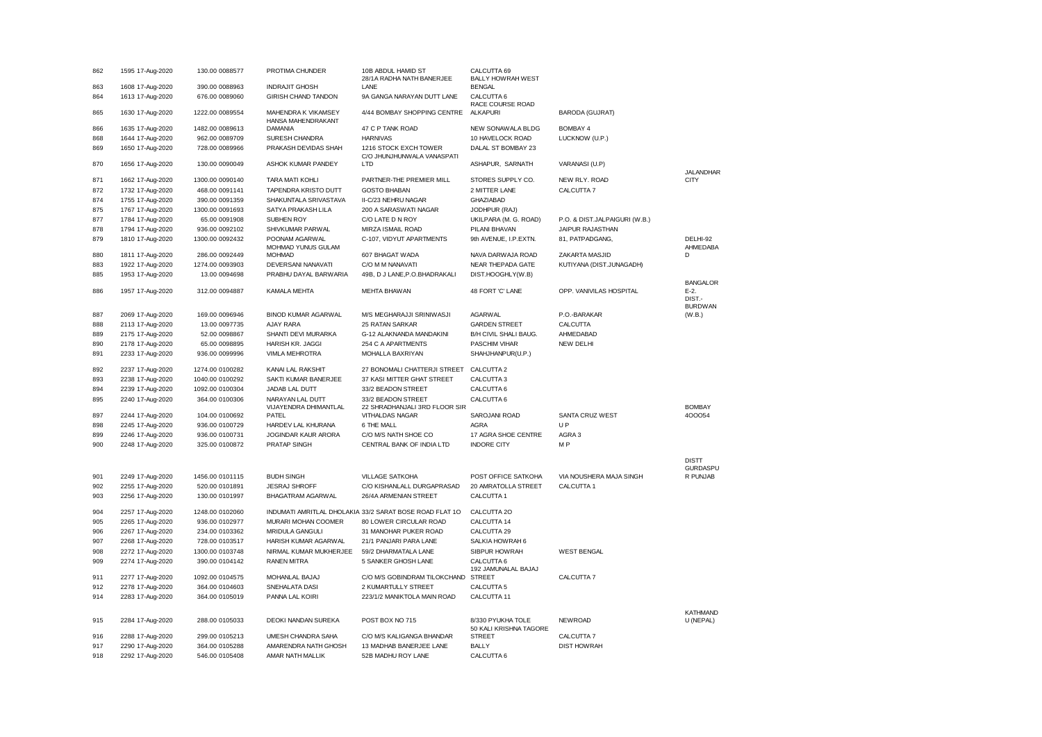| | | | | | | | |
|---|---|---|---|---|---|---|---|
| 862 | 1595 17-Aug-2020 | 130.00 0088577 | PROTIMA CHUNDER | 10B ABDUL HAMID ST | CALCUTTA 69 | | |
| 863 | 1608 17-Aug-2020 | 390.00 0088963 | INDRAJIT GHOSH | 28/1A RADHA NATH BANERJEE LANE | BALLY HOWRAH WEST BENGAL | | |
| 864 | 1613 17-Aug-2020 | 676.00 0089060 | GIRISH CHAND TANDON | 9A GANGA NARAYAN DUTT LANE | CALCUTTA 6 | | |
| 865 | 1630 17-Aug-2020 | 1222.00 0089554 | MAHENDRA K VIKAMSEY | 4/44 BOMBAY SHOPPING CENTRE | RACE COURSE ROAD ALKAPURI | BARODA (GUJRAT) | |
| 866 | 1635 17-Aug-2020 | 1482.00 0089613 | HANSA MAHENDRAKANT DAMANIA | 47 C P TANK ROAD | NEW SONAWALA BLDG | BOMBAY 4 | |
| 868 | 1644 17-Aug-2020 | 962.00 0089709 | SURESH CHANDRA | HARNIVAS | 10 HAVELOCK ROAD | LUCKNOW (U.P.) | |
| 869 | 1650 17-Aug-2020 | 728.00 0089966 | PRAKASH DEVIDAS SHAH | 1216 STOCK EXCH TOWER | DALAL ST BOMBAY 23 | | |
| 870 | 1656 17-Aug-2020 | 130.00 0090049 | ASHOK KUMAR PANDEY | C/O JHUNJHUNWALA VANASPATI LTD | ASHAPUR, SARNATH | VARANASI (U.P) | |
| 871 | 1662 17-Aug-2020 | 1300.00 0090140 | TARA MATI KOHLI | PARTNER-THE PREMIER MILL | STORES SUPPLY CO. | NEW RLY. ROAD | JALANDHAR CITY |
| 872 | 1732 17-Aug-2020 | 468.00 0091141 | TAPENDRA KRISTO DUTT | GOSTO BHABAN | 2 MITTER LANE | CALCUTTA 7 | |
| 874 | 1755 17-Aug-2020 | 390.00 0091359 | SHAKUNTALA SRIVASTAVA | II-C/23 NEHRU NAGAR | GHAZIABAD | | |
| 875 | 1767 17-Aug-2020 | 1300.00 0091693 | SATYA PRAKASH LILA | 200 A SARASWATI NAGAR | JODHPUR (RAJ) | | |
| 877 | 1784 17-Aug-2020 | 65.00 0091908 | SUBHEN ROY | C/O LATE D N ROY | UKILPARA (M. G. ROAD) | P.O. & DIST.JALPAIGURI (W.B.) | |
| 878 | 1794 17-Aug-2020 | 936.00 0092102 | SHIVKUMAR PARWAL | MIRZA ISMAIL ROAD | PILANI BHAVAN | JAIPUR RAJASTHAN | |
| 879 | 1810 17-Aug-2020 | 1300.00 0092432 | POONAM AGARWAL | C-107, VIDYUT APARTMENTS | 9th AVENUE, I.P.EXTN. | 81, PATPADGANG, | DELHI-92 |
| 880 | 1811 17-Aug-2020 | 286.00 0092449 | MOHMAD YUNUS GULAM MOHMAD | 607 BHAGAT WADA | NAVA DARWAJA ROAD | ZAKARTA MASJID | AHMEDABAD |
| 883 | 1922 17-Aug-2020 | 1274.00 0093903 | DEVERSANI NANAVATI | C/O M M NANAVATI | NEAR THEPADA GATE | KUTIYANA (DIST.JUNAGADH) | |
| 885 | 1953 17-Aug-2020 | 13.00 0094698 | PRABHU DAYAL BARWARIA | 49B, D J LANE,P.O.BHADRAKALI | DIST.HOOGHLY(W.B) | | |
| 886 | 1957 17-Aug-2020 | 312.00 0094887 | KAMALA MEHTA | MEHTA BHAWAN | 48 FORT 'C' LANE | OPP. VANIVILAS HOSPITAL | BANGALORE-2. |
| 887 | 2069 17-Aug-2020 | 169.00 0096946 | BINOD KUMAR AGARWAL | M/S MEGHARAJJI SRINIWASJI | AGARWAL | P.O.-BARAKAR | DIST.-BURDWAN (W.B.) |
| 888 | 2113 17-Aug-2020 | 13.00 0097735 | AJAY RARA | 25 RATAN SARKAR | GARDEN STREET | CALCUTTA | |
| 889 | 2175 17-Aug-2020 | 52.00 0098867 | SHANTI DEVI MURARKA | G-12 ALAKNANDA MANDAKINI | B/H CIVIL SHALI BAUG. | AHMEDABAD | |
| 890 | 2178 17-Aug-2020 | 65.00 0098895 | HARISH KR. JAGGI | 254 C A APARTMENTS | PASCHIM VIHAR | NEW DELHI | |
| 891 | 2233 17-Aug-2020 | 936.00 0099996 | VIMLA MEHROTRA | MOHALLA BAXRIYAN | SHAHJHANPUR(U.P.) | | |
| 892 | 2237 17-Aug-2020 | 1274.00 0100282 | KANAI LAL RAKSHIT | 27 BONOMALI CHATTERJI STREET | CALCUTTA 2 | | |
| 893 | 2238 17-Aug-2020 | 1040.00 0100292 | SAKTI KUMAR BANERJEE | 37 KASI MITTER GHAT STREET | CALCUTTA 3 | | |
| 894 | 2239 17-Aug-2020 | 1092.00 0100304 | JADAB LAL DUTT | 33/2 BEADON STREET | CALCUTTA 6 | | |
| 895 | 2240 17-Aug-2020 | 364.00 0100306 | NARAYAN LAL DUTT | 33/2 BEADON STREET | CALCUTTA 6 | | |
| 897 | 2244 17-Aug-2020 | 104.00 0100692 | VIJAYENDRA DHIMANTLAL PATEL | 22 SHRADHANJALI 3RD FLOOR SIR VITHALDAS NAGAR | SAROJANI ROAD | SANTA CRUZ WEST | BOMBAY 4OOO54 |
| 898 | 2245 17-Aug-2020 | 936.00 0100729 | HARDEV LAL KHURANA | 6 THE MALL | AGRA | U P | |
| 899 | 2246 17-Aug-2020 | 936.00 0100731 | JOGINDAR KAUR ARORA | C/O M/S NATH SHOE CO | 17 AGRA SHOE CENTRE | AGRA 3 | |
| 900 | 2248 17-Aug-2020 | 325.00 0100872 | PRATAP SINGH | CENTRAL BANK OF INDIA LTD | INDORE CITY | M P | |
| 901 | 2249 17-Aug-2020 | 1456.00 0101115 | BUDH SINGH | VILLAGE SATKOHA | POST OFFICE SATKOHA | VIA NOUSHERA MAJA SINGH | DISTT GURDASPUR PUNJAB |
| 902 | 2255 17-Aug-2020 | 520.00 0101891 | JESRAJ SHROFF | C/O KISHANLALL DURGAPRASAD | 20 AMRATOLLA STREET | CALCUTTA 1 | |
| 903 | 2256 17-Aug-2020 | 130.00 0101997 | BHAGATRAM AGARWAL | 26/4A ARMENIAN STREET | CALCUTTA 1 | | |
| 904 | 2257 17-Aug-2020 | 1248.00 0102060 | INDUMATI AMRITLAL DHOLAKIA | 33/2 SARAT BOSE ROAD FLAT 1O | CALCUTTA 2O | | |
| 905 | 2265 17-Aug-2020 | 936.00 0102977 | MURARI MOHAN COOMER | 80 LOWER CIRCULAR ROAD | CALCUTTA 14 | | |
| 906 | 2267 17-Aug-2020 | 234.00 0103362 | MRIDULA GANGULI | 31 MANOHAR PUKER ROAD | CALCUTTA 29 | | |
| 907 | 2268 17-Aug-2020 | 728.00 0103517 | HARISH KUMAR AGARWAL | 21/1 PANJARI PARA LANE | SALKIA HOWRAH 6 | | |
| 908 | 2272 17-Aug-2020 | 1300.00 0103748 | NIRMAL KUMAR MUKHERJEE | 59/2 DHARMATALA LANE | SIBPUR HOWRAH | WEST BENGAL | |
| 909 | 2274 17-Aug-2020 | 390.00 0104142 | RANEN MITRA | 5 SANKER GHOSH LANE | CALCUTTA 6 | | |
| 911 | 2277 17-Aug-2020 | 1092.00 0104575 | MOHANLAL BAJAJ | C/O M/S GOBINDRAM TILOKCHAND | 192 JAMUNALAL BAJAJ STREET | CALCUTTA 7 | |
| 912 | 2278 17-Aug-2020 | 364.00 0104603 | SNEHALATA DASI | 2 KUMARTULLY STREET | CALCUTTA 5 | | |
| 914 | 2283 17-Aug-2020 | 364.00 0105019 | PANNA LAL KOIRI | 223/1/2 MANIKTOLA MAIN ROAD | CALCUTTA 11 | | |
| 915 | 2284 17-Aug-2020 | 288.00 0105033 | DEOKI NANDAN SUREKA | POST BOX NO 715 | 8/330 PYUKHA TOLE | NEWROAD | KATHMANDU (NEPAL) |
| 916 | 2288 17-Aug-2020 | 299.00 0105213 | UMESH CHANDRA SAHA | C/O M/S KALIGANGA BHANDAR | 50 KALI KRISHNA TAGORE STREET | CALCUTTA 7 | |
| 917 | 2290 17-Aug-2020 | 364.00 0105288 | AMARENDRA NATH GHOSH | 13 MADHAB BANERJEE LANE | BALLY | DIST HOWRAH | |
| 918 | 2292 17-Aug-2020 | 546.00 0105408 | AMAR NATH MALLIK | 52B MADHU ROY LANE | CALCUTTA 6 | | |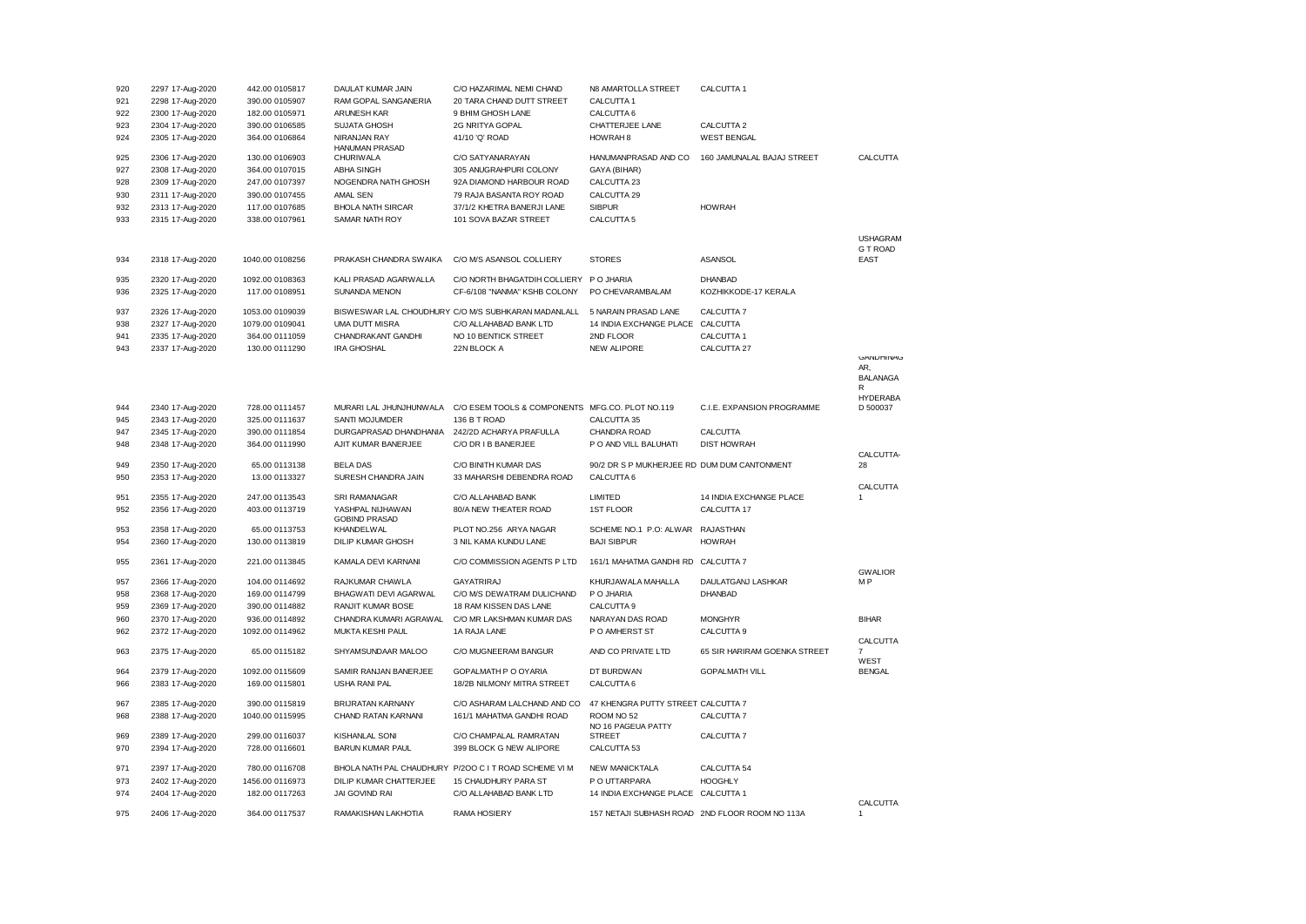| | | | | | | | | |
|---|---|---|---|---|---|---|---|---|
| 920 | 2297 17-Aug-2020 | 442.00 0105817 | DAULAT KUMAR JAIN | C/O HAZARIMAL NEMI CHAND | N8 AMARTOLLA STREET | CALCUTTA 1 | | |
| 921 | 2298 17-Aug-2020 | 390.00 0105907 | RAM GOPAL SANGANERIA | 20 TARA CHAND DUTT STREET | CALCUTTA 1 | | | |
| 922 | 2300 17-Aug-2020 | 182.00 0105971 | ARUNESH KAR | 9 BHIM GHOSH LANE | CALCUTTA 6 | | | |
| 923 | 2304 17-Aug-2020 | 390.00 0106585 | SUJATA GHOSH | 2G NRITYA GOPAL | CHATTERJEE LANE | CALCUTTA 2 | | |
| 924 | 2305 17-Aug-2020 | 364.00 0106864 | NIRANJAN RAY | 41/10 'Q' ROAD | HOWRAH 8 | WEST BENGAL | | |
| 925 | 2306 17-Aug-2020 | 130.00 0106903 | HANUMAN PRASAD CHURIWALA | C/O SATYANARAYAN | HANUMANPRASAD AND CO | 160 JAMUNALAL BAJAJ STREET | CALCUTTA | |
| 927 | 2308 17-Aug-2020 | 364.00 0107015 | ABHA SINGH | 305 ANUGRAHPURI COLONY | GAYA (BIHAR) | | | |
| 928 | 2309 17-Aug-2020 | 247.00 0107397 | NOGENDRA NATH GHOSH | 92A DIAMOND HARBOUR ROAD | CALCUTTA 23 | | | |
| 930 | 2311 17-Aug-2020 | 390.00 0107455 | AMAL SEN | 79 RAJA BASANTA ROY ROAD | CALCUTTA 29 | | | |
| 932 | 2313 17-Aug-2020 | 117.00 0107685 | BHOLA NATH SIRCAR | 37/1/2 KHETRA BANERJI LANE | SIBPUR | HOWRAH | | |
| 933 | 2315 17-Aug-2020 | 338.00 0107961 | SAMAR NATH ROY | 101 SOVA BAZAR STREET | CALCUTTA 5 | | | |
| 934 | 2318 17-Aug-2020 | 1040.00 0108256 | PRAKASH CHANDRA SWAIKA | C/O M/S ASANSOL COLLIERY | STORES | ASANSOL | USHAGRAM G T ROAD EAST | |
| 935 | 2320 17-Aug-2020 | 1092.00 0108363 | KALI PRASAD AGARWALLA | C/O NORTH BHAGATDIH COLLIERY | P O JHARIA | DHANBAD | | |
| 936 | 2325 17-Aug-2020 | 117.00 0108951 | SUNANDA MENON | CF-6/108 "NANMA" KSHB COLONY | PO CHEVARAMBALAM | KOZHIKKODE-17 KERALA | | |
| 937 | 2326 17-Aug-2020 | 1053.00 0109039 | BISWESWAR LAL CHOUDHURY | C/O M/S SUBHKARAN MADANLALL | 5 NARAIN PRASAD LANE | CALCUTTA 7 | | |
| 938 | 2327 17-Aug-2020 | 1079.00 0109041 | UMA DUTT MISRA | C/O ALLAHABAD BANK LTD | 14 INDIA EXCHANGE PLACE | CALCUTTA | | |
| 941 | 2335 17-Aug-2020 | 364.00 0111059 | CHANDRAKANT GANDHI | NO 10 BENTICK STREET | 2ND FLOOR | CALCUTTA 1 | | |
| 943 | 2337 17-Aug-2020 | 130.00 0111290 | IRA GHOSHAL | 22N BLOCK A | NEW ALIPORE | CALCUTTA 27 | | |
| 944 | 2340 17-Aug-2020 | 728.00 0111457 | MURARI LAL JHUNJHUNWALA | C/O ESEM TOOLS & COMPONENTS | MFG.CO. PLOT NO.119 | C.I.E. EXPANSION PROGRAMME | GANDHINAGAR, BALANAGAR HYDERABAD 500037 | |
| 945 | 2343 17-Aug-2020 | 325.00 0111637 | SANTI MOJUMDER | 136 B T ROAD | CALCUTTA 35 | | | |
| 947 | 2345 17-Aug-2020 | 390.00 0111854 | DURGAPRASAD DHANDHANIA | 242/2D ACHARYA PRAFULLA | CHANDRA ROAD | CALCUTTA | | |
| 948 | 2348 17-Aug-2020 | 364.00 0111990 | AJIT KUMAR BANERJEE | C/O DR I B BANERJEE | P O AND VILL BALUHATI | DIST HOWRAH | | |
| 949 | 2350 17-Aug-2020 | 65.00 0113138 | BELA DAS | C/O BINITH KUMAR DAS | 90/2 DR S P MUKHERJEE RD | DUM DUM CANTONMENT | CALCUTTA-28 | |
| 950 | 2353 17-Aug-2020 | 13.00 0113327 | SURESH CHANDRA JAIN | 33 MAHARSHI DEBENDRA ROAD | CALCUTTA 6 | | | |
| 951 | 2355 17-Aug-2020 | 247.00 0113543 | SRI RAMANAGAR | C/O ALLAHABAD BANK | LIMITED | 14 INDIA EXCHANGE PLACE | CALCUTTA 1 | |
| 952 | 2356 17-Aug-2020 | 403.00 0113719 | YASHPAL NIJHAWAN | 80/A NEW THEATER ROAD | 1ST FLOOR | CALCUTTA 17 | | |
| 953 | 2358 17-Aug-2020 | 65.00 0113753 | GOBIND PRASAD KHANDELWAL | PLOT NO.256 ARYA NAGAR | SCHEME NO.1 P.O: ALWAR | RAJASTHAN | | |
| 954 | 2360 17-Aug-2020 | 130.00 0113819 | DILIP KUMAR GHOSH | 3 NIL KAMA KUNDU LANE | BAJI SIBPUR | HOWRAH | | |
| 955 | 2361 17-Aug-2020 | 221.00 0113845 | KAMALA DEVI KARNANI | C/O COMMISSION AGENTS P LTD | 161/1 MAHATMA GANDHI RD | CALCUTTA 7 | | |
| 957 | 2366 17-Aug-2020 | 104.00 0114692 | RAJKUMAR CHAWLA | GAYATRIRAJ | KHURJAWALA MAHALLA | DAULATGANJ LASHKAR | GWALIOR M P | |
| 958 | 2368 17-Aug-2020 | 169.00 0114799 | BHAGWATI DEVI AGARWAL | C/O M/S DEWATRAM DULICHAND | P O JHARIA | DHANBAD | | |
| 959 | 2369 17-Aug-2020 | 390.00 0114882 | RANJIT KUMAR BOSE | 18 RAM KISSEN DAS LANE | CALCUTTA 9 | | | |
| 960 | 2370 17-Aug-2020 | 936.00 0114892 | CHANDRA KUMARI AGRAWAL | C/O MR LAKSHMAN KUMAR DAS | NARAYAN DAS ROAD | MONGHYR | BIHAR | |
| 962 | 2372 17-Aug-2020 | 1092.00 0114962 | MUKTA KESHI PAUL | 1A RAJA LANE | P O AMHERST ST | CALCUTTA 9 | | |
| 963 | 2375 17-Aug-2020 | 65.00 0115182 | SHYAMSUNDAAR MALOO | C/O MUGNEERAM BANGUR | AND CO PRIVATE LTD | 65 SIR HARIRAM GOENKA STREET | CALCUTTA 7 | |
| 964 | 2379 17-Aug-2020 | 1092.00 0115609 | SAMIR RANJAN BANERJEE | GOPALMATH P O OYARIA | DT BURDWAN | GOPALMATH VILL | WEST BENGAL | |
| 966 | 2383 17-Aug-2020 | 169.00 0115801 | USHA RANI PAL | 18/2B NILMONY MITRA STREET | CALCUTTA 6 | | | |
| 967 | 2385 17-Aug-2020 | 390.00 0115819 | BRIJRATAN KARNANY | C/O ASHARAM LALCHAND AND CO | 47 KHENGRA PUTTY STREET | CALCUTTA 7 | | |
| 968 | 2388 17-Aug-2020 | 1040.00 0115995 | CHAND RATAN KARNANI | 161/1 MAHATMA GANDHI ROAD | ROOM NO 52 | CALCUTTA 7 | | |
| 969 | 2389 17-Aug-2020 | 299.00 0116037 | KISHANLAL SONI | C/O CHAMPALAL RAMRATAN | NO 16 PAGEUA PATTY STREET | CALCUTTA 7 | | |
| 970 | 2394 17-Aug-2020 | 728.00 0116601 | BARUN KUMAR PAUL | 399 BLOCK G NEW ALIPORE | CALCUTTA 53 | | | |
| 971 | 2397 17-Aug-2020 | 780.00 0116708 | BHOLA NATH PAL CHAUDHURY | P/2OO C I T ROAD SCHEME VI M | NEW MANICKTALA | CALCUTTA 54 | | |
| 973 | 2402 17-Aug-2020 | 1456.00 0116973 | DILIP KUMAR CHATTERJEE | 15 CHAUDHURY PARA ST | P O UTTARPARA | HOOGHLY | | |
| 974 | 2404 17-Aug-2020 | 182.00 0117263 | JAI GOVIND RAI | C/O ALLAHABAD BANK LTD | 14 INDIA EXCHANGE PLACE | CALCUTTA 1 | | |
| 975 | 2406 17-Aug-2020 | 364.00 0117537 | RAMAKISHAN LAKHOTIA | RAMA HOSIERY | 157 NETAJI SUBHASH ROAD | 2ND FLOOR ROOM NO 113A | CALCUTTA 1 | |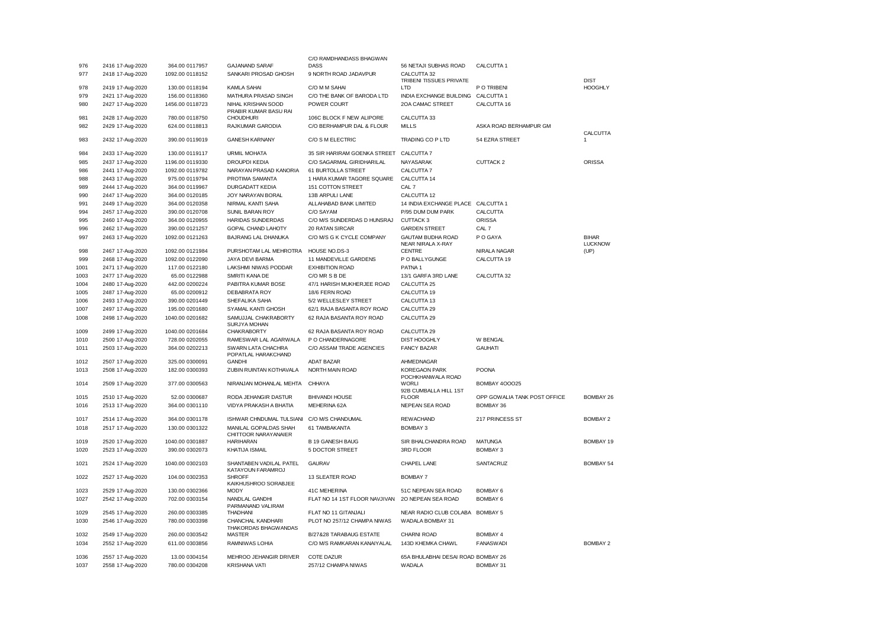| | | | | | | | |
|---|---|---|---|---|---|---|---|
| 976 | 2416 17-Aug-2020 | 364.00 0117957 | GAJANAND SARAF | C/O RAMDHANDASS BHAGWAN DASS | 56 NETAJI SUBHAS ROAD | CALCUTTA 1 | |
| 977 | 2418 17-Aug-2020 | 1092.00 0118152 | SANKARI PROSAD GHOSH | 9 NORTH ROAD JADAVPUR | CALCUTTA 32 | | |
| 978 | 2419 17-Aug-2020 | 130.00 0118194 | KAMLA SAHAI | C/O M M SAHAI | TRIBENI TISSUES PRIVATE LTD | P O TRIBENI | DIST HOOGHLY |
| 979 | 2421 17-Aug-2020 | 156.00 0118360 | MATHURA PRASAD SINGH | C/O THE BANK OF BARODA LTD | INDIA EXCHANGE BUILDING | CALCUTTA 1 | |
| 980 | 2427 17-Aug-2020 | 1456.00 0118723 | NIHAL KRISHAN SOOD | POWER COURT | 2OA CAMAC STREET | CALCUTTA 16 | |
| 981 | 2428 17-Aug-2020 | 780.00 0118750 | PRABIR KUMAR BASU RAI CHOUDHURI | 106C BLOCK F NEW ALIPORE | CALCUTTA 33 | | |
| 982 | 2429 17-Aug-2020 | 624.00 0118813 | RAJKUMAR GARODIA | C/O BERHAMPUR DAL & FLOUR | MILLS | ASKA ROAD BERHAMPUR GM | |
| 983 | 2432 17-Aug-2020 | 390.00 0119019 | GANESH KARNANY | C/O S M ELECTRIC | TRADING CO P LTD | 54 EZRA STREET | CALCUTTA 1 |
| 984 | 2433 17-Aug-2020 | 130.00 0119117 | URMIL MOHATA | 35 SIR HARIRAM GOENKA STREET | CALCUTTA 7 | | |
| 985 | 2437 17-Aug-2020 | 1196.00 0119330 | DROUPDI KEDIA | C/O SAGARMAL GIRIDHARILAL | NAYASARAK | CUTTACK 2 | ORISSA |
| 986 | 2441 17-Aug-2020 | 1092.00 0119782 | NARAYAN PRASAD KANORIA | 61 BURTOLLA STREET | CALCUTTA 7 | | |
| 988 | 2443 17-Aug-2020 | 975.00 0119794 | PROTIMA SAMANTA | 1 HARA KUMAR TAGORE SQUARE | CALCUTTA 14 | | |
| 989 | 2444 17-Aug-2020 | 364.00 0119967 | DURGADATT KEDIA | 151 COTTON STREET | CAL 7 | | |
| 990 | 2447 17-Aug-2020 | 364.00 0120185 | JOY NARAYAN BORAL | 13B ARPULI LANE | CALCUTTA 12 | | |
| 991 | 2449 17-Aug-2020 | 364.00 0120358 | NIRMAL KANTI SAHA | ALLAHABAD BANK LIMITED | 14 INDIA EXCHANGE PLACE | CALCUTTA 1 | |
| 994 | 2457 17-Aug-2020 | 390.00 0120708 | SUNIL BARAN ROY | C/O SAYAM | P/95 DUM DUM PARK | CALCUTTA | |
| 995 | 2460 17-Aug-2020 | 364.00 0120955 | HARIDAS SUNDERDAS | C/O M/S SUNDERDAS D HUNSRAJ | CUTTACK 3 | ORISSA | |
| 996 | 2462 17-Aug-2020 | 390.00 0121257 | GOPAL CHAND LAHOTY | 20 RATAN SIRCAR | GARDEN STREET | CAL 7 | |
| 997 | 2463 17-Aug-2020 | 1092.00 0121263 | BAJRANG LAL DHANUKA | C/O M/S G K CYCLE COMPANY | GAUTAM BUDHA ROAD | P O GAYA | BIHAR |
| 998 | 2467 17-Aug-2020 | 1092.00 0121984 | PURSHOTAM LAL MEHROTRA | HOUSE NO.DS-3 | NEAR NIRALA X-RAY CENTRE | NIRALA NAGAR | LUCKNOW (UP) |
| 999 | 2468 17-Aug-2020 | 1092.00 0122090 | JAYA DEVI BARMA | 11 MANDEVILLE GARDENS | P O BALLYGUNGE | CALCUTTA 19 | |
| 1001 | 2471 17-Aug-2020 | 117.00 0122180 | LAKSHMI NIWAS PODDAR | EXHIBITION ROAD | PATNA 1 | | |
| 1003 | 2477 17-Aug-2020 | 65.00 0122988 | SMRITI KANA DE | C/O MR S B DE | 13/1 GARFA 3RD LANE | CALCUTTA 32 | |
| 1004 | 2480 17-Aug-2020 | 442.00 0200224 | PABITRA KUMAR BOSE | 47/1 HARISH MUKHERJEE ROAD | CALCUTTA 25 | | |
| 1005 | 2487 17-Aug-2020 | 65.00 0200912 | DEBABRATA ROY | 18/6 FERN ROAD | CALCUTTA 19 | | |
| 1006 | 2493 17-Aug-2020 | 390.00 0201449 | SHEFALIKA SAHA | 5/2 WELLESLEY STREET | CALCUTTA 13 | | |
| 1007 | 2497 17-Aug-2020 | 195.00 0201680 | SYAMAL KANTI GHOSH | 62/1 RAJA BASANTA ROY ROAD | CALCUTTA 29 | | |
| 1008 | 2498 17-Aug-2020 | 1040.00 0201682 | SAMUJJAL CHAKRABORTY | 62 RAJA BASANTA ROY ROAD | CALCUTTA 29 | | |
| 1009 | 2499 17-Aug-2020 | 1040.00 0201684 | SURJYA MOHAN CHAKRABORTY | 62 RAJA BASANTA ROY ROAD | CALCUTTA 29 | | |
| 1010 | 2500 17-Aug-2020 | 728.00 0202055 | RAMESWAR LAL AGARWALA | P O CHANDERNAGORE | DIST HOOGHLY | W BENGAL | |
| 1011 | 2503 17-Aug-2020 | 364.00 0202213 | SWARN LATA CHACHRA | C/O ASSAM TRADE AGENCIES | FANCY BAZAR | GAUHATI | |
| 1012 | 2507 17-Aug-2020 | 325.00 0300091 | POPATLAL HARAKCHAND GANDHI | ADAT BAZAR | AHMEDNAGAR | | |
| 1013 | 2508 17-Aug-2020 | 182.00 0300393 | ZUBIN RUINTAN KOTHAVALA | NORTH MAIN ROAD | KOREGAON PARK | POONA | |
| 1014 | 2509 17-Aug-2020 | 377.00 0300563 | NIRANJAN MOHANLAL MEHTA | CHHAYA | POCHKHANWALA ROAD WORLI | BOMBAY 4OOO25 | |
| 1015 | 2510 17-Aug-2020 | 52.00 0300687 | RODA JEHANGIR DASTUR | BHIVANDI HOUSE | 92B CUMBALLA HILL 1ST FLOOR | OPP GOWALIA TANK POST OFFICE | BOMBAY 26 |
| 1016 | 2513 17-Aug-2020 | 364.00 0301110 | VIDYA PRAKASH A BHATIA | MEHERINA 62A | NEPEAN SEA ROAD | BOMBAY 36 | |
| 1017 | 2514 17-Aug-2020 | 364.00 0301178 | ISHWAR CHNDUMAL TULSIANI | C/O M/S CHANDUMAL | REWACHAND | 217 PRINCESS ST | BOMBAY 2 |
| 1018 | 2517 17-Aug-2020 | 130.00 0301322 | MANILAL GOPALDAS SHAH | 61 TAMBAKANTA | BOMBAY 3 | | |
| 1019 | 2520 17-Aug-2020 | 1040.00 0301887 | CHITTOOR NARAYANAIER HARIHARAN | B 19 GANESH BAUG | SIR BHALCHANDRA ROAD | MATUNGA | BOMBAY 19 |
| 1020 | 2523 17-Aug-2020 | 390.00 0302073 | KHATIJA ISMAIL | 5 DOCTOR STREET | 3RD FLOOR | BOMBAY 3 | |
| 1021 | 2524 17-Aug-2020 | 1040.00 0302103 | SHANTABEN VADILAL PATEL | GAURAV | CHAPEL LANE | SANTACRUZ | BOMBAY 54 |
| 1022 | 2527 17-Aug-2020 | 104.00 0302353 | KATAYOUN FARAMROJ SHROFF | 13 SLEATER ROAD | BOMBAY 7 | | |
| 1023 | 2529 17-Aug-2020 | 130.00 0302366 | KAIKHUSHROO SORABJEE MODY | 41C MEHERINA | 51C NEPEAN SEA ROAD | BOMBAY 6 | |
| 1027 | 2542 17-Aug-2020 | 702.00 0303154 | NANDLAL GANDHI | FLAT NO 14 1ST FLOOR NAVJIVAN | 2O NEPEAN SEA ROAD | BOMBAY 6 | |
| 1029 | 2545 17-Aug-2020 | 260.00 0303385 | PARMANAND VALIRAM THADHANI | FLAT NO 11 GITANJALI | NEAR RADIO CLUB COLABA | BOMBAY 5 | |
| 1030 | 2546 17-Aug-2020 | 780.00 0303398 | CHANCHAL KANDHARI | PLOT NO 257/12 CHAMPA NIWAS | WADALA BOMBAY 31 | | |
| 1032 | 2549 17-Aug-2020 | 260.00 0303542 | THAKORDAS BHAGWANDAS MASTER | B/27&28 TARABAUG ESTATE | CHARNI ROAD | BOMBAY 4 | |
| 1034 | 2552 17-Aug-2020 | 611.00 0303856 | RAMNIWAS LOHIA | C/O M/S RAMKARAN KANAIYALAL | 143D KHEMKA CHAWL | FANASWADI | BOMBAY 2 |
| 1036 | 2557 17-Aug-2020 | 13.00 0304154 | MEHROO JEHANGIR DRIVER | COTE DAZUR | 65A BHULABHAI DESAI ROAD | BOMBAY 26 | |
| 1037 | 2558 17-Aug-2020 | 780.00 0304208 | KRISHANA VATI | 257/12 CHAMPA NIWAS | WADALA | BOMBAY 31 | |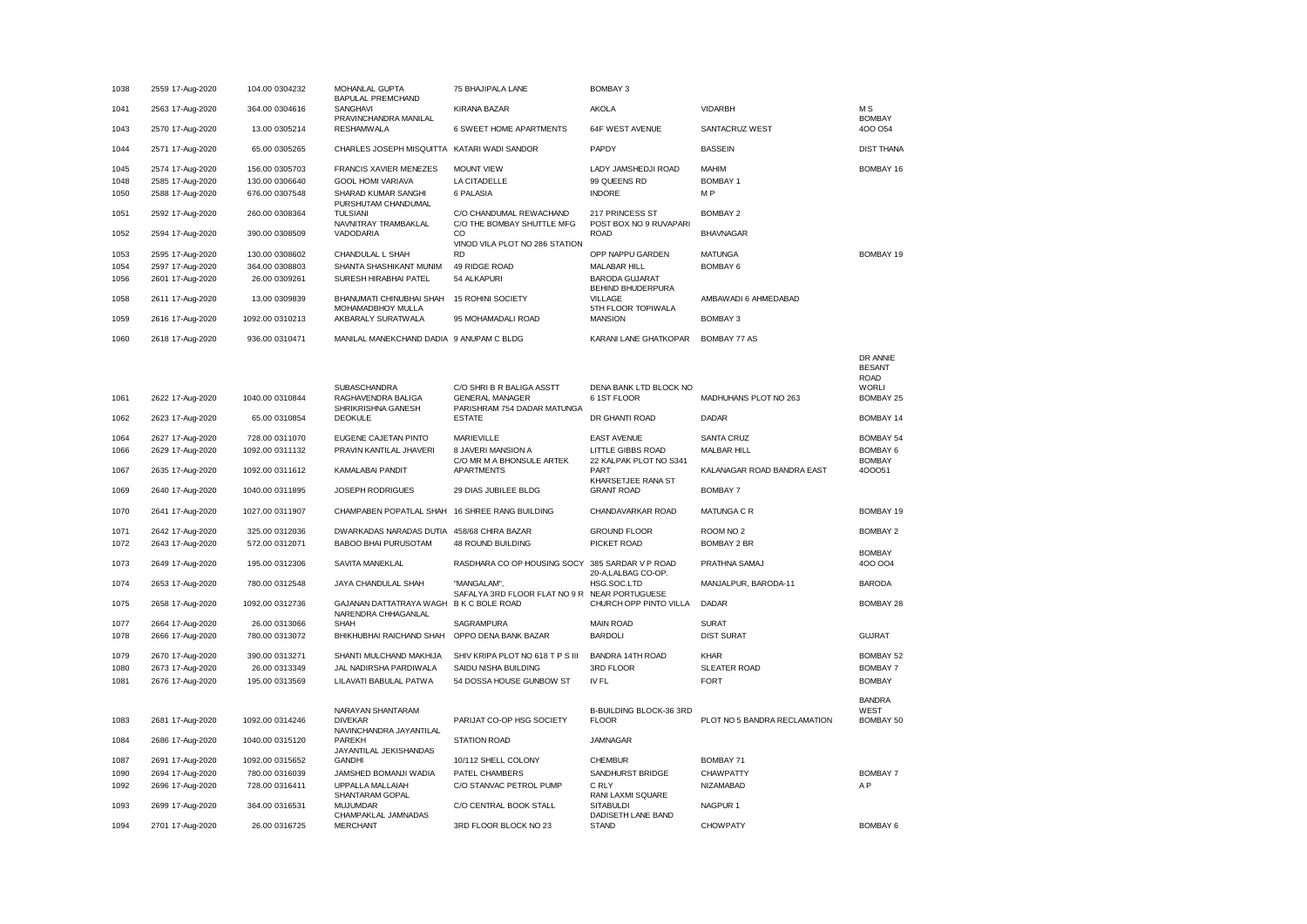| | | | | | | | | |
|---|---|---|---|---|---|---|---|---|
| 1038 | 2559 17-Aug-2020 | 104.00 0304232 | MOHANLAL GUPTA | 75 BHAJIPALA LANE | BOMBAY 3 | | |
| 1041 | 2563 17-Aug-2020 | 364.00 0304616 | BAPULAL PREMCHAND SANGHAVI | KIRANA BAZAR | AKOLA | VIDARBH | M S |
| 1043 | 2570 17-Aug-2020 | 13.00 0305214 | PRAVINCHANDRA MANILAL RESHAMWALA | 6 SWEET HOME APARTMENTS | 64F WEST AVENUE | SANTACRUZ WEST | BOMBAY 4OO O54 |
| 1044 | 2571 17-Aug-2020 | 65.00 0305265 | CHARLES JOSEPH MISQUITTA | KATARI WADI SANDOR | PAPDY | BASSEIN | DIST THANA |
| 1045 | 2574 17-Aug-2020 | 156.00 0305703 | FRANCIS XAVIER MENEZES | MOUNT VIEW | LADY JAMSHEDJI ROAD | MAHIM | BOMBAY 16 |
| 1048 | 2585 17-Aug-2020 | 130.00 0306640 | GOOL HOMI VARIAVA | LA CITADELLE | 99 QUEENS RD | BOMBAY 1 | |
| 1050 | 2588 17-Aug-2020 | 676.00 0307548 | SHARAD KUMAR SANGHI | 6 PALASIA | INDORE | M P | |
| 1051 | 2592 17-Aug-2020 | 260.00 0308364 | PURSHUTAM CHANDUMAL TULSIANI | C/O CHANDUMAL REWACHAND | 217 PRINCESS ST | BOMBAY 2 | |
| 1052 | 2594 17-Aug-2020 | 390.00 0308509 | NAVNITRAY TRAMBAKLAL VADODARIA | C/O THE BOMBAY SHUTTLE MFG CO | POST BOX NO 9 RUVAPARI ROAD | BHAVNAGAR | |
| 1053 | 2595 17-Aug-2020 | 130.00 0308602 | CHANDULAL L SHAH | VINOD VILA PLOT NO 286 STATION RD | OPP NAPPU GARDEN | MATUNGA | BOMBAY 19 |
| 1054 | 2597 17-Aug-2020 | 364.00 0308803 | SHANTA SHASHIKANT MUNIM | 49 RIDGE ROAD | MALABAR HILL | BOMBAY 6 | |
| 1056 | 2601 17-Aug-2020 | 26.00 0309261 | SURESH HIRABHAI PATEL | 54 ALKAPURI | BARODA GUJARAT | | |
| 1058 | 2611 17-Aug-2020 | 13.00 0309839 | BHANUMATI CHINUBHAI SHAH | 15 ROHINI SOCIETY | BEHIND BHUDERPURA VILLAGE | AMBAWADI 6 AHMEDABAD | |
| 1059 | 2616 17-Aug-2020 | 1092.00 0310213 | MOHAMADBHOY MULLA AKBARALY SURATWALA | 95 MOHAMADALI ROAD | 5TH FLOOR TOPIWALA MANSION | BOMBAY 3 | |
| 1060 | 2618 17-Aug-2020 | 936.00 0310471 | MANILAL MANEKCHAND DADIA | 9 ANUPAM C BLDG | KARANI LANE GHATKOPAR | BOMBAY 77 AS | |
| 1061 | 2622 17-Aug-2020 | 1040.00 0310844 | SUBASCHANDRA RAGHAVENDRA BALIGA | C/O SHRI B R BALIGA ASSTT GENERAL MANAGER | DENA BANK LTD BLOCK NO 6 1ST FLOOR | MADHUHANS PLOT NO 263 | DR ANNIE BESANT ROAD WORLI BOMBAY 25 |
| 1062 | 2623 17-Aug-2020 | 65.00 0310854 | SHRIKRISHNA GANESH DEOKULE | PARISHRAM 754 DADAR MATUNGA ESTATE | DR GHANTI ROAD | DADAR | BOMBAY 14 |
| 1064 | 2627 17-Aug-2020 | 728.00 0311070 | EUGENE CAJETAN PINTO | MARIEVILLE | EAST AVENUE | SANTA CRUZ | BOMBAY 54 |
| 1066 | 2629 17-Aug-2020 | 1092.00 0311132 | PRAVIN KANTILAL JHAVERI | 8 JAVERI MANSION A | LITTLE GIBBS ROAD | MALBAR HILL | BOMBAY 6 |
| 1067 | 2635 17-Aug-2020 | 1092.00 0311612 | KAMALABAI PANDIT | C/O MR M A BHONSULE ARTEK APARTMENTS | 22 KALPAK PLOT NO S341 PART | KALANAGAR ROAD BANDRA EAST | BOMBAY 4OOO51 |
| 1069 | 2640 17-Aug-2020 | 1040.00 0311895 | JOSEPH RODRIGUES | 29 DIAS JUBILEE BLDG | KHARSETJEE RANA ST GRANT ROAD | BOMBAY 7 | |
| 1070 | 2641 17-Aug-2020 | 1027.00 0311907 | CHAMPABEN POPATLAL SHAH | 16 SHREE RANG BUILDING | CHANDAVARKAR ROAD | MATUNGA C R | BOMBAY 19 |
| 1071 | 2642 17-Aug-2020 | 325.00 0312036 | DWARKADAS NARADAS DUTIA | 458/68 CHIRA BAZAR | GROUND FLOOR | ROOM NO 2 | BOMBAY 2 |
| 1072 | 2643 17-Aug-2020 | 572.00 0312071 | BABOO BHAI PURUSOTAM | 48 ROUND BUILDING | PICKET ROAD | BOMBAY 2 BR | |
| 1073 | 2649 17-Aug-2020 | 195.00 0312306 | SAVITA MANEKLAL | RASDHARA CO OP HOUSING SOCY | 385 SARDAR V P ROAD | PRATHNA SAMAJ | BOMBAY 4OO OO4 |
| 1074 | 2653 17-Aug-2020 | 780.00 0312548 | JAYA CHANDULAL SHAH | "MANGALAM", | 20-A,LALBAG CO-OP. HSG.SOC.LTD | MANJALPUR, BARODA-11 | BARODA |
| 1075 | 2658 17-Aug-2020 | 1092.00 0312736 | GAJANAN DATTATRAYA WAGH | SAFALYA 3RD FLOOR FLAT NO 9 R B K C BOLE ROAD | NEAR PORTUGUESE CHURCH OPP PINTO VILLA | DADAR | BOMBAY 28 |
| 1077 | 2664 17-Aug-2020 | 26.00 0313066 | NARENDRA CHHAGANLAL SHAH | SAGRAMPURA | MAIN ROAD | SURAT | |
| 1078 | 2666 17-Aug-2020 | 780.00 0313072 | BHIKHUBHAI RAICHAND SHAH | OPPO DENA BANK BAZAR | BARDOLI | DIST SURAT | GUJRAT |
| 1079 | 2670 17-Aug-2020 | 390.00 0313271 | SHANTI MULCHAND MAKHIJA | SHIV KRIPA PLOT NO 618 T P S III | BANDRA 14TH ROAD | KHAR | BOMBAY 52 |
| 1080 | 2673 17-Aug-2020 | 26.00 0313349 | JAL NADIRSHA PARDIWALA | SAIDU NISHA BUILDING | 3RD FLOOR | SLEATER ROAD | BOMBAY 7 |
| 1081 | 2676 17-Aug-2020 | 195.00 0313569 | LILAVATI BABULAL PATWA | 54 DOSSA HOUSE GUNBOW ST | IV FL | FORT | BOMBAY |
| 1083 | 2681 17-Aug-2020 | 1092.00 0314246 | NARAYAN SHANTARAM DIVEKAR | PARIJAT CO-OP HSG SOCIETY | B-BUILDING BLOCK-36 3RD FLOOR | PLOT NO 5 BANDRA RECLAMATION | BANDRA WEST BOMBAY 50 |
| 1084 | 2686 17-Aug-2020 | 1040.00 0315120 | NAVINCHANDRA JAYANTILAL PAREKH | STATION ROAD | JAMNAGAR | | |
| 1087 | 2691 17-Aug-2020 | 1092.00 0315652 | JAYANTILAL JEKISHANDAS GANDHI | 10/112 SHELL COLONY | CHEMBUR | BOMBAY 71 | |
| 1090 | 2694 17-Aug-2020 | 780.00 0316039 | JAMSHED BOMANJI WADIA | PATEL CHAMBERS | SANDHURST BRIDGE | CHAWPATTY | BOMBAY 7 |
| 1092 | 2696 17-Aug-2020 | 728.00 0316411 | UPPALLA MALLAIAH | C/O STANVAC PETROL PUMP | C RLY | NIZAMABAD | A P |
| 1093 | 2699 17-Aug-2020 | 364.00 0316531 | SHANTARAM GOPAL MUJUMDAR | C/O CENTRAL BOOK STALL | RANI LAXMI SQUARE SITABULDI | NAGPUR 1 | |
| 1094 | 2701 17-Aug-2020 | 26.00 0316725 | CHAMPAKLAL JAMNADAS MERCHANT | 3RD FLOOR BLOCK NO 23 | DADISETH LANE BAND STAND | CHOWPATY | BOMBAY 6 |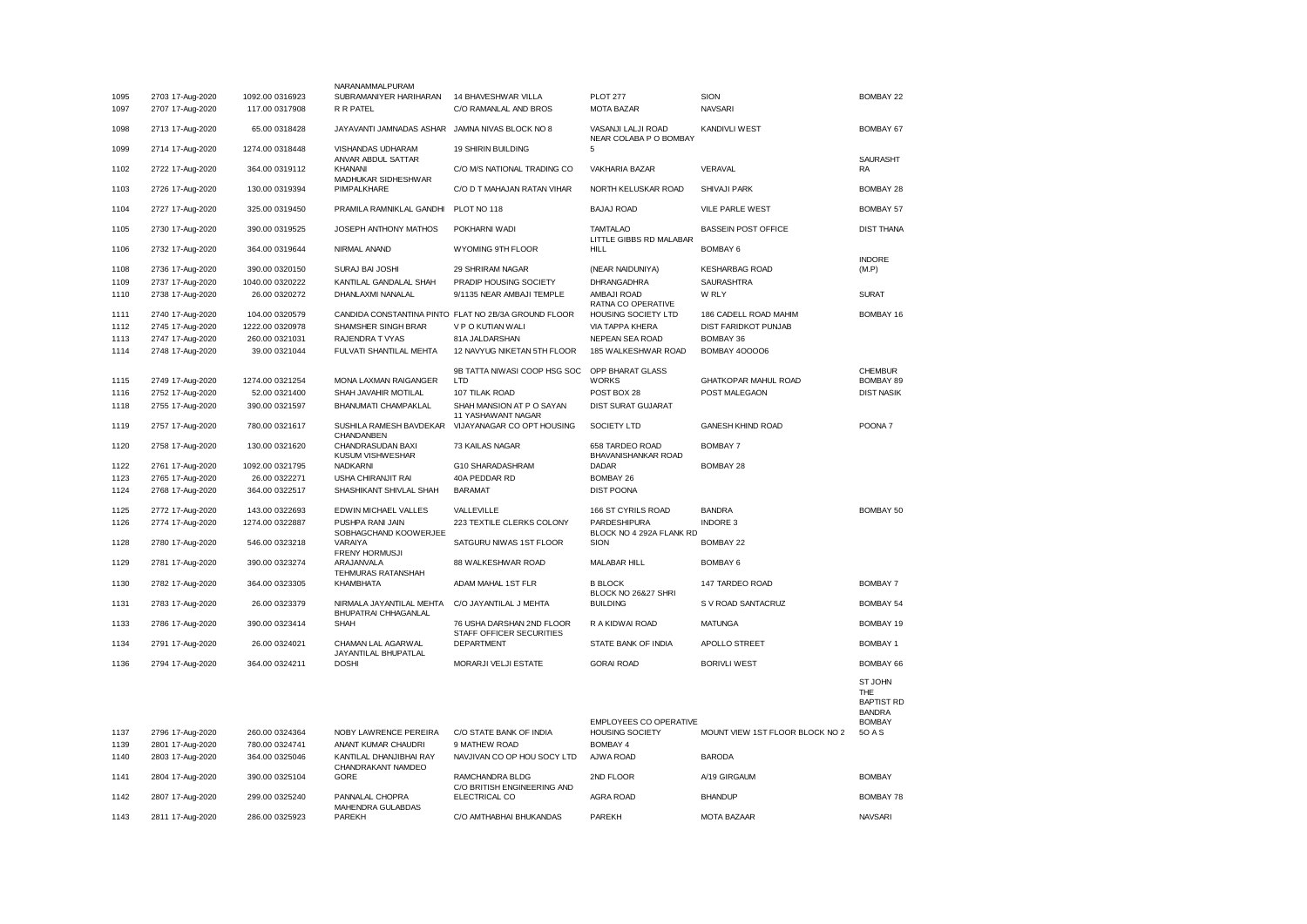| | | | | | | | |
|---|---|---|---|---|---|---|---|
| 1095 | 2703 17-Aug-2020 | 1092.00 0316923 | NARANAMMALPURAM SUBRAMANIYER HARIHARAN | 14 BHAVESHWAR VILLA | PLOT 277 | SION | BOMBAY 22 |
| 1097 | 2707 17-Aug-2020 | 117.00 0317908 | R R PATEL | C/O RAMANLAL AND BROS | MOTA BAZAR | NAVSARI | |
| 1098 | 2713 17-Aug-2020 | 65.00 0318428 | JAYAVANTI JAMNADAS ASHAR | JAMNA NIVAS BLOCK NO 8 | VASANJI LALJI ROAD | KANDIVLI WEST | BOMBAY 67 |
| 1099 | 2714 17-Aug-2020 | 1274.00 0318448 | VISHANDAS UDHARAM | 19 SHIRIN BUILDING | NEAR COLABA P O BOMBAY 5 | | |
| 1102 | 2722 17-Aug-2020 | 364.00 0319112 | ANVAR ABDUL SATTAR KHANANI | C/O M/S NATIONAL TRADING CO | VAKHARIA BAZAR | VERAVAL | SAURASHTRA |
| 1103 | 2726 17-Aug-2020 | 130.00 0319394 | MADHUKAR SIDHESHWAR PIMPALKHARE | C/O D T MAHAJAN RATAN VIHAR | NORTH KELUSKAR ROAD | SHIVAJI PARK | BOMBAY 28 |
| 1104 | 2727 17-Aug-2020 | 325.00 0319450 | PRAMILA RAMNIKLAL GANDHI | PLOT NO 118 | BAJAJ ROAD | VILE PARLE WEST | BOMBAY 57 |
| 1105 | 2730 17-Aug-2020 | 390.00 0319525 | JOSEPH ANTHONY MATHOS | POKHARNI WADI | TAMTALAO | BASSEIN POST OFFICE | DIST THANA |
| 1106 | 2732 17-Aug-2020 | 364.00 0319644 | NIRMAL ANAND | WYOMING 9TH FLOOR | LITTLE GIBBS RD MALABAR HILL | BOMBAY 6 | |
| 1108 | 2736 17-Aug-2020 | 390.00 0320150 | SURAJ BAI JOSHI | 29 SHRIRAM NAGAR | (NEAR NAIDUNIYA) | KESHARBAG ROAD | INDORE (M.P) |
| 1109 | 2737 17-Aug-2020 | 1040.00 0320222 | KANTILAL GANDALAL SHAH | PRADIP HOUSING SOCIETY | DHRANGADHRA | SAURASHTRA | |
| 1110 | 2738 17-Aug-2020 | 26.00 0320272 | DHANLAXMI NANALAL | 9/1135 NEAR AMBAJI TEMPLE | AMBAJI ROAD | W RLY | SURAT |
| 1111 | 2740 17-Aug-2020 | 104.00 0320579 | CANDIDA CONSTANTINA PINTO | FLAT NO 2B/3A GROUND FLOOR | RATNA CO OPERATIVE HOUSING SOCIETY LTD | 186 CADELL ROAD MAHIM | BOMBAY 16 |
| 1112 | 2745 17-Aug-2020 | 1222.00 0320978 | SHAMSHER SINGH BRAR | V P O KUTIAN WALI | VIA TAPPA KHERA | DIST FARIDKOT PUNJAB | |
| 1113 | 2747 17-Aug-2020 | 260.00 0321031 | RAJENDRA T VYAS | 81A JALDARSHAN | NEPEAN SEA ROAD | BOMBAY 36 | |
| 1114 | 2748 17-Aug-2020 | 39.00 0321044 | FULVATI SHANTILAL MEHTA | 12 NAVYUG NIKETAN 5TH FLOOR | 185 WALKESHWAR ROAD | BOMBAY 4OOOO6 | |
| 1115 | 2749 17-Aug-2020 | 1274.00 0321254 | MONA LAXMAN RAIGANGER | 9B TATTA NIWASI COOP HSG SOC LTD | OPP BHARAT GLASS WORKS | GHATKOPAR MAHUL ROAD | CHEMBUR BOMBAY 89 |
| 1116 | 2752 17-Aug-2020 | 52.00 0321400 | SHAH JAVAHIR MOTILAL | 107 TILAK ROAD | POST BOX 28 | POST MALEGAON | DIST NASIK |
| 1118 | 2755 17-Aug-2020 | 390.00 0321597 | BHANUMATI CHAMPAKLAL | SHAH MANSION AT P O SAYAN | DIST SURAT GUJARAT | | |
| 1119 | 2757 17-Aug-2020 | 780.00 0321617 | SUSHILA RAMESH BAVDEKAR | 11 YASHAWANT NAGAR VIJAYANAGAR CO OPT HOUSING | SOCIETY LTD | GANESH KHIND ROAD | POONA 7 |
| 1120 | 2758 17-Aug-2020 | 130.00 0321620 | CHANDANBEN CHANDRASUDAN BAXI | 73 KAILAS NAGAR | 658 TARDEO ROAD | BOMBAY 7 | |
| 1122 | 2761 17-Aug-2020 | 1092.00 0321795 | KUSUM VISHWESHAR NADKARNI | G10 SHARADASHRAM | BHAVANISHANKAR ROAD DADAR | BOMBAY 28 | |
| 1123 | 2765 17-Aug-2020 | 26.00 0322271 | USHA CHIRANJIT RAI | 40A PEDDAR RD | BOMBAY 26 | | |
| 1124 | 2768 17-Aug-2020 | 364.00 0322517 | SHASHIKANT SHIVLAL SHAH | BARAMAT | DIST POONA | | |
| 1125 | 2772 17-Aug-2020 | 143.00 0322693 | EDWIN MICHAEL VALLES | VALLEVILLE | 166 ST CYRILS ROAD | BANDRA | BOMBAY 50 |
| 1126 | 2774 17-Aug-2020 | 1274.00 0322887 | PUSHPA RANI JAIN | 223 TEXTILE CLERKS COLONY | PARDESHIPURA | INDORE 3 | |
| 1128 | 2780 17-Aug-2020 | 546.00 0323218 | SOBHAGCHAND KOOWERJEE VARAIYA | SATGURU NIWAS 1ST FLOOR | BLOCK NO 4 292A FLANK RD SION | BOMBAY 22 | |
| 1129 | 2781 17-Aug-2020 | 390.00 0323274 | FRENY HORMUSJI ARAJANVALA | 88 WALKESHWAR ROAD | MALABAR HILL | BOMBAY 6 | |
| 1130 | 2782 17-Aug-2020 | 364.00 0323305 | TEHMURAS RATANSHAH KHAMBHATA | ADAM MAHAL 1ST FLR | B BLOCK | 147 TARDEO ROAD | BOMBAY 7 |
| 1131 | 2783 17-Aug-2020 | 26.00 0323379 | NIRMALA JAYANTILAL MEHTA | C/O JAYANTILAL J MEHTA | BLOCK NO 26&27 SHRI BUILDING | S V ROAD SANTACRUZ | BOMBAY 54 |
| 1133 | 2786 17-Aug-2020 | 390.00 0323414 | BHUPATRAI CHHAGANLAL SHAH | 76 USHA DARSHAN 2ND FLOOR | R A KIDWAI ROAD | MATUNGA | BOMBAY 19 |
| 1134 | 2791 17-Aug-2020 | 26.00 0324021 | CHAMAN LAL AGARWAL | STAFF OFFICER SECURITIES DEPARTMENT | STATE BANK OF INDIA | APOLLO STREET | BOMBAY 1 |
| 1136 | 2794 17-Aug-2020 | 364.00 0324211 | JAYANTILAL BHUPATLAL DOSHI | MORARJI VELJI ESTATE | GORAI ROAD | BORIVLI WEST | BOMBAY 66 |
| 1137 | 2796 17-Aug-2020 | 260.00 0324364 | NOBY LAWRENCE PEREIRA | C/O STATE BANK OF INDIA | EMPLOYEES CO OPERATIVE HOUSING SOCIETY | MOUNT VIEW 1ST FLOOR BLOCK NO 2 | ST JOHN THE BAPTIST RD BANDRA BOMBAY 50 A S |
| 1139 | 2801 17-Aug-2020 | 780.00 0324741 | ANANT KUMAR CHAUDRI | 9 MATHEW ROAD | BOMBAY 4 | | |
| 1140 | 2803 17-Aug-2020 | 364.00 0325046 | KANTILAL DHANJIBHAI RAY | NAVJIVAN CO OP HOU SOCY LTD | AJWA ROAD | BARODA | |
| 1141 | 2804 17-Aug-2020 | 390.00 0325104 | CHANDRAKANT NAMDEO GORE | RAMCHANDRA BLDG | 2ND FLOOR | A/19 GIRGAUM | BOMBAY |
| 1142 | 2807 17-Aug-2020 | 299.00 0325240 | PANNALAL CHOPRA | C/O BRITISH ENGINEERING AND ELECTRICAL CO | AGRA ROAD | BHANDUP | BOMBAY 78 |
| 1143 | 2811 17-Aug-2020 | 286.00 0325923 | MAHENDRA GULABDAS PAREKH | C/O AMTHABHAI BHUKANDAS | PAREKH | MOTA BAZAAR | NAVSARI |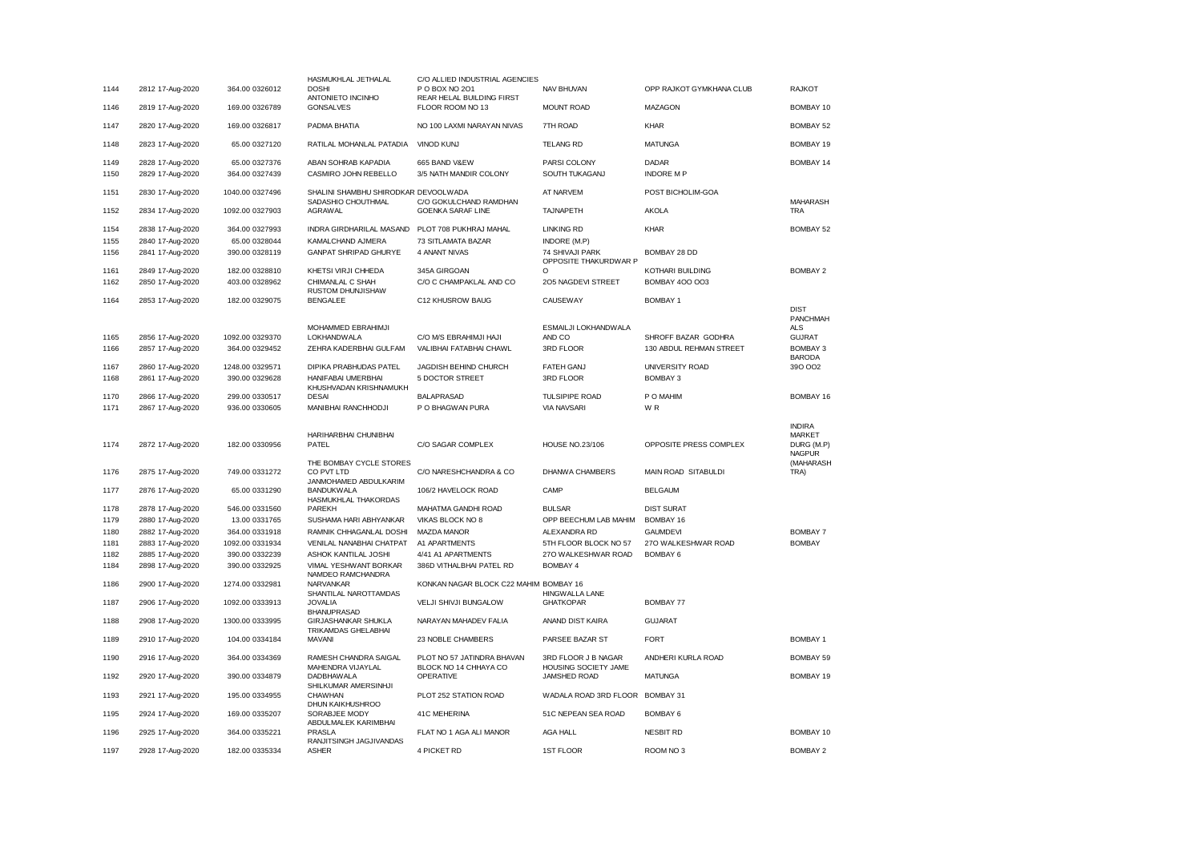| | | | | | | | | |
|---|---|---|---|---|---|---|---|---|
| 1144 | 2812 17-Aug-2020 | 364.00 0326012 | HASMUKHLAL JETHALAL DOSHI | C/O ALLIED INDUSTRIAL AGENCIES P O BOX NO 2O1 | NAV BHUVAN | OPP RAJKOT GYMKHANA CLUB | RAJKOT |
| 1146 | 2819 17-Aug-2020 | 169.00 0326789 | ANTONIETO INCINHO GONSALVES | REAR HELAL BUILDING FIRST FLOOR ROOM NO 13 | MOUNT ROAD | MAZAGON | BOMBAY 10 |
| 1147 | 2820 17-Aug-2020 | 169.00 0326817 | PADMA BHATIA | NO 100 LAXMI NARAYAN NIVAS | 7TH ROAD | KHAR | BOMBAY 52 |
| 1148 | 2823 17-Aug-2020 | 65.00 0327120 | RATILAL MOHANLAL PATADIA | VINOD KUNJ | TELANG RD | MATUNGA | BOMBAY 19 |
| 1149 | 2828 17-Aug-2020 | 65.00 0327376 | ABAN SOHRAB KAPADIA | 665 BAND V&EW | PARSI COLONY | DADAR | BOMBAY 14 |
| 1150 | 2829 17-Aug-2020 | 364.00 0327439 | CASMIRO JOHN REBELLO | 3/5 NATH MANDIR COLONY | SOUTH TUKAGANJ | INDORE M P | |
| 1151 | 2830 17-Aug-2020 | 1040.00 0327496 | SHALINI SHAMBHU SHIRODKAR | DEVOOLWADA | AT NARVEM | POST BICHOLIM-GOA | |
| 1152 | 2834 17-Aug-2020 | 1092.00 0327903 | SADASHIO CHOUTHMAL AGRAWAL | C/O GOKULCHAND RAMDHAN GOENKA SARAF LINE | TAJNAPETH | AKOLA | MAHARASHTRA |
| 1154 | 2838 17-Aug-2020 | 364.00 0327993 | INDRA GIRDHARILAL MASAND | PLOT 708 PUKHRAJ MAHAL | LINKING RD | KHAR | BOMBAY 52 |
| 1155 | 2840 17-Aug-2020 | 65.00 0328044 | KAMALCHAND AJMERA | 73 SITLAMATA BAZAR | INDORE (M.P) | | |
| 1156 | 2841 17-Aug-2020 | 390.00 0328119 | GANPAT SHRIPAD GHURYE | 4 ANANT NIVAS | 74 SHIVAJI PARK | BOMBAY 28 DD | |
| 1161 | 2849 17-Aug-2020 | 182.00 0328810 | KHETSI VIRJI CHHEDA | 345A GIRGOAN | OPPOSITE THAKURDWAR PO | KOTHARI BUILDING | BOMBAY 2 |
| 1162 | 2850 17-Aug-2020 | 403.00 0328962 | CHIMANLAL C SHAH | C/O C CHAMPAKLAL AND CO | 2O5 NAGDEVI STREET | BOMBAY 4OO OO3 | |
| 1164 | 2853 17-Aug-2020 | 182.00 0329075 | RUSTOM DHUNJISHAW BENGALEE | C12 KHUSROW BAUG | CAUSEWAY | BOMBAY 1 | |
| 1165 | 2856 17-Aug-2020 | 1092.00 0329370 | MOHAMMED EBRAHIMJI LOKHANDWALA | C/O M/S EBRAHIMJI HAJI | ESMAILJI LOKHANDWALA AND CO | SHROFF BAZAR GODHRA | DIST PANCHMAHALS GUJRAT |
| 1166 | 2857 17-Aug-2020 | 364.00 0329452 | ZEHRA KADERBHAI GULFAM | VALIBHAI FATABHAI CHAWL | 3RD FLOOR | 130 ABDUL REHMAN STREET | BOMBAY 3 |
| 1167 | 2860 17-Aug-2020 | 1248.00 0329571 | DIPIKA PRABHUDAS PATEL | JAGDISH BEHIND CHURCH | FATEH GANJ | UNIVERSITY ROAD | BARODA 39O OO2 |
| 1168 | 2861 17-Aug-2020 | 390.00 0329628 | HANIFABAI UMERBHAI | 5 DOCTOR STREET | 3RD FLOOR | BOMBAY 3 | |
| 1170 | 2866 17-Aug-2020 | 299.00 0330517 | KHUSHVADAN KRISHNAMUKH DESAI | BALAPRASAD | TULSIPIPE ROAD | P O MAHIM | BOMBAY 16 |
| 1171 | 2867 17-Aug-2020 | 936.00 0330605 | MANIBHAI RANCHHODJI | P O BHAGWAN PURA | VIA NAVSARI | W R | |
| 1174 | 2872 17-Aug-2020 | 182.00 0330956 | HARIHARBHAI CHUNIBHAI PATEL | C/O SAGAR COMPLEX | HOUSE NO.23/106 | OPPOSITE PRESS COMPLEX | INDIRA MARKET DURG (M.P) |
| 1176 | 2875 17-Aug-2020 | 749.00 0331272 | THE BOMBAY CYCLE STORES CO PVT LTD | C/O NARESHCHANDRA & CO | DHANWA CHAMBERS | MAIN ROAD SITABULDI | NAGPUR (MAHARASHTRA) |
| 1177 | 2876 17-Aug-2020 | 65.00 0331290 | JANMOHAMED ABDULKARIM BANDUKWALA | 106/2 HAVELOCK ROAD | CAMP | BELGAUM | |
| 1178 | 2878 17-Aug-2020 | 546.00 0331560 | HASMUKHLAL THAKORDAS PAREKH | MAHATMA GANDHI ROAD | BULSAR | DIST SURAT | |
| 1179 | 2880 17-Aug-2020 | 13.00 0331765 | SUSHAMA HARI ABHYANKAR | VIKAS BLOCK NO 8 | OPP BEECHUM LAB MAHIM | BOMBAY 16 | |
| 1180 | 2882 17-Aug-2020 | 364.00 0331918 | RAMNIK CHHAGANLAL DOSHI | MAZDA MANOR | ALEXANDRA RD | GAUMDEVI | BOMBAY 7 |
| 1181 | 2883 17-Aug-2020 | 1092.00 0331934 | VENILAL NANABHAI CHATPAT | A1 APARTMENTS | 5TH FLOOR BLOCK NO 57 | 27O WALKESHWAR ROAD | BOMBAY |
| 1182 | 2885 17-Aug-2020 | 390.00 0332239 | ASHOK KANTILAL JOSHI | 4/41 A1 APARTMENTS | 27O WALKESHWAR ROAD | BOMBAY 6 | |
| 1184 | 2898 17-Aug-2020 | 390.00 0332925 | VIMAL YESHWANT BORKAR | 386D VITHALBHAI PATEL RD | BOMBAY 4 | | |
| 1186 | 2900 17-Aug-2020 | 1274.00 0332981 | NAMDEO RAMCHANDRA NARVANKAR | KONKAN NAGAR BLOCK C22 MAHIM | BOMBAY 16 | | |
| 1187 | 2906 17-Aug-2020 | 1092.00 0333913 | SHANTILAL NAROTTAMDAS JOVALIA | VELJI SHIVJI BUNGALOW | HINGWALLA LANE GHATKOPAR | BOMBAY 77 | |
| 1188 | 2908 17-Aug-2020 | 1300.00 0333995 | BHANUPRASAD GIRJASHANKAR SHUKLA | NARAYAN MAHADEV FALIA | ANAND DIST KAIRA | GUJARAT | |
| 1189 | 2910 17-Aug-2020 | 104.00 0334184 | TRIKAMDAS GHELABHAI MAVANI | 23 NOBLE CHAMBERS | PARSEE BAZAR ST | FORT | BOMBAY 1 |
| 1190 | 2916 17-Aug-2020 | 364.00 0334369 | RAMESH CHANDRA SAIGAL | PLOT NO 57 JATINDRA BHAVAN | 3RD FLOOR J B NAGAR | ANDHERI KURLA ROAD | BOMBAY 59 |
| 1192 | 2920 17-Aug-2020 | 390.00 0334879 | MAHENDRA VIJAYLAL DADBHAWALA | BLOCK NO 14 CHHAYA CO OPERATIVE | HOUSING SOCIETY JAME JAMSHED ROAD | MATUNGA | BOMBAY 19 |
| 1193 | 2921 17-Aug-2020 | 195.00 0334955 | SHILKUMAR AMERSINHJI CHAWHAN | PLOT 252 STATION ROAD | WADALA ROAD 3RD FLOOR | BOMBAY 31 | |
| 1195 | 2924 17-Aug-2020 | 169.00 0335207 | DHUN KAIKHUSHROO SORABJEE MODY | 41C MEHERINA | 51C NEPEAN SEA ROAD | BOMBAY 6 | |
| 1196 | 2925 17-Aug-2020 | 364.00 0335221 | ABDULMALEK KARIMBHAI PRASLA | FLAT NO 1 AGA ALI MANOR | AGA HALL | NESBIT RD | BOMBAY 10 |
| 1197 | 2928 17-Aug-2020 | 182.00 0335334 | RANJITSINGH JAGJIVANDAS ASHER | 4 PICKET RD | 1ST FLOOR | ROOM NO 3 | BOMBAY 2 |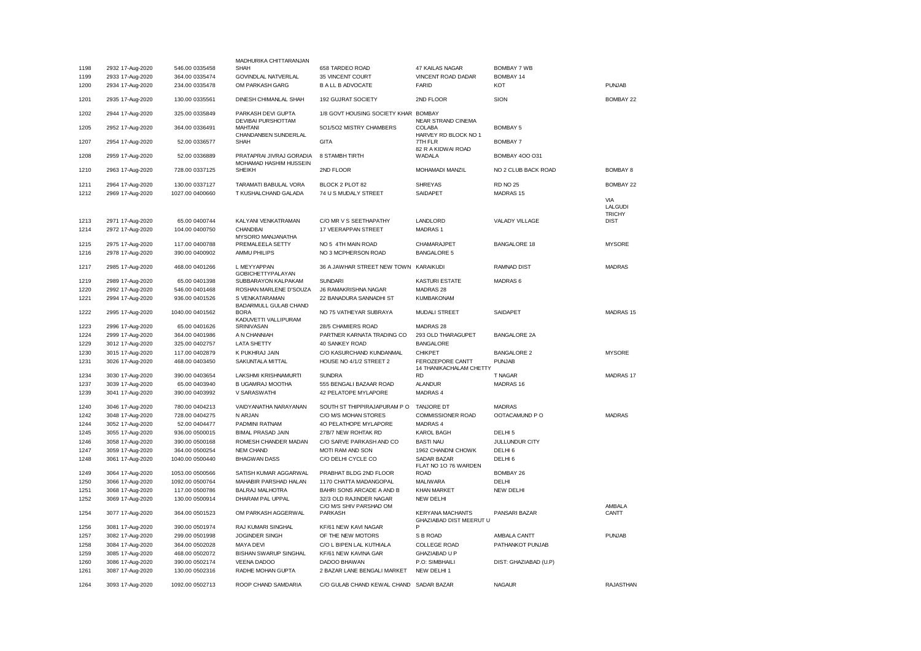| | | | | | | | |
|---|---|---|---|---|---|---|---|
| 1198 | 2932 17-Aug-2020 | 546.00 0335458 | MADHURIKA CHITTARANJAN SHAH | 658 TARDEO ROAD | 47 KAILAS NAGAR | BOMBAY 7 WB | |
| 1199 | 2933 17-Aug-2020 | 364.00 0335474 | GOVINDLAL NATVERLAL | 35 VINCENT COURT | VINCENT ROAD DADAR | BOMBAY 14 | |
| 1200 | 2934 17-Aug-2020 | 234.00 0335478 | OM PARKASH GARG | B A L L B ADVOCATE | FARID | KOT | PUNJAB |
| 1201 | 2935 17-Aug-2020 | 130.00 0335561 | DINESH CHIMANLAL SHAH | 192 GUJRAT SOCIETY | 2ND FLOOR | SION | BOMBAY 22 |
| 1202 | 2944 17-Aug-2020 | 325.00 0335849 | PARKASH DEVI GUPTA | 1/8 GOVT HOUSING SOCIETY KHAR | BOMBAY | | |
| 1205 | 2952 17-Aug-2020 | 364.00 0336491 | DEVIBAI PURSHOTTAM MAHTANI | 5O1/5O2 MISTRY CHAMBERS | NEAR STRAND CINEMA COLABA | BOMBAY 5 | |
| 1207 | 2954 17-Aug-2020 | 52.00 0336577 | CHANDANBEN SUNDERLAL SHAH | GITA | HARVEY RD BLOCK NO 1 7TH FLR | BOMBAY 7 | |
| 1208 | 2959 17-Aug-2020 | 52.00 0336889 | PRATAPRAI JIVRAJ GORADIA | 8 STAMBH TIRTH | 82 R A KIDWAI ROAD WADALA | BOMBAY 4OO O31 | |
| 1210 | 2963 17-Aug-2020 | 728.00 0337125 | MOHAMAD HASHIM HUSSEIN SHEIKH | 2ND FLOOR | MOHAMADI MANZIL | NO 2 CLUB BACK ROAD | BOMBAY 8 |
| 1211 | 2964 17-Aug-2020 | 130.00 0337127 | TARAMATI BABULAL VORA | BLOCK 2 PLOT 82 | SHREYAS | RD NO 25 | BOMBAY 22 |
| 1212 | 2969 17-Aug-2020 | 1027.00 0400660 | T KUSHALCHAND GALADA | 74 U S MUDALY STREET | SAIDAPET | MADRAS 15 | |
| 1213 | 2971 17-Aug-2020 | 65.00 0400744 | KALYANI VENKATRAMAN | C/O MR V S SEETHAPATHY | LANDLORD | VALADY VILLAGE | VIA LALGUDI TRICHY DIST |
| 1214 | 2972 17-Aug-2020 | 104.00 0400750 | CHANDBAI | 17 VEERAPPAN STREET | MADRAS 1 | | |
| 1215 | 2975 17-Aug-2020 | 117.00 0400788 | MYSORO MANJANATHA PREMALEELA SETTY | NO 5 4TH MAIN ROAD | CHAMARAJPET | BANGALORE 18 | MYSORE |
| 1216 | 2978 17-Aug-2020 | 390.00 0400902 | AMMU PHILIPS | NO 3 MCPHERSON ROAD | BANGALORE 5 | | |
| 1217 | 2985 17-Aug-2020 | 468.00 0401266 | L MEYYAPPAN | 36 A JAWHAR STREET NEW TOWN | KARAIKUDI | RAMNAD DIST | MADRAS |
| 1219 | 2989 17-Aug-2020 | 65.00 0401398 | GOBICHETTYPALAYAN SUBBARAYON KALPAKAM | SUNDARI | KASTURI ESTATE | MADRAS 6 | |
| 1220 | 2992 17-Aug-2020 | 546.00 0401468 | ROSHAN MARLENE D'SOUZA | J6 RAMAKRISHNA NAGAR | MADRAS 28 | | |
| 1221 | 2994 17-Aug-2020 | 936.00 0401526 | S VENKATARAMAN | 22 BANADURA SANNADHI ST | KUMBAKONAM | | |
| 1222 | 2995 17-Aug-2020 | 1040.00 0401562 | BADARMULL GULAB CHAND BORA | NO 75 VATHEYAR SUBRAYA | MUDALI STREET | SAIDAPET | MADRAS 15 |
| 1223 | 2996 17-Aug-2020 | 65.00 0401626 | KADUVETTI VALLIPURAM SRINIVASAN | 28/5 CHAMIERS ROAD | MADRAS 28 | | |
| 1224 | 2999 17-Aug-2020 | 364.00 0401986 | A N CHANNIAH | PARTNER KARNATA TRADING CO | 293 OLD THARAGUPET | BANGALORE 2A | |
| 1229 | 3012 17-Aug-2020 | 325.00 0402757 | LATA SHETTY | 40 SANKEY ROAD | BANGALORE | | |
| 1230 | 3015 17-Aug-2020 | 117.00 0402879 | K PUKHRAJ JAIN | C/O KASURCHAND KUNDANMAL | CHIKPET | BANGALORE 2 | MYSORE |
| 1231 | 3026 17-Aug-2020 | 468.00 0403450 | SAKUNTALA MITTAL | HOUSE NO 4/1/2 STREET 2 | FEROZEPORE CANTT | PUNJAB | |
| 1234 | 3030 17-Aug-2020 | 390.00 0403654 | LAKSHMI KRISHNAMURTI | SUNDRA | 14 THANIKACHALAM CHETTY RD | T NAGAR | MADRAS 17 |
| 1237 | 3039 17-Aug-2020 | 65.00 0403940 | B UGAMRAJ MOOTHA | 555 BENGALI BAZAAR ROAD | ALANDUR | MADRAS 16 | |
| 1239 | 3041 17-Aug-2020 | 390.00 0403992 | V SARASWATHI | 42 PELATOPE MYLAPORE | MADRAS 4 | | |
| 1240 | 3046 17-Aug-2020 | 780.00 0404213 | VAIDYANATHA NARAYANAN | SOUTH ST THIPPIRAJAPURAM P O | TANJORE DT | MADRAS | |
| 1242 | 3048 17-Aug-2020 | 728.00 0404275 | N ARJAN | C/O M/S MOHAN STORES | COMMISSIONER ROAD | OOTACAMUND P O | MADRAS |
| 1244 | 3052 17-Aug-2020 | 52.00 0404477 | PADMINI RATNAM | 4O PELATHOPE MYLAPORE | MADRAS 4 | | |
| 1245 | 3055 17-Aug-2020 | 936.00 0500015 | BIMAL PRASAD JAIN | 27B/7 NEW ROHTAK RD | KAROL BAGH | DELHI 5 | |
| 1246 | 3058 17-Aug-2020 | 390.00 0500168 | ROMESH CHANDER MADAN | C/O SARVE PARKASH AND CO | BASTI NAU | JULLUNDUR CITY | |
| 1247 | 3059 17-Aug-2020 | 364.00 0500254 | NEM CHAND | MOTI RAM AND SON | 1962 CHANDNI CHOWK | DELHI 6 | |
| 1248 | 3061 17-Aug-2020 | 1040.00 0500440 | BHAGWAN DASS | C/O DELHI CYCLE CO | SADAR BAZAR | DELHI 6 | |
| 1249 | 3064 17-Aug-2020 | 1053.00 0500566 | SATISH KUMAR AGGARWAL | PRABHAT BLDG 2ND FLOOR | FLAT NO 1O 76 WARDEN ROAD | BOMBAY 26 | |
| 1250 | 3066 17-Aug-2020 | 1092.00 0500764 | MAHABIR PARSHAD HALAN | 1170 CHATTA MADANGOPAL | MALIWARA | DELHI | |
| 1251 | 3068 17-Aug-2020 | 117.00 0500786 | BALRAJ MALHOTRA | BAHRI SONS ARCADE A AND B | KHAN MARKET | NEW DELHI | |
| 1252 | 3069 17-Aug-2020 | 130.00 0500914 | DHARAM PAL UPPAL | 32/3 OLD RAJINDER NAGAR | NEW DELHI | | |
| 1254 | 3077 17-Aug-2020 | 364.00 0501523 | OM PARKASH AGGERWAL | C/O M/S SHIV PARSHAD OM PARKASH | KERYANA MACHANTS | PANSARI BAZAR | AMBALA CANTT |
| 1256 | 3081 17-Aug-2020 | 390.00 0501974 | RAJ KUMARI SINGHAL | KF/61 NEW KAVI NAGAR | GHAZIABAD DIST MEERUT U P | | |
| 1257 | 3082 17-Aug-2020 | 299.00 0501998 | JOGINDER SINGH | OF THE NEW MOTORS | S B ROAD | AMBALA CANTT | PUNJAB |
| 1258 | 3084 17-Aug-2020 | 364.00 0502028 | MAYA DEVI | C/O L BIPEN LAL KUTHIALA | COLLEGE ROAD | PATHANKOT PUNJAB | |
| 1259 | 3085 17-Aug-2020 | 468.00 0502072 | BISHAN SWARUP SINGHAL | KF/61 NEW KAVINA GAR | GHAZIABAD U P | | |
| 1260 | 3086 17-Aug-2020 | 390.00 0502174 | VEENA DADOO | DADOO BHAWAN | P.O: SIMBHAILI | DIST: GHAZIABAD (U.P) | |
| 1261 | 3087 17-Aug-2020 | 130.00 0502316 | RADHE MOHAN GUPTA | 2 BAZAR LANE BENGALI MARKET | NEW DELHI 1 | | |
| 1264 | 3093 17-Aug-2020 | 1092.00 0502713 | ROOP CHAND SAMDARIA | C/O GULAB CHAND KEWAL CHAND | SADAR BAZAR | NAGAUR | RAJASTHAN |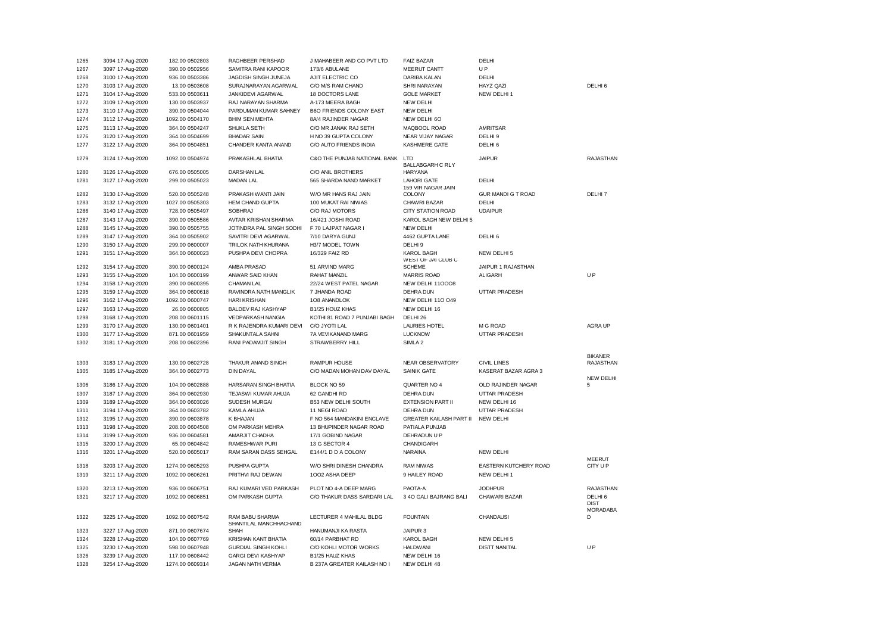| | | | | | | | | |
|---|---|---|---|---|---|---|---|---|
| 1265 | 3094 17-Aug-2020 | 182.00 0502803 | RAGHBEER PERSHAD | J MAHABEER AND CO PVT LTD | FAIZ BAZAR | DELHI | |
| 1267 | 3097 17-Aug-2020 | 390.00 0502956 | SAMITRA RANI KAPOOR | 173/6 ABULANE | MEERUT CANTT | U P | |
| 1268 | 3100 17-Aug-2020 | 936.00 0503386 | JAGDISH SINGH JUNEJA | AJIT ELECTRIC CO | DARIBA KALAN | DELHI | |
| 1270 | 3103 17-Aug-2020 | 13.00 0503608 | SURAJNARAYAN AGARWAL | C/O M/S RAM CHAND | SHRI NARAYAN | HAYZ QAZI | DELHI 6 |
| 1271 | 3104 17-Aug-2020 | 533.00 0503611 | JANKIDEVI AGARWAL | 18 DOCTORS LANE | GOLE MARKET | NEW DELHI 1 | |
| 1272 | 3109 17-Aug-2020 | 130.00 0503937 | RAJ NARAYAN SHARMA | A-173 MEERA BAGH | NEW DELHI | | |
| 1273 | 3110 17-Aug-2020 | 390.00 0504044 | PARDUMAN KUMAR SAHNEY | B6O FRIENDS COLONY EAST | NEW DELHI | | |
| 1274 | 3112 17-Aug-2020 | 1092.00 0504170 | BHIM SEN MEHTA | 8A/4 RAJINDER NAGAR | NEW DELHI 6O | | |
| 1275 | 3113 17-Aug-2020 | 364.00 0504247 | SHUKLA SETH | C/O MR JANAK RAJ SETH | MAQBOOL ROAD | AMRITSAR | |
| 1276 | 3120 17-Aug-2020 | 364.00 0504699 | BHADAR SAIN | H NO 39 GUPTA COLONY | NEAR VIJAY NAGAR | DELHI 9 | |
| 1277 | 3122 17-Aug-2020 | 364.00 0504851 | CHANDER KANTA ANAND | C/O AUTO FRIENDS INDIA | KASHMERE GATE | DELHI 6 | |
| 1279 | 3124 17-Aug-2020 | 1092.00 0504974 | PRAKASHLAL BHATIA | C&O THE PUNJAB NATIONAL BANK | LTD | JAIPUR | RAJASTHAN |
| 1280 | 3126 17-Aug-2020 | 676.00 0505005 | DARSHAN LAL | C/O ANIL BROTHERS | BALLABGARH C RLY HARYANA | | |
| 1281 | 3127 17-Aug-2020 | 299.00 0505023 | MADAN LAL | 565 SHARDA NAND MARKET | LAHORI GATE | DELHI | |
| 1282 | 3130 17-Aug-2020 | 520.00 0505248 | PRAKASH WANTI JAIN | W/O MR HANS RAJ JAIN | 159 VIR NAGAR JAIN COLONY | GUR MANDI G T ROAD | DELHI 7 |
| 1283 | 3132 17-Aug-2020 | 1027.00 0505303 | HEM CHAND GUPTA | 100 MUKAT RAI NIWAS | CHAWRI BAZAR | DELHI | |
| 1286 | 3140 17-Aug-2020 | 728.00 0505497 | SOBHRAJ | C/O RAJ MOTORS | CITY STATION ROAD | UDAIPUR | |
| 1287 | 3143 17-Aug-2020 | 390.00 0505586 | AVTAR KRISHAN SHARMA | 16/421 JOSHI ROAD | KAROL BAGH NEW DELHI 5 | | |
| 1288 | 3145 17-Aug-2020 | 390.00 0505755 | JOTINDRA PAL SINGH SODHI | F 70 LAJPAT NAGAR I | NEW DELHI | | |
| 1289 | 3147 17-Aug-2020 | 364.00 0505902 | SAVITRI DEVI AGARWAL | 7/10 DARYA GUNJ | 4462 GUPTA LANE | DELHI 6 | |
| 1290 | 3150 17-Aug-2020 | 299.00 0600007 | TRILOK NATH KHURANA | H3/7 MODEL TOWN | DELHI 9 | | |
| 1291 | 3151 17-Aug-2020 | 364.00 0600023 | PUSHPA DEVI CHOPRA | 16/329 FAIZ RD | KAROL BAGH | NEW DELHI 5 | |
| 1292 | 3154 17-Aug-2020 | 390.00 0600124 | AMBA PRASAD | 51 ARVIND MARG | WEST OF JAI CLUB C SCHEME | JAIPUR 1 RAJASTHAN | |
| 1293 | 3155 17-Aug-2020 | 104.00 0600199 | ANWAR SAID KHAN | RAHAT MANZIL | MARRIS ROAD | ALIGARH | U P |
| 1294 | 3158 17-Aug-2020 | 390.00 0600395 | CHAMAN LAL | 22/24 WEST PATEL NAGAR | NEW DELHI 11OOO8 | | |
| 1295 | 3159 17-Aug-2020 | 364.00 0600618 | RAVINDRA NATH MANGLIK | 7 JHANDA ROAD | DEHRA DUN | UTTAR PRADESH | |
| 1296 | 3162 17-Aug-2020 | 1092.00 0600747 | HARI KRISHAN | 1O8 ANANDLOK | NEW DELHI 11O O49 | | |
| 1297 | 3163 17-Aug-2020 | 26.00 0600805 | BALDEV RAJ KASHYAP | B1/25 HOUZ KHAS | NEW DELHI 16 | | |
| 1298 | 3168 17-Aug-2020 | 208.00 0601115 | VEDPARKASH NANGIA | KOTHI 81 ROAD 7 PUNJABI BAGH | DELHI 26 | | |
| 1299 | 3170 17-Aug-2020 | 130.00 0601401 | R K RAJENDRA KUMARI DEVI | C/O JYOTI LAL | LAURIES HOTEL | M G ROAD | AGRA UP |
| 1300 | 3177 17-Aug-2020 | 871.00 0601959 | SHAKUNTALA SAHNI | 7A VEVIKANAND MARG | LUCKNOW | UTTAR PRADESH | |
| 1302 | 3181 17-Aug-2020 | 208.00 0602396 | RANI PADAMJIT SINGH | STRAWBERRY HILL | SIMLA 2 | | |
| 1303 | 3183 17-Aug-2020 | 130.00 0602728 | THAKUR ANAND SINGH | RAMPUR HOUSE | NEAR OBSERVATORY | CIVIL LINES | BIKANER RAJASTHAN |
| 1305 | 3185 17-Aug-2020 | 364.00 0602773 | DIN DAYAL | C/O MADAN MOHAN DAV DAYAL | SAINIK GATE | KASERAT BAZAR AGRA 3 | |
| 1306 | 3186 17-Aug-2020 | 104.00 0602888 | HARSARAN SINGH BHATIA | BLOCK NO 59 | QUARTER NO 4 | OLD RAJINDER NAGAR | NEW DELHI 5 |
| 1307 | 3187 17-Aug-2020 | 364.00 0602930 | TEJASWI KUMAR AHUJA | 62 GANDHI RD | DEHRA DUN | UTTAR PRADESH | |
| 1309 | 3189 17-Aug-2020 | 364.00 0603026 | SUDESH MURGAI | B53 NEW DELHI SOUTH | EXTENSION PART II | NEW DELHI 16 | |
| 1311 | 3194 17-Aug-2020 | 364.00 0603782 | KAMLA AHUJA | 11 NEGI ROAD | DEHRA DUN | UTTAR PRADESH | |
| 1312 | 3195 17-Aug-2020 | 390.00 0603878 | K BHAJAN | F NO 564 MANDAKINI ENCLAVE | GREATER KAILASH PART II | NEW DELHI | |
| 1313 | 3198 17-Aug-2020 | 208.00 0604508 | OM PARKASH MEHRA | 13 BHUPINDER NAGAR ROAD | PATIALA PUNJAB | | |
| 1314 | 3199 17-Aug-2020 | 936.00 0604581 | AMARJIT CHADHA | 17/1 GOBIND NAGAR | DEHRADUN U P | | |
| 1315 | 3200 17-Aug-2020 | 65.00 0604842 | RAMESHWAR PURI | 13 G SECTOR 4 | CHANDIGARH | | |
| 1316 | 3201 17-Aug-2020 | 520.00 0605017 | RAM SARAN DASS SEHGAL | E144/1 D D A COLONY | NARAINA | NEW DELHI | |
| 1318 | 3203 17-Aug-2020 | 1274.00 0605293 | PUSHPA GUPTA | W/O SHRI DINESH CHANDRA | RAM NIWAS | EASTERN KUTCHERY ROAD | MEERUT CITY U P |
| 1319 | 3211 17-Aug-2020 | 1092.00 0606261 | PRITHVI RAJ DEWAN | 1OO2 ASHA DEEP | 9 HAILEY ROAD | NEW DELHI 1 | |
| 1320 | 3213 17-Aug-2020 | 936.00 0606751 | RAJ KUMARI VED PARKASH | PLOT NO 4-A DEEP MARG | PAOTA-A | JODHPUR | RAJASTHAN |
| 1321 | 3217 17-Aug-2020 | 1092.00 0606851 | OM PARKASH GUPTA | C/O THAKUR DASS SARDARI LAL | 3 4O GALI BAJRANG BALI | CHAWARI BAZAR | DELHI 6 |
| 1322 | 3225 17-Aug-2020 | 1092.00 0607542 | RAM BABU SHARMA | LECTURER 4 MAHILAL BLDG | FOUNTAIN | CHANDAUSI | DIST MORADABAD |
| 1323 | 3227 17-Aug-2020 | 871.00 0607674 | SHANTILAL MANCHHACHAND SHAH | HANUMANJI KA RASTA | JAIPUR 3 | | |
| 1324 | 3228 17-Aug-2020 | 104.00 0607769 | KRISHAN KANT BHATIA | 60/14 PARBHAT RD | KAROL BAGH | NEW DELHI 5 | |
| 1325 | 3230 17-Aug-2020 | 598.00 0607948 | GURDIAL SINGH KOHLI | C/O KOHLI MOTOR WORKS | HALDWANI | DISTT NANITAL | U P |
| 1326 | 3239 17-Aug-2020 | 117.00 0608442 | GARGI DEVI KASHYAP | B1/25 HAUZ KHAS | NEW DELHI 16 | | |
| 1328 | 3254 17-Aug-2020 | 1274.00 0609314 | JAGAN NATH VERMA | B 237A GREATER KAILASH NO I | NEW DELHI 48 | | |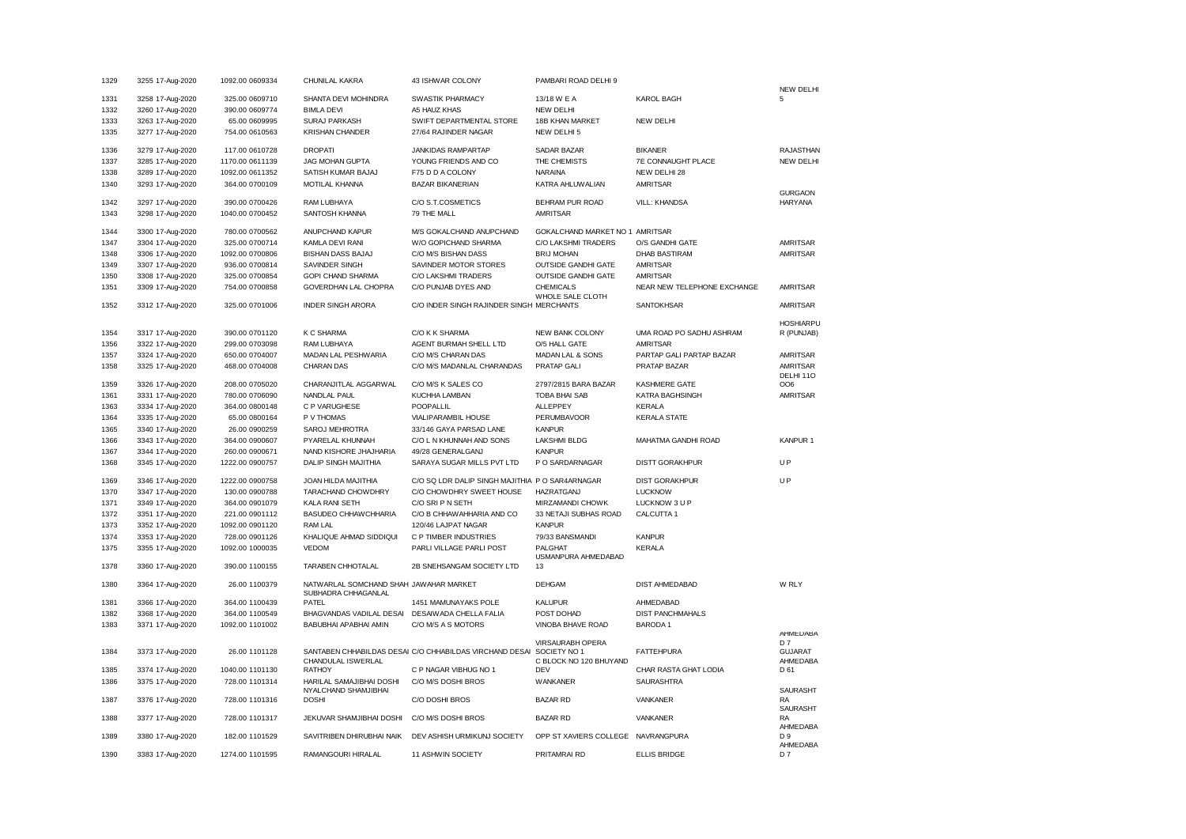| | | | | | | | | |
|---|---|---|---|---|---|---|---|---|
| 1329 | 3255 17-Aug-2020 | 1092.00 0609334 | CHUNILAL KAKRA | 43 ISHWAR COLONY | PAMBARI ROAD DELHI 9 | | |
| 1331 | 3258 17-Aug-2020 | 325.00 0609710 | SHANTA DEVI MOHINDRA | SWASTIK PHARMACY | 13/18 W E A | KAROL BAGH | NEW DELHI 5 |
| 1332 | 3260 17-Aug-2020 | 390.00 0609774 | BIMLA DEVI | A5 HAUZ KHAS | NEW DELHI | | |
| 1333 | 3263 17-Aug-2020 | 65.00 0609995 | SURAJ PARKASH | SWIFT DEPARTMENTAL STORE | 18B KHAN MARKET | NEW DELHI | |
| 1335 | 3277 17-Aug-2020 | 754.00 0610563 | KRISHAN CHANDER | 27/64 RAJINDER NAGAR | NEW DELHI 5 | | |
| 1336 | 3279 17-Aug-2020 | 117.00 0610728 | DROPATI | JANKIDAS RAMPARTAP | SADAR BAZAR | BIKANER | RAJASTHAN |
| 1337 | 3285 17-Aug-2020 | 1170.00 0611139 | JAG MOHAN GUPTA | YOUNG FRIENDS AND CO | THE CHEMISTS | 7E CONNAUGHT PLACE | NEW DELHI |
| 1338 | 3289 17-Aug-2020 | 1092.00 0611352 | SATISH KUMAR BAJAJ | F75 D D A COLONY | NARAINA | NEW DELHI 28 | |
| 1340 | 3293 17-Aug-2020 | 364.00 0700109 | MOTILAL KHANNA | BAZAR BIKANERIAN | KATRA AHLUWALIAN | AMRITSAR | |
| 1342 | 3297 17-Aug-2020 | 390.00 0700426 | RAM LUBHAYA | C/O S.T.COSMETICS | BEHRAM PUR ROAD | VILL: KHANDSA | GURGAON HARYANA |
| 1343 | 3298 17-Aug-2020 | 1040.00 0700452 | SANTOSH KHANNA | 79 THE MALL | AMRITSAR | | |
| 1344 | 3300 17-Aug-2020 | 780.00 0700562 | ANUPCHAND KAPUR | M/S GOKALCHAND ANUPCHAND | GOKALCHAND MARKET NO 1 | AMRITSAR | |
| 1347 | 3304 17-Aug-2020 | 325.00 0700714 | KAMLA DEVI RANI | W/O GOPICHAND SHARMA | C/O LAKSHMI TRADERS | O/S GANDHI GATE | AMRITSAR |
| 1348 | 3306 17-Aug-2020 | 1092.00 0700806 | BISHAN DASS BAJAJ | C/O M/S BISHAN DASS | BRIJ MOHAN | DHAB BASTIRAM | AMRITSAR |
| 1349 | 3307 17-Aug-2020 | 936.00 0700814 | SAVINDER SINGH | SAVINDER MOTOR STORES | OUTSIDE GANDHI GATE | AMRITSAR | |
| 1350 | 3308 17-Aug-2020 | 325.00 0700854 | GOPI CHAND SHARMA | C/O LAKSHMI TRADERS | OUTSIDE GANDHI GATE | AMRITSAR | |
| 1351 | 3309 17-Aug-2020 | 754.00 0700858 | GOVERDHAN LAL CHOPRA | C/O PUNJAB DYES AND | CHEMICALS | NEAR NEW TELEPHONE EXCHANGE | AMRITSAR |
| 1352 | 3312 17-Aug-2020 | 325.00 0701006 | INDER SINGH ARORA | C/O INDER SINGH RAJINDER SINGH | WHOLE SALE CLOTH MERCHANTS | SANTOKHSAR | AMRITSAR |
| 1354 | 3317 17-Aug-2020 | 390.00 0701120 | K C SHARMA | C/O K K SHARMA | NEW BANK COLONY | UMA ROAD PO SADHU ASHRAM | HOSHIARPUR (PUNJAB) |
| 1356 | 3322 17-Aug-2020 | 299.00 0703098 | RAM LUBHAYA | AGENT BURMAH SHELL LTD | O/5 HALL GATE | AMRITSAR | |
| 1357 | 3324 17-Aug-2020 | 650.00 0704007 | MADAN LAL PESHWARIA | C/O M/S CHARAN DAS | MADAN LAL & SONS | PARTAP GALI PARTAP BAZAR | AMRITSAR |
| 1358 | 3325 17-Aug-2020 | 468.00 0704008 | CHARAN DAS | C/O M/S MADANLAL CHARANDAS | PRATAP GALI | PRATAP BAZAR | AMRITSAR |
| 1359 | 3326 17-Aug-2020 | 208.00 0705020 | CHARANJITLAL AGGARWAL | C/O M/S K SALES CO | 2797/2815 BARA BAZAR | KASHMERE GATE | DELHI 11O OO6 |
| 1361 | 3331 17-Aug-2020 | 780.00 0706090 | NANDLAL PAUL | KUCHHA LAMBAN | TOBA BHAI SAB | KATRA BAGHSINGH | AMRITSAR |
| 1363 | 3334 17-Aug-2020 | 364.00 0800148 | C P VARUGHESE | POOPALLIL | ALLEPPEY | KERALA | |
| 1364 | 3335 17-Aug-2020 | 65.00 0800164 | P V THOMAS | VIALIPARAMBIL HOUSE | PERUMBAVOOR | KERALA STATE | |
| 1365 | 3340 17-Aug-2020 | 26.00 0900259 | SAROJ MEHROTRA | 33/146 GAYA PARSAD LANE | KANPUR | | |
| 1366 | 3343 17-Aug-2020 | 364.00 0900607 | PYARELAL KHUNNAH | C/O L N KHUNNAH AND SONS | LAKSHMI BLDG | MAHATMA GANDHI ROAD | KANPUR 1 |
| 1367 | 3344 17-Aug-2020 | 260.00 0900671 | NAND KISHORE JHAJHARIA | 49/28 GENERALGANJ | KANPUR | | |
| 1368 | 3345 17-Aug-2020 | 1222.00 0900757 | DALIP SINGH MAJITHIA | SARAYA SUGAR MILLS PVT LTD | P O SARDARNAGAR | DISTT GORAKHPUR | U P |
| 1369 | 3346 17-Aug-2020 | 1222.00 0900758 | JOAN HILDA MAJITHIA | C/O SQ LDR DALIP SINGH MAJITHIA | P O SAR4ARNAGAR | DIST GORAKHPUR | U P |
| 1370 | 3347 17-Aug-2020 | 130.00 0900788 | TARACHAND CHOWDHRY | C/O CHOWDHRY SWEET HOUSE | HAZRATGANJ | LUCKNOW | |
| 1371 | 3349 17-Aug-2020 | 364.00 0901079 | KALA RANI SETH | C/O SRI P N SETH | MIRZAMANDI CHOWK | LUCKNOW 3 U P | |
| 1372 | 3351 17-Aug-2020 | 221.00 0901112 | BASUDEO CHHAWCHHARIA | C/O B CHHAWAHHARIA AND CO | 33 NETAJI SUBHAS ROAD | CALCUTTA 1 | |
| 1373 | 3352 17-Aug-2020 | 1092.00 0901120 | RAM LAL | 120/46 LAJPAT NAGAR | KANPUR | | |
| 1374 | 3353 17-Aug-2020 | 728.00 0901126 | KHALIQUE AHMAD SIDDIQUI | C P TIMBER INDUSTRIES | 79/33 BANSMANDI | KANPUR | |
| 1375 | 3355 17-Aug-2020 | 1092.00 1000035 | VEDOM | PARLI VILLAGE PARLI POST | PALGHAT | KERALA | |
| 1378 | 3360 17-Aug-2020 | 390.00 1100155 | TARABEN CHHOTALAL | 2B SNEHSANGAM SOCIETY LTD | USMANPURA AHMEDABAD 13 | | |
| 1380 | 3364 17-Aug-2020 | 26.00 1100379 | NATWARLAL SOMCHAND SHAH | JAWAHAR MARKET | DEHGAM | DIST AHMEDABAD | W RLY |
| 1381 | 3366 17-Aug-2020 | 364.00 1100439 | SUBHADRA CHHAGANLAL PATEL | 1451 MAMUNAYAKS POLE | KALUPUR | AHMEDABAD | |
| 1382 | 3368 17-Aug-2020 | 364.00 1100549 | BHAGVANDAS VADILAL DESAI | DESAIWADA CHELLA FALIA | POST DOHAD | DIST PANCHMAHALS | |
| 1383 | 3371 17-Aug-2020 | 1092.00 1101002 | BABUBHAI APABHAI AMIN | C/O M/S A S MOTORS | VINOBA BHAVE ROAD | BARODA 1 | |
| 1384 | 3373 17-Aug-2020 | 26.00 1101128 | SANTABEN CHHABILDAS DESAI | C/O CHHABILDAS VIRCHAND DESAI | VIRSAURABH OPERA SOCIETY NO 1 | FATTEHPURA | AHMEDABAD 7 GUJARAT |
| 1385 | 3374 17-Aug-2020 | 1040.00 1101130 | CHANDULAL ISWERLAL RATHOY | C P NAGAR VIBHUG NO 1 | C BLOCK NO 120 BHUYAND DEV | CHAR RASTA GHAT LODIA | AHMEDABAD 61 |
| 1386 | 3375 17-Aug-2020 | 728.00 1101314 | HARILAL SAMAJIBHAI DOSHI | C/O M/S DOSHI BROS | WANKANER | SAURASHTRA | |
| 1387 | 3376 17-Aug-2020 | 728.00 1101316 | NYALCHAND SHAMJIBHAI DOSHI | C/O DOSHI BROS | BAZAR RD | VANKANER | SAURASHTRA |
| 1388 | 3377 17-Aug-2020 | 728.00 1101317 | JEKUVAR SHAMJIBHAI DOSHI | C/O M/S DOSHI BROS | BAZAR RD | VANKANER | SAURASHTRA |
| 1389 | 3380 17-Aug-2020 | 182.00 1101529 | SAVITRIBEN DHIRUBHAI NAIK | DEV ASHISH URMIKUNJ SOCIETY | OPP ST XAVIERS COLLEGE | NAVRANGPURA | AHMEDABAD 9 |
| 1390 | 3383 17-Aug-2020 | 1274.00 1101595 | RAMANGOURI HIRALAL | 11 ASHWIN SOCIETY | PRITAMRAI RD | ELLIS BRIDGE | AHMEDABAD 7 |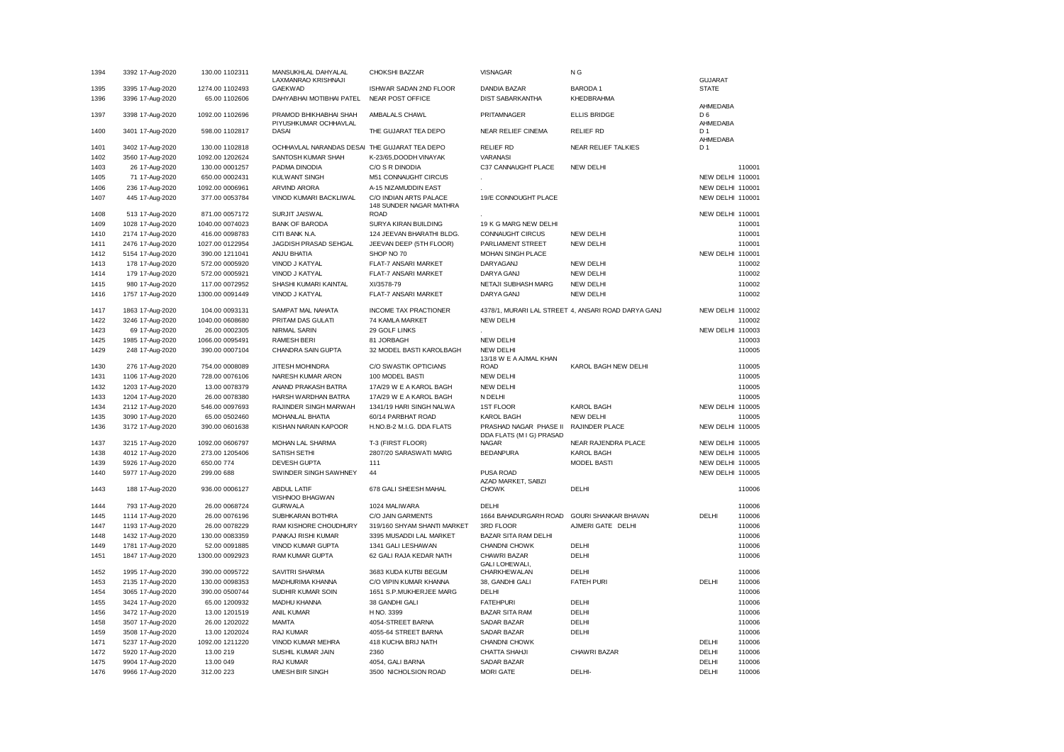| | | | | | | | | | |
|---|---|---|---|---|---|---|---|---|---|
| 1394 | 3392 17-Aug-2020 | 130.00 1102311 | MANSUKHLAL DAHYALAL | CHOKSHI BAZZAR | VISNAGAR | N G | | | |
| 1395 | 3395 17-Aug-2020 | 1274.00 1102493 | LAXMANRAO KRISHNAJI GAEKWAD | ISHWAR SADAN 2ND FLOOR | DANDIA BAZAR | BARODA 1 | GUJARAT STATE | |
| 1396 | 3396 17-Aug-2020 | 65.00 1102606 | DAHYABHAI MOTIBHAI PATEL | NEAR POST OFFICE | DIST SABARKANTHA | KHEDBRAHMA | | |
| 1397 | 3398 17-Aug-2020 | 1092.00 1102696 | PRAMOD BHIKHABHAI SHAH | AMBALALS CHAWL | PRITAMNAGER | ELLIS BRIDGE | AHMEDABA D 6 | |
| 1400 | 3401 17-Aug-2020 | 598.00 1102817 | PIYUSHKUMAR OCHHAVLAL DASAI | THE GUJARAT TEA DEPO | NEAR RELIEF CINEMA | RELIEF RD | AHMEDABA D 1 | |
| 1401 | 3402 17-Aug-2020 | 130.00 1102818 | OCHHAVLAL NARANDAS DESAI | THE GUJARAT TEA DEPO | RELIEF RD | NEAR RELIEF TALKIES | AHMEDABA D 1 | |
| 1402 | 3560 17-Aug-2020 | 1092.00 1202624 | SANTOSH KUMAR SHAH | K-23/65,DOODH VINAYAK | VARANASI | | | |
| 1403 | 26 17-Aug-2020 | 130.00 0001257 | PADMA DINODIA | C/O S R DINODIA | C37 CANNAUGHT PLACE | NEW DELHI | | 110001 |
| 1405 | 71 17-Aug-2020 | 650.00 0002431 | KULWANT SINGH | M51 CONNAUGHT CIRCUS | . | | NEW DELHI | 110001 |
| 1406 | 236 17-Aug-2020 | 1092.00 0006961 | ARVIND ARORA | A-15 NIZAMUDDIN EAST | . | | NEW DELHI | 110001 |
| 1407 | 445 17-Aug-2020 | 377.00 0053784 | VINOD KUMARI BACKLIWAL | C/O INDIAN ARTS PALACE | 19/E CONNOUGHT PLACE | | NEW DELHI | 110001 |
| 1408 | 513 17-Aug-2020 | 871.00 0057172 | SURJIT JAISWAL | 148 SUNDER NAGAR MATHRA ROAD | . | | NEW DELHI | 110001 |
| 1409 | 1028 17-Aug-2020 | 1040.00 0074023 | BANK OF BARODA | SURYA KIRAN BUILDING | 19 K G MARG NEW DELHI | | | 110001 |
| 1410 | 2174 17-Aug-2020 | 416.00 0098783 | CITI BANK N.A. | 124 JEEVAN BHARATHI BLDG. | CONNAUGHT CIRCUS | NEW DELHI | | 110001 |
| 1411 | 2476 17-Aug-2020 | 1027.00 0122954 | JAGDISH PRASAD SEHGAL | JEEVAN DEEP (5TH FLOOR) | PARLIAMENT STREET | NEW DELHI | | 110001 |
| 1412 | 5154 17-Aug-2020 | 390.00 1211041 | ANJU BHATIA | SHOP NO 70 | MOHAN SINGH PLACE | | NEW DELHI | 110001 |
| 1413 | 178 17-Aug-2020 | 572.00 0005920 | VINOD J KATYAL | FLAT-7 ANSARI MARKET | DARYAGANJ | NEW DELHI | | 110002 |
| 1414 | 179 17-Aug-2020 | 572.00 0005921 | VINOD J KATYAL | FLAT-7 ANSARI MARKET | DARYA GANJ | NEW DELHI | | 110002 |
| 1415 | 980 17-Aug-2020 | 117.00 0072952 | SHASHI KUMARI KAINTAL | XI/3578-79 | NETAJI SUBHASH MARG | NEW DELHI | | 110002 |
| 1416 | 1757 17-Aug-2020 | 1300.00 0091449 | VINOD J KATYAL | FLAT-7 ANSARI MARKET | DARYA GANJ | NEW DELHI | | 110002 |
| 1417 | 1863 17-Aug-2020 | 104.00 0093131 | SAMPAT MAL NAHATA | INCOME TAX PRACTIONER | 4378/1, MURARI LAL STREET 4, ANSARI ROAD DARYA GANJ | | NEW DELHI | 110002 |
| 1422 | 3246 17-Aug-2020 | 1040.00 0608680 | PRITAM DAS GULATI | 74 KAMLA MARKET | NEW DELHI | | | 110002 |
| 1423 | 69 17-Aug-2020 | 26.00 0002305 | NIRMAL SARIN | 29 GOLF LINKS | . | | NEW DELHI | 110003 |
| 1425 | 1985 17-Aug-2020 | 1066.00 0095491 | RAMESH BERI | 81 JORBAGH | NEW DELHI | | | 110003 |
| 1429 | 248 17-Aug-2020 | 390.00 0007104 | CHANDRA SAIN GUPTA | 32 MODEL BASTI KAROLBAGH | NEW DELHI | | | 110005 |
| 1430 | 276 17-Aug-2020 | 754.00 0008089 | JITESH MOHINDRA | C/O SWASTIK OPTICIANS | 13/18 W E A AJMAL KHAN ROAD | KAROL BAGH NEW DELHI | | 110005 |
| 1431 | 1106 17-Aug-2020 | 728.00 0076106 | NARESH KUMAR ARON | 100 MODEL BASTI | NEW DELHI | | | 110005 |
| 1432 | 1203 17-Aug-2020 | 13.00 0078379 | ANAND PRAKASH BATRA | 17A/29 W E A KAROL BAGH | NEW DELHI | | | 110005 |
| 1433 | 1204 17-Aug-2020 | 26.00 0078380 | HARSH WARDHAN BATRA | 17A/29 W E A KAROL BAGH | N DELHI | | | 110005 |
| 1434 | 2112 17-Aug-2020 | 546.00 0097693 | RAJINDER SINGH MARWAH | 1341/19 HARI SINGH NALWA | 1ST FLOOR | KAROL BAGH | NEW DELHI | 110005 |
| 1435 | 3090 17-Aug-2020 | 65.00 0502460 | MOHANLAL BHATIA | 60/14 PARBHAT ROAD | KAROL BAGH | NEW DELHI | | 110005 |
| 1436 | 3172 17-Aug-2020 | 390.00 0601638 | KISHAN NARAIN KAPOOR | H.NO.B-2 M.I.G. DDA FLATS | PRASHAD NAGAR PHASE II | RAJINDER PLACE | NEW DELHI | 110005 |
| 1437 | 3215 17-Aug-2020 | 1092.00 0606797 | MOHAN LAL SHARMA | T-3 (FIRST FLOOR) | DDA FLATS (M I G) PRASAD NAGAR | NEAR RAJENDRA PLACE | NEW DELHI | 110005 |
| 1438 | 4012 17-Aug-2020 | 273.00 1205406 | SATISH SETHI | 2807/20 SARASWATI MARG | BEDANPURA | KAROL BAGH | NEW DELHI | 110005 |
| 1439 | 5926 17-Aug-2020 | 650.00 774 | DEVESH GUPTA | 111 | | MODEL BASTI | NEW DELHI | 110005 |
| 1440 | 5977 17-Aug-2020 | 299.00 688 | SWINDER SINGH SAWHNEY | 44 | PUSA ROAD | | NEW DELHI | 110005 |
| 1443 | 188 17-Aug-2020 | 936.00 0006127 | ABDUL LATIF | 678 GALI SHEESH MAHAL | AZAD MARKET, SABZI CHOWK | DELHI | | 110006 |
| 1444 | 793 17-Aug-2020 | 26.00 0068724 | VISHNOO BHAGWAN GURWALA | 1024 MALIWARA | DELHI | | | 110006 |
| 1445 | 1114 17-Aug-2020 | 26.00 0076196 | SUBHKARAN BOTHRA | C/O JAIN GARMENTS | 1664 BAHADURGARH ROAD | GOURI SHANKAR BHAVAN | DELHI | 110006 |
| 1447 | 1193 17-Aug-2020 | 26.00 0078229 | RAM KISHORE CHOUDHURY | 319/160 SHYAM SHANTI MARKET | 3RD FLOOR | AJMERI GATE DELHI | | 110006 |
| 1448 | 1432 17-Aug-2020 | 130.00 0083359 | PANKAJ RISHI KUMAR | 3395 MUSADDI LAL MARKET | BAZAR SITA RAM DELHI | | | 110006 |
| 1449 | 1781 17-Aug-2020 | 52.00 0091885 | VINOD KUMAR GUPTA | 1341 GALI LESHAWAN | CHANDNI CHOWK | DELHI | | 110006 |
| 1451 | 1847 17-Aug-2020 | 1300.00 0092923 | RAM KUMAR GUPTA | 62 GALI RAJA KEDAR NATH | CHAWRI BAZAR | DELHI | | 110006 |
| 1452 | 1995 17-Aug-2020 | 390.00 0095722 | SAVITRI SHARMA | 3683 KUDA KUTBI BEGUM | GALI LOHEWALI, CHARKHEWALAN | DELHI | | 110006 |
| 1453 | 2135 17-Aug-2020 | 130.00 0098353 | MADHURIMA KHANNA | C/O VIPIN KUMAR KHANNA | 38, GANDHI GALI | FATEH PURI | DELHI | 110006 |
| 1454 | 3065 17-Aug-2020 | 390.00 0500744 | SUDHIR KUMAR SOIN | 1651 S.P.MUKHERJEE MARG | DELHI | | | 110006 |
| 1455 | 3424 17-Aug-2020 | 65.00 1200932 | MADHU KHANNA | 38 GANDHI GALI | FATEHPURI | DELHI | | 110006 |
| 1456 | 3472 17-Aug-2020 | 13.00 1201519 | ANIL KUMAR | H NO. 3399 | BAZAR SITA RAM | DELHI | | 110006 |
| 1458 | 3507 17-Aug-2020 | 26.00 1202022 | MAMTA | 4054-STREET BARNA | SADAR BAZAR | DELHI | | 110006 |
| 1459 | 3508 17-Aug-2020 | 13.00 1202024 | RAJ KUMAR | 4055-64 STREET BARNA | SADAR BAZAR | DELHI | | 110006 |
| 1471 | 5237 17-Aug-2020 | 1092.00 1211220 | VINOD KUMAR MEHRA | 418 KUCHA BRIJ NATH | CHANDNI CHOWK | | DELHI | 110006 |
| 1472 | 5920 17-Aug-2020 | 13.00 219 | SUSHIL KUMAR JAIN | 2360 | CHATTA SHAHJI | CHAWRI BAZAR | DELHI | 110006 |
| 1475 | 9904 17-Aug-2020 | 13.00 049 | RAJ KUMAR | 4054, GALI BARNA | SADAR BAZAR | | DELHI | 110006 |
| 1476 | 9966 17-Aug-2020 | 312.00 223 | UMESH BIR SINGH | 3500 NICHOLSION ROAD | MORI GATE | DELHI- | DELHI | 110006 |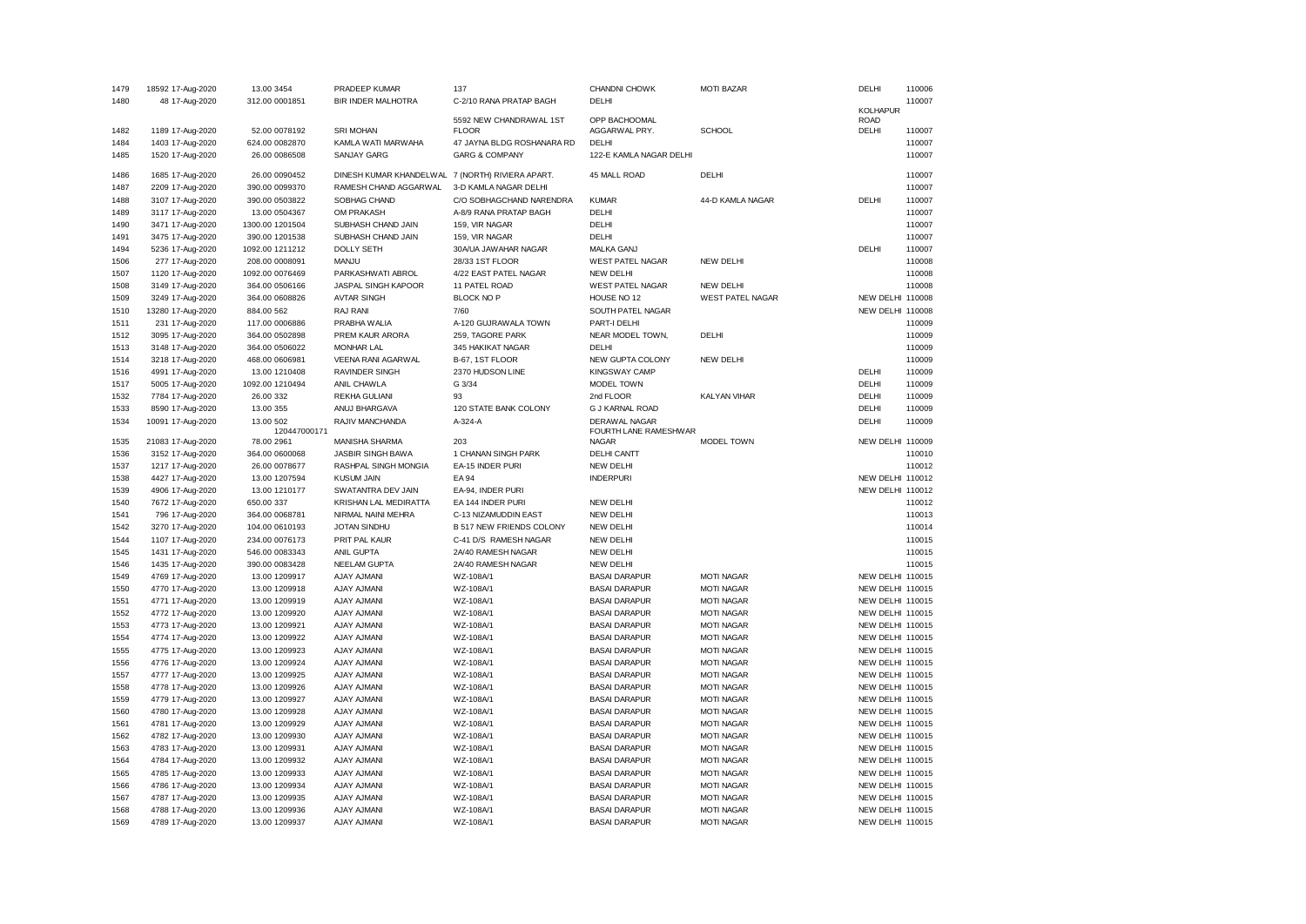| | | | | | | | | | |
|---|---|---|---|---|---|---|---|---|---|
| 1479 | 18592 17-Aug-2020 | 13.00 3454 | PRADEEP KUMAR | 137 | CHANDNI CHOWK | MOTI BAZAR | DELHI | 110006 |
| 1480 | 48 17-Aug-2020 | 312.00 0001851 | BIR INDER MALHOTRA | C-2/10 RANA PRATAP BAGH | DELHI | | | 110007 |
| 1482 | 1189 17-Aug-2020 | 52.00 0078192 | SRI MOHAN | 5592 NEW CHANDRAWAL 1ST FLOOR | OPP BACHOOMAL AGGARWAL PRY. | SCHOOL | KOLHAPUR ROAD DELHI | 110007 |
| 1484 | 1403 17-Aug-2020 | 624.00 0082870 | KAMLA WATI MARWAHA | 47 JAYNA BLDG ROSHANARA RD | DELHI | | | 110007 |
| 1485 | 1520 17-Aug-2020 | 26.00 0086508 | SANJAY GARG | GARG & COMPANY | 122-E KAMLA NAGAR DELHI | | | 110007 |
| 1486 | 1685 17-Aug-2020 | 26.00 0090452 | DINESH KUMAR KHANDELWAL | 7 (NORTH) RIVIERA APART. | 45 MALL ROAD | DELHI | | 110007 |
| 1487 | 2209 17-Aug-2020 | 390.00 0099370 | RAMESH CHAND AGGARWAL | 3-D KAMLA NAGAR DELHI | | | | 110007 |
| 1488 | 3107 17-Aug-2020 | 390.00 0503822 | SOBHAG CHAND | C/O SOBHAGCHAND NARENDRA | KUMAR | 44-D KAMLA NAGAR | DELHI | 110007 |
| 1489 | 3117 17-Aug-2020 | 13.00 0504367 | OM PRAKASH | A-8/9 RANA PRATAP BAGH | DELHI | | | 110007 |
| 1490 | 3471 17-Aug-2020 | 1300.00 1201504 | SUBHASH CHAND JAIN | 159, VIR NAGAR | DELHI | | | 110007 |
| 1491 | 3475 17-Aug-2020 | 390.00 1201538 | SUBHASH CHAND JAIN | 159, VIR NAGAR | DELHI | | | 110007 |
| 1494 | 5236 17-Aug-2020 | 1092.00 1211212 | DOLLY SETH | 30A/UA JAWAHAR NAGAR | MALKA GANJ | | DELHI | 110007 |
| 1506 | 277 17-Aug-2020 | 208.00 0008091 | MANJU | 28/33 1ST FLOOR | WEST PATEL NAGAR | NEW DELHI | | 110008 |
| 1507 | 1120 17-Aug-2020 | 1092.00 0076469 | PARKASHWATI ABROL | 4/22 EAST PATEL NAGAR | NEW DELHI | | | 110008 |
| 1508 | 3149 17-Aug-2020 | 364.00 0506166 | JASPAL SINGH KAPOOR | 11 PATEL ROAD | WEST PATEL NAGAR | NEW DELHI | | 110008 |
| 1509 | 3249 17-Aug-2020 | 364.00 0608826 | AVTAR SINGH | BLOCK NO P | HOUSE NO 12 | WEST PATEL NAGAR | NEW DELHI | 110008 |
| 1510 | 13280 17-Aug-2020 | 884.00 562 | RAJ RANI | 7/60 | SOUTH PATEL NAGAR | | NEW DELHI | 110008 |
| 1511 | 231 17-Aug-2020 | 117.00 0006886 | PRABHA WALIA | A-120 GUJRAWALA TOWN | PART-I DELHI | | | 110009 |
| 1512 | 3095 17-Aug-2020 | 364.00 0502898 | PREM KAUR ARORA | 259, TAGORE PARK | NEAR MODEL TOWN, | DELHI | | 110009 |
| 1513 | 3148 17-Aug-2020 | 364.00 0506022 | MONHAR LAL | 345 HAKIKAT NAGAR | DELHI | | | 110009 |
| 1514 | 3218 17-Aug-2020 | 468.00 0606981 | VEENA RANI AGARWAL | B-67, 1ST FLOOR | NEW GUPTA COLONY | NEW DELHI | | 110009 |
| 1516 | 4991 17-Aug-2020 | 13.00 1210408 | RAVINDER SINGH | 2370 HUDSON LINE | KINGSWAY CAMP | | DELHI | 110009 |
| 1517 | 5005 17-Aug-2020 | 1092.00 1210494 | ANIL CHAWLA | G 3/34 | MODEL TOWN | | DELHI | 110009 |
| 1532 | 7784 17-Aug-2020 | 26.00 332 | REKHA GULIANI | 93 | 2nd FLOOR | KALYAN VIHAR | DELHI | 110009 |
| 1533 | 8590 17-Aug-2020 | 13.00 355 | ANUJ BHARGAVA | 120 STATE BANK COLONY | G J KARNAL ROAD | | DELHI | 110009 |
| 1534 | 10091 17-Aug-2020 | 13.00 502 | RAJIV MANCHANDA | A-324-A | DERAWAL NAGAR | | DELHI | 110009 |
| 1535 | 21083 17-Aug-2020 | 120447000171 78.00 2961 | MANISHA SHARMA | 203 | FOURTH LANE RAMESHWAR NAGAR | MODEL TOWN | NEW DELHI | 110009 |
| 1536 | 3152 17-Aug-2020 | 364.00 0600068 | JASBIR SINGH BAWA | 1 CHANAN SINGH PARK | DELHI CANTT | | | 110010 |
| 1537 | 1217 17-Aug-2020 | 26.00 0078677 | RASHPAL SINGH MONGIA | EA-15 INDER PURI | NEW DELHI | | | 110012 |
| 1538 | 4427 17-Aug-2020 | 13.00 1207594 | KUSUM JAIN | EA 94 | INDERPURI | | NEW DELHI | 110012 |
| 1539 | 4906 17-Aug-2020 | 13.00 1210177 | SWATANTRA DEV JAIN | EA-94, INDER PURI | | | NEW DELHI | 110012 |
| 1540 | 7672 17-Aug-2020 | 650.00 337 | KRISHAN LAL MEDIRATTA | EA 144 INDER PURI | NEW DELHI | | | 110012 |
| 1541 | 796 17-Aug-2020 | 364.00 0068781 | NIRMAL NAINI MEHRA | C-13 NIZAMUDDIN EAST | NEW DELHI | | | 110013 |
| 1542 | 3270 17-Aug-2020 | 104.00 0610193 | JOTAN SINDHU | B 517 NEW FRIENDS COLONY | NEW DELHI | | | 110014 |
| 1544 | 1107 17-Aug-2020 | 234.00 0076173 | PRIT PAL KAUR | C-41 D/S RAMESH NAGAR | NEW DELHI | | | 110015 |
| 1545 | 1431 17-Aug-2020 | 546.00 0083343 | ANIL GUPTA | 2A/40 RAMESH NAGAR | NEW DELHI | | | 110015 |
| 1546 | 1435 17-Aug-2020 | 390.00 0083428 | NEELAM GUPTA | 2A/40 RAMESH NAGAR | NEW DELHI | | | 110015 |
| 1549 | 4769 17-Aug-2020 | 13.00 1209917 | AJAY AJMANI | WZ-108A/1 | BASAI DARAPUR | MOTI NAGAR | NEW DELHI | 110015 |
| 1550 | 4770 17-Aug-2020 | 13.00 1209918 | AJAY AJMANI | WZ-108A/1 | BASAI DARAPUR | MOTI NAGAR | NEW DELHI | 110015 |
| 1551 | 4771 17-Aug-2020 | 13.00 1209919 | AJAY AJMANI | WZ-108A/1 | BASAI DARAPUR | MOTI NAGAR | NEW DELHI | 110015 |
| 1552 | 4772 17-Aug-2020 | 13.00 1209920 | AJAY AJMANI | WZ-108A/1 | BASAI DARAPUR | MOTI NAGAR | NEW DELHI | 110015 |
| 1553 | 4773 17-Aug-2020 | 13.00 1209921 | AJAY AJMANI | WZ-108A/1 | BASAI DARAPUR | MOTI NAGAR | NEW DELHI | 110015 |
| 1554 | 4774 17-Aug-2020 | 13.00 1209922 | AJAY AJMANI | WZ-108A/1 | BASAI DARAPUR | MOTI NAGAR | NEW DELHI | 110015 |
| 1555 | 4775 17-Aug-2020 | 13.00 1209923 | AJAY AJMANI | WZ-108A/1 | BASAI DARAPUR | MOTI NAGAR | NEW DELHI | 110015 |
| 1556 | 4776 17-Aug-2020 | 13.00 1209924 | AJAY AJMANI | WZ-108A/1 | BASAI DARAPUR | MOTI NAGAR | NEW DELHI | 110015 |
| 1557 | 4777 17-Aug-2020 | 13.00 1209925 | AJAY AJMANI | WZ-108A/1 | BASAI DARAPUR | MOTI NAGAR | NEW DELHI | 110015 |
| 1558 | 4778 17-Aug-2020 | 13.00 1209926 | AJAY AJMANI | WZ-108A/1 | BASAI DARAPUR | MOTI NAGAR | NEW DELHI | 110015 |
| 1559 | 4779 17-Aug-2020 | 13.00 1209927 | AJAY AJMANI | WZ-108A/1 | BASAI DARAPUR | MOTI NAGAR | NEW DELHI | 110015 |
| 1560 | 4780 17-Aug-2020 | 13.00 1209928 | AJAY AJMANI | WZ-108A/1 | BASAI DARAPUR | MOTI NAGAR | NEW DELHI | 110015 |
| 1561 | 4781 17-Aug-2020 | 13.00 1209929 | AJAY AJMANI | WZ-108A/1 | BASAI DARAPUR | MOTI NAGAR | NEW DELHI | 110015 |
| 1562 | 4782 17-Aug-2020 | 13.00 1209930 | AJAY AJMANI | WZ-108A/1 | BASAI DARAPUR | MOTI NAGAR | NEW DELHI | 110015 |
| 1563 | 4783 17-Aug-2020 | 13.00 1209931 | AJAY AJMANI | WZ-108A/1 | BASAI DARAPUR | MOTI NAGAR | NEW DELHI | 110015 |
| 1564 | 4784 17-Aug-2020 | 13.00 1209932 | AJAY AJMANI | WZ-108A/1 | BASAI DARAPUR | MOTI NAGAR | NEW DELHI | 110015 |
| 1565 | 4785 17-Aug-2020 | 13.00 1209933 | AJAY AJMANI | WZ-108A/1 | BASAI DARAPUR | MOTI NAGAR | NEW DELHI | 110015 |
| 1566 | 4786 17-Aug-2020 | 13.00 1209934 | AJAY AJMANI | WZ-108A/1 | BASAI DARAPUR | MOTI NAGAR | NEW DELHI | 110015 |
| 1567 | 4787 17-Aug-2020 | 13.00 1209935 | AJAY AJMANI | WZ-108A/1 | BASAI DARAPUR | MOTI NAGAR | NEW DELHI | 110015 |
| 1568 | 4788 17-Aug-2020 | 13.00 1209936 | AJAY AJMANI | WZ-108A/1 | BASAI DARAPUR | MOTI NAGAR | NEW DELHI | 110015 |
| 1569 | 4789 17-Aug-2020 | 13.00 1209937 | AJAY AJMANI | WZ-108A/1 | BASAI DARAPUR | MOTI NAGAR | NEW DELHI | 110015 |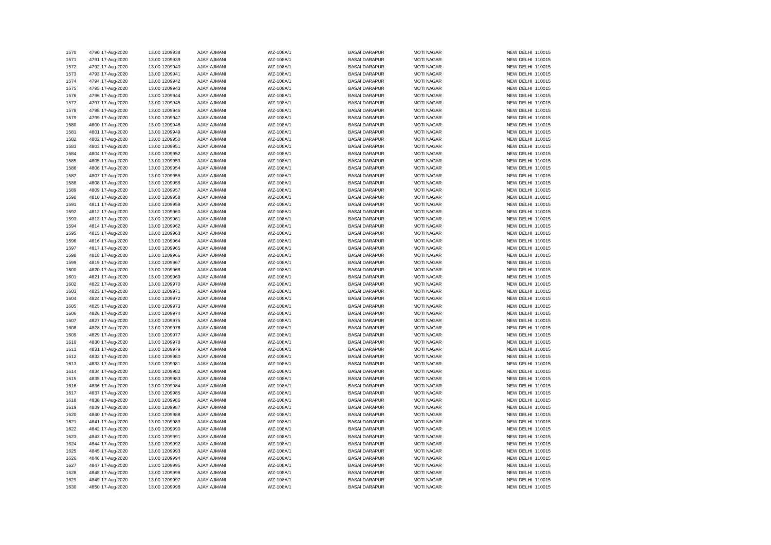| | | | | | | | | | |
|---|---|---|---|---|---|---|---|---|---|
| 1570 | 4790 | 17-Aug-2020 | 13.00 | 1209938 | AJAY AJMANI | WZ-108A/1 | BASAI DARAPUR | MOTI NAGAR | NEW DELHI 110015 |
| 1571 | 4791 | 17-Aug-2020 | 13.00 | 1209939 | AJAY AJMANI | WZ-108A/1 | BASAI DARAPUR | MOTI NAGAR | NEW DELHI 110015 |
| 1572 | 4792 | 17-Aug-2020 | 13.00 | 1209940 | AJAY AJMANI | WZ-108A/1 | BASAI DARAPUR | MOTI NAGAR | NEW DELHI 110015 |
| 1573 | 4793 | 17-Aug-2020 | 13.00 | 1209941 | AJAY AJMANI | WZ-108A/1 | BASAI DARAPUR | MOTI NAGAR | NEW DELHI 110015 |
| 1574 | 4794 | 17-Aug-2020 | 13.00 | 1209942 | AJAY AJMANI | WZ-108A/1 | BASAI DARAPUR | MOTI NAGAR | NEW DELHI 110015 |
| 1575 | 4795 | 17-Aug-2020 | 13.00 | 1209943 | AJAY AJMANI | WZ-108A/1 | BASAI DARAPUR | MOTI NAGAR | NEW DELHI 110015 |
| 1576 | 4796 | 17-Aug-2020 | 13.00 | 1209944 | AJAY AJMANI | WZ-108A/1 | BASAI DARAPUR | MOTI NAGAR | NEW DELHI 110015 |
| 1577 | 4797 | 17-Aug-2020 | 13.00 | 1209945 | AJAY AJMANI | WZ-108A/1 | BASAI DARAPUR | MOTI NAGAR | NEW DELHI 110015 |
| 1578 | 4798 | 17-Aug-2020 | 13.00 | 1209946 | AJAY AJMANI | WZ-108A/1 | BASAI DARAPUR | MOTI NAGAR | NEW DELHI 110015 |
| 1579 | 4799 | 17-Aug-2020 | 13.00 | 1209947 | AJAY AJMANI | WZ-108A/1 | BASAI DARAPUR | MOTI NAGAR | NEW DELHI 110015 |
| 1580 | 4800 | 17-Aug-2020 | 13.00 | 1209948 | AJAY AJMANI | WZ-108A/1 | BASAI DARAPUR | MOTI NAGAR | NEW DELHI 110015 |
| 1581 | 4801 | 17-Aug-2020 | 13.00 | 1209949 | AJAY AJMANI | WZ-108A/1 | BASAI DARAPUR | MOTI NAGAR | NEW DELHI 110015 |
| 1582 | 4802 | 17-Aug-2020 | 13.00 | 1209950 | AJAY AJMANI | WZ-108A/1 | BASAI DARAPUR | MOTI NAGAR | NEW DELHI 110015 |
| 1583 | 4803 | 17-Aug-2020 | 13.00 | 1209951 | AJAY AJMANI | WZ-108A/1 | BASAI DARAPUR | MOTI NAGAR | NEW DELHI 110015 |
| 1584 | 4804 | 17-Aug-2020 | 13.00 | 1209952 | AJAY AJMANI | WZ-108A/1 | BASAI DARAPUR | MOTI NAGAR | NEW DELHI 110015 |
| 1585 | 4805 | 17-Aug-2020 | 13.00 | 1209953 | AJAY AJMANI | WZ-108A/1 | BASAI DARAPUR | MOTI NAGAR | NEW DELHI 110015 |
| 1586 | 4806 | 17-Aug-2020 | 13.00 | 1209954 | AJAY AJMANI | WZ-108A/1 | BASAI DARAPUR | MOTI NAGAR | NEW DELHI 110015 |
| 1587 | 4807 | 17-Aug-2020 | 13.00 | 1209955 | AJAY AJMANI | WZ-108A/1 | BASAI DARAPUR | MOTI NAGAR | NEW DELHI 110015 |
| 1588 | 4808 | 17-Aug-2020 | 13.00 | 1209956 | AJAY AJMANI | WZ-108A/1 | BASAI DARAPUR | MOTI NAGAR | NEW DELHI 110015 |
| 1589 | 4809 | 17-Aug-2020 | 13.00 | 1209957 | AJAY AJMANI | WZ-108A/1 | BASAI DARAPUR | MOTI NAGAR | NEW DELHI 110015 |
| 1590 | 4810 | 17-Aug-2020 | 13.00 | 1209958 | AJAY AJMANI | WZ-108A/1 | BASAI DARAPUR | MOTI NAGAR | NEW DELHI 110015 |
| 1591 | 4811 | 17-Aug-2020 | 13.00 | 1209959 | AJAY AJMANI | WZ-108A/1 | BASAI DARAPUR | MOTI NAGAR | NEW DELHI 110015 |
| 1592 | 4812 | 17-Aug-2020 | 13.00 | 1209960 | AJAY AJMANI | WZ-108A/1 | BASAI DARAPUR | MOTI NAGAR | NEW DELHI 110015 |
| 1593 | 4813 | 17-Aug-2020 | 13.00 | 1209961 | AJAY AJMANI | WZ-108A/1 | BASAI DARAPUR | MOTI NAGAR | NEW DELHI 110015 |
| 1594 | 4814 | 17-Aug-2020 | 13.00 | 1209962 | AJAY AJMANI | WZ-108A/1 | BASAI DARAPUR | MOTI NAGAR | NEW DELHI 110015 |
| 1595 | 4815 | 17-Aug-2020 | 13.00 | 1209963 | AJAY AJMANI | WZ-108A/1 | BASAI DARAPUR | MOTI NAGAR | NEW DELHI 110015 |
| 1596 | 4816 | 17-Aug-2020 | 13.00 | 1209964 | AJAY AJMANI | WZ-108A/1 | BASAI DARAPUR | MOTI NAGAR | NEW DELHI 110015 |
| 1597 | 4817 | 17-Aug-2020 | 13.00 | 1209965 | AJAY AJMANI | WZ-108A/1 | BASAI DARAPUR | MOTI NAGAR | NEW DELHI 110015 |
| 1598 | 4818 | 17-Aug-2020 | 13.00 | 1209966 | AJAY AJMANI | WZ-108A/1 | BASAI DARAPUR | MOTI NAGAR | NEW DELHI 110015 |
| 1599 | 4819 | 17-Aug-2020 | 13.00 | 1209967 | AJAY AJMANI | WZ-108A/1 | BASAI DARAPUR | MOTI NAGAR | NEW DELHI 110015 |
| 1600 | 4820 | 17-Aug-2020 | 13.00 | 1209968 | AJAY AJMANI | WZ-108A/1 | BASAI DARAPUR | MOTI NAGAR | NEW DELHI 110015 |
| 1601 | 4821 | 17-Aug-2020 | 13.00 | 1209969 | AJAY AJMANI | WZ-108A/1 | BASAI DARAPUR | MOTI NAGAR | NEW DELHI 110015 |
| 1602 | 4822 | 17-Aug-2020 | 13.00 | 1209970 | AJAY AJMANI | WZ-108A/1 | BASAI DARAPUR | MOTI NAGAR | NEW DELHI 110015 |
| 1603 | 4823 | 17-Aug-2020 | 13.00 | 1209971 | AJAY AJMANI | WZ-108A/1 | BASAI DARAPUR | MOTI NAGAR | NEW DELHI 110015 |
| 1604 | 4824 | 17-Aug-2020 | 13.00 | 1209972 | AJAY AJMANI | WZ-108A/1 | BASAI DARAPUR | MOTI NAGAR | NEW DELHI 110015 |
| 1605 | 4825 | 17-Aug-2020 | 13.00 | 1209973 | AJAY AJMANI | WZ-108A/1 | BASAI DARAPUR | MOTI NAGAR | NEW DELHI 110015 |
| 1606 | 4826 | 17-Aug-2020 | 13.00 | 1209974 | AJAY AJMANI | WZ-108A/1 | BASAI DARAPUR | MOTI NAGAR | NEW DELHI 110015 |
| 1607 | 4827 | 17-Aug-2020 | 13.00 | 1209975 | AJAY AJMANI | WZ-108A/1 | BASAI DARAPUR | MOTI NAGAR | NEW DELHI 110015 |
| 1608 | 4828 | 17-Aug-2020 | 13.00 | 1209976 | AJAY AJMANI | WZ-108A/1 | BASAI DARAPUR | MOTI NAGAR | NEW DELHI 110015 |
| 1609 | 4829 | 17-Aug-2020 | 13.00 | 1209977 | AJAY AJMANI | WZ-108A/1 | BASAI DARAPUR | MOTI NAGAR | NEW DELHI 110015 |
| 1610 | 4830 | 17-Aug-2020 | 13.00 | 1209978 | AJAY AJMANI | WZ-108A/1 | BASAI DARAPUR | MOTI NAGAR | NEW DELHI 110015 |
| 1611 | 4831 | 17-Aug-2020 | 13.00 | 1209979 | AJAY AJMANI | WZ-108A/1 | BASAI DARAPUR | MOTI NAGAR | NEW DELHI 110015 |
| 1612 | 4832 | 17-Aug-2020 | 13.00 | 1209980 | AJAY AJMANI | WZ-108A/1 | BASAI DARAPUR | MOTI NAGAR | NEW DELHI 110015 |
| 1613 | 4833 | 17-Aug-2020 | 13.00 | 1209981 | AJAY AJMANI | WZ-108A/1 | BASAI DARAPUR | MOTI NAGAR | NEW DELHI 110015 |
| 1614 | 4834 | 17-Aug-2020 | 13.00 | 1209982 | AJAY AJMANI | WZ-108A/1 | BASAI DARAPUR | MOTI NAGAR | NEW DELHI 110015 |
| 1615 | 4835 | 17-Aug-2020 | 13.00 | 1209983 | AJAY AJMANI | WZ-108A/1 | BASAI DARAPUR | MOTI NAGAR | NEW DELHI 110015 |
| 1616 | 4836 | 17-Aug-2020 | 13.00 | 1209984 | AJAY AJMANI | WZ-108A/1 | BASAI DARAPUR | MOTI NAGAR | NEW DELHI 110015 |
| 1617 | 4837 | 17-Aug-2020 | 13.00 | 1209985 | AJAY AJMANI | WZ-108A/1 | BASAI DARAPUR | MOTI NAGAR | NEW DELHI 110015 |
| 1618 | 4838 | 17-Aug-2020 | 13.00 | 1209986 | AJAY AJMANI | WZ-108A/1 | BASAI DARAPUR | MOTI NAGAR | NEW DELHI 110015 |
| 1619 | 4839 | 17-Aug-2020 | 13.00 | 1209987 | AJAY AJMANI | WZ-108A/1 | BASAI DARAPUR | MOTI NAGAR | NEW DELHI 110015 |
| 1620 | 4840 | 17-Aug-2020 | 13.00 | 1209988 | AJAY AJMANI | WZ-108A/1 | BASAI DARAPUR | MOTI NAGAR | NEW DELHI 110015 |
| 1621 | 4841 | 17-Aug-2020 | 13.00 | 1209989 | AJAY AJMANI | WZ-108A/1 | BASAI DARAPUR | MOTI NAGAR | NEW DELHI 110015 |
| 1622 | 4842 | 17-Aug-2020 | 13.00 | 1209990 | AJAY AJMANI | WZ-108A/1 | BASAI DARAPUR | MOTI NAGAR | NEW DELHI 110015 |
| 1623 | 4843 | 17-Aug-2020 | 13.00 | 1209991 | AJAY AJMANI | WZ-108A/1 | BASAI DARAPUR | MOTI NAGAR | NEW DELHI 110015 |
| 1624 | 4844 | 17-Aug-2020 | 13.00 | 1209992 | AJAY AJMANI | WZ-108A/1 | BASAI DARAPUR | MOTI NAGAR | NEW DELHI 110015 |
| 1625 | 4845 | 17-Aug-2020 | 13.00 | 1209993 | AJAY AJMANI | WZ-108A/1 | BASAI DARAPUR | MOTI NAGAR | NEW DELHI 110015 |
| 1626 | 4846 | 17-Aug-2020 | 13.00 | 1209994 | AJAY AJMANI | WZ-108A/1 | BASAI DARAPUR | MOTI NAGAR | NEW DELHI 110015 |
| 1627 | 4847 | 17-Aug-2020 | 13.00 | 1209995 | AJAY AJMANI | WZ-108A/1 | BASAI DARAPUR | MOTI NAGAR | NEW DELHI 110015 |
| 1628 | 4848 | 17-Aug-2020 | 13.00 | 1209996 | AJAY AJMANI | WZ-108A/1 | BASAI DARAPUR | MOTI NAGAR | NEW DELHI 110015 |
| 1629 | 4849 | 17-Aug-2020 | 13.00 | 1209997 | AJAY AJMANI | WZ-108A/1 | BASAI DARAPUR | MOTI NAGAR | NEW DELHI 110015 |
| 1630 | 4850 | 17-Aug-2020 | 13.00 | 1209998 | AJAY AJMANI | WZ-108A/1 | BASAI DARAPUR | MOTI NAGAR | NEW DELHI 110015 |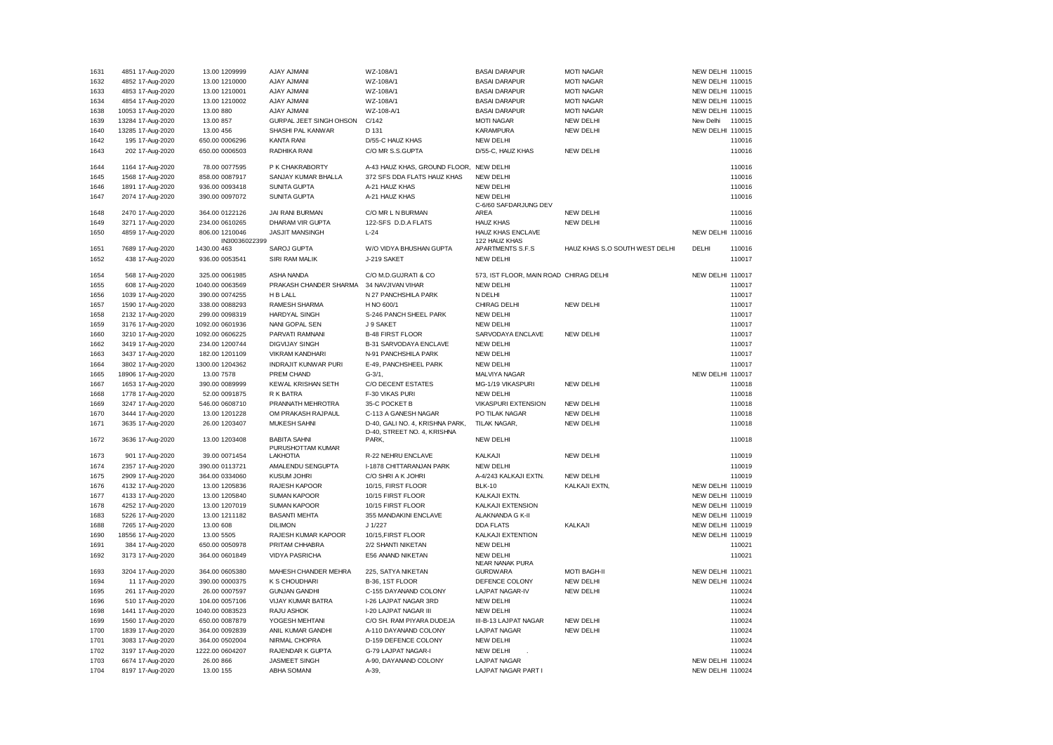| | | | | | | | | | |
|---|---|---|---|---|---|---|---|---|---|
| 1631 | 4851 17-Aug-2020 | 13.00 1209999 | AJAY AJMANI | WZ-108A/1 | BASAI DARAPUR | MOTI NAGAR | NEW DELHI 110015 | |
| 1632 | 4852 17-Aug-2020 | 13.00 1210000 | AJAY AJMANI | WZ-108A/1 | BASAI DARAPUR | MOTI NAGAR | NEW DELHI 110015 | |
| 1633 | 4853 17-Aug-2020 | 13.00 1210001 | AJAY AJMANI | WZ-108A/1 | BASAI DARAPUR | MOTI NAGAR | NEW DELHI 110015 | |
| 1634 | 4854 17-Aug-2020 | 13.00 1210002 | AJAY AJMANI | WZ-108A/1 | BASAI DARAPUR | MOTI NAGAR | NEW DELHI 110015 | |
| 1638 | 10053 17-Aug-2020 | 13.00 880 | AJAY AJMANI | WZ-108-A/1 | BASAI DARAPUR | MOTI NAGAR | NEW DELHI 110015 | |
| 1639 | 13284 17-Aug-2020 | 13.00 857 | GURPAL JEET SINGH OHSON | C/142 | MOTI NAGAR | NEW DELHI | New Delhi | 110015 |
| 1640 | 13285 17-Aug-2020 | 13.00 456 | SHASHI PAL KANWAR | D 131 | KARAMPURA | NEW DELHI | NEW DELHI 110015 | |
| 1642 | 195 17-Aug-2020 | 650.00 0006296 | KANTA RANI | D/55-C HAUZ KHAS | NEW DELHI | | | 110016 |
| 1643 | 202 17-Aug-2020 | 650.00 0006503 | RADHIKA RANI | C/O MR S.S.GUPTA | D/55-C, HAUZ KHAS | NEW DELHI | | 110016 |
| 1644 | 1164 17-Aug-2020 | 78.00 0077595 | P K CHAKRABORTY | A-43 HAUZ KHAS, GROUND FLOOR, | NEW DELHI | | | 110016 |
| 1645 | 1568 17-Aug-2020 | 858.00 0087917 | SANJAY KUMAR BHALLA | 372 SFS DDA FLATS HAUZ KHAS | NEW DELHI | | | 110016 |
| 1646 | 1891 17-Aug-2020 | 936.00 0093418 | SUNITA GUPTA | A-21 HAUZ KHAS | NEW DELHI | | | 110016 |
| 1647 | 2074 17-Aug-2020 | 390.00 0097072 | SUNITA GUPTA | A-21 HAUZ KHAS | NEW DELHI | | | 110016 |
| 1648 | 2470 17-Aug-2020 | 364.00 0122126 | JAI RANI BURMAN | C/O MR L N BURMAN | C-6/60 SAFDARJUNG DEV AREA | NEW DELHI | | 110016 |
| 1649 | 3271 17-Aug-2020 | 234.00 0610265 | DHARAM VIR GUPTA | 122-SFS D.D.A FLATS | HAUZ KHAS | NEW DELHI | | 110016 |
| 1650 | 4859 17-Aug-2020 | 806.00 1210046 | JASJIT MANSINGH | L-24 | HAUZ KHAS ENCLAVE | | NEW DELHI 110016 | |
| 1651 | 7689 17-Aug-2020 | 1430.00 IN30036022399 463 | SAROJ GUPTA | W/O VIDYA BHUSHAN GUPTA | 122 HAUZ KHAS APARTMENTS S.F.S | HAUZ KHAS S.O SOUTH WEST DELHI | DELHI | 110016 |
| 1652 | 438 17-Aug-2020 | 936.00 0053541 | SIRI RAM MALIK | J-219 SAKET | NEW DELHI | | | 110017 |
| 1654 | 568 17-Aug-2020 | 325.00 0061985 | ASHA NANDA | C/O M.D.GUJRATI & CO | 573, IST FLOOR, MAIN ROAD CHIRAG DELHI | | NEW DELHI 110017 | |
| 1655 | 608 17-Aug-2020 | 1040.00 0063569 | PRAKASH CHANDER SHARMA | 34 NAVJIVAN VIHAR | NEW DELHI | | | 110017 |
| 1656 | 1039 17-Aug-2020 | 390.00 0074255 | H B LALL | N 27 PANCHSHILA PARK | N DELHI | | | 110017 |
| 1657 | 1590 17-Aug-2020 | 338.00 0088293 | RAMESH SHARMA | H NO 600/1 | CHIRAG DELHI | NEW DELHI | | 110017 |
| 1658 | 2132 17-Aug-2020 | 299.00 0098319 | HARDYAL SINGH | S-246 PANCH SHEEL PARK | NEW DELHI | | | 110017 |
| 1659 | 3176 17-Aug-2020 | 1092.00 0601936 | NANI GOPAL SEN | J 9 SAKET | NEW DELHI | | | 110017 |
| 1660 | 3210 17-Aug-2020 | 1092.00 0606225 | PARVATI RAMNANI | B-48 FIRST FLOOR | SARVODAYA ENCLAVE | NEW DELHI | | 110017 |
| 1662 | 3419 17-Aug-2020 | 234.00 1200744 | DIGVIJAY SINGH | B-31 SARVODAYA ENCLAVE | NEW DELHI | | | 110017 |
| 1663 | 3437 17-Aug-2020 | 182.00 1201109 | VIKRAM KANDHARI | N-91 PANCHSHILA PARK | NEW DELHI | | | 110017 |
| 1664 | 3802 17-Aug-2020 | 1300.00 1204362 | INDRAJIT KUNWAR PURI | E-49, PANCHSHEEL PARK | NEW DELHI | | | 110017 |
| 1665 | 18906 17-Aug-2020 | 13.00 7578 | PREM CHAND | G-3/1, | MALVIYA NAGAR | | NEW DELHI 110017 | |
| 1667 | 1653 17-Aug-2020 | 390.00 0089999 | KEWAL KRISHAN SETH | C/O DECENT ESTATES | MG-1/19 VIKASPURI | NEW DELHI | | 110018 |
| 1668 | 1778 17-Aug-2020 | 52.00 0091875 | R K BATRA | F-30 VIKAS PURI | NEW DELHI | | | 110018 |
| 1669 | 3247 17-Aug-2020 | 546.00 0608710 | PRANNATH MEHROTRA | 35-C POCKET B | VIKASPURI EXTENSION | NEW DELHI | | 110018 |
| 1670 | 3444 17-Aug-2020 | 13.00 1201228 | OM PRAKASH RAJPAUL | C-113 A GANESH NAGAR | PO TILAK NAGAR | NEW DELHI | | 110018 |
| 1671 | 3635 17-Aug-2020 | 26.00 1203407 | MUKESH SAHNI | D-40, GALI NO. 4, KRISHNA PARK, | TILAK NAGAR, | NEW DELHI | | 110018 |
| 1672 | 3636 17-Aug-2020 | 13.00 1203408 | BABITA SAHNI | D-40, STREET NO. 4, KRISHNA PARK, | NEW DELHI | | | 110018 |
| 1673 | 901 17-Aug-2020 | 39.00 0071454 | PURUSHOTTAM KUMAR LAKHOTIA | R-22 NEHRU ENCLAVE | KALKAJI | NEW DELHI | | 110019 |
| 1674 | 2357 17-Aug-2020 | 390.00 0113721 | AMALENDU SENGUPTA | I-1878 CHITTARANJAN PARK | NEW DELHI | | | 110019 |
| 1675 | 2909 17-Aug-2020 | 364.00 0334060 | KUSUM JOHRI | C/O SHRI A K JOHRI | A-4/243 KALKAJI EXTN. | NEW DELHI | | 110019 |
| 1676 | 4132 17-Aug-2020 | 13.00 1205836 | RAJESH KAPOOR | 10/15, FIRST FLOOR | BLK-10 | KALKAJI EXTN, | NEW DELHI 110019 | |
| 1677 | 4133 17-Aug-2020 | 13.00 1205840 | SUMAN KAPOOR | 10/15 FIRST FLOOR | KALKAJI EXTN. | | NEW DELHI 110019 | |
| 1678 | 4252 17-Aug-2020 | 13.00 1207019 | SUMAN KAPOOR | 10/15 FIRST FLOOR | KALKAJI EXTENSION | | NEW DELHI 110019 | |
| 1683 | 5226 17-Aug-2020 | 13.00 1211182 | BASANTI MEHTA | 355 MANDAKINI ENCLAVE | ALAKNANDA G K-II | | NEW DELHI 110019 | |
| 1688 | 7265 17-Aug-2020 | 13.00 608 | DILIMON | J 1/227 | DDA FLATS | KALKAJI | NEW DELHI 110019 | |
| 1690 | 18556 17-Aug-2020 | 13.00 5505 | RAJESH KUMAR KAPOOR | 10/15,FIRST FLOOR | KALKAJI EXTENTION | | NEW DELHI 110019 | |
| 1691 | 384 17-Aug-2020 | 650.00 0050978 | PRITAM CHHABRA | 2/2 SHANTI NIKETAN | NEW DELHI | | | 110021 |
| 1692 | 3173 17-Aug-2020 | 364.00 0601849 | VIDYA PASRICHA | E56 ANAND NIKETAN | NEW DELHI | | | 110021 |
| 1693 | 3204 17-Aug-2020 | 364.00 0605380 | MAHESH CHANDER MEHRA | 225, SATYA NIKETAN | NEAR NANAK PURA GURDWARA | MOTI BAGH-II | NEW DELHI 110021 | |
| 1694 | 11 17-Aug-2020 | 390.00 0000375 | K S CHOUDHARI | B-36, 1ST FLOOR | DEFENCE COLONY | NEW DELHI | NEW DELHI 110024 | |
| 1695 | 261 17-Aug-2020 | 26.00 0007597 | GUNJAN GANDHI | C-155 DAYANAND COLONY | LAJPAT NAGAR-IV | NEW DELHI | | 110024 |
| 1696 | 510 17-Aug-2020 | 104.00 0057106 | VIJAY KUMAR BATRA | I-26 LAJPAT NAGAR 3RD | NEW DELHI | | | 110024 |
| 1698 | 1441 17-Aug-2020 | 1040.00 0083523 | RAJU ASHOK | I-20 LAJPAT NAGAR III | NEW DELHI | | | 110024 |
| 1699 | 1560 17-Aug-2020 | 650.00 0087879 | YOGESH MEHTANI | C/O SH. RAM PIYARA DUDEJA | III-B-13 LAJPAT NAGAR | NEW DELHI | | 110024 |
| 1700 | 1839 17-Aug-2020 | 364.00 0092839 | ANIL KUMAR GANDHI | A-110 DAYANAND COLONY | LAJPAT NAGAR | NEW DELHI | | 110024 |
| 1701 | 3083 17-Aug-2020 | 364.00 0502004 | NIRMAL CHOPRA | D-159 DEFENCE COLONY | NEW DELHI | | | 110024 |
| 1702 | 3197 17-Aug-2020 | 1222.00 0604207 | RAJENDAR K GUPTA | G-79 LAJPAT NAGAR-I | NEW DELHI | . | | 110024 |
| 1703 | 6674 17-Aug-2020 | 26.00 866 | JASMEET SINGH | A-90, DAYANAND COLONY | LAJPAT NAGAR | | NEW DELHI 110024 | |
| 1704 | 8197 17-Aug-2020 | 13.00 155 | ABHA SOMANI | A-39, | LAJPAT NAGAR PART I | | NEW DELHI 110024 | |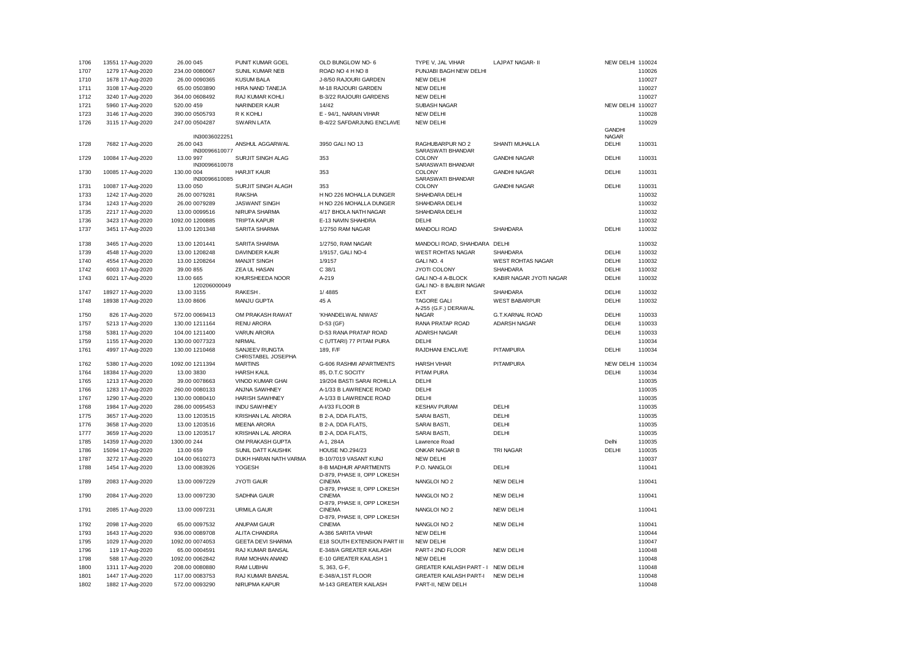| | | | | | | | | | |
|---|---|---|---|---|---|---|---|---|---|
| 1706 | 13551 17-Aug-2020 | 26.00 045 | PUNIT KUMAR GOEL | OLD BUNGLOW NO- 6 | TYPE V, JAL VIHAR | LAJPAT NAGAR- II | NEW DELHI | 110024 |
| 1707 | 1279 17-Aug-2020 | 234.00 0080067 | SUNIL KUMAR NEB | ROAD NO 4 H NO 8 | PUNJABI BAGH NEW DELHI | | | 110026 |
| 1710 | 1678 17-Aug-2020 | 26.00 0090365 | KUSUM BALA | J-8/50 RAJOURI GARDEN | NEW DELHI | | | 110027 |
| 1711 | 3108 17-Aug-2020 | 65.00 0503890 | HIRA NAND TANEJA | M-18 RAJOURI GARDEN | NEW DELHI | | | 110027 |
| 1712 | 3240 17-Aug-2020 | 364.00 0608492 | RAJ KUMAR KOHLI | B-3/22 RAJOURI GARDENS | NEW DELHI | | | 110027 |
| 1721 | 5960 17-Aug-2020 | 520.00 459 | NARINDER KAUR | 14/42 | SUBASH NAGAR | | NEW DELHI | 110027 |
| 1723 | 3146 17-Aug-2020 | 390.00 0505793 | R K KOHLI | E - 94/1, NARAIN VIHAR | NEW DELHI | | | 110028 |
| 1726 | 3115 17-Aug-2020 | 247.00 0504287 | SWARN LATA | B-4/22 SAFDARJUNG ENCLAVE | NEW DELHI | | | 110029 |
| 1728 | 7682 17-Aug-2020 | IN30036022251 26.00 043 | ANSHUL AGGARWAL | 3950 GALI NO 13 | RAGHUBARPUR NO 2 | SHANTI MUHALLA | GANDHI NAGAR DELHI | 110031 |
| 1729 | 10084 17-Aug-2020 | IN30096610077 13.00 997 | SURJIT SINGH ALAG | 353 | SARASWATI BHANDAR COLONY | GANDHI NAGAR | DELHI | 110031 |
| 1730 | 10085 17-Aug-2020 | IN30096610078 130.00 004 | HARJIT KAUR | 353 | SARASWATI BHANDAR COLONY | GANDHI NAGAR | DELHI | 110031 |
| 1731 | 10087 17-Aug-2020 | IN30096610085 13.00 050 | SURJIT SINGH ALAGH | 353 | SARASWATI BHANDAR COLONY | GANDHI NAGAR | DELHI | 110031 |
| 1733 | 1242 17-Aug-2020 | 26.00 0079281 | RAKSHA | H NO 226 MOHALLA DUNGER | SHAHDARA DELHI | | | 110032 |
| 1734 | 1243 17-Aug-2020 | 26.00 0079289 | JASWANT SINGH | H NO 226 MOHALLA DUNGER | SHAHDARA DELHI | | | 110032 |
| 1735 | 2217 17-Aug-2020 | 13.00 0099516 | NIRUPA SHARMA | 4/17 BHOLA NATH NAGAR | SHAHDARA DELHI | | | 110032 |
| 1736 | 3423 17-Aug-2020 | 1092.00 1200885 | TRIPTA KAPUR | E-13 NAVIN SHAHDRA | DELHI | | | 110032 |
| 1737 | 3451 17-Aug-2020 | 13.00 1201348 | SARITA SHARMA | 1/2750 RAM NAGAR | MANDOLI ROAD | SHAHDARA | DELHI | 110032 |
| 1738 | 3465 17-Aug-2020 | 13.00 1201441 | SARITA SHARMA | 1/2750, RAM NAGAR | MANDOLI ROAD, SHAHDARA | DELHI | | 110032 |
| 1739 | 4548 17-Aug-2020 | 13.00 1208248 | DAVINDER KAUR | 1/9157, GALI NO-4 | WEST ROHTAS NAGAR | SHAHDARA | DELHI | 110032 |
| 1740 | 4554 17-Aug-2020 | 13.00 1208264 | MANJIT SINGH | 1/9157 | GALI NO. 4 | WEST ROHTAS NAGAR | DELHI | 110032 |
| 1742 | 6003 17-Aug-2020 | 39.00 855 | ZEA UL HASAN | C 38/1 | JYOTI COLONY | SHAHDARA | DELHI | 110032 |
| 1743 | 6021 17-Aug-2020 | 13.00 665 | KHURSHEEDA NOOR | A-219 | GALI NO-4 A-BLOCK | KABIR NAGAR JYOTI NAGAR | DELHI | 110032 |
| 1747 | 18927 17-Aug-2020 | 120206000049 13.00 3155 | RAKESH . | 1/ 4885 | GALI NO- 8 BALBIR NAGAR EXT | SHAHDARA | DELHI | 110032 |
| 1748 | 18938 17-Aug-2020 | 13.00 8606 | MANJU GUPTA | 45 A | TAGORE GALI | WEST BABARPUR | DELHI | 110032 |
| 1750 | 826 17-Aug-2020 | 572.00 0069413 | OM PRAKASH RAWAT | 'KHANDELWAL NIWAS' | A-255 (G.F.) DERAWAL NAGAR | G.T.KARNAL ROAD | DELHI | 110033 |
| 1757 | 5213 17-Aug-2020 | 130.00 1211164 | RENU ARORA | D-53 (GF) | RANA PRATAP ROAD | ADARSH NAGAR | DELHI | 110033 |
| 1758 | 5381 17-Aug-2020 | 104.00 1211400 | VARUN ARORA | D-53 RANA PRATAP ROAD | ADARSH NAGAR | | DELHI | 110033 |
| 1759 | 1155 17-Aug-2020 | 130.00 0077323 | NIRMAL | C (UTTARI) 77 PITAM PURA | DELHI | | | 110034 |
| 1761 | 4997 17-Aug-2020 | 130.00 1210468 | SANJEEV RUNGTA | 189, F/F | RAJDHANI ENCLAVE | PITAMPURA | DELHI | 110034 |
| 1762 | 5380 17-Aug-2020 | 1092.00 1211394 | CHRISTABEL JOSEPHA MARTINS | G-606 RASHMI APARTMENTS | HARSH VIHAR | PITAMPURA | NEW DELHI | 110034 |
| 1764 | 18384 17-Aug-2020 | 13.00 3830 | HARSH KAUL | 85, D.T.C SOCITY | PITAM PURA | | DELHI | 110034 |
| 1765 | 1213 17-Aug-2020 | 39.00 0078663 | VINOD KUMAR GHAI | 19/204 BASTI SARAI ROHILLA | DELHI | | | 110035 |
| 1766 | 1283 17-Aug-2020 | 260.00 0080133 | ANJNA SAWHNEY | A-1/33 B LAWRENCE ROAD | DELHI | | | 110035 |
| 1767 | 1290 17-Aug-2020 | 130.00 0080410 | HARISH SAWHNEY | A-1/33 B LAWRENCE ROAD | DELHI | | | 110035 |
| 1768 | 1984 17-Aug-2020 | 286.00 0095453 | INDU SAWHNEY | A-I/33 FLOOR B | KESHAV PURAM | DELHI | | 110035 |
| 1775 | 3657 17-Aug-2020 | 13.00 1203515 | KRISHAN LAL ARORA | B 2-A, DDA FLATS, | SARAI BASTI, | DELHI | | 110035 |
| 1776 | 3658 17-Aug-2020 | 13.00 1203516 | MEENA ARORA | B 2-A, DDA FLATS, | SARAI BASTI, | DELHI | | 110035 |
| 1777 | 3659 17-Aug-2020 | 13.00 1203517 | KRISHAN LAL ARORA | B 2-A, DDA FLATS, | SARAI BASTI, | DELHI | | 110035 |
| 1785 | 14359 17-Aug-2020 | 1300.00 244 | OM PRAKASH GUPTA | A-1, 284A | Lawrence Road | | Delhi | 110035 |
| 1786 | 15094 17-Aug-2020 | 13.00 659 | SUNIL DATT KAUSHIK | HOUSE NO.294/23 | ONKAR NAGAR B | TRI NAGAR | DELHI | 110035 |
| 1787 | 3272 17-Aug-2020 | 104.00 0610273 | DUKH HARAN NATH VARMA | B-10/7019 VASANT KUNJ | NEW DELHI | | | 110037 |
| 1788 | 1454 17-Aug-2020 | 13.00 0083926 | YOGESH | 8-B MADHUR APARTMENTS | P.O. NANGLOI | DELHI | | 110041 |
| 1789 | 2083 17-Aug-2020 | 13.00 0097229 | JYOTI GAUR | D-879, PHASE II, OPP LOKESH CINEMA | NANGLOI NO 2 | NEW DELHI | | 110041 |
| 1790 | 2084 17-Aug-2020 | 13.00 0097230 | SADHNA GAUR | D-879, PHASE II, OPP LOKESH CINEMA | NANGLOI NO 2 | NEW DELHI | | 110041 |
| 1791 | 2085 17-Aug-2020 | 13.00 0097231 | URMILA GAUR | D-879, PHASE II, OPP LOKESH CINEMA | NANGLOI NO 2 | NEW DELHI | | 110041 |
| 1792 | 2098 17-Aug-2020 | 65.00 0097532 | ANUPAM GAUR | D-879, PHASE II, OPP LOKESH CINEMA | NANGLOI NO 2 | NEW DELHI | | 110041 |
| 1793 | 1643 17-Aug-2020 | 936.00 0089708 | ALITA CHANDRA | A-386 SARITA VIHAR | NEW DELHI | | | 110044 |
| 1795 | 1029 17-Aug-2020 | 1092.00 0074053 | GEETA DEVI SHARMA | E18 SOUTH EXTENSION PART III | NEW DELHI | | | 110047 |
| 1796 | 119 17-Aug-2020 | 65.00 0004591 | RAJ KUMAR BANSAL | E-348/A GREATER KAILASH | PART-I 2ND FLOOR | NEW DELHI | | 110048 |
| 1798 | 588 17-Aug-2020 | 1092.00 0062842 | RAM MOHAN ANAND | E-10 GREATER KAILASH 1 | NEW DELHI | | | 110048 |
| 1800 | 1311 17-Aug-2020 | 208.00 0080880 | RAM LUBHAI | S, 363, G-F, | GREATER KAILASH PART - I | NEW DELHI | | 110048 |
| 1801 | 1447 17-Aug-2020 | 117.00 0083753 | RAJ KUMAR BANSAL | E-348/A,1ST FLOOR | GREATER KAILASH PART-I | NEW DELHI | | 110048 |
| 1802 | 1882 17-Aug-2020 | 572.00 0093290 | NIRUPMA KAPUR | M-143 GREATER KAILASH | PART-II, NEW DELH | | | 110048 |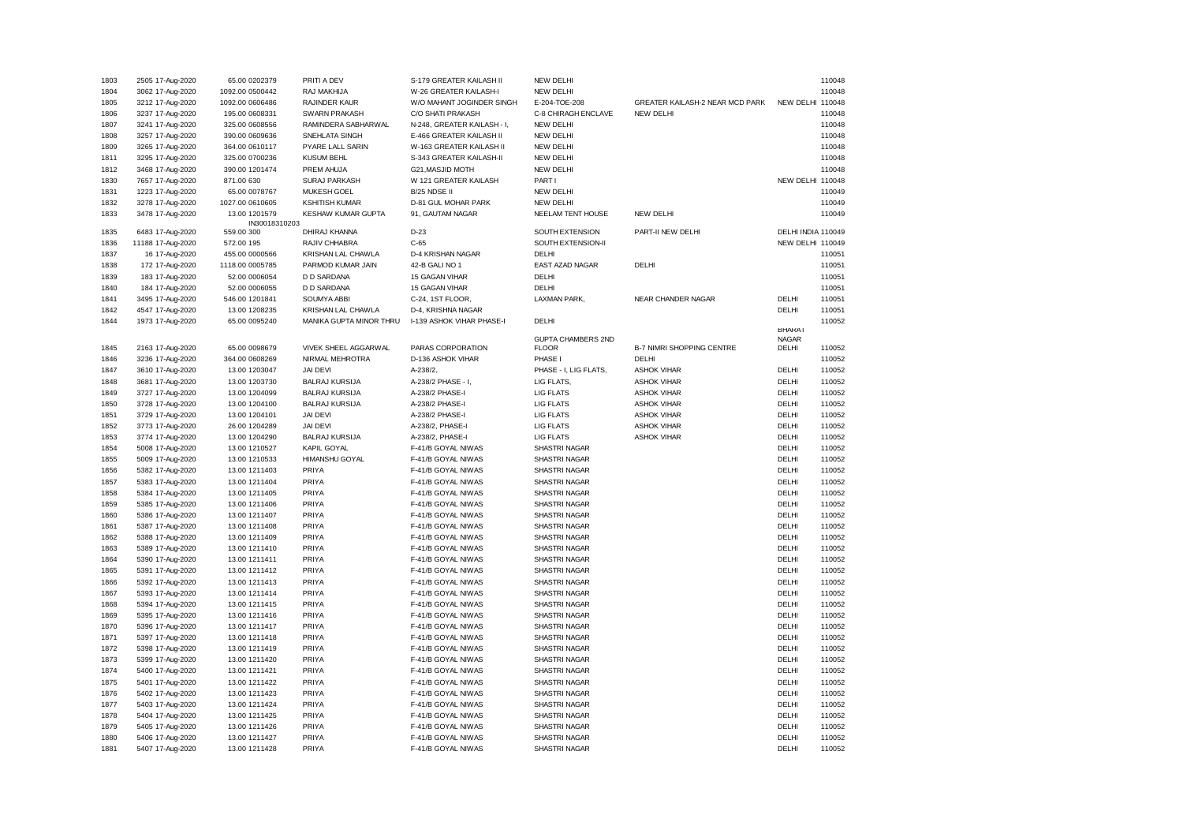| | | | | | | | | | | |
|---|---|---|---|---|---|---|---|---|---|---|
| 1803 | 2505 | 17-Aug-2020 | 65.00 | 0202379 | PRITI A DEV | S-179 GREATER KAILASH II | NEW DELHI | | | 110048 |
| 1804 | 3062 | 17-Aug-2020 | 1092.00 | 0500442 | RAJ MAKHIJA | W-26 GREATER KAILASH-I | NEW DELHI | | | 110048 |
| 1805 | 3212 | 17-Aug-2020 | 1092.00 | 0606486 | RAJINDER KAUR | W/O MAHANT JOGINDER SINGH | E-204-TOE-208 | GREATER KAILASH-2 NEAR MCD PARK | NEW DELHI | 110048 |
| 1806 | 3237 | 17-Aug-2020 | 195.00 | 0608331 | SWARN PRAKASH | C/O SHATI PRAKASH | C-8 CHIRAGH ENCLAVE | NEW DELHI | | 110048 |
| 1807 | 3241 | 17-Aug-2020 | 325.00 | 0608556 | RAMINDERA SABHARWAL | N-248, GREATER KAILASH - I, | NEW DELHI | | | 110048 |
| 1808 | 3257 | 17-Aug-2020 | 390.00 | 0609636 | SNEHLATA SINGH | E-466 GREATER KAILASH II | NEW DELHI | | | 110048 |
| 1809 | 3265 | 17-Aug-2020 | 364.00 | 0610117 | PYARE LALL SARIN | W-163 GREATER KAILASH II | NEW DELHI | | | 110048 |
| 1811 | 3295 | 17-Aug-2020 | 325.00 | 0700236 | KUSUM BEHL | S-343 GREATER KAILASH-II | NEW DELHI | | | 110048 |
| 1812 | 3468 | 17-Aug-2020 | 390.00 | 1201474 | PREM AHUJA | G21,MASJID MOTH | NEW DELHI | | | 110048 |
| 1830 | 7657 | 17-Aug-2020 | 871.00 | 630 | SURAJ PARKASH | W 121 GREATER KAILASH | PART I | | NEW DELHI | 110048 |
| 1831 | 1223 | 17-Aug-2020 | 65.00 | 0078767 | MUKESH GOEL | B/25 NDSE II | NEW DELHI | | | 110049 |
| 1832 | 3278 | 17-Aug-2020 | 1027.00 | 0610605 | KSHITISH KUMAR | D-81 GUL MOHAR PARK | NEW DELHI | | | 110049 |
| 1833 | 3478 | 17-Aug-2020 | 13.00 | 1201579 | KESHAW KUMAR GUPTA | 91, GAUTAM NAGAR | NEELAM TENT HOUSE | NEW DELHI | | 110049 |
| 1835 | 6483 | 17-Aug-2020 | 559.00 | IN30018310203 300 | DHIRAJ KHANNA | D-23 | SOUTH EXTENSION | PART-II NEW DELHI | DELHI INDIA | 110049 |
| 1836 | 11188 | 17-Aug-2020 | 572.00 | 195 | RAJIV CHHABRA | C-65 | SOUTH EXTENSION-II | | NEW DELHI | 110049 |
| 1837 | 16 | 17-Aug-2020 | 455.00 | 0000566 | KRISHAN LAL CHAWLA | D-4 KRISHAN NAGAR | DELHI | | | 110051 |
| 1838 | 172 | 17-Aug-2020 | 1118.00 | 0005785 | PARMOD KUMAR JAIN | 42-B GALI NO 1 | EAST AZAD NAGAR | DELHI | | 110051 |
| 1839 | 183 | 17-Aug-2020 | 52.00 | 0006054 | D D SARDANA | 15 GAGAN VIHAR | DELHI | | | 110051 |
| 1840 | 184 | 17-Aug-2020 | 52.00 | 0006055 | D D SARDANA | 15 GAGAN VIHAR | DELHI | | | 110051 |
| 1841 | 3495 | 17-Aug-2020 | 546.00 | 1201841 | SOUMYA ABBI | C-24, 1ST FLOOR, | LAXMAN PARK, | NEAR CHANDER NAGAR | DELHI | 110051 |
| 1842 | 4547 | 17-Aug-2020 | 13.00 | 1208235 | KRISHAN LAL CHAWLA | D-4, KRISHNA NAGAR | | | DELHI | 110051 |
| 1844 | 1973 | 17-Aug-2020 | 65.00 | 0095240 | MANIKA GUPTA MINOR THRU | I-139 ASHOK VIHAR PHASE-I | DELHI | | | 110052 |
| 1845 | 2163 | 17-Aug-2020 | 65.00 | 0098679 | VIVEK SHEEL AGGARWAL | PARAS CORPORATION | GUPTA CHAMBERS 2ND FLOOR | B-7 NIMRI SHOPPING CENTRE | BHARAT NAGAR DELHI | 110052 |
| 1846 | 3236 | 17-Aug-2020 | 364.00 | 0608269 | NIRMAL MEHROTRA | D-136 ASHOK VIHAR | PHASE I | DELHI | | 110052 |
| 1847 | 3610 | 17-Aug-2020 | 13.00 | 1203047 | JAI DEVI | A-238/2, | PHASE - I, LIG FLATS, | ASHOK VIHAR | DELHI | 110052 |
| 1848 | 3681 | 17-Aug-2020 | 13.00 | 1203730 | BALRAJ KURSIJA | A-238/2 PHASE - I, | LIG FLATS, | ASHOK VIHAR | DELHI | 110052 |
| 1849 | 3727 | 17-Aug-2020 | 13.00 | 1204099 | BALRAJ KURSIJA | A-238/2 PHASE-I | LIG FLATS | ASHOK VIHAR | DELHI | 110052 |
| 1850 | 3728 | 17-Aug-2020 | 13.00 | 1204100 | BALRAJ KURSIJA | A-238/2 PHASE-I | LIG FLATS | ASHOK VIHAR | DELHI | 110052 |
| 1851 | 3729 | 17-Aug-2020 | 13.00 | 1204101 | JAI DEVI | A-238/2 PHASE-I | LIG FLATS | ASHOK VIHAR | DELHI | 110052 |
| 1852 | 3773 | 17-Aug-2020 | 26.00 | 1204289 | JAI DEVI | A-238/2, PHASE-I | LIG FLATS | ASHOK VIHAR | DELHI | 110052 |
| 1853 | 3774 | 17-Aug-2020 | 13.00 | 1204290 | BALRAJ KURSIJA | A-238/2, PHASE-I | LIG FLATS | ASHOK VIHAR | DELHI | 110052 |
| 1854 | 5008 | 17-Aug-2020 | 13.00 | 1210527 | KAPIL GOYAL | F-41/B GOYAL NIWAS | SHASTRI NAGAR | | DELHI | 110052 |
| 1855 | 5009 | 17-Aug-2020 | 13.00 | 1210533 | HIMANSHU GOYAL | F-41/B GOYAL NIWAS | SHASTRI NAGAR | | DELHI | 110052 |
| 1856 | 5382 | 17-Aug-2020 | 13.00 | 1211403 | PRIYA | F-41/B GOYAL NIWAS | SHASTRI NAGAR | | DELHI | 110052 |
| 1857 | 5383 | 17-Aug-2020 | 13.00 | 1211404 | PRIYA | F-41/B GOYAL NIWAS | SHASTRI NAGAR | | DELHI | 110052 |
| 1858 | 5384 | 17-Aug-2020 | 13.00 | 1211405 | PRIYA | F-41/B GOYAL NIWAS | SHASTRI NAGAR | | DELHI | 110052 |
| 1859 | 5385 | 17-Aug-2020 | 13.00 | 1211406 | PRIYA | F-41/B GOYAL NIWAS | SHASTRI NAGAR | | DELHI | 110052 |
| 1860 | 5386 | 17-Aug-2020 | 13.00 | 1211407 | PRIYA | F-41/B GOYAL NIWAS | SHASTRI NAGAR | | DELHI | 110052 |
| 1861 | 5387 | 17-Aug-2020 | 13.00 | 1211408 | PRIYA | F-41/B GOYAL NIWAS | SHASTRI NAGAR | | DELHI | 110052 |
| 1862 | 5388 | 17-Aug-2020 | 13.00 | 1211409 | PRIYA | F-41/B GOYAL NIWAS | SHASTRI NAGAR | | DELHI | 110052 |
| 1863 | 5389 | 17-Aug-2020 | 13.00 | 1211410 | PRIYA | F-41/B GOYAL NIWAS | SHASTRI NAGAR | | DELHI | 110052 |
| 1864 | 5390 | 17-Aug-2020 | 13.00 | 1211411 | PRIYA | F-41/B GOYAL NIWAS | SHASTRI NAGAR | | DELHI | 110052 |
| 1865 | 5391 | 17-Aug-2020 | 13.00 | 1211412 | PRIYA | F-41/B GOYAL NIWAS | SHASTRI NAGAR | | DELHI | 110052 |
| 1866 | 5392 | 17-Aug-2020 | 13.00 | 1211413 | PRIYA | F-41/B GOYAL NIWAS | SHASTRI NAGAR | | DELHI | 110052 |
| 1867 | 5393 | 17-Aug-2020 | 13.00 | 1211414 | PRIYA | F-41/B GOYAL NIWAS | SHASTRI NAGAR | | DELHI | 110052 |
| 1868 | 5394 | 17-Aug-2020 | 13.00 | 1211415 | PRIYA | F-41/B GOYAL NIWAS | SHASTRI NAGAR | | DELHI | 110052 |
| 1869 | 5395 | 17-Aug-2020 | 13.00 | 1211416 | PRIYA | F-41/B GOYAL NIWAS | SHASTRI NAGAR | | DELHI | 110052 |
| 1870 | 5396 | 17-Aug-2020 | 13.00 | 1211417 | PRIYA | F-41/B GOYAL NIWAS | SHASTRI NAGAR | | DELHI | 110052 |
| 1871 | 5397 | 17-Aug-2020 | 13.00 | 1211418 | PRIYA | F-41/B GOYAL NIWAS | SHASTRI NAGAR | | DELHI | 110052 |
| 1872 | 5398 | 17-Aug-2020 | 13.00 | 1211419 | PRIYA | F-41/B GOYAL NIWAS | SHASTRI NAGAR | | DELHI | 110052 |
| 1873 | 5399 | 17-Aug-2020 | 13.00 | 1211420 | PRIYA | F-41/B GOYAL NIWAS | SHASTRI NAGAR | | DELHI | 110052 |
| 1874 | 5400 | 17-Aug-2020 | 13.00 | 1211421 | PRIYA | F-41/B GOYAL NIWAS | SHASTRI NAGAR | | DELHI | 110052 |
| 1875 | 5401 | 17-Aug-2020 | 13.00 | 1211422 | PRIYA | F-41/B GOYAL NIWAS | SHASTRI NAGAR | | DELHI | 110052 |
| 1876 | 5402 | 17-Aug-2020 | 13.00 | 1211423 | PRIYA | F-41/B GOYAL NIWAS | SHASTRI NAGAR | | DELHI | 110052 |
| 1877 | 5403 | 17-Aug-2020 | 13.00 | 1211424 | PRIYA | F-41/B GOYAL NIWAS | SHASTRI NAGAR | | DELHI | 110052 |
| 1878 | 5404 | 17-Aug-2020 | 13.00 | 1211425 | PRIYA | F-41/B GOYAL NIWAS | SHASTRI NAGAR | | DELHI | 110052 |
| 1879 | 5405 | 17-Aug-2020 | 13.00 | 1211426 | PRIYA | F-41/B GOYAL NIWAS | SHASTRI NAGAR | | DELHI | 110052 |
| 1880 | 5406 | 17-Aug-2020 | 13.00 | 1211427 | PRIYA | F-41/B GOYAL NIWAS | SHASTRI NAGAR | | DELHI | 110052 |
| 1881 | 5407 | 17-Aug-2020 | 13.00 | 1211428 | PRIYA | F-41/B GOYAL NIWAS | SHASTRI NAGAR | | DELHI | 110052 |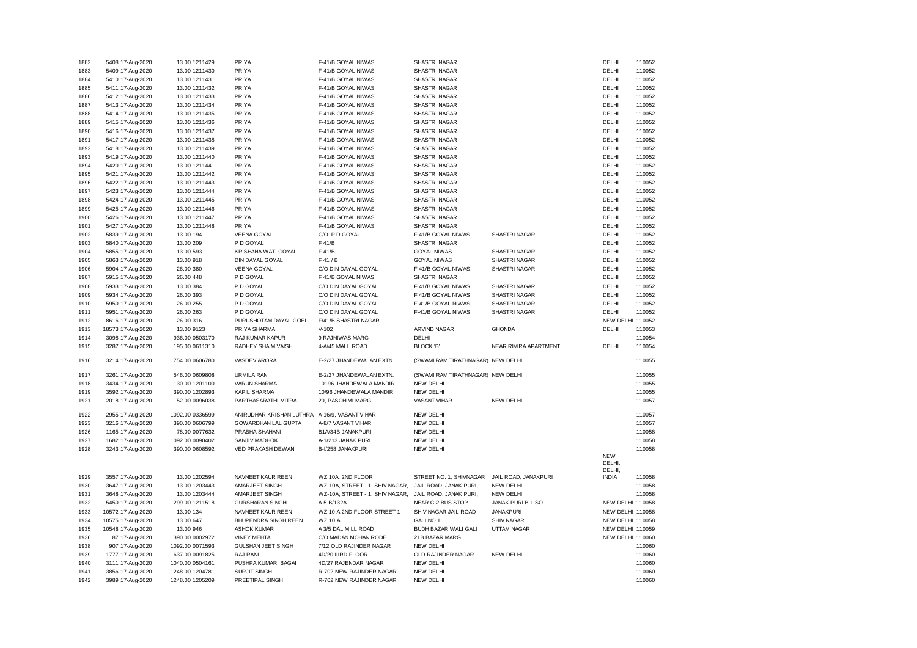| | | | | | | | | | |
|---|---|---|---|---|---|---|---|---|---|
| 1882 | 5408 17-Aug-2020 | 13.00 1211429 | PRIYA | F-41/B GOYAL NIWAS | SHASTRI NAGAR | | DELHI | 110052 |
| 1883 | 5409 17-Aug-2020 | 13.00 1211430 | PRIYA | F-41/B GOYAL NIWAS | SHASTRI NAGAR | | DELHI | 110052 |
| 1884 | 5410 17-Aug-2020 | 13.00 1211431 | PRIYA | F-41/B GOYAL NIWAS | SHASTRI NAGAR | | DELHI | 110052 |
| 1885 | 5411 17-Aug-2020 | 13.00 1211432 | PRIYA | F-41/B GOYAL NIWAS | SHASTRI NAGAR | | DELHI | 110052 |
| 1886 | 5412 17-Aug-2020 | 13.00 1211433 | PRIYA | F-41/B GOYAL NIWAS | SHASTRI NAGAR | | DELHI | 110052 |
| 1887 | 5413 17-Aug-2020 | 13.00 1211434 | PRIYA | F-41/B GOYAL NIWAS | SHASTRI NAGAR | | DELHI | 110052 |
| 1888 | 5414 17-Aug-2020 | 13.00 1211435 | PRIYA | F-41/B GOYAL NIWAS | SHASTRI NAGAR | | DELHI | 110052 |
| 1889 | 5415 17-Aug-2020 | 13.00 1211436 | PRIYA | F-41/B GOYAL NIWAS | SHASTRI NAGAR | | DELHI | 110052 |
| 1890 | 5416 17-Aug-2020 | 13.00 1211437 | PRIYA | F-41/B GOYAL NIWAS | SHASTRI NAGAR | | DELHI | 110052 |
| 1891 | 5417 17-Aug-2020 | 13.00 1211438 | PRIYA | F-41/B GOYAL NIWAS | SHASTRI NAGAR | | DELHI | 110052 |
| 1892 | 5418 17-Aug-2020 | 13.00 1211439 | PRIYA | F-41/B GOYAL NIWAS | SHASTRI NAGAR | | DELHI | 110052 |
| 1893 | 5419 17-Aug-2020 | 13.00 1211440 | PRIYA | F-41/B GOYAL NIWAS | SHASTRI NAGAR | | DELHI | 110052 |
| 1894 | 5420 17-Aug-2020 | 13.00 1211441 | PRIYA | F-41/B GOYAL NIWAS | SHASTRI NAGAR | | DELHI | 110052 |
| 1895 | 5421 17-Aug-2020 | 13.00 1211442 | PRIYA | F-41/B GOYAL NIWAS | SHASTRI NAGAR | | DELHI | 110052 |
| 1896 | 5422 17-Aug-2020 | 13.00 1211443 | PRIYA | F-41/B GOYAL NIWAS | SHASTRI NAGAR | | DELHI | 110052 |
| 1897 | 5423 17-Aug-2020 | 13.00 1211444 | PRIYA | F-41/B GOYAL NIWAS | SHASTRI NAGAR | | DELHI | 110052 |
| 1898 | 5424 17-Aug-2020 | 13.00 1211445 | PRIYA | F-41/B GOYAL NIWAS | SHASTRI NAGAR | | DELHI | 110052 |
| 1899 | 5425 17-Aug-2020 | 13.00 1211446 | PRIYA | F-41/B GOYAL NIWAS | SHASTRI NAGAR | | DELHI | 110052 |
| 1900 | 5426 17-Aug-2020 | 13.00 1211447 | PRIYA | F-41/B GOYAL NIWAS | SHASTRI NAGAR | | DELHI | 110052 |
| 1901 | 5427 17-Aug-2020 | 13.00 1211448 | PRIYA | F-41/B GOYAL NIWAS | SHASTRI NAGAR | | DELHI | 110052 |
| 1902 | 5839 17-Aug-2020 | 13.00 194 | VEENA GOYAL | C/O P D GOYAL | F 41/B GOYAL NIWAS | SHASTRI NAGAR | DELHI | 110052 |
| 1903 | 5840 17-Aug-2020 | 13.00 209 | P D GOYAL | F 41/B | SHASTRI NAGAR | | DELHI | 110052 |
| 1904 | 5855 17-Aug-2020 | 13.00 593 | KRISHANA WATI GOYAL | F 41/B | GOYAL NIWAS | SHASTRI NAGAR | DELHI | 110052 |
| 1905 | 5863 17-Aug-2020 | 13.00 918 | DIN DAYAL GOYAL | F 41 / B | GOYAL NIWAS | SHASTRI NAGAR | DELHI | 110052 |
| 1906 | 5904 17-Aug-2020 | 26.00 380 | VEENA GOYAL | C/O DIN DAYAL GOYAL | F 41/B GOYAL NIWAS | SHASTRI NAGAR | DELHI | 110052 |
| 1907 | 5915 17-Aug-2020 | 26.00 448 | P D GOYAL | F 41/B GOYAL NIWAS | SHASTRI NAGAR | | DELHI | 110052 |
| 1908 | 5933 17-Aug-2020 | 13.00 384 | P D GOYAL | C/O DIN DAYAL GOYAL | F 41/B GOYAL NIWAS | SHASTRI NAGAR | DELHI | 110052 |
| 1909 | 5934 17-Aug-2020 | 26.00 393 | P D GOYAL | C/O DIN DAYAL GOYAL | F 41/B GOYAL NIWAS | SHASTRI NAGAR | DELHI | 110052 |
| 1910 | 5950 17-Aug-2020 | 26.00 255 | P D GOYAL | C/O DIN DAYAL GOYAL | F-41/B GOYAL NIWAS | SHASTRI NAGAR | DELHI | 110052 |
| 1911 | 5951 17-Aug-2020 | 26.00 263 | P D GOYAL | C/O DIN DAYAL GOYAL | F-41/B GOYAL NIWAS | SHASTRI NAGAR | DELHI | 110052 |
| 1912 | 8616 17-Aug-2020 | 26.00 316 | PURUSHOTAM DAYAL GOEL | F/41/B SHASTRI NAGAR | | | NEW DELHI | 110052 |
| 1913 | 18573 17-Aug-2020 | 13.00 9123 | PRIYA SHARMA | V-102 | ARVIND NAGAR | GHONDA | DELHI | 110053 |
| 1914 | 3098 17-Aug-2020 | 936.00 0503170 | RAJ KUMAR KAPUR | 9 RAJNIWAS MARG | DELHI | | | 110054 |
| 1915 | 3287 17-Aug-2020 | 195.00 0611310 | RADHEY SHAIM VAISH | 4-A/45 MALL ROAD | BLOCK 'B' | NEAR RIVIRA APARTMENT | DELHI | 110054 |
| 1916 | 3214 17-Aug-2020 | 754.00 0606780 | VASDEV ARORA | E-2/27 JHANDEWALAN EXTN. | (SWAMI RAM TIRATHNAGAR) NEW DELHI | | | 110055 |
| 1917 | 3261 17-Aug-2020 | 546.00 0609808 | URMILA RANI | E-2/27 JHANDEWALAN EXTN. | (SWAMI RAM TIRATHNAGAR) NEW DELHI | | | 110055 |
| 1918 | 3434 17-Aug-2020 | 130.00 1201100 | VARUN SHARMA | 10196 JHANDEWALA MANDIR | NEW DELHI | | | 110055 |
| 1919 | 3592 17-Aug-2020 | 390.00 1202893 | KAPIL SHARMA | 10/96 JHANDEWALA MANDIR | NEW DELHI | | | 110055 |
| 1921 | 2018 17-Aug-2020 | 52.00 0096038 | PARTHASARATHI MITRA | 20, PASCHIMI MARG | VASANT VIHAR | NEW DELHI | | 110057 |
| 1922 | 2955 17-Aug-2020 | 1092.00 0336599 | ANIRUDHAR KRISHAN LUTHRA | A-16/9, VASANT VIHAR | NEW DELHI | | | 110057 |
| 1923 | 3216 17-Aug-2020 | 390.00 0606799 | GOWARDHAN LAL GUPTA | A-8/7 VASANT VIHAR | NEW DELHI | | | 110057 |
| 1926 | 1165 17-Aug-2020 | 78.00 0077632 | PRABHA SHAHANI | B1A/34B JANAKPURI | NEW DELHI | | | 110058 |
| 1927 | 1682 17-Aug-2020 | 1092.00 0090402 | SANJIV MADHOK | A-1/213 JANAK PURI | NEW DELHI | | | 110058 |
| 1928 | 3243 17-Aug-2020 | 390.00 0608592 | VED PRAKASH DEWAN | B-I/258 JANAKPURI | NEW DELHI | | | 110058 |
| 1929 | 3557 17-Aug-2020 | 13.00 1202594 | NAVNEET KAUR REEN | WZ 10A, 2ND FLOOR | STREET NO. 1, SHIVNAGAR | JAIL ROAD, JANAKPURI | NEW DELHI, DELHI, INDIA | 110058 |
| 1930 | 3647 17-Aug-2020 | 13.00 1203443 | AMARJEET SINGH | WZ-10A, STREET - 1, SHIV NAGAR, | JAIL ROAD, JANAK PURI, | NEW DELHI | | 110058 |
| 1931 | 3648 17-Aug-2020 | 13.00 1203444 | AMARJEET SINGH | WZ-10A, STREET - 1, SHIV NAGAR, | JAIL ROAD, JANAK PURI, | NEW DELHI | | 110058 |
| 1932 | 5450 17-Aug-2020 | 299.00 1211518 | GURSHARAN SINGH | A-5-B/132A | NEAR C-2 BUS STOP | JANAK PURI B-1 SO | NEW DELHI | 110058 |
| 1933 | 10572 17-Aug-2020 | 13.00 134 | NAVNEET KAUR REEN | WZ 10 A 2ND FLOOR STREET 1 | SHIV NAGAR JAIL ROAD | JANAKPURI | NEW DELHI | 110058 |
| 1934 | 10575 17-Aug-2020 | 13.00 647 | BHUPENDRA SINGH REEN | WZ 10 A | GALI NO 1 | SHIV NAGAR | NEW DELHI | 110058 |
| 1935 | 10548 17-Aug-2020 | 13.00 946 | ASHOK KUMAR | A 3/5 DAL MILL ROAD | BUDH BAZAR WALI GALI | UTTAM NAGAR | NEW DELHI | 110059 |
| 1936 | 87 17-Aug-2020 | 390.00 0002972 | VINEY MEHTA | C/O MADAN MOHAN RODE | 21B BAZAR MARG | | NEW DELHI | 110060 |
| 1938 | 907 17-Aug-2020 | 1092.00 0071593 | GULSHAN JEET SINGH | 7/12 OLD RAJINDER NAGAR | NEW DELHI | | | 110060 |
| 1939 | 1777 17-Aug-2020 | 637.00 0091825 | RAJ RANI | 4D/20 IIIRD FLOOR | OLD RAJINDER NAGAR | NEW DELHI | | 110060 |
| 1940 | 3111 17-Aug-2020 | 1040.00 0504161 | PUSHPA KUMARI BAGAI | 4D/27 RAJENDAR NAGAR | NEW DELHI | | | 110060 |
| 1941 | 3856 17-Aug-2020 | 1248.00 1204781 | SURJIT SINGH | R-702 NEW RAJINDER NAGAR | NEW DELHI | | | 110060 |
| 1942 | 3989 17-Aug-2020 | 1248.00 1205209 | PREETIPAL SINGH | R-702 NEW RAJINDER NAGAR | NEW DELHI | | | 110060 |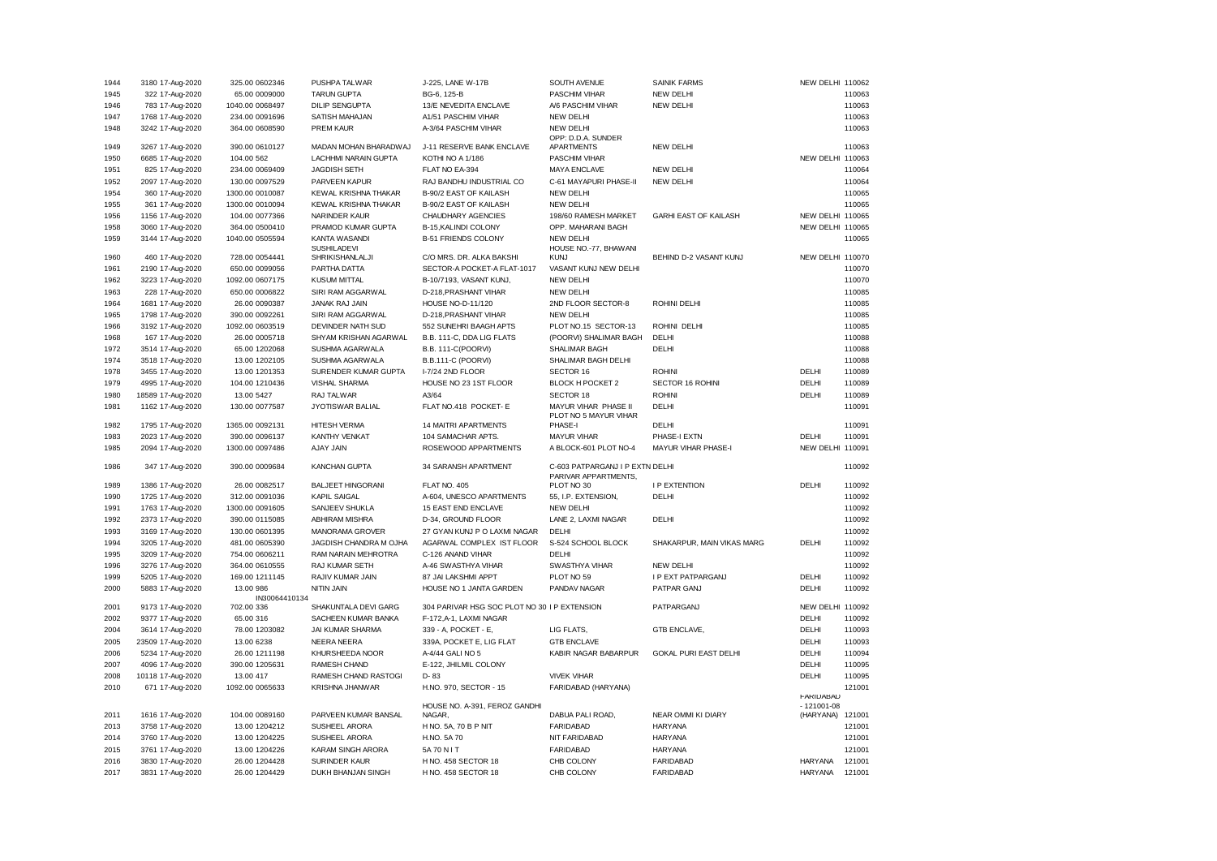| | | | | | | | | | |
|---|---|---|---|---|---|---|---|---|---|
| 1944 | 3180 17-Aug-2020 | 325.00 0602346 | PUSHPA TALWAR | J-225, LANE W-17B | SOUTH AVENUE | SAINIK FARMS | NEW DELHI | 110062 |
| 1945 | 322 17-Aug-2020 | 65.00 0009000 | TARUN GUPTA | BG-6, 125-B | PASCHIM VIHAR | NEW DELHI | | 110063 |
| 1946 | 783 17-Aug-2020 | 1040.00 0068497 | DILIP SENGUPTA | 13/E NEVEDITA ENCLAVE | A/6 PASCHIM VIHAR | NEW DELHI | | 110063 |
| 1947 | 1768 17-Aug-2020 | 234.00 0091696 | SATISH MAHAJAN | A1/51 PASCHIM VIHAR | NEW DELHI | | | 110063 |
| 1948 | 3242 17-Aug-2020 | 364.00 0608590 | PREM KAUR | A-3/64 PASCHIM VIHAR | NEW DELHI | | | 110063 |
| 1949 | 3267 17-Aug-2020 | 390.00 0610127 | MADAN MOHAN BHARADWAJ | J-11 RESERVE BANK ENCLAVE | OPP: D.D.A. SUNDER APARTMENTS | NEW DELHI | | 110063 |
| 1950 | 6685 17-Aug-2020 | 104.00 562 | LACHHMI NARAIN GUPTA | KOTHI NO A 1/186 | PASCHIM VIHAR | | NEW DELHI | 110063 |
| 1951 | 825 17-Aug-2020 | 234.00 0069409 | JAGDISH SETH | FLAT NO EA-394 | MAYA ENCLAVE | NEW DELHI | | 110064 |
| 1952 | 2097 17-Aug-2020 | 130.00 0097529 | PARVEEN KAPUR | RAJ BANDHU INDUSTRIAL CO | C-61 MAYAPURI PHASE-II | NEW DELHI | | 110064 |
| 1954 | 360 17-Aug-2020 | 1300.00 0010087 | KEWAL KRISHNA THAKAR | B-90/2 EAST OF KAILASH | NEW DELHI | | | 110065 |
| 1955 | 361 17-Aug-2020 | 1300.00 0010094 | KEWAL KRISHNA THAKAR | B-90/2 EAST OF KAILASH | NEW DELHI | | | 110065 |
| 1956 | 1156 17-Aug-2020 | 104.00 0077366 | NARINDER KAUR | CHAUDHARY AGENCIES | 198/60 RAMESH MARKET | GARHI EAST OF KAILASH | NEW DELHI | 110065 |
| 1958 | 3060 17-Aug-2020 | 364.00 0500410 | PRAMOD KUMAR GUPTA | B-15,KALINDI COLONY | OPP. MAHARANI BAGH | | NEW DELHI | 110065 |
| 1959 | 3144 17-Aug-2020 | 1040.00 0505594 | KANTA WASANDI | B-51 FRIENDS COLONY | NEW DELHI | | | 110065 |
| 1960 | 460 17-Aug-2020 | 728.00 0054441 | SUSHILADEVI SHRIKISHANLALJI | C/O MRS. DR. ALKA BAKSHI | HOUSE NO.-77, BHAWANI KUNJ | BEHIND D-2 VASANT KUNJ | NEW DELHI | 110070 |
| 1961 | 2190 17-Aug-2020 | 650.00 0099056 | PARTHA DATTA | SECTOR-A POCKET-A FLAT-1017 | VASANT KUNJ NEW DELHI | | | 110070 |
| 1962 | 3223 17-Aug-2020 | 1092.00 0607175 | KUSUM MITTAL | B-10/7193, VASANT KUNJ, | NEW DELHI | | | 110070 |
| 1963 | 228 17-Aug-2020 | 650.00 0006822 | SIRI RAM AGGARWAL | D-218,PRASHANT VIHAR | NEW DELHI | | | 110085 |
| 1964 | 1681 17-Aug-2020 | 26.00 0090387 | JANAK RAJ JAIN | HOUSE NO-D-11/120 | 2ND FLOOR SECTOR-8 | ROHINI DELHI | | 110085 |
| 1965 | 1798 17-Aug-2020 | 390.00 0092261 | SIRI RAM AGGARWAL | D-218,PRASHANT VIHAR | NEW DELHI | | | 110085 |
| 1966 | 3192 17-Aug-2020 | 1092.00 0603519 | DEVINDER NATH SUD | 552 SUNEHRI BAAGH APTS | PLOT NO.15 SECTOR-13 | ROHINI DELHI | | 110085 |
| 1968 | 167 17-Aug-2020 | 26.00 0005718 | SHYAM KRISHAN AGARWAL | B.B. 111-C, DDA LIG FLATS | (POORVI) SHALIMAR BAGH | DELHI | | 110088 |
| 1972 | 3514 17-Aug-2020 | 65.00 1202068 | SUSHMA AGARWALA | B.B. 111-C(POORVI) | SHALIMAR BAGH | DELHI | | 110088 |
| 1974 | 3518 17-Aug-2020 | 13.00 1202105 | SUSHMA AGARWALA | B.B.111-C (POORVI) | SHALIMAR BAGH DELHI | | | 110088 |
| 1978 | 3455 17-Aug-2020 | 13.00 1201353 | SURENDER KUMAR GUPTA | I-7/24 2ND FLOOR | SECTOR 16 | ROHINI | DELHI | 110089 |
| 1979 | 4995 17-Aug-2020 | 104.00 1210436 | VISHAL SHARMA | HOUSE NO 23 1ST FLOOR | BLOCK H POCKET 2 | SECTOR 16 ROHINI | DELHI | 110089 |
| 1980 | 18589 17-Aug-2020 | 13.00 5427 | RAJ TALWAR | A3/64 | SECTOR 18 | ROHINI | DELHI | 110089 |
| 1981 | 1162 17-Aug-2020 | 130.00 0077587 | JYOTISWAR BALIAL | FLAT NO.418 POCKET- E | MAYUR VIHAR PHASE II | DELHI | | 110091 |
| 1982 | 1795 17-Aug-2020 | 1365.00 0092131 | HITESH VERMA | 14 MAITRI APARTMENTS | PLOT NO 5 MAYUR VIHAR PHASE-I | DELHI | | 110091 |
| 1983 | 2023 17-Aug-2020 | 390.00 0096137 | KANTHY VENKAT | 104 SAMACHAR APTS. | MAYUR VIHAR | PHASE-I EXTN | DELHI | 110091 |
| 1985 | 2094 17-Aug-2020 | 1300.00 0097486 | AJAY JAIN | ROSEWOOD APPARTMENTS | A BLOCK-601 PLOT NO-4 | MAYUR VIHAR PHASE-I | NEW DELHI | 110091 |
| 1986 | 347 17-Aug-2020 | 390.00 0009684 | KANCHAN GUPTA | 34 SARANSH APARTMENT | C-603 PATPARGANJ I P EXTN DELHI | | | 110092 |
| 1989 | 1386 17-Aug-2020 | 26.00 0082517 | BALJEET HINGORANI | FLAT NO. 405 | PARIVAR APPARTMENTS, PLOT NO 30 | I P EXTENTION | DELHI | 110092 |
| 1990 | 1725 17-Aug-2020 | 312.00 0091036 | KAPIL SAIGAL | A-604, UNESCO APARTMENTS | 55, I.P. EXTENSION, | DELHI | | 110092 |
| 1991 | 1763 17-Aug-2020 | 1300.00 0091605 | SANJEEV SHUKLA | 15 EAST END ENCLAVE | NEW DELHI | | | 110092 |
| 1992 | 2373 17-Aug-2020 | 390.00 0115085 | ABHIRAM MISHRA | D-34, GROUND FLOOR | LANE 2, LAXMI NAGAR | DELHI | | 110092 |
| 1993 | 3169 17-Aug-2020 | 130.00 0601395 | MANORAMA GROVER | 27 GYAN KUNJ P O LAXMI NAGAR | DELHI | | | 110092 |
| 1994 | 3205 17-Aug-2020 | 481.00 0605390 | JAGDISH CHANDRA M OJHA | AGARWAL COMPLEX IST FLOOR | S-524 SCHOOL BLOCK | SHAKARPUR, MAIN VIKAS MARG | DELHI | 110092 |
| 1995 | 3209 17-Aug-2020 | 754.00 0606211 | RAM NARAIN MEHROTRA | C-126 ANAND VIHAR | DELHI | | | 110092 |
| 1996 | 3276 17-Aug-2020 | 364.00 0610555 | RAJ KUMAR SETH | A-46 SWASTHYA VIHAR | SWASTHYA VIHAR | NEW DELHI | | 110092 |
| 1999 | 5205 17-Aug-2020 | 169.00 1211145 | RAJIV KUMAR JAIN | 87 JAI LAKSHMI APPT | PLOT NO 59 | I P EXT PATPARGANJ | DELHI | 110092 |
| 2000 | 5883 17-Aug-2020 | 13.00 986 | NITIN JAIN | HOUSE NO 1 JANTA GARDEN | PANDAV NAGAR | PATPAR GANJ | DELHI | 110092 |
| 2001 | 9173 17-Aug-2020 | 702.00 IN30064410134 336 | SHAKUNTALA DEVI GARG | 304 PARIVAR HSG SOC PLOT NO 30 I P EXTENSION | | PATPARGANJ | NEW DELHI | 110092 |
| 2002 | 9377 17-Aug-2020 | 65.00 316 | SACHEEN KUMAR BANKA | F-172,A-1, LAXMI NAGAR | | | DELHI | 110092 |
| 2004 | 3614 17-Aug-2020 | 78.00 1203082 | JAI KUMAR SHARMA | 339 - A, POCKET - E, | LIG FLATS, | GTB ENCLAVE, | DELHI | 110093 |
| 2005 | 23509 17-Aug-2020 | 13.00 6238 | NEERA NEERA | 339A, POCKET E, LIG FLAT | GTB ENCLAVE | | DELHI | 110093 |
| 2006 | 5234 17-Aug-2020 | 26.00 1211198 | KHURSHEEDA NOOR | A-4/44 GALI NO 5 | KABIR NAGAR BABARPUR | GOKAL PURI EAST DELHI | DELHI | 110094 |
| 2007 | 4096 17-Aug-2020 | 390.00 1205631 | RAMESH CHAND | E-122, JHILMIL COLONY | | | DELHI | 110095 |
| 2008 | 10118 17-Aug-2020 | 13.00 417 | RAMESH CHAND RASTOGI | D- 83 | VIVEK VIHAR | | DELHI | 110095 |
| 2010 | 671 17-Aug-2020 | 1092.00 0065633 | KRISHNA JHANWAR | H.NO. 970, SECTOR - 15 | FARIDABAD (HARYANA) | | | 121001 |
| 2011 | 1616 17-Aug-2020 | 104.00 0089160 | PARVEEN KUMAR BANSAL | HOUSE NO. A-391, FEROZ GANDHI NAGAR, | DABUA PALI ROAD, | NEAR OMMI KI DIARY | FARIDABAD - 121001-08 (HARYANA) | 121001 |
| 2013 | 3758 17-Aug-2020 | 13.00 1204212 | SUSHEEL ARORA | H NO. 5A, 70 B P NIT | FARIDABAD | HARYANA | | 121001 |
| 2014 | 3760 17-Aug-2020 | 13.00 1204225 | SUSHEEL ARORA | H.NO. 5A 70 | NIT FARIDABAD | HARYANA | | 121001 |
| 2015 | 3761 17-Aug-2020 | 13.00 1204226 | KARAM SINGH ARORA | 5A 70 N I T | FARIDABAD | HARYANA | | 121001 |
| 2016 | 3830 17-Aug-2020 | 26.00 1204428 | SURINDER KAUR | H NO. 458 SECTOR 18 | CHB COLONY | FARIDABAD | HARYANA | 121001 |
| 2017 | 3831 17-Aug-2020 | 26.00 1204429 | DUKH BHANJAN SINGH | H NO. 458 SECTOR 18 | CHB COLONY | FARIDABAD | HARYANA | 121001 |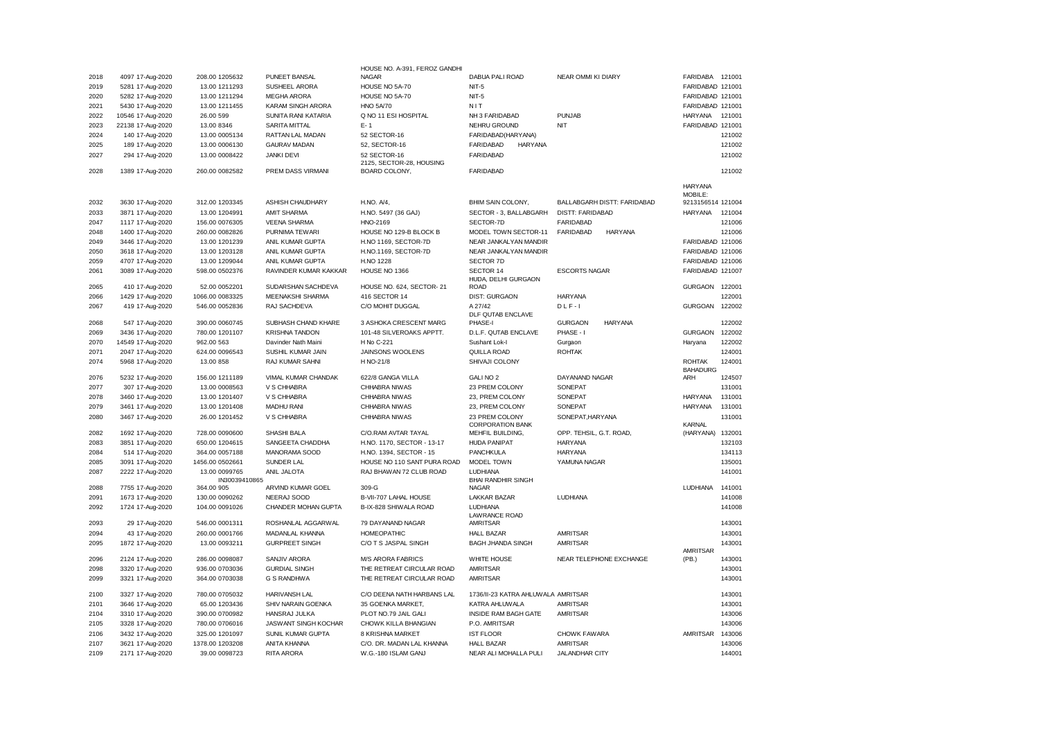| | | | | | | | | |
|---|---|---|---|---|---|---|---|---|
| 2018 | 4097 17-Aug-2020 | 208.00 1205632 | PUNEET BANSAL | HOUSE NO. A-391, FEROZ GANDHI NAGAR | DABUA PALI ROAD | NEAR OMMI KI DIARY | FARIDABA | 121001 |
| 2019 | 5281 17-Aug-2020 | 13.00 1211293 | SUSHEEL ARORA | HOUSE NO 5A-70 | NIT-5 | | FARIDABAD | 121001 |
| 2020 | 5282 17-Aug-2020 | 13.00 1211294 | MEGHA ARORA | HOUSE NO 5A-70 | NIT-5 | | FARIDABAD | 121001 |
| 2021 | 5430 17-Aug-2020 | 13.00 1211455 | KARAM SINGH ARORA | HNO 5A/70 | N I T | | FARIDABAD | 121001 |
| 2022 | 10546 17-Aug-2020 | 26.00 599 | SUNITA RANI KATARIA | Q NO 11 ESI HOSPITAL | NH 3 FARIDABAD | PUNJAB | HARYANA | 121001 |
| 2023 | 22138 17-Aug-2020 | 13.00 8346 | SARITA MITTAL | E- 1 | NEHRU GROUND | NIT | FARIDABAD | 121001 |
| 2024 | 140 17-Aug-2020 | 13.00 0005134 | RATTAN LAL MADAN | 52 SECTOR-16 | FARIDABAD(HARYANA) | | | 121002 |
| 2025 | 189 17-Aug-2020 | 13.00 0006130 | GAURAV MADAN | 52, SECTOR-16 | FARIDABAD HARYANA | | | 121002 |
| 2027 | 294 17-Aug-2020 | 13.00 0008422 | JANKI DEVI | 52 SECTOR-16 | FARIDABAD | | | 121002 |
| 2028 | 1389 17-Aug-2020 | 260.00 0082582 | PREM DASS VIRMANI | 2125, SECTOR-28, HOUSING BOARD COLONY, | FARIDABAD | | | 121002 |
| 2032 | 3630 17-Aug-2020 | 312.00 1203345 | ASHISH CHAUDHARY | H.NO. A/4, | BHIM SAIN COLONY, | BALLABGARH DISTT: FARIDABAD | HARYANA MOBILE: 9213156514 | 121004 |
| 2033 | 3871 17-Aug-2020 | 13.00 1204991 | AMIT SHARMA | H.NO. 5497 (36 GAJ) | SECTOR - 3, BALLABGARH | DISTT: FARIDABAD | HARYANA | 121004 |
| 2047 | 1117 17-Aug-2020 | 156.00 0076305 | VEENA SHARMA | HNO-2169 | SECTOR-7D | FARIDABAD | | 121006 |
| 2048 | 1400 17-Aug-2020 | 260.00 0082826 | PURNIMA TEWARI | HOUSE NO 129-B BLOCK B | MODEL TOWN SECTOR-11 | FARIDABAD HARYANA | | 121006 |
| 2049 | 3446 17-Aug-2020 | 13.00 1201239 | ANIL KUMAR GUPTA | H.NO 1169, SECTOR-7D | NEAR JANKALYAN MANDIR | | FARIDABAD | 121006 |
| 2050 | 3618 17-Aug-2020 | 13.00 1203128 | ANIL KUMAR GUPTA | H.NO.1169, SECTOR-7D | NEAR JANKALYAN MANDIR | | FARIDABAD | 121006 |
| 2059 | 4707 17-Aug-2020 | 13.00 1209044 | ANIL KUMAR GUPTA | H.NO 1228 | SECTOR 7D | | FARIDABAD | 121006 |
| 2061 | 3089 17-Aug-2020 | 598.00 0502376 | RAVINDER KUMAR KAKKAR | HOUSE NO 1366 | SECTOR 14 | ESCORTS NAGAR | FARIDABAD | 121007 |
| 2065 | 410 17-Aug-2020 | 52.00 0052201 | SUDARSHAN SACHDEVA | HOUSE NO. 624, SECTOR- 21 | HUDA, DELHI GURGAON ROAD | | GURGAON | 122001 |
| 2066 | 1429 17-Aug-2020 | 1066.00 0083325 | MEENAKSHI SHARMA | 416 SECTOR 14 | DIST: GURGAON | HARYANA | | 122001 |
| 2067 | 419 17-Aug-2020 | 546.00 0052836 | RAJ SACHDEVA | C/O MOHIT DUGGAL | A 27/42 | D L F - I | GURGOAN | 122002 |
| 2068 | 547 17-Aug-2020 | 390.00 0060745 | SUBHASH CHAND KHARE | 3 ASHOKA CRESCENT MARG | DLF QUTAB ENCLAVE PHASE-I | GURGAON HARYANA | | 122002 |
| 2069 | 3436 17-Aug-2020 | 780.00 1201107 | KRISHNA TANDON | 101-48 SILVEROAKS APPTT. | D.L.F. QUTAB ENCLAVE | PHASE - I | GURGAON | 122002 |
| 2070 | 14549 17-Aug-2020 | 962.00 563 | Davinder Nath Maini | H No C-221 | Sushant Lok-I | Gurgaon | Haryana | 122002 |
| 2071 | 2047 17-Aug-2020 | 624.00 0096543 | SUSHIL KUMAR JAIN | JAINSONS WOOLENS | QUILLA ROAD | ROHTAK | | 124001 |
| 2074 | 5968 17-Aug-2020 | 13.00 858 | RAJ KUMAR SAHNI | H NO-21/8 | SHIVAJI COLONY | | ROHTAK | 124001 |
| 2076 | 5232 17-Aug-2020 | 156.00 1211189 | VIMAL KUMAR CHANDAK | 622/8 GANGA VILLA | GALI NO 2 | DAYANAND NAGAR | BAHADURGARH | 124507 |
| 2077 | 307 17-Aug-2020 | 13.00 0008563 | V S CHHABRA | CHHABRA NIWAS | 23 PREM COLONY | SONEPAT | | 131001 |
| 2078 | 3460 17-Aug-2020 | 13.00 1201407 | V S CHHABRA | CHHABRA NIWAS | 23, PREM COLONY | SONEPAT | HARYANA | 131001 |
| 2079 | 3461 17-Aug-2020 | 13.00 1201408 | MADHU RANI | CHHABRA NIWAS | 23, PREM COLONY | SONEPAT | HARYANA | 131001 |
| 2080 | 3467 17-Aug-2020 | 26.00 1201452 | V S CHHABRA | CHHABRA NIWAS | 23 PREM COLONY | SONEPAT,HARYANA | | 131001 |
| 2082 | 1692 17-Aug-2020 | 728.00 0090600 | SHASHI BALA | C/O.RAM AVTAR TAYAL | CORPORATION BANK MEHFIL BUILDING, | OPP. TEHSIL, G.T. ROAD, | KARNAL (HARYANA) | 132001 |
| 2083 | 3851 17-Aug-2020 | 650.00 1204615 | SANGEETA CHADDHA | H.NO. 1170, SECTOR - 13-17 | HUDA PANIPAT | HARYANA | | 132103 |
| 2084 | 514 17-Aug-2020 | 364.00 0057188 | MANORAMA SOOD | H.NO. 1394, SECTOR - 15 | PANCHKULA | HARYANA | | 134113 |
| 2085 | 3091 17-Aug-2020 | 1456.00 0502661 | SUNDER LAL | HOUSE NO 110 SANT PURA ROAD | MODEL TOWN | YAMUNA NAGAR | | 135001 |
| 2087 | 2222 17-Aug-2020 | 13.00 0099765 | ANIL JALOTA | RAJ BHAWAN 72 CLUB ROAD | LUDHIANA | | | 141001 |
| 2088 | 7755 17-Aug-2020 | 364.00 IN30039410865 905 | ARVIND KUMAR GOEL | 309-G | BHAI RANDHIR SINGH NAGAR | | LUDHIANA | 141001 |
| 2091 | 1673 17-Aug-2020 | 130.00 0090262 | NEERAJ SOOD | B-VII-707 LAHAL HOUSE | LAKKAR BAZAR | LUDHIANA | | 141008 |
| 2092 | 1724 17-Aug-2020 | 104.00 0091026 | CHANDER MOHAN GUPTA | B-IX-828 SHIWALA ROAD | LUDHIANA | | | 141008 |
| 2093 | 29 17-Aug-2020 | 546.00 0001311 | ROSHANLAL AGGARWAL | 79 DAYANAND NAGAR | LAWRANCE ROAD AMRITSAR | | | 143001 |
| 2094 | 43 17-Aug-2020 | 260.00 0001766 | MADANLAL KHANNA | HOMEOPATHIC | HALL BAZAR | AMRITSAR | | 143001 |
| 2095 | 1872 17-Aug-2020 | 13.00 0093211 | GURPREET SINGH | C/O T S JASPAL SINGH | BAGH JHANDA SINGH | AMRITSAR | | 143001 |
| 2096 | 2124 17-Aug-2020 | 286.00 0098087 | SANJIV ARORA | M/S ARORA FABRICS | WHITE HOUSE | NEAR TELEPHONE EXCHANGE | AMRITSAR (PB.) | 143001 |
| 2098 | 3320 17-Aug-2020 | 936.00 0703036 | GURDIAL SINGH | THE RETREAT CIRCULAR ROAD | AMRITSAR | | | 143001 |
| 2099 | 3321 17-Aug-2020 | 364.00 0703038 | G S RANDHWA | THE RETREAT CIRCULAR ROAD | AMRITSAR | | | 143001 |
| 2100 | 3327 17-Aug-2020 | 780.00 0705032 | HARIVANSH LAL | C/O DEENA NATH HARBANS LAL | 1736/II-23 KATRA AHLUWALA AMRITSAR | | | 143001 |
| 2101 | 3646 17-Aug-2020 | 65.00 1203436 | SHIV NARAIN GOENKA | 35 GOENKA MARKET, | KATRA AHLUWALIA | AMRITSAR | | 143001 |
| 2104 | 3310 17-Aug-2020 | 390.00 0700982 | HANSRAJ JULKA | PLOT NO.79 JAIL GALI | INSIDE RAM BAGH GATE | AMRITSAR | | 143006 |
| 2105 | 3328 17-Aug-2020 | 780.00 0706016 | JASWANT SINGH KOCHAR | CHOWK KILLA BHANGIAN | P.O. AMRITSAR | | | 143006 |
| 2106 | 3432 17-Aug-2020 | 325.00 1201097 | SUNIL KUMAR GUPTA | 8 KRISHNA MARKET | IST FLOOR | CHOWK FAWARA | AMRITSAR | 143006 |
| 2107 | 3621 17-Aug-2020 | 1378.00 1203208 | ANITA KHANNA | C/O. DR. MADAN LAL KHANNA | HALL BAZAR | AMRITSAR | | 143006 |
| 2109 | 2171 17-Aug-2020 | 39.00 0098723 | RITA ARORA | W.G.-180 ISLAM GANJ | NEAR ALI MOHALLA PULI | JALANDHAR CITY | | 144001 |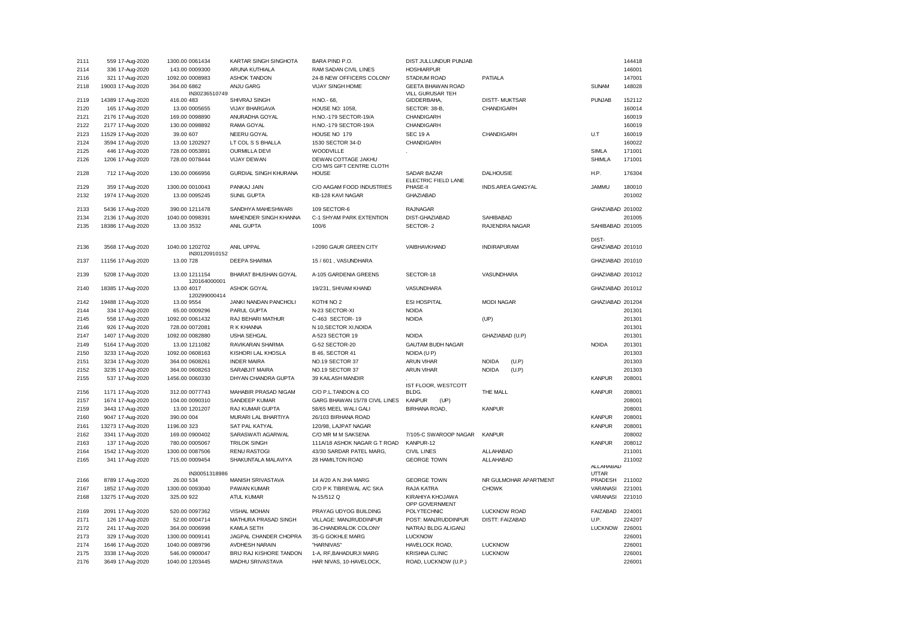| | | | | | | | | | |
|---|---|---|---|---|---|---|---|---|---|
| 2111 | 559 17-Aug-2020 | 1300.00 0061434 | KARTAR SINGH SINGHOTA | BARA PIND P.O. | DIST JULLUNDUR PUNJAB | | | | 144418 |
| 2114 | 336 17-Aug-2020 | 143.00 0009300 | ARUNA KUTHIALA | RAM SADAN CIVIL LINES | HOSHIARPUR | | | | 146001 |
| 2116 | 321 17-Aug-2020 | 1092.00 0008983 | ASHOK TANDON | 24-B NEW OFFICERS COLONY | STADIUM ROAD | PATIALA | | | 147001 |
| 2118 | 19003 17-Aug-2020 | 364.00 6862 | IN30236510749 | ANJU GARG | VIJAY SINGH HOME | GEETA BHAWAN ROAD | | SUNAM | 148028 |
| 2119 | 14389 17-Aug-2020 | 416.00 483 | | SHIVRAJ SINGH | H.NO.- 68, | VILL GURUSAR TEH GIDDERBAHA, | DISTT- MUKTSAR | PUNJAB | 152112 |
| 2120 | 165 17-Aug-2020 | 13.00 0005655 | VIJAY BHARGAVA | HOUSE NO: 1058, | SECTOR: 38-B, | CHANDIGARH | | | 160014 |
| 2121 | 2176 17-Aug-2020 | 169.00 0098890 | ANURADHA GOYAL | H.NO.-179 SECTOR-19/A | CHANDIGARH | | | | 160019 |
| 2122 | 2177 17-Aug-2020 | 130.00 0098892 | RAMA GOYAL | H.NO.-179 SECTOR-19/A | CHANDIGARH | | | | 160019 |
| 2123 | 11529 17-Aug-2020 | 39.00 607 | NEERU GOYAL | HOUSE NO 179 | SEC 19 A | CHANDIGARH | | U.T | 160019 |
| 2124 | 3594 17-Aug-2020 | 13.00 1202927 | LT COL S S BHALLA | 1530 SECTOR 34-D | CHANDIGARH | | | | 160022 |
| 2125 | 446 17-Aug-2020 | 728.00 0053891 | OURMILLA DEVI | WOODVILLE | . | | | SIMLA | 171001 |
| 2126 | 1206 17-Aug-2020 | 728.00 0078444 | VIJAY DEWAN | DEWAN COTTAGE JAKHU | | | | SHIMLA | 171001 |
| 2128 | 712 17-Aug-2020 | 130.00 0066956 | GURDIAL SINGH KHURANA | C/O M/S GIFT CENTRE CLOTH HOUSE | SADAR BAZAR | DALHOUSIE | | H.P. | 176304 |
| 2129 | 359 17-Aug-2020 | 1300.00 0010043 | PANKAJ JAIN | C/O AAGAM FOOD INDUSTRIES | ELECTRIC FIELD LANE PHASE-II | INDS.AREA GANGYAL | | JAMMU | 180010 |
| 2132 | 1974 17-Aug-2020 | 13.00 0095245 | SUNIL GUPTA | KB-128 KAVI NAGAR | GHAZIABAD | | | | 201002 |
| 2133 | 5436 17-Aug-2020 | 390.00 1211478 | SANDHYA MAHESHWARI | 109 SECTOR-6 | RAJNAGAR | | | GHAZIABAD | 201002 |
| 2134 | 2136 17-Aug-2020 | 1040.00 0098391 | MAHENDER SINGH KHANNA | C-1 SHYAM PARK EXTENTION | DIST-GHAZIABAD | SAHIBABAD | | | 201005 |
| 2135 | 18386 17-Aug-2020 | 13.00 3532 | ANIL GUPTA | 100/6 | SECTOR- 2 | RAJENDRA NAGAR | | SAHIBABAD | 201005 |
| 2136 | 3568 17-Aug-2020 | 1040.00 1202702 | ANIL UPPAL | I-2090 GAUR GREEN CITY | VAIBHAVKHAND | INDIRAPURAM | | DIST-GHAZIABAD | 201010 |
| 2137 | 11156 17-Aug-2020 | 13.00 728 | IN30120910152 | DEEPA SHARMA | 15 / 601 , VASUNDHARA | | | GHAZIABAD | 201010 |
| 2139 | 5208 17-Aug-2020 | 13.00 1211154 | BHARAT BHUSHAN GOYAL | A-105 GARDENIA GREENS | SECTOR-18 | VASUNDHARA | | GHAZIABAD | 201012 |
| 2140 | 18385 17-Aug-2020 | 13.00 4017 | 120164000001 | ASHOK GOYAL | 19/231, SHIVAM KHAND | VASUNDHARA | | GHAZIABAD | 201012 |
| 2142 | 19488 17-Aug-2020 | 13.00 9554 | 120299000414 | JANKI NANDAN PANCHOLI | KOTHI NO 2 | ESI HOSPITAL | MODI NAGAR | GHAZIABAD | 201204 |
| 2144 | 334 17-Aug-2020 | 65.00 0009296 | PARUL GUPTA | N-23 SECTOR-XI | NOIDA | | | | 201301 |
| 2145 | 558 17-Aug-2020 | 1092.00 0061432 | RAJ BEHARI MATHUR | C-463 SECTOR- 19 | NOIDA | (UP) | | | 201301 |
| 2146 | 926 17-Aug-2020 | 728.00 0072081 | R K KHANNA | N 10,SECTOR XI,NOIDA | | | | | 201301 |
| 2147 | 1407 17-Aug-2020 | 1092.00 0082880 | USHA SEHGAL | A-523 SECTOR 19 | NOIDA | GHAZIABAD (U.P) | | | 201301 |
| 2149 | 5164 17-Aug-2020 | 13.00 1211082 | RAVIKARAN SHARMA | G-52 SECTOR-20 | GAUTAM BUDH NAGAR | | | NOIDA | 201301 |
| 2150 | 3233 17-Aug-2020 | 1092.00 0608163 | KISHORI LAL KHOSLA | B 46, SECTOR 41 | NOIDA (U P) | | | | 201303 |
| 2151 | 3234 17-Aug-2020 | 364.00 0608261 | INDER MAIRA | NO.19 SECTOR 37 | ARUN VIHAR | NOIDA (U.P) | | | 201303 |
| 2152 | 3235 17-Aug-2020 | 364.00 0608263 | SARABJIT MAIRA | NO.19 SECTOR 37 | ARUN VIHAR | NOIDA (U.P) | | | 201303 |
| 2155 | 537 17-Aug-2020 | 1456.00 0060330 | DHYAN CHANDRA GUPTA | 39 KAILASH MANDIR | . | | | KANPUR | 208001 |
| 2156 | 1171 17-Aug-2020 | 312.00 0077743 | MAHABIR PRASAD NIGAM | C/O P.L.TANDON & CO | IST FLOOR, WESTCOTT BLDG. | THE MALL | | KANPUR | 208001 |
| 2157 | 1674 17-Aug-2020 | 104.00 0090310 | SANDEEP KUMAR | GARG BHAWAN 15/78 CIVIL LINES | KANPUR (UP) | | | | 208001 |
| 2159 | 3443 17-Aug-2020 | 13.00 1201207 | RAJ KUMAR GUPTA | 58/65 MEEL WALI GALI | BIRHANA ROAD, | KANPUR | | | 208001 |
| 2160 | 9047 17-Aug-2020 | 390.00 004 | MURARI LAL BHARTIYA | 26/103 BIRHANA ROAD | | | | KANPUR | 208001 |
| 2161 | 13273 17-Aug-2020 | 1196.00 323 | SAT PAL KATYAL | 120/98, LAJPAT NAGAR | | | | KANPUR | 208001 |
| 2162 | 3341 17-Aug-2020 | 169.00 0900402 | SARASWATI AGARWAL | C/O MR M M SAKSENA | 7/105-C SWAROOP NAGAR | KANPUR | | | 208002 |
| 2163 | 137 17-Aug-2020 | 780.00 0005067 | TRILOK SINGH | 111A/18 ASHOK NAGAR G T ROAD | KANPUR-12 | | | KANPUR | 208012 |
| 2164 | 1542 17-Aug-2020 | 1300.00 0087506 | RENU RASTOGI | 43/30 SARDAR PATEL MARG, | CIVIL LINES | ALLAHABAD | | | 211001 |
| 2165 | 341 17-Aug-2020 | 715.00 0009454 | SHAKUNTALA MALAVIYA | 28 HAMILTON ROAD | GEORGE TOWN | ALLAHABAD | | | 211002 |
| 2166 | 8789 17-Aug-2020 | 26.00 534 | IN30051318986 | MANISH SRIVASTAVA | 14 A/20 A N JHA MARG | GEORGE TOWN | NR GULMOHAR APARTMENT | ALLAHABAD UTTAR PRADESH | 211002 |
| 2167 | 1852 17-Aug-2020 | 1300.00 0093040 | PAWAN KUMAR | C/O P K TIBREWAL A/C SKA | RAJA KATRA | CHOWK | | VARANASI | 221001 |
| 2168 | 13275 17-Aug-2020 | 325.00 922 | ATUL KUMAR | N-15/512 Q | KIRAHIYA KHOJAWA | | | VARANASI | 221010 |
| 2169 | 2091 17-Aug-2020 | 520.00 0097362 | VISHAL MOHAN | PRAYAG UDYOG BUILDING | OPP GOVERNMENT POLYTECHNIC | LUCKNOW ROAD | | FAIZABAD | 224001 |
| 2171 | 126 17-Aug-2020 | 52.00 0004714 | MATHURA PRASAD SINGH | VILLAGE: MANJRUDDINPUR | POST: MANJRUDDINPUR | DISTT: FAIZABAD | | U.P. | 224207 |
| 2172 | 241 17-Aug-2020 | 364.00 0006998 | KAMLA SETH | 36-CHANDRALOK COLONY | NATRAJ BLDG ALIGANJ | | | LUCKNOW | 226001 |
| 2173 | 329 17-Aug-2020 | 1300.00 0009141 | JAGPAL CHANDER CHOPRA | 35-G GOKHLE MARG | LUCKNOW | | | | 226001 |
| 2174 | 1646 17-Aug-2020 | 1040.00 0089796 | AVDHESH NARAIN | "HARNIVAS" | HAVELOCK ROAD, | LUCKNOW | | | 226001 |
| 2175 | 3338 17-Aug-2020 | 546.00 0900047 | BRIJ RAJ KISHORE TANDON | 1-A, RF,BAHADURJI MARG | KRISHNA CLINIC | LUCKNOW | | | 226001 |
| 2176 | 3649 17-Aug-2020 | 1040.00 1203445 | MADHU SRIVASTAVA | HAR NIVAS, 10-HAVELOCK, | ROAD, LUCKNOW (U.P.) | | | | 226001 |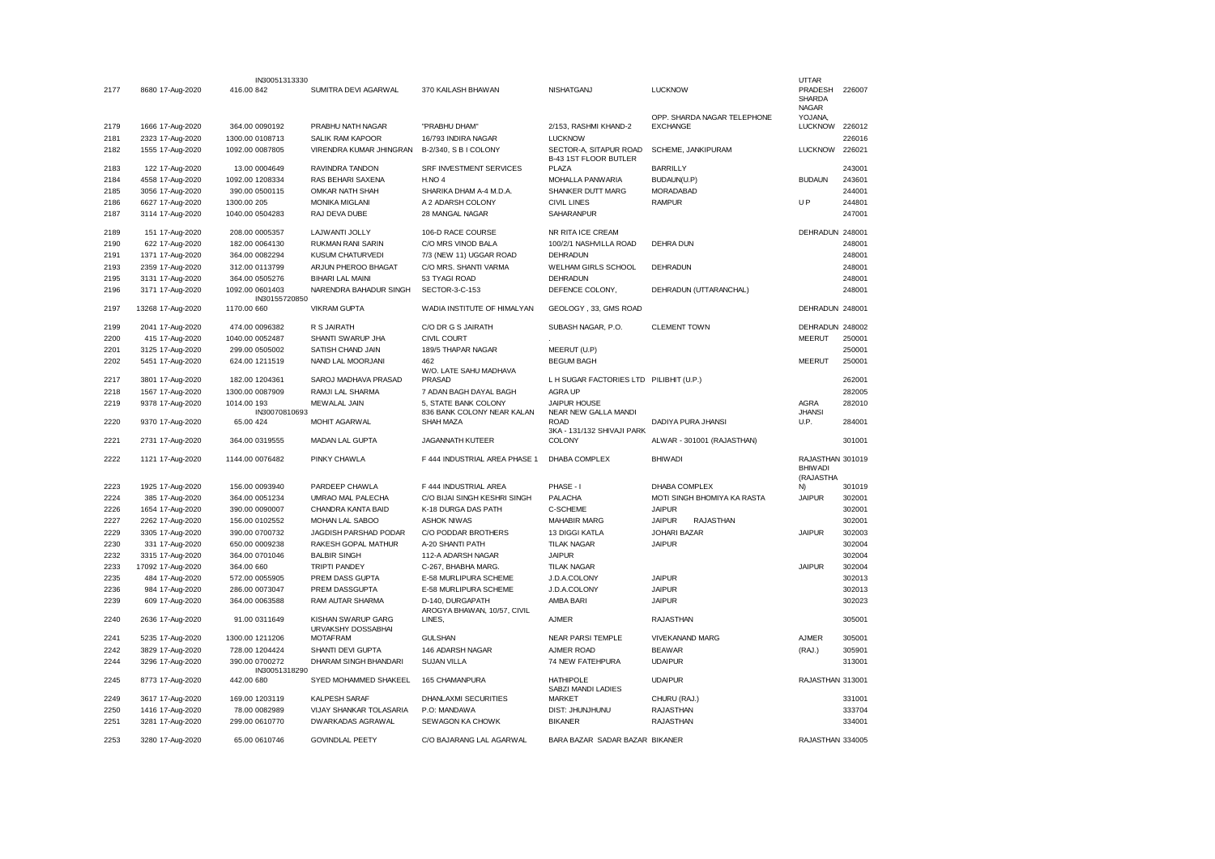| | | | | | | | | | |
|---|---|---|---|---|---|---|---|---|---|
| 2177 | 8680 | 17-Aug-2020 | 416.00 | IN30051313330 842 | SUMITRA DEVI AGARWAL | 370 KAILASH BHAWAN | NISHATGANJ | LUCKNOW | UTTAR PRADESH | 226007 |
| 2179 | 1666 | 17-Aug-2020 | 364.00 | 0090192 | PRABHU NATH NAGAR | "PRABHU DHAM" | 2/153, RASHMI KHAND-2 | OPP. SHARDA NAGAR TELEPHONE EXCHANGE | SHARDA NAGAR YOJANA, LUCKNOW | 226012 |
| 2181 | 2323 | 17-Aug-2020 | 1300.00 | 0108713 | SALIK RAM KAPOOR | 16/793 INDIRA NAGAR | LUCKNOW | | | 226016 |
| 2182 | 1555 | 17-Aug-2020 | 1092.00 | 0087805 | VIRENDRA KUMAR JHINGRAN | B-2/340, S B I COLONY | SECTOR-A, SITAPUR ROAD | SCHEME, JANKIPURAM | LUCKNOW | 226021 |
| 2183 | 122 | 17-Aug-2020 | 13.00 | 0004649 | RAVINDRA TANDON | SRF INVESTMENT SERVICES | B-43 1ST FLOOR BUTLER PLAZA | BARRILLY | | 243001 |
| 2184 | 4558 | 17-Aug-2020 | 1092.00 | 1208334 | RAS BEHARI SAXENA | H.NO 4 | MOHALLA PANWARIA | BUDAUN(U.P) | BUDAUN | 243601 |
| 2185 | 3056 | 17-Aug-2020 | 390.00 | 0500115 | OMKAR NATH SHAH | SHARIKA DHAM A-4 M.D.A. | SHANKER DUTT MARG | MORADABAD | | 244001 |
| 2186 | 6627 | 17-Aug-2020 | 1300.00 | 205 | MONIKA MIGLANI | A 2 ADARSH COLONY | CIVIL LINES | RAMPUR | U P | 244801 |
| 2187 | 3114 | 17-Aug-2020 | 1040.00 | 0504283 | RAJ DEVA DUBE | 28 MANGAL NAGAR | SAHARANPUR | | | 247001 |
| 2189 | 151 | 17-Aug-2020 | 208.00 | 0005357 | LAJWANTI JOLLY | 106-D RACE COURSE | NR RITA ICE CREAM | | DEHRADUN | 248001 |
| 2190 | 622 | 17-Aug-2020 | 182.00 | 0064130 | RUKMAN RANI SARIN | C/O MRS VINOD BALA | 100/2/1 NASHVILLA ROAD | DEHRA DUN | | 248001 |
| 2191 | 1371 | 17-Aug-2020 | 364.00 | 0082294 | KUSUM CHATURVEDI | 7/3 (NEW 11) UGGAR ROAD | DEHRADUN | | | 248001 |
| 2193 | 2359 | 17-Aug-2020 | 312.00 | 0113799 | ARJUN PHEROO BHAGAT | C/O MRS. SHANTI VARMA | WELHAM GIRLS SCHOOL | DEHRADUN | | 248001 |
| 2195 | 3131 | 17-Aug-2020 | 364.00 | 0505276 | BIHARI LAL MAINI | 53 TYAGI ROAD | DEHRADUN | | | 248001 |
| 2196 | 3171 | 17-Aug-2020 | 1092.00 | 0601403 | NARENDRA BAHADUR SINGH | SECTOR-3-C-153 | DEFENCE COLONY, | DEHRADUN (UTTARANCHAL) | | 248001 |
| 2197 | 13268 | 17-Aug-2020 | 1170.00 | IN30155720850 660 | VIKRAM GUPTA | WADIA INSTITUTE OF HIMALYAN | GEOLOGY , 33, GMS ROAD | | DEHRADUN | 248001 |
| 2199 | 2041 | 17-Aug-2020 | 474.00 | 0096382 | R S JAIRATH | C/O DR G S JAIRATH | SUBASH NAGAR, P.O. | CLEMENT TOWN | DEHRADUN | 248002 |
| 2200 | 415 | 17-Aug-2020 | 1040.00 | 0052487 | SHANTI SWARUP JHA | CIVIL COURT | . | | MEERUT | 250001 |
| 2201 | 3125 | 17-Aug-2020 | 299.00 | 0505002 | SATISH CHAND JAIN | 189/5 THAPAR NAGAR | MEERUT (U.P) | | | 250001 |
| 2202 | 5451 | 17-Aug-2020 | 624.00 | 1211519 | NAND LAL MOORJANI | 462 | BEGUM BAGH | | MEERUT | 250001 |
| 2217 | 3801 | 17-Aug-2020 | 182.00 | 1204361 | SAROJ MADHAVA PRASAD | W/O. LATE SAHU MADHAVA PRASAD | L H SUGAR FACTORIES LTD | PILIBHIT (U.P.) | | 262001 |
| 2218 | 1567 | 17-Aug-2020 | 1300.00 | 0087909 | RAMJI LAL SHARMA | 7 ADAN BAGH DAYAL BAGH | AGRA UP | | | 282005 |
| 2219 | 9378 | 17-Aug-2020 | 1014.00 | 193 | MEWALAL JAIN | 5, STATE BANK COLONY | JAIPUR HOUSE | | AGRA | 282010 |
| 2220 | 9370 | 17-Aug-2020 | 65.00 | IN30070810693 424 | MOHIT AGARWAL | 836 BANK COLONY NEAR KALAN SHAH MAZA | NEAR NEW GALLA MANDI ROAD | DADIYA PURA JHANSI | JHANSI U.P. | 284001 |
| 2221 | 2731 | 17-Aug-2020 | 364.00 | 0319555 | MADAN LAL GUPTA | JAGANNATH KUTEER | 3KA - 131/132 SHIVAJI PARK COLONY | ALWAR - 301001 (RAJASTHAN) | | 301001 |
| 2222 | 1121 | 17-Aug-2020 | 1144.00 | 0076482 | PINKY CHAWLA | F 444 INDUSTRIAL AREA PHASE 1 | DHABA COMPLEX | BHIWADI | RAJASTHAN | 301019 |
| 2223 | 1925 | 17-Aug-2020 | 156.00 | 0093940 | PARDEEP CHAWLA | F 444 INDUSTRIAL AREA | PHASE - I | DHABA COMPLEX | BHIWADI (RAJASTHAN) | 301019 |
| 2224 | 385 | 17-Aug-2020 | 364.00 | 0051234 | UMRAO MAL PALECHA | C/O BIJAI SINGH KESHRI SINGH | PALACHA | MOTI SINGH BHOMIYA KA RASTA | JAIPUR | 302001 |
| 2226 | 1654 | 17-Aug-2020 | 390.00 | 0090007 | CHANDRA KANTA BAID | K-18 DURGA DAS PATH | C-SCHEME | JAIPUR | | 302001 |
| 2227 | 2262 | 17-Aug-2020 | 156.00 | 0102552 | MOHAN LAL SABOO | ASHOK NIWAS | MAHABIR MARG | JAIPUR RAJASTHAN | | 302001 |
| 2229 | 3305 | 17-Aug-2020 | 390.00 | 0700732 | JAGDISH PARSHAD PODAR | C/O PODDAR BROTHERS | 13 DIGGI KATLA | JOHARI BAZAR | JAIPUR | 302003 |
| 2230 | 331 | 17-Aug-2020 | 650.00 | 0009238 | RAKESH GOPAL MATHUR | A-20 SHANTI PATH | TILAK NAGAR | JAIPUR | | 302004 |
| 2232 | 3315 | 17-Aug-2020 | 364.00 | 0701046 | BALBIR SINGH | 112-A ADARSH NAGAR | JAIPUR | | | 302004 |
| 2233 | 17092 | 17-Aug-2020 | 364.00 | 660 | TRIPTI PANDEY | C-267, BHABHA MARG. | TILAK NAGAR | | JAIPUR | 302004 |
| 2235 | 484 | 17-Aug-2020 | 572.00 | 0055905 | PREM DASS GUPTA | E-58 MURLIPURA SCHEME | J.D.A.COLONY | JAIPUR | | 302013 |
| 2236 | 984 | 17-Aug-2020 | 286.00 | 0073047 | PREM DASSGUPTA | E-58 MURLIPURA SCHEME | J.D.A.COLONY | JAIPUR | | 302013 |
| 2239 | 609 | 17-Aug-2020 | 364.00 | 0063588 | RAM AUTAR SHARMA | D-140, DURGAPATH | AMBA BARI | JAIPUR | | 302023 |
| 2240 | 2636 | 17-Aug-2020 | 91.00 | 0311649 | KISHAN SWARUP GARG | AROGYA BHAWAN, 10/57, CIVIL LINES, | AJMER | RAJASTHAN | | 305001 |
| 2241 | 5235 | 17-Aug-2020 | 1300.00 | 1211206 | URVAKSHY DOSSABHAI MOTAFRAM | GULSHAN | NEAR PARSI TEMPLE | VIVEKANAND MARG | AJMER | 305001 |
| 2242 | 3829 | 17-Aug-2020 | 728.00 | 1204424 | SHANTI DEVI GUPTA | 146 ADARSH NAGAR | AJMER ROAD | BEAWAR | (RAJ.) | 305901 |
| 2244 | 3296 | 17-Aug-2020 | 390.00 | 0700272 | DHARAM SINGH BHANDARI | SUJAN VILLA | 74 NEW FATEHPURA | UDAIPUR | | 313001 |
| 2245 | 8773 | 17-Aug-2020 | 442.00 | IN30051318290 680 | SYED MOHAMMED SHAKEEL | 165 CHAMANPURA | HATHIPOLE | UDAIPUR | RAJASTHAN | 313001 |
| 2249 | 3617 | 17-Aug-2020 | 169.00 | 1203119 | KALPESH SARAF | DHANLAXMI SECURITIES | SABZI MANDI LADIES MARKET | CHURU (RAJ.) | | 331001 |
| 2250 | 1416 | 17-Aug-2020 | 78.00 | 0082989 | VIJAY SHANKAR TOLASARIA | P.O: MANDAWA | DIST: JHUNJHUNU | RAJASTHAN | | 333704 |
| 2251 | 3281 | 17-Aug-2020 | 299.00 | 0610770 | DWARKADAS AGRAWAL | SEWAGON KA CHOWK | BIKANER | RAJASTHAN | | 334001 |
| 2253 | 3280 | 17-Aug-2020 | 65.00 | 0610746 | GOVINDLAL PEETY | C/O BAJARANG LAL AGARWAL | BARA BAZAR SADAR BAZAR | BIKANER | RAJASTHAN | 334005 |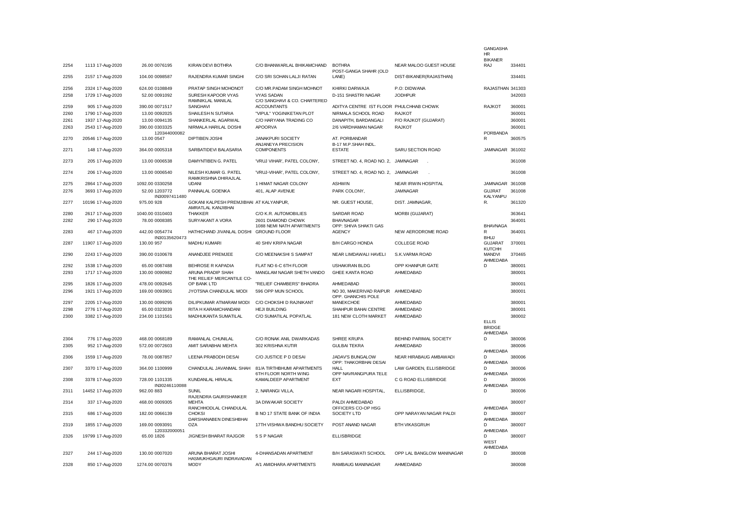| | | | | | | | | | |
|---|---|---|---|---|---|---|---|---|---|
| 2254 | 1113 | 17-Aug-2020 | 26.00 | 0076195 | KIRAN DEVI BOTHRA | C/O BHANWARLAL BHIKAMCHAND | BOTHRA | NEAR MALOO GUEST HOUSE | GANGASHA HR BIKANER RAJ | 334401 |
| 2255 | 2157 | 17-Aug-2020 | 104.00 | 0098587 | RAJENDRA KUMAR SINGHI | C/O SRI SOHAN LALJI RATAN | POST-GANGA SHAHR (OLD LANE) | DIST-BIKANER(RAJASTHAN) | | 334401 |
| 2256 | 2324 | 17-Aug-2020 | 624.00 | 0108849 | PRATAP SINGH MOHONOT | C/O MR.PADAM SINGH MOHNOT | KHIRKI DARWAJA | P.O: DIDWANA | RAJASTHAN | 341303 |
| 2258 | 1729 | 17-Aug-2020 | 52.00 | 0091092 | SURESH KAPOOR VYAS | VYAS SADAN | D-151 SHASTRI NAGAR | JODHPUR | | 342003 |
| 2259 | 905 | 17-Aug-2020 | 390.00 | 0071517 | RAMNIKLAL MANILAL SANGHAVI | C/O SANGHAVI & CO. CHARTERED ACCOUNTANTS | ADITYA CENTRE IST FLOOR | PHULCHHAB CHOWK | RAJKOT | 360001 |
| 2260 | 1790 | 17-Aug-2020 | 13.00 | 0092025 | SHAILESH N SUTARIA | "VIPUL" YOGINIKETAN PLOT | NIRMALA SCHOOL ROAD | RAJKOT | | 360001 |
| 2261 | 1937 | 17-Aug-2020 | 13.00 | 0094135 | SHANKERLAL AGARWAL | C/O HARYANA TRADING CO | DANAPITH, BARDANGALI | P/O RAJKOT (GUJARAT) | | 360001 |
| 2263 | 2543 | 17-Aug-2020 | 390.00 | 0303325 | NIRMALA HARILAL DOSHI | APOORVA | 2/6 VARDHAMAN NAGAR | RAJKOT | | 360001 |
| 2270 | 20546 | 17-Aug-2020 | 13.00 | 120344000082 0547 | DIPTIBEN JOSHI | JANAKPURI SOCIETY | AT. PORBANDAR | | PORBANDA R | 360575 |
| 2271 | 148 | 17-Aug-2020 | 364.00 | 0005318 | SARBATIDEVI BALASARIA | ANJANEYA PRECISION COMPONENTS | B-17 M.P.SHAH INDL. ESTATE | SARU SECTION ROAD | JAMNAGAR | 361002 |
| 2273 | 205 | 17-Aug-2020 | 13.00 | 0006538 | DAMYNTIBEN G. PATEL | 'VRUJ VIHAR', PATEL COLONY, | STREET NO. 4, ROAD NO. 2, | JAMNAGAR . | | 361008 |
| 2274 | 206 | 17-Aug-2020 | 13.00 | 0006540 | NILESH KUMAR G. PATEL | 'VRUJ-VIHAR', PATEL COLONY, | STREET NO. 4, ROAD NO. 2, | JAMNAGAR . | | 361008 |
| 2275 | 2864 | 17-Aug-2020 | 1092.00 | 0330258 | RAMKRISHNA DHIRAJLAL UDANI | 1 HIMAT NAGAR COLONY | ASHWIN | NEAR IRWIN HOSPITAL | JAMNAGAR | 361008 |
| 2276 | 3693 | 17-Aug-2020 | 52.00 | 1203772 | PANNALAL GOENKA | 401, ALAP AVENUE | PARK COLONY, | JAMNAGAR | GUJRAT | 361008 |
| 2277 | 10196 | 17-Aug-2020 | 975.00 | IN30097411480 928 | GOKANI KALPESH PREMJIBHAI | AT KALYANPUR, | NR. GUEST HOUSE, | DIST. JAMNAGAR, | KALYANPU R. | 361320 |
| 2280 | 2617 | 17-Aug-2020 | 1040.00 | 0310403 | AMRATLAL KANJIBHAI THAKKER | C/O K.R. AUTOMOBILIES | SARDAR ROAD | MORBI (GUJARAT) | | 363641 |
| 2282 | 290 | 17-Aug-2020 | 78.00 | 0008385 | SURYAKANT A VORA | 2601 DIAMOND CHOWK | BHAVNAGAR | | | 364001 |
| 2283 | 467 | 17-Aug-2020 | 442.00 | 0054774 | HATHICHAND JIVANLAL DOSHI | 1088 NEMI NATH APARTMENTS GROUND FLOOR | OPP: SHIVA SHAKTI GAS AGENCY | NEW AERODROME ROAD | BHAVNAGA R | 364001 |
| 2287 | 11907 | 17-Aug-2020 | 130.00 | IN30135620473 957 | MADHU KUMARI | 40 SHIV KRIPA NAGAR | B/H CARGO HONDA | COLLEGE ROAD | BHUJ GUJARAT | 370001 |
| 2290 | 2243 | 17-Aug-2020 | 390.00 | 0100678 | ANANDJEE PREMJEE | C/O MEENAKSHI S SAMPAT | NEAR LIMDAWALI HAVELI | S.K.VARMA ROAD | KUTCHH MANDVI | 370465 |
| 2292 | 1538 | 17-Aug-2020 | 65.00 | 0087488 | BEHROSE R KAPADIA | FLAT NO 6-C 6TH FLOOR | USHAKIRAN BLDG | OPP KHANPUR GATE | AHMEDABA D | 380001 |
| 2293 | 1717 | 17-Aug-2020 | 130.00 | 0090982 | ARUNA PRADIP SHAH | MANGLAM NAGAR SHETH VANDO | GHEE KANTA ROAD | AHMEDABAD | | 380001 |
| 2295 | 1826 | 17-Aug-2020 | 478.00 | 0092645 | THE RELIEF MERCANTILE CO-OP BANK LTD | "RELIEF CHAMBERS" BHADRA | AHMEDABAD | | | 380001 |
| 2296 | 1921 | 17-Aug-2020 | 169.00 | 0093901 | JYOTSNA CHANDULAL MODI | 596 OPP MUN SCHOOL | NO 30, MAKERIVAD RAIPUR | AHMEDABAD | | 380001 |
| 2297 | 2205 | 17-Aug-2020 | 130.00 | 0099295 | DILIPKUMAR ATMARAM MODI | C/O CHOKSHI D RAJNIKANT | OPP. GHANCHIS POLE MANEKCHOE | AHMEDABAD | | 380001 |
| 2298 | 2776 | 17-Aug-2020 | 65.00 | 0323039 | RITA H KARAMCHANDANI | HEJI BUILDING | SHAHPUR BAHAI CENTRE | AHMEDABAD | | 380001 |
| 2300 | 3382 | 17-Aug-2020 | 234.00 | 1101561 | MADHUKANTA SUMATILAL | C/O SUMATILAL POPATLAL | 181 NEW CLOTH MARKET | AHMEDABAD | | 380002 |
| 2304 | 776 | 17-Aug-2020 | 468.00 | 0068189 | RAMANLAL CHUNILAL | C/O RONAK ANIL DWARKADAS | SHREE KRUPA | BEHIND PARIMAL SOCIETY | ELLIS BRIDGE AHMEDABA D | 380006 |
| 2305 | 952 | 17-Aug-2020 | 572.00 | 0072603 | AMIT SARABHAI MEHTA | 302 KRISHNA KUTIR | GULBAI TEKRA | AHMEDABAD | | 380006 |
| 2306 | 1559 | 17-Aug-2020 | 78.00 | 0087857 | LEENA PRABODH DESAI | C/O JUSTICE P D DESAI | JADAV'S BUNGALOW | NEAR HIRABAUG AMBAWADI | AHMEDABA D | 380006 |
| 2307 | 3370 | 17-Aug-2020 | 364.00 | 1100999 | CHANDULAL JAVANMAL SHAH | 81/A TIRTHBHUMI APARTMENTS | OPP: THAKORBHAI DESAI HALL | LAW GARDEN, ELLISBRIDGE | AHMEDABA D | 380006 |
| 2308 | 3378 | 17-Aug-2020 | 728.00 | 1101335 | KUNDANLAL HIRALAL | 6TH FLOOR NORTH WING KAMALDEEP APARTMENT | OPP NAVRANGPURA TELE EXT | C G ROAD ELLISBRIDGE | AHMEDABA D | 380006 |
| 2311 | 14452 | 17-Aug-2020 | 962.00 | IN30246110088 883 | SUNIL | 2, NARANGI VILLA, | NEAR NAGARI HOSPITAL, | ELLISBRIDGE, | AHMEDABA D | 380006 |
| 2314 | 337 | 17-Aug-2020 | 468.00 | 0009305 | RAJENDRA GAURISHANKER MEHTA | 3A DIWAKAR SOCIETY | PALDI AHMEDABAD | | | 380007 |
| 2315 | 686 | 17-Aug-2020 | 182.00 | 0066139 | RANCHHODLAL CHANDULAL CHOKSI | B NO 17 STATE BANK OF INDIA | OFFICERS CO-OP HSG SOCIETY LTD | OPP NARAYAN NAGAR PALDI | AHMEDABA D | 380007 |
| 2319 | 1855 | 17-Aug-2020 | 169.00 | 0093091 | DARSHANABEN DINESHBHAI OZA | 17TH VISHWA BANDHU SOCIETY | POST ANAND NAGAR | BTH VIKASGRUH | AHMEDABA D | 380007 |
| 2326 | 19799 | 17-Aug-2020 | 65.00 | 120332000051 1826 | JIGNESH BHARAT RAJGOR | 5 S P NAGAR | ELLISBRIDGE | | AHMEDABA D | 380007 |
| 2327 | 244 | 17-Aug-2020 | 130.00 | 0007020 | ARUNA BHARAT JOSHI | 4-DHANSADAN APARTMENT | B/H SARASWATI SCHOOL | OPP LAL BANGLOW MANINAGAR | WEST AHMEDABA D | 380008 |
| 2328 | 850 | 17-Aug-2020 | 1274.00 | 0070376 | HASMUKHGAURI INDRAVADAN MODY | A/1 AMIDHARA APARTMENTS | RAMBAUG MANINAGAR | AHMEDABAD | | 380008 |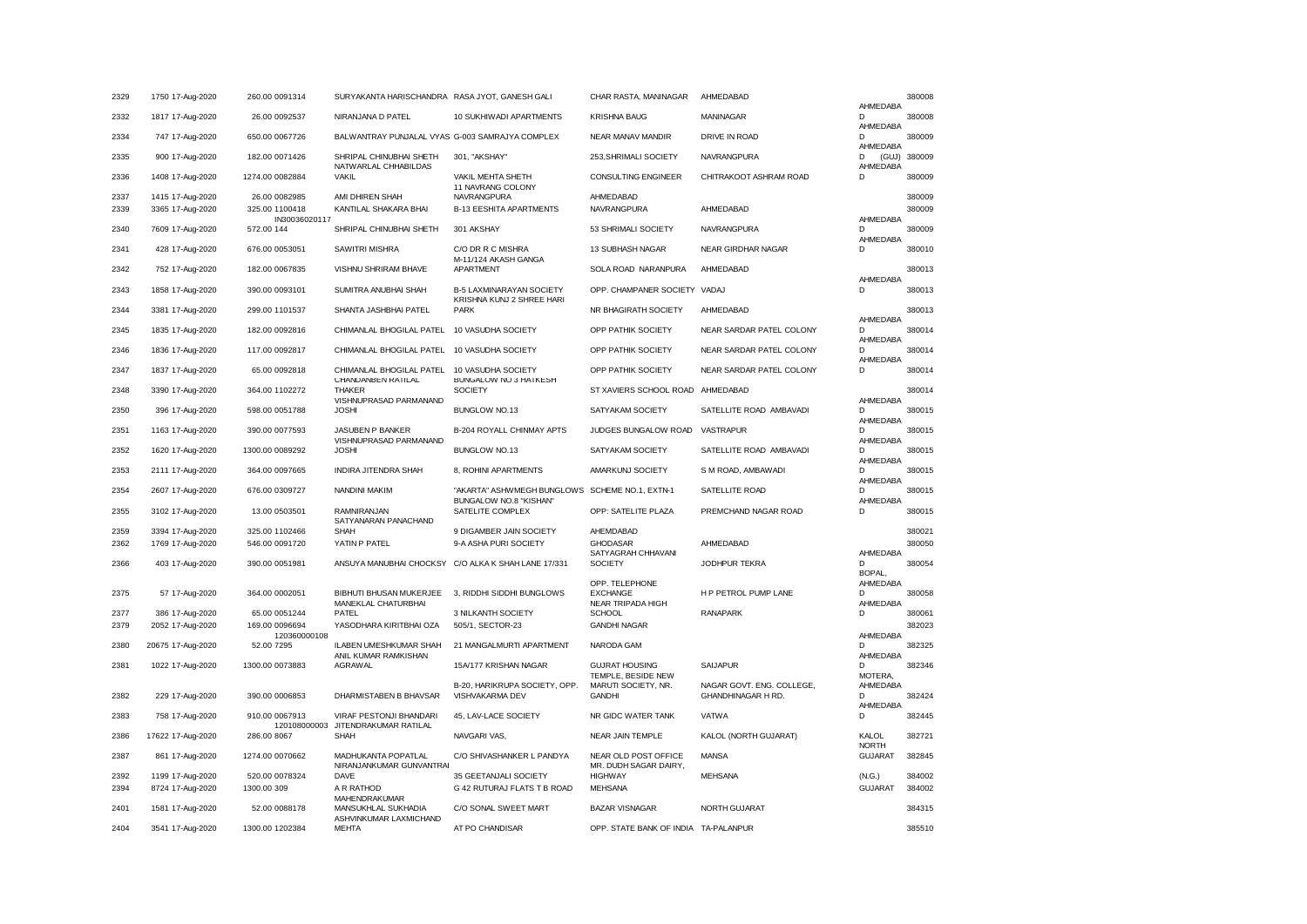| | | | | | | | | | |
|---|---|---|---|---|---|---|---|---|---|
| 2329 | 1750 17-Aug-2020 | 260.00 0091314 | SURYAKANTA HARISCHANDRA | RASA JYOT, GANESH GALI | CHAR RASTA, MANINAGAR | AHMEDABAD | | 380008 |
| 2332 | 1817 17-Aug-2020 | 26.00 0092537 | NIRANJANA D PATEL | 10 SUKHIWADI APARTMENTS | KRISHNA BAUG | MANINAGAR | AHMEDABAD D | 380008 |
| 2334 | 747 17-Aug-2020 | 650.00 0067726 | BALWANTRAY PUNJALAL VYAS | G-003 SAMRAJYA COMPLEX | NEAR MANAV MANDIR | DRIVE IN ROAD | AHMEDABA D | 380009 |
| 2335 | 900 17-Aug-2020 | 182.00 0071426 | SHRIPAL CHINUBHAI SHETH | 301, "AKSHAY" | 253,SHRIMALI SOCIETY | NAVRANGPURA | AHMEDABA D (GUJ) | 380009 |
| 2336 | 1408 17-Aug-2020 | 1274.00 0082884 | NATWARLAL CHHABILDAS VAKIL | VAKIL MEHTA SHETH | CONSULTING ENGINEER | CHITRAKOOT ASHRAM ROAD | AHMEDABA D | 380009 |
| 2337 | 1415 17-Aug-2020 | 26.00 0082985 | AMI DHIREN SHAH | 11 NAVRANG COLONY NAVRANGPURA | AHMEDABAD | | | 380009 |
| 2339 | 3365 17-Aug-2020 | 325.00 1100418 | KANTILAL SHAKARA BHAI | B-13 EESHITA APARTMENTS | NAVRANGPURA | AHMEDABAD | | 380009 |
| 2340 | 7609 17-Aug-2020 | IN30036020117 572.00 144 | SHRIPAL CHINUBHAI SHETH | 301 AKSHAY | 53 SHRIMALI SOCIETY | NAVRANGPURA | AHMEDABA D | 380009 |
| 2341 | 428 17-Aug-2020 | 676.00 0053051 | SAWITRI MISHRA | C/O DR R C MISHRA | 13 SUBHASH NAGAR | NEAR GIRDHAR NAGAR | AHMEDABA D | 380010 |
| 2342 | 752 17-Aug-2020 | 182.00 0067835 | VISHNU SHRIRAM BHAVE | M-11/124 AKASH GANGA APARTMENT | SOLA ROAD NARANPURA | AHMEDABAD | | 380013 |
| 2343 | 1858 17-Aug-2020 | 390.00 0093101 | SUMITRA ANUBHAI SHAH | B-5 LAXMINARAYAN SOCIETY | OPP. CHAMPANER SOCIETY | VADAJ | AHMEDABA D | 380013 |
| 2344 | 3381 17-Aug-2020 | 299.00 1101537 | SHANTA JASHBHAI PATEL | KRISHNA KUNJ 2 SHREE HARI PARK | NR BHAGIRATH SOCIETY | AHMEDABAD | | 380013 |
| 2345 | 1835 17-Aug-2020 | 182.00 0092816 | CHIMANLAL BHOGILAL PATEL | 10 VASUDHA SOCIETY | OPP PATHIK SOCIETY | NEAR SARDAR PATEL COLONY | AHMEDABA D | 380014 |
| 2346 | 1836 17-Aug-2020 | 117.00 0092817 | CHIMANLAL BHOGILAL PATEL | 10 VASUDHA SOCIETY | OPP PATHIK SOCIETY | NEAR SARDAR PATEL COLONY | AHMEDABA D | 380014 |
| 2347 | 1837 17-Aug-2020 | 65.00 0092818 | CHIMANLAL BHOGILAL PATEL | 10 VASUDHA SOCIETY | OPP PATHIK SOCIETY | NEAR SARDAR PATEL COLONY | AHMEDABA D | 380014 |
| 2348 | 3390 17-Aug-2020 | 364.00 1102272 | CHANDANBEN RATILAL THAKER | BUNGALOW NO 3 HATKESH SOCIETY | ST XAVIERS SCHOOL ROAD | AHMEDABAD | | 380014 |
| 2350 | 396 17-Aug-2020 | 598.00 0051788 | VISHNUPRASAD PARMANAND JOSHI | BUNGLOW NO.13 | SATYAKAM SOCIETY | SATELLITE ROAD AMBAVADI | AHMEDABA D | 380015 |
| 2351 | 1163 17-Aug-2020 | 390.00 0077593 | JASUBEN P BANKER | B-204 ROYALL CHINMAY APTS | JUDGES BUNGALOW ROAD | VASTRAPUR | AHMEDABA D | 380015 |
| 2352 | 1620 17-Aug-2020 | 1300.00 0089292 | VISHNUPRASAD PARMANAND JOSHI | BUNGLOW NO.13 | SATYAKAM SOCIETY | SATELLITE ROAD AMBAVADI | AHMEDABA D | 380015 |
| 2353 | 2111 17-Aug-2020 | 364.00 0097665 | INDIRA JITENDRA SHAH | 8, ROHINI APARTMENTS | AMARKUNJ SOCIETY | S M ROAD, AMBAWADI | AHMEDABA D | 380015 |
| 2354 | 2607 17-Aug-2020 | 676.00 0309727 | NANDINI MAKIM | "AKARTA" ASHWMEGH BUNGLOWS | SCHEME NO.1, EXTN-1 | SATELLITE ROAD | AHMEDABA D | 380015 |
| 2355 | 3102 17-Aug-2020 | 13.00 0503501 | RAMNIRANJAN | BUNGALOW NO.8 "KISHAN" SATELITE COMPLEX | OPP: SATELITE PLAZA | PREMCHAND NAGAR ROAD | AHMEDABA D | 380015 |
| 2359 | 3394 17-Aug-2020 | 325.00 1102466 | SATYANARAN PANACHAND SHAH | 9 DIGAMBER JAIN SOCIETY | AHEMDABAD | | | 380021 |
| 2362 | 1769 17-Aug-2020 | 546.00 0091720 | YATIN P PATEL | 9-A ASHA PURI SOCIETY | GHODASAR | AHMEDABAD | | 380050 |
| 2366 | 403 17-Aug-2020 | 390.00 0051981 | ANSUYA MANUBHAI CHOCKSY | C/O ALKA K SHAH LANE 17/331 | SATYAGRAH CHHAVANI SOCIETY | JODHPUR TEKRA | AHMEDABA D | 380054 |
| 2375 | 57 17-Aug-2020 | 364.00 0002051 | BIBHUTI BHUSAN MUKERJEE | 3, RIDDHI SIDDHI BUNGLOWS | OPP. TELEPHONE EXCHANGE | H P PETROL PUMP LANE | BOPAL, AHMEDABA D | 380058 |
| 2377 | 386 17-Aug-2020 | 65.00 0051244 | MANEKLAL CHATURBHAI PATEL | 3 NILKANTH SOCIETY | NEAR TRIPADA HIGH SCHOOL | RANAPARK | AHMEDABA D | 380061 |
| 2379 | 2052 17-Aug-2020 | 169.00 0096694 | YASODHARA KIRITBHAI OZA | 505/1, SECTOR-23 | GANDHI NAGAR | | | 382023 |
| 2380 | 20675 17-Aug-2020 | 120360000108 52.00 7295 | ILABEN UMESHKUMAR SHAH | 21 MANGALMURTI APARTMENT | NARODA GAM | | AHMEDABA D | 382325 |
| 2381 | 1022 17-Aug-2020 | 1300.00 0073883 | ANIL KUMAR RAMKISHAN AGRAWAL | 15A/177 KRISHAN NAGAR | GUJRAT HOUSING | SAIJAPUR | AHMEDABA D | 382346 |
| 2382 | 229 17-Aug-2020 | 390.00 0006853 | DHARMISTABEN B BHAVSAR | B-20, HARIKRUPA SOCIETY, OPP. VISHVAKARMA DEV | TEMPLE, BESIDE NEW MARUTI SOCIETY, NR. GANDHI | NAGAR GOVT. ENG. COLLEGE, GHANDHINAGAR H RD. | MOTERA, AHMEDABA D | 382424 |
| 2383 | 758 17-Aug-2020 | 910.00 0067913 | VIRAF PESTONJI BHANDARI | 45, LAV-LACE SOCIETY | NR GIDC WATER TANK | VATWA | AHMEDABA D | 382445 |
| 2386 | 17622 17-Aug-2020 | 120108000003 286.00 8067 | JITENDRAKUMAR RATILAL SHAH | NAVGARI VAS, | NEAR JAIN TEMPLE | KALOL (NORTH GUJARAT) | KALOL | 382721 |
| 2387 | 861 17-Aug-2020 | 1274.00 0070662 | MADHUKANTA POPATLAL | C/O SHIVASHANKER L PANDYA | NEAR OLD POST OFFICE | MANSA | NORTH GUJARAT | 382845 |
| 2392 | 1199 17-Aug-2020 | 520.00 0078324 | NIRANJANKUMAR GUNVANTRAI DAVE | 35 GEETANJALI SOCIETY | MR. DUDH SAGAR DAIRY, HIGHWAY | MEHSANA | (N.G.) | 384002 |
| 2394 | 8724 17-Aug-2020 | 1300.00 309 | A R RATHOD | G 42 RUTURAJ FLATS T B ROAD | MEHSANA | | GUJARAT | 384002 |
| 2401 | 1581 17-Aug-2020 | 52.00 0088178 | MAHENDRAKUMAR MANSUKHLAL SUKHADIA | C/O SONAL SWEET MART | BAZAR VISNAGAR | NORTH GUJARAT | | 384315 |
| 2404 | 3541 17-Aug-2020 | 1300.00 1202384 | ASHVINKUMAR LAXMICHAND MEHTA | AT PO CHANDISAR | OPP. STATE BANK OF INDIA | TA-PALANPUR | | 385510 |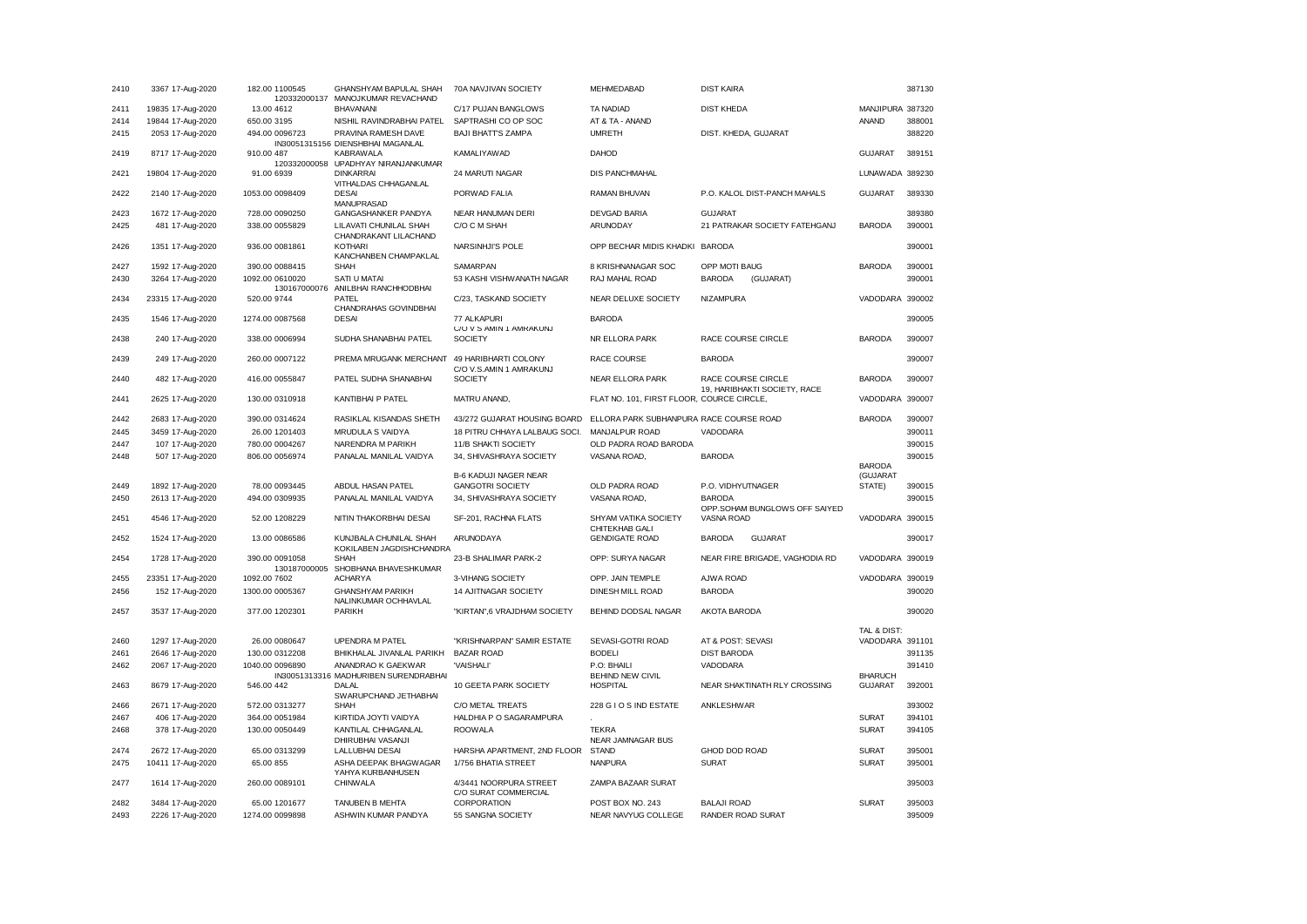| | | | | | | | | | |
|---|---|---|---|---|---|---|---|---|---|
| 2410 | 3367 17-Aug-2020 | 182.00 1100545 | GHANSHYAM BAPULAL SHAH | 70A NAVJIVAN SOCIETY | MEHMEDABAD | DIST KAIRA | | 387130 |
| 2411 | 19835 17-Aug-2020 | 13.00 4612 120332000137 | MANOJKUMAR REVACHAND BHAVANANI | C/17 PUJAN BANGLOWS | TA NADIAD | DIST KHEDA | MANJIPURA | 387320 |
| 2414 | 19844 17-Aug-2020 | 650.00 3195 | NISHIL RAVINDRABHAI PATEL | SAPTRASHI CO OP SOC | AT & TA - ANAND | | ANAND | 388001 |
| 2415 | 2053 17-Aug-2020 | 494.00 0096723 | PRAVINA RAMESH DAVE | BAJI BHATT'S ZAMPA | UMRETH | DIST. KHEDA, GUJARAT | | 388220 |
| 2419 | 8717 17-Aug-2020 | 910.00 487 IN30051315156 | DIENSHBHAI MAGANLAL KABRAWALA | KAMALIYAWAD | DAHOD | | GUJARAT | 389151 |
| 2421 | 19804 17-Aug-2020 | 91.00 6939 120332000058 | UPADHYAY NIRANJANKUMAR DINKARRAI | 24 MARUTI NAGAR | DIS PANCHMAHAL | | LUNAWADA | 389230 |
| 2422 | 2140 17-Aug-2020 | 1053.00 0098409 | VITHALDAS CHHAGANLAL DESAI | PORWAD FALIA | RAMAN BHUVAN | P.O. KALOL DIST-PANCH MAHALS | GUJARAT | 389330 |
| 2423 | 1672 17-Aug-2020 | 728.00 0090250 | MANUPRASAD GANGASHANKER PANDYA | NEAR HANUMAN DERI | DEVGAD BARIA | GUJARAT | | 389380 |
| 2425 | 481 17-Aug-2020 | 338.00 0055829 | LILAVATI CHUNILAL SHAH | C/O C M SHAH | ARUNODAY | 21 PATRAKAR SOCIETY FATEHGANJ | BARODA | 390001 |
| 2426 | 1351 17-Aug-2020 | 936.00 0081861 | CHANDRAKANT LILACHAND KOTHARI | NARSINHJI'S POLE | OPP BECHAR MIDIS KHADKI | BARODA | | 390001 |
| 2427 | 1592 17-Aug-2020 | 390.00 0088415 | KANCHANBEN CHAMPAKLAL SHAH | SAMARPAN | 8 KRISHNANAGAR SOC | OPP MOTI BAUG | BARODA | 390001 |
| 2430 | 3264 17-Aug-2020 | 1092.00 0610020 | SATI U MATAI | 53 KASHI VISHWANATH NAGAR | RAJ MAHAL ROAD | BARODA (GUJARAT) | | 390001 |
| 2434 | 23315 17-Aug-2020 | 520.00 9744 130167000076 | ANILBHAI RANCHHODBHAI PATEL | C/23, TASKAND SOCIETY | NEAR DELUXE SOCIETY | NIZAMPURA | VADODARA | 390002 |
| 2435 | 1546 17-Aug-2020 | 1274.00 0087568 | CHANDRAHAS GOVINDBHAI DESAI | 77 ALKAPURI | BARODA | | | 390005 |
| 2438 | 240 17-Aug-2020 | 338.00 0006994 | SUDHA SHANABHAI PATEL | C/O V S AMIN 1 AMRAKUNJ SOCIETY | NR ELLORA PARK | RACE COURSE CIRCLE | BARODA | 390007 |
| 2439 | 249 17-Aug-2020 | 260.00 0007122 | PREMA MRUGANK MERCHANT | 49 HARIBHARTI COLONY | RACE COURSE | BARODA | | 390007 |
| 2440 | 482 17-Aug-2020 | 416.00 0055847 | PATEL SUDHA SHANABHAI | C/O V.S.AMIN 1 AMRAKUNJ SOCIETY | NEAR ELLORA PARK | RACE COURSE CIRCLE | BARODA | 390007 |
| 2441 | 2625 17-Aug-2020 | 130.00 0310918 | KANTIBHAI P PATEL | MATRU ANAND, | FLAT NO. 101, FIRST FLOOR, | 19, HARIBHAKTI SOCIETY, RACE COURCE CIRCLE, | VADODARA | 390007 |
| 2442 | 2683 17-Aug-2020 | 390.00 0314624 | RASIKLAL KISANDAS SHETH | 43/272 GUJARAT HOUSING BOARD | ELLORA PARK SUBHANPURA | RACE COURSE ROAD | BARODA | 390007 |
| 2445 | 3459 17-Aug-2020 | 26.00 1201403 | MRUDULA S VAIDYA | 18 PITRU CHHAYA LALBAUG SOCI. | MANJALPUR ROAD | VADODARA | | 390011 |
| 2447 | 107 17-Aug-2020 | 780.00 0004267 | NARENDRA M PARIKH | 11/B SHAKTI SOCIETY | OLD PADRA ROAD BARODA | | | 390015 |
| 2448 | 507 17-Aug-2020 | 806.00 0056974 | PANALAL MANILAL VAIDYA | 34, SHIVASHRAYA SOCIETY | VASANA ROAD, | BARODA | | 390015 |
| 2449 | 1892 17-Aug-2020 | 78.00 0093445 | ABDUL HASAN PATEL | B-6 KADUJI NAGER NEAR GANGOTRI SOCIETY | OLD PADRA ROAD | P.O. VIDHYUTNAGER | BARODA (GUJARAT STATE) | 390015 |
| 2450 | 2613 17-Aug-2020 | 494.00 0309935 | PANALAL MANILAL VAIDYA | 34, SHIVASHRAYA SOCIETY | VASANA ROAD, | BARODA | | 390015 |
| 2451 | 4546 17-Aug-2020 | 52.00 1208229 | NITIN THAKORBHAI DESAI | SF-201, RACHNA FLATS | SHYAM VATIKA SOCIETY | OPP.SOHAM BUNGLOWS OFF SAIYED VASNA ROAD | VADODARA | 390015 |
| 2452 | 1524 17-Aug-2020 | 13.00 0086586 | KUNJBALA CHUNILAL SHAH | ARUNODAYA | CHITEKHAB GALI GENDIGATE ROAD | BARODA GUJARAT | | 390017 |
| 2454 | 1728 17-Aug-2020 | 390.00 0091058 | KOKILABEN JAGDISHCHANDRA SHAH | 23-B SHALIMAR PARK-2 | OPP: SURYA NAGAR | NEAR FIRE BRIGADE, VAGHODIA RD | VADODARA | 390019 |
| 2455 | 23351 17-Aug-2020 | 1092.00 7602 130187000005 | SHOBHANA BHAVESHKUMAR ACHARYA | 3-VIHANG SOCIETY | OPP. JAIN TEMPLE | AJWA ROAD | VADODARA | 390019 |
| 2456 | 152 17-Aug-2020 | 1300.00 0005367 | GHANSHYAM PARIKH | 14 AJITNAGAR SOCIETY | DINESH MILL ROAD | BARODA | | 390020 |
| 2457 | 3537 17-Aug-2020 | 377.00 1202301 | NALINKUMAR OCHHAVLAL PARIKH | "KIRTAN",6 VRAJDHAM SOCIETY | BEHIND DODSAL NAGAR | AKOTA BARODA | | 390020 |
| 2460 | 1297 17-Aug-2020 | 26.00 0080647 | UPENDRA M PATEL | "KRISHNARPAN" SAMIR ESTATE | SEVASI-GOTRI ROAD | AT & POST: SEVASI | TAL & DIST: VADODARA | 391101 |
| 2461 | 2646 17-Aug-2020 | 130.00 0312208 | BHIKHALAL JIVANLAL PARIKH | BAZAR ROAD | BODELI | DIST BARODA | | 391135 |
| 2462 | 2067 17-Aug-2020 | 1040.00 0096890 | ANANDRAO K GAEKWAR | 'VAISHALI' | P.O: BHAILI | VADODARA | | 391410 |
| 2463 | 8679 17-Aug-2020 | 546.00 442 IN30051313316 | MADHURIBEN SURENDRABHAI DALAL | 10 GEETA PARK SOCIETY | BEHIND NEW CIVIL HOSPITAL | NEAR SHAKTINATH RLY CROSSING | BHARUCH GUJARAT | 392001 |
| 2466 | 2671 17-Aug-2020 | 572.00 0313277 | SWARUPCHAND JETHABHAI SHAH | C/O METAL TREATS | 228 G I O S IND ESTATE | ANKLESHWAR | | 393002 |
| 2467 | 406 17-Aug-2020 | 364.00 0051984 | KIRTIDA JOYTI VAIDYA | HALDHIA P O SAGARAMPURA | . | | SURAT | 394101 |
| 2468 | 378 17-Aug-2020 | 130.00 0050449 | KANTILAL CHHAGANLAL ROOWALA | ROOWALA | TEKRA | | SURAT | 394105 |
| 2474 | 2672 17-Aug-2020 | 65.00 0313299 | DHIRUBHAI VASANJI LALLUBHAI DESAI | HARSHA APARTMENT, 2ND FLOOR | NEAR JAMNAGAR BUS STAND | GHOD DOD ROAD | SURAT | 395001 |
| 2475 | 10411 17-Aug-2020 | 65.00 855 | ASHA DEEPAK BHAGWAGAR | 1/756 BHATIA STREET | NANPURA | SURAT | SURAT | 395001 |
| 2477 | 1614 17-Aug-2020 | 260.00 0089101 | YAHYA KURBANHUSEN CHINWALA | 4/3441 NOORPURA STREET | ZAMPA BAZAAR SURAT | | | 395003 |
| 2482 | 3484 17-Aug-2020 | 65.00 1201677 | TANUBEN B MEHTA | C/O SURAT COMMERCIAL CORPORATION | POST BOX NO. 243 | BALAJI ROAD | SURAT | 395003 |
| 2493 | 2226 17-Aug-2020 | 1274.00 0099898 | ASHWIN KUMAR PANDYA | 55 SANGNA SOCIETY | NEAR NAVYUG COLLEGE | RANDER ROAD SURAT | | 395009 |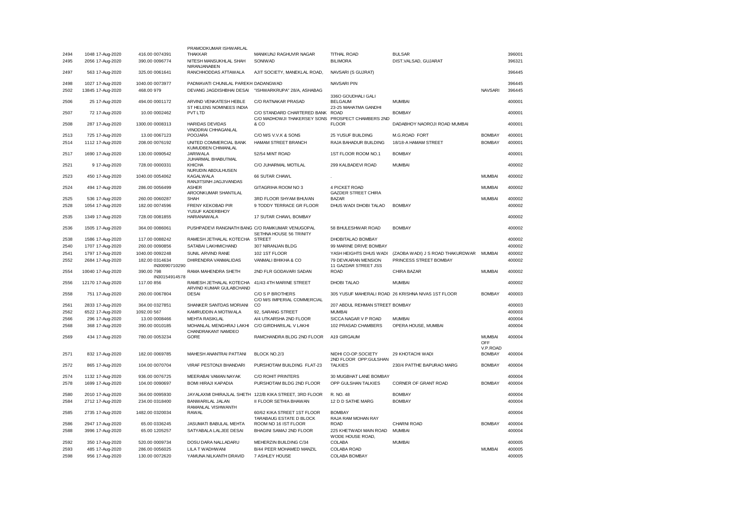| | | | | | | | | | |
|---|---|---|---|---|---|---|---|---|---|
| 2494 | 1048 | 17-Aug-2020 | 416.00 | 0074391 | PRAMODKUMAR ISHWARLAL THAKKAR | MANIKUNJ RAGHUVIR NAGAR | TITHAL ROAD | BULSAR | | 396001 |
| 2495 | 2056 | 17-Aug-2020 | 390.00 | 0096774 | NITESH MANSUKHLAL SHAH | SONIWAD | BILIMORA | DIST.VALSAD, GUJARAT | | 396321 |
| 2497 | 563 | 17-Aug-2020 | 325.00 | 0061641 | NIRANJANABEN RANCHHODDAS ATTAWALA | AJIT SOCIETY, MANEKLAL ROAD, | NAVSARI (S GUJRAT) | | | 396445 |
| 2498 | 1027 | 17-Aug-2020 | 1040.00 | 0073977 | PADMAVATI CHUNILAL PAREKH | DADANGWAD | NAVSARI PIN | | | 396445 |
| 2502 | 13845 | 17-Aug-2020 | 468.00 | 979 | DEVANG JAGDISHBHAI DESAI | "ISHWARKRUPA" 28/A, ASHABAG | | | NAVSARI | 396445 |
| 2506 | 25 | 17-Aug-2020 | 494.00 | 0001172 | ARVIND VENKATESH HEBLE | C/O RATNAKAR PRASAD | 336O GOUDHALI GALI BELGAUM | MUMBAI | | 400001 |
| 2507 | 72 | 17-Aug-2020 | 10.00 | 0002462 | ST HELENS NOMINEES INDIA PVT LTD | C/O STANDARD CHARTERED BANK | 23-25 MAHATMA GANDHI ROAD | BOMBAY | | 400001 |
| 2508 | 287 | 17-Aug-2020 | 1300.00 | 0008313 | HARIDAS DEVIDAS | C/O MADHOWJI THAKERSEY SONS & CO | PROSPECT CHAMBERS 2ND FLOOR | DADABHOY NAOROJI ROAD MUMBAI | | 400001 |
| 2513 | 725 | 17-Aug-2020 | 13.00 | 0067123 | VINODRAI CHHAGANLAL POOJARA | C/O M/S V.V.K & SONS | 25 YUSUF BUILDING | M.G.ROAD FORT | BOMBAY | 400001 |
| 2514 | 1112 | 17-Aug-2020 | 208.00 | 0076192 | UNITED COMMERCIAL BANK | HAMAM STREET BRANCH | RAJA BAHADUR BUILDING | 18/18-A HAMAM STREET | BOMBAY | 400001 |
| 2517 | 1690 | 17-Aug-2020 | 130.00 | 0090542 | KUMUDBEN CHIMANLAL JARIWALA | 52/54 MINT ROAD | 1ST FLOOR ROOM NO.1 | BOMBAY | | 400001 |
| 2521 | 9 | 17-Aug-2020 | 728.00 | 0000331 | JUHARMAL BHABUTMAL KHICHA | C/O JUHARMAL MOTILAL | 299 KALBADEVI ROAD | MUMBAI | | 400002 |
| 2523 | 450 | 17-Aug-2020 | 1040.00 | 0054062 | NURUDIN ABDULHUSEN KAGALWALA | 66 SUTAR CHAWL | . | | MUMBAI | 400002 |
| 2524 | 494 | 17-Aug-2020 | 286.00 | 0056499 | RANJITSINH JAGJIVANDAS ASHER | GITAGRIHA ROOM NO 3 | 4 PICKET ROAD | | MUMBAI | 400002 |
| 2525 | 536 | 17-Aug-2020 | 260.00 | 0060287 | AROONKUMAR SHANTILAL SHAH | 3RD FLOOR SHYAM BHUVAN | GAZDER STREET CHIRA BAZAR | | MUMBAI | 400002 |
| 2528 | 1054 | 17-Aug-2020 | 182.00 | 0074596 | FRENY KEKOBAD PIR | 9 TODDY TERRACE GR FLOOR | DHUS WADI DHOBI TALAO | BOMBAY | | 400002 |
| 2535 | 1349 | 17-Aug-2020 | 728.00 | 0081855 | YUSUF KADERBHOY HARIANAWALA | 17 SUTAR CHAWL BOMBAY | | | | 400002 |
| 2536 | 1505 | 17-Aug-2020 | 364.00 | 0086061 | PUSHPADEVI RANGNATH BANG | C/O RAMKUMAR VENUGOPAL | 58 BHULESHWAR ROAD | BOMBAY | | 400002 |
| 2538 | 1586 | 17-Aug-2020 | 117.00 | 0088242 | RAMESH JETHALAL KOTECHA | SETHNA HOUSE 56 TRINITY STREET | DHOBITALAO BOMBAY | | | 400002 |
| 2540 | 1707 | 17-Aug-2020 | 260.00 | 0090856 | SATABAI LAKHMICHAND | 307 NIRANJAN BLDG | 99 MARINE DRIVE BOMBAY | | | 400002 |
| 2541 | 1797 | 17-Aug-2020 | 1040.00 | 0092248 | SUNIL ARVIND RANE | 102 1ST FLOOR | YASH HEIGHTS DHUS WADI | (ZAOBA WADI) J S ROAD THAKURDWAR | MUMBAI | 400002 |
| 2552 | 2684 | 17-Aug-2020 | 182.00 | 0314634 | DHIRENDRA VANMALIDAS | VANMALI BHIKHA & CO | 79 DEVKARAN MENSION | PRINCESS STREET BOMBAY | | 400002 |
| 2554 | 10040 | 17-Aug-2020 | 390.00 | IN30090710290 798 | RAMA MAHENDRA SHETH | 2ND FLR GODAVARI SADAN | 11 GAZDAR STREET JSS ROAD | CHIRA BAZAR | MUMBAI | 400002 |
| 2556 | 12170 | 17-Aug-2020 | 117.00 | IN30154914578 856 | RAMESH JETHALAL KOTECHA | 41/43 4TH MARINE STREET | DHOBI TALAO | MUMBAI | | 400002 |
| 2558 | 751 | 17-Aug-2020 | 260.00 | 0067804 | ARVIND KUMAR GULABCHAND DESAI | C/O S P BROTHERS | 305 YUSUF MAHERALI ROAD | 26 KRISHNA NIVAS 1ST FLOOR | BOMBAY | 400003 |
| 2561 | 2833 | 17-Aug-2020 | 364.00 | 0327851 | SHANKER SANTDAS MORIANI | C/O M/S IMPERIAL COMMERCIAL CO | 207 ABDUL REHMAN STREET BOMBAY | | | 400003 |
| 2562 | 6522 | 17-Aug-2020 | 1092.00 | 567 | KAMRUDDIN A MOTIWALA | 92, SARANG STREET | MUMBAI | | | 400003 |
| 2566 | 296 | 17-Aug-2020 | 13.00 | 0008466 | MEHTA RASIKLAL | A/4 UTKARSHA 2ND FLOOR | SICCA NAGAR V P ROAD | MUMBAI | | 400004 |
| 2568 | 368 | 17-Aug-2020 | 390.00 | 0010185 | MOHANLAL MENGHRAJ LAKHI | C/O GIRDHARILAL V LAKHI | 102 PRASAD CHAMBERS | OPERA HOUSE, MUMBAI | | 400004 |
| 2569 | 434 | 17-Aug-2020 | 780.00 | 0053234 | CHANDRAKANT NAMDEO GORE | RAMCHANDRA BLDG 2ND FLOOR | A19 GIRGAUM | | MUMBAI | 400004 |
| 2571 | 832 | 17-Aug-2020 | 182.00 | 0069785 | MAHESH ANANTRAI PATTANI | BLOCK NO.2/3 | NIDHI CO-OP.SOCIETY | 29 KHOTACHI WADI | OFF V.P.ROAD BOMBAY | 400004 |
| 2572 | 865 | 17-Aug-2020 | 104.00 | 0070704 | VIRAF PESTONJI BHANDARI | PURSHOTAM BUILDING FLAT-23 | 2ND FLOOR OPP:GULSHAN TALKIES | 230/4 PATTHE BAPURAO MARG | BOMBAY | 400004 |
| 2574 | 1132 | 17-Aug-2020 | 936.00 | 0076725 | MEERABAI VAMAN NAYAK | C/O ROHIT PRINTERS | 30 MUGBHAT LANE BOMBAY | | | 400004 |
| 2578 | 1699 | 17-Aug-2020 | 104.00 | 0090697 | BOMI HIRAJI KAPADIA | PURSHOTAM BLDG 2ND FLOOR | OPP GULSHAN TALKIES | CORNER OF GRANT ROAD | BOMBAY | 400004 |
| 2580 | 2010 | 17-Aug-2020 | 364.00 | 0095930 | JAYALAXMI DHIRAJLAL SHETH | 122/B KIKA STREET, 3RD FLOOR | R. NO. 48 | BOMBAY | | 400004 |
| 2584 | 2712 | 17-Aug-2020 | 234.00 | 0318400 | BANWARILAL JALAN | II FLOOR SETHIA BHAWAN | 12 D D SATHE MARG | BOMBAY | | 400004 |
| 2585 | 2735 | 17-Aug-2020 | 1482.00 | 0320034 | RAMANLAL VISHWANTH RAWAL | 60/62 KIKA STREET 1ST FLOOR | BOMBAY | | | 400004 |
| 2586 | 2947 | 17-Aug-2020 | 65.00 | 0336245 | JASUMATI BABULAL MEHTA | TARABAUG ESTATE D BLOCK ROOM NO 16 IST FLOOR | RAJA RAM MOHAN RAY ROAD | CHARNI ROAD | BOMBAY | 400004 |
| 2588 | 3996 | 17-Aug-2020 | 65.00 | 1205257 | SATYABALA LALJEE DESAI | BHAGINI SAMAJ 2ND FLOOR | 225 KHETWADI MAIN ROAD | MUMBAI | | 400004 |
| 2592 | 350 | 17-Aug-2020 | 520.00 | 0009734 | DOSU DARA NALLADARU | MEHERZIN BUILDING C/34 | WODE HOUSE ROAD, COLABA | MUMBAI | | 400005 |
| 2593 | 485 | 17-Aug-2020 | 286.00 | 0056025 | LILA T WADHWANI | B/44 PEER MOHAMED MANZIL | COLABA ROAD | | MUMBAI | 400005 |
| 2598 | 956 | 17-Aug-2020 | 130.00 | 0072620 | YAMUNA NILKANTH DRAVID | 7 ASHLEY HOUSE | COLABA BOMBAY | | | 400005 |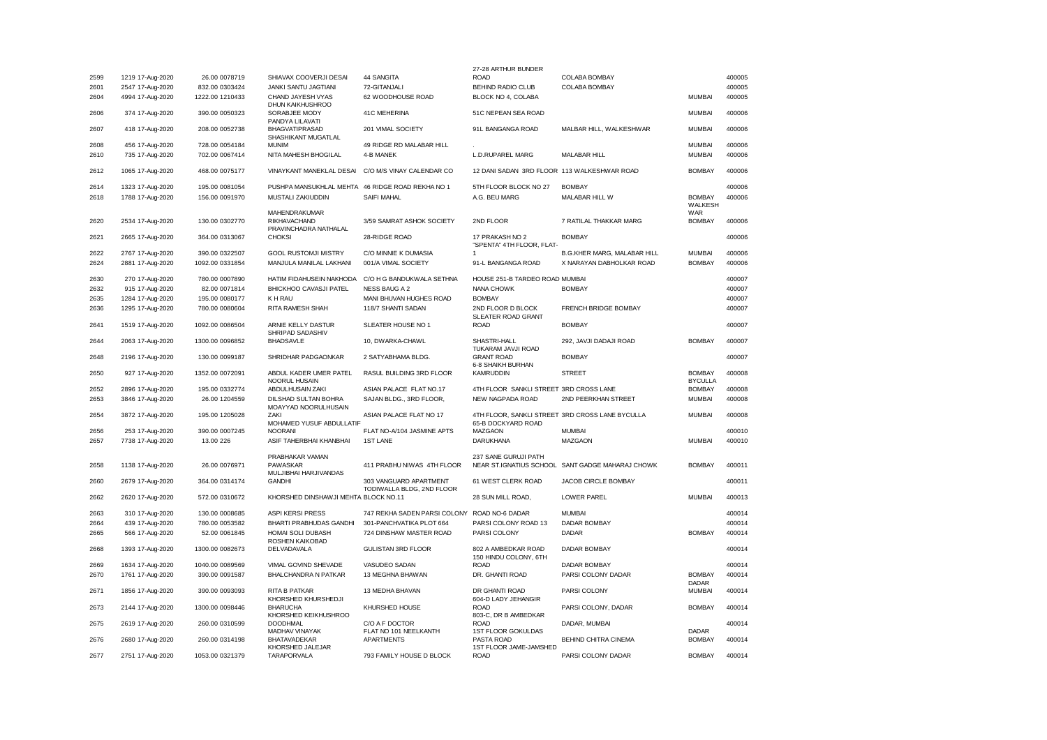| | | | | | | | | |
|---|---|---|---|---|---|---|---|---|
| 2599 | 1219 17-Aug-2020 | 26.00 0078719 | SHIAVAX COOVERJI DESAI | 44 SANGITA | 27-28 ARTHUR BUNDER ROAD | COLABA BOMBAY | | 400005 |
| 2601 | 2547 17-Aug-2020 | 832.00 0303424 | JANKI SANTU JAGTIANI | 72-GITANJALI | BEHIND RADIO CLUB | COLABA BOMBAY | | 400005 |
| 2604 | 4994 17-Aug-2020 | 1222.00 1210433 | CHAND JAYESH VYAS | 62 WOODHOUSE ROAD | BLOCK NO 4, COLABA | | MUMBAI | 400005 |
| 2606 | 374 17-Aug-2020 | 390.00 0050323 | DHUN KAIKHUSHROO SORABJEE MODY | 41C MEHERINA | 51C NEPEAN SEA ROAD | | MUMBAI | 400006 |
| 2607 | 418 17-Aug-2020 | 208.00 0052738 | PANDYA LILAVATI BHAGVATIPRASAD | 201 VIMAL SOCIETY | 91L BANGANGA ROAD | MALBAR HILL, WALKESHWAR | MUMBAI | 400006 |
| 2608 | 456 17-Aug-2020 | 728.00 0054184 | SHASHIKANT MUGATLAL MUNIM | 49 RIDGE RD MALABAR HILL | . | | MUMBAI | 400006 |
| 2610 | 735 17-Aug-2020 | 702.00 0067414 | NITA MAHESH BHOGILAL | 4-B MANEK | L.D.RUPAREL MARG | MALABAR HILL | MUMBAI | 400006 |
| 2612 | 1065 17-Aug-2020 | 468.00 0075177 | VINAYKANT MANEKLAL DESAI | C/O M/S VINAY CALENDAR CO | 12 DANI SADAN 3RD FLOOR | 113 WALKESHWAR ROAD | BOMBAY | 400006 |
| 2614 | 1323 17-Aug-2020 | 195.00 0081054 | PUSHPA MANSUKHLAL MEHTA | 46 RIDGE ROAD REKHA NO 1 | 5TH FLOOR BLOCK NO 27 | BOMBAY | | 400006 |
| 2618 | 1788 17-Aug-2020 | 156.00 0091970 | MUSTALI ZAKIUDDIN | SAIFI MAHAL | A.G. BEU MARG | MALABAR HILL W | BOMBAY | 400006 |
| 2620 | 2534 17-Aug-2020 | 130.00 0302770 | MAHENDRAKUMAR RIKHAVACHAND | 3/59 SAMRAT ASHOK SOCIETY | 2ND FLOOR | 7 RATILAL THAKKAR MARG | WALKESHWAR BOMBAY | 400006 |
| 2621 | 2665 17-Aug-2020 | 364.00 0313067 | PRAVINCHADRA NATHALAL CHOKSI | 28-RIDGE ROAD | 17 PRAKASH NO 2 | BOMBAY | | 400006 |
| 2622 | 2767 17-Aug-2020 | 390.00 0322507 | GOOL RUSTOMJI MISTRY | C/O MINNIE K DUMASIA | "SPENTA" 4TH FLOOR, FLAT-1 | B.G.KHER MARG, MALABAR HILL | MUMBAI | 400006 |
| 2624 | 2881 17-Aug-2020 | 1092.00 0331854 | MANJULA MANILAL LAKHANI | 001/A VIMAL SOCIETY | 91-L BANGANGA ROAD | X NARAYAN DABHOLKAR ROAD | BOMBAY | 400006 |
| 2630 | 270 17-Aug-2020 | 780.00 0007890 | HATIM FIDAHUSEIN NAKHODA | C/O H G BANDUKWALA SETHNA | HOUSE 251-B TARDEO ROAD | MUMBAI | | 400007 |
| 2632 | 915 17-Aug-2020 | 82.00 0071814 | BHICKHOO CAVASJI PATEL | NESS BAUG A 2 | NANA CHOWK | BOMBAY | | 400007 |
| 2635 | 1284 17-Aug-2020 | 195.00 0080177 | K H RAU | MANI BHUVAN HUGHES ROAD | BOMBAY | | | 400007 |
| 2636 | 1295 17-Aug-2020 | 780.00 0080604 | RITA RAMESH SHAH | 118/7 SHANTI SADAN | 2ND FLOOR D BLOCK | FRENCH BRIDGE BOMBAY | | 400007 |
| 2641 | 1519 17-Aug-2020 | 1092.00 0086504 | ARNIE KELLY DASTUR | SLEATER HOUSE NO 1 | SLEATER ROAD GRANT ROAD | BOMBAY | | 400007 |
| 2644 | 2063 17-Aug-2020 | 1300.00 0096852 | SHRIPAD SADASHIV BHADSAVLE | 10, DWARKA-CHAWL | SHASTRI-HALL | 292, JAVJI DADAJI ROAD | BOMBAY | 400007 |
| 2648 | 2196 17-Aug-2020 | 130.00 0099187 | SHRIDHAR PADGAONKAR | 2 SATYABHAMA BLDG. | TUKARAM JAVJI ROAD GRANT ROAD | BOMBAY | | 400007 |
| 2650 | 927 17-Aug-2020 | 1352.00 0072091 | ABDUL KADER UMER PATEL | RASUL BUILDING 3RD FLOOR | 6-8 SHAIKH BURHAN KAMRUDDIN | STREET | BOMBAY BYCULLA | 400008 |
| 2652 | 2896 17-Aug-2020 | 195.00 0332774 | NOORUL HUSAIN ABDULHUSAIN ZAKI | ASIAN PALACE FLAT NO.17 | 4TH FLOOR SANKLI STREET | 3RD CROSS LANE | BOMBAY | 400008 |
| 2653 | 3846 17-Aug-2020 | 26.00 1204559 | DILSHAD SULTAN BOHRA | SAJAN BLDG., 3RD FLOOR, | NEW NAGPADA ROAD | 2ND PEERKHAN STREET | MUMBAI | 400008 |
| 2654 | 3872 17-Aug-2020 | 195.00 1205028 | MOAYYAD NOORULHUSAIN ZAKI | ASIAN PALACE FLAT NO 17 | 4TH FLOOR, SANKLI STREET | 3RD CROSS LANE BYCULLA | MUMBAI | 400008 |
| 2656 | 253 17-Aug-2020 | 390.00 0007245 | MOHAMED YUSUF ABDULLATIF NOORANI | FLAT NO-A/104 JASMINE APTS | 65-B DOCKYARD ROAD MAZGAON | MUMBAI | | 400010 |
| 2657 | 7738 17-Aug-2020 | 13.00 226 | ASIF TAHERBHAI KHANBHAI | 1ST LANE | DARUKHANA | MAZGAON | MUMBAI | 400010 |
| 2658 | 1138 17-Aug-2020 | 26.00 0076971 | PRABHAKAR VAMAN PAWASKAR | 411 PRABHU NIWAS 4TH FLOOR | 237 SANE GURUJI PATH NEAR ST.IGNATIUS SCHOOL | SANT GADGE MAHARAJ CHOWK | BOMBAY | 400011 |
| 2660 | 2679 17-Aug-2020 | 364.00 0314174 | MULJIBHAI HARJIVANDAS GANDHI | 303 VANGUARD APARTMENT | 61 WEST CLERK ROAD | JACOB CIRCLE BOMBAY | | 400011 |
| 2662 | 2620 17-Aug-2020 | 572.00 0310672 | KHORSHED DINSHAWJI MEHTA | TODIWALLA BLDG, 2ND FLOOR BLOCK NO.11 | 28 SUN MILL ROAD, | LOWER PAREL | MUMBAI | 400013 |
| 2663 | 310 17-Aug-2020 | 130.00 0008685 | ASPI KERSI PRESS | 747 REKHA SADEN PARSI COLONY | ROAD NO-6 DADAR | MUMBAI | | 400014 |
| 2664 | 439 17-Aug-2020 | 780.00 0053582 | BHARTI PRABHUDAS GANDHI | 301-PANCHVATIKA PLOT 664 | PARSI COLONY ROAD 13 | DADAR BOMBAY | | 400014 |
| 2665 | 566 17-Aug-2020 | 52.00 0061845 | HOMAI SOLI DUBASH | 724 DINSHAW MASTER ROAD | PARSI COLONY | DADAR | BOMBAY | 400014 |
| 2668 | 1393 17-Aug-2020 | 1300.00 0082673 | ROSHEN KAIKOBAD DELVADAVALA | GULISTAN 3RD FLOOR | 802 A AMBEDKAR ROAD | DADAR BOMBAY | | 400014 |
| 2669 | 1634 17-Aug-2020 | 1040.00 0089569 | VIMAL GOVIND SHEVADE | VASUDEO SADAN | 150 HINDU COLONY, 6TH ROAD | DADAR BOMBAY | | 400014 |
| 2670 | 1761 17-Aug-2020 | 390.00 0091587 | BHALCHANDRA N PATKAR | 13 MEGHNA BHAWAN | DR. GHANTI ROAD | PARSI COLONY DADAR | BOMBAY | 400014 |
| 2671 | 1856 17-Aug-2020 | 390.00 0093093 | RITA B PATKAR | 13 MEDHA BHAVAN | DR GHANTI ROAD | PARSI COLONY | DADAR MUMBAI | 400014 |
| 2673 | 2144 17-Aug-2020 | 1300.00 0098446 | KHORSHED KHURSHEDJI BHARUCHA | KHURSHED HOUSE | 604-D LADY JEHANGIR ROAD | PARSI COLONY, DADAR | BOMBAY | 400014 |
| 2675 | 2619 17-Aug-2020 | 260.00 0310599 | KHORSHED KEIKHUSHROO DOODHMAL | C/O A F DOCTOR | 803-C, DR B AMBEDKAR ROAD | DADAR, MUMBAI | | 400014 |
| 2676 | 2680 17-Aug-2020 | 260.00 0314198 | MADHAV VINAYAK BHATAVADEKAR | FLAT NO 101 NEELKANTH APARTMENTS | 1ST FLOOR GOKULDAS PASTA ROAD | BEHIND CHITRA CINEMA | DADAR BOMBAY | 400014 |
| 2677 | 2751 17-Aug-2020 | 1053.00 0321379 | KHORSHED JALEJAR TARAPORVALA | 793 FAMILY HOUSE D BLOCK | 1ST FLOOR JAME-JAMSHED ROAD | PARSI COLONY DADAR | BOMBAY | 400014 |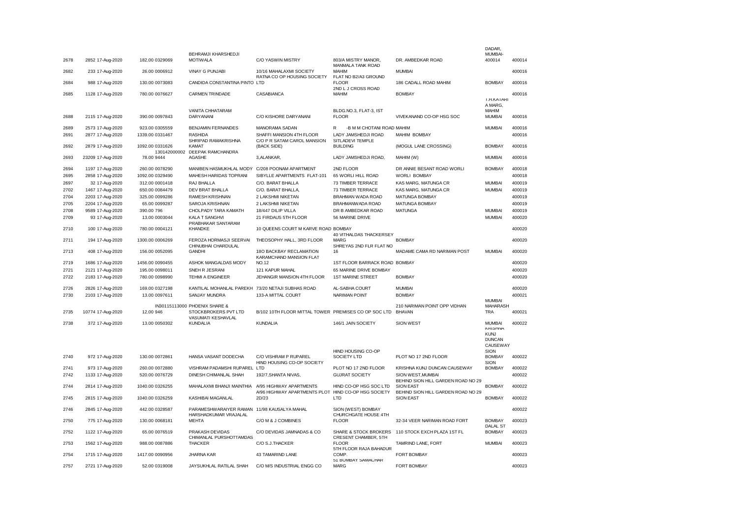| | | | | | | | | |
|---|---|---|---|---|---|---|---|---|
| 2678 | 2852 17-Aug-2020 | 182.00 0329069 | BEHRAMJI KHARSHEDJI MOTIWALA | C/O YASWIN MISTRY | 803/A MISTRY MANOR, | DR. AMBEDKAR ROAD | DADAR, MUMBAI-400014 | 400014 |
| 2682 | 233 17-Aug-2020 | 26.00 0006912 | VINAY G PUNJABI | 10/16 MAHALAXMI SOCIETY | MANMALA TANK ROAD MAHIM | MUMBAI | | 400016 |
| 2684 | 988 17-Aug-2020 | 130.00 0073083 | CANDIDA CONSTANTINA PINTO | RATNA CO OP HOUSING SOCIETY LTD | FLAT NO B2/A3 GROUND FLOOR | 186 CADALL ROAD MAHIM | BOMBAY | 400016 |
| 2685 | 1128 17-Aug-2020 | 780.00 0076627 | CARMEN TRINDADE | CASABIANCA | 2ND L J CROSS ROAD MAHIM | BOMBAY | | 400016 |
| 2688 | 2115 17-Aug-2020 | 390.00 0097843 | VANITA CHHATARAM DARYANANI | C/O KISHORE DARYANANI | BLDG.NO.3, FLAT-3, IST FLOOR | VIVEKANAND CO-OP HSG SOC | T.H.KATARI A MARG, MAHIM MUMBAI | 400016 |
| 2689 | 2573 17-Aug-2020 | 923.00 0305559 | BENJAMIN FERNANDES | MANORAMA SADAN | R -B M M CHOTANI ROAD MAHIM | | MUMBAI | 400016 |
| 2691 | 2877 17-Aug-2020 | 1339.00 0331467 | RASHIDA | SHAFFI MANSION 4TH FLOOR | LADY JAMSHEDJI ROAD | MAHIM BOMBAY | | 400016 |
| 2692 | 2879 17-Aug-2020 | 1092.00 0331626 | SHRIPAD RAMAKRISHNA KAMAT | C/O P R SATAM CAROL MANSION (BACK SIDE) | SITLADEVI TEMPLE BUILDING | (MOGUL LANE CROSSING) | BOMBAY | 400016 |
| 2693 | 23209 17-Aug-2020 | 78.00 9444 | 130142000002 DEEPAK RAMCHANDRA AGASHE | 3,ALANKAR, | LADY JAMSHEDJI ROAD, | MAHIM (W) | MUMBAI | 400016 |
| 2694 | 1197 17-Aug-2020 | 260.00 0078290 | MANIBEN HASMUKHLAL MODY | C/208 POONAM APARTMENT | 2ND FLOOR | DR ANNIE BESANT ROAD WORLI | BOMBAY | 400018 |
| 2695 | 2858 17-Aug-2020 | 1092.00 0329490 | MAHESH HARIDAS TOPRANI | SIBYLLE APARTMENTS FLAT-101 | 65 WORLI HILL ROAD | WORLI BOMBAY | | 400018 |
| 2697 | 32 17-Aug-2020 | 312.00 0001418 | RAJ BHALLA | C/O. BARAT BHALLA | 73 TIMBER TERRACE | KAS MARG, MATUNGA CR | MUMBAI | 400019 |
| 2702 | 1467 17-Aug-2020 | 650.00 0084479 | DEV BRAT BHALLA | C/O. BARAT BHALLA, | 73 TIMBER TERRACE | KAS MARG, MATUNGA CR | MUMBAI | 400019 |
| 2704 | 2203 17-Aug-2020 | 325.00 0099286 | RAMESH KRISHNAN | 2 LAKSHMI NIKETAN | BRAHMAN WADA ROAD | MATUNGA BOMBAY | | 400019 |
| 2705 | 2204 17-Aug-2020 | 65.00 0099287 | SAROJA KRISHNAN | 2 LAKSHMI NIKETAN | BRAHMANWADA ROAD | MATUNGA BOMBAY | | 400019 |
| 2708 | 9589 17-Aug-2020 | 390.00 796 | CHOLPADY TARA KAMATH | 18/447 DILIP VILLA | DR B AMBEDKAR ROAD | MATUNGA | MUMBAI | 400019 |
| 2709 | 93 17-Aug-2020 | 13.00 0003044 | KALA T SANGHVI | 21 FIRDAUS 5TH FLOOR | 56 MARINE DRIVE | | MUMBAI | 400020 |
| 2710 | 100 17-Aug-2020 | 780.00 0004121 | PRABHAKAR SANTARAM KHANDKE | 10 QUEENS COURT M KARVE ROAD | BOMBAY | | | 400020 |
| 2711 | 194 17-Aug-2020 | 1300.00 0006269 | FEROZA HORMASJI SEERVAI | THEOSOPHY HALL, 3RD FLOOR | 40 VITHALDAS THACKERSEY MARG | BOMBAY | | 400020 |
| 2713 | 408 17-Aug-2020 | 156.00 0052095 | CHINUBHAI CHARDULAL GANDHI | 18O BACKBAY RECLAMATION | SHREYAS 2ND FLR FLAT NO 16 | MADAME CAMA RD NARIMAN POST | MUMBAI | 400020 |
| 2719 | 1686 17-Aug-2020 | 1456.00 0090455 | ASHOK MANGALDAS MODY | KARAMCHAND MANSION FLAT NO.12 | 1ST FLOOR BARRACK ROAD | BOMBAY | | 400020 |
| 2721 | 2121 17-Aug-2020 | 195.00 0098011 | SNEH R JESRANI | 121 KAPUR MAHAL | 65 MARINE DRIVE BOMBAY | | | 400020 |
| 2722 | 2183 17-Aug-2020 | 780.00 0098990 | TEHMI A ENGINEER | JEHANGIR MANSION 4TH FLOOR | 1ST MARINE STREET | BOMBAY | | 400020 |
| 2726 | 2826 17-Aug-2020 | 169.00 0327198 | KANTILAL MOHANLAL PAREKH | 73/20 NETAJI SUBHAS ROAD | AL-SABHA COURT | MUMBAI | | 400020 |
| 2730 | 2103 17-Aug-2020 | 13.00 0097611 | SANJAY MUNDRA | 133-A MITTAL COURT | NARIMAN POINT | BOMBAY | | 400021 |
| 2735 | 10774 17-Aug-2020 | 12.00 946 | IN30115113000 PHOENIX SHARE & STOCKBROKERS PVT LTD | B/102 10TH FLOOR MITTAL TOWER | PREMISES CO OP SOC LTD | 210 NARIMAN POINT OPP VIDHAN BHAVAN | MUMBAI MAHARASH TRA | 400021 |
| 2738 | 372 17-Aug-2020 | 13.00 0050302 | VASUMATI KESHAVLAL KUNDALIA | KUNDALIA | 146/1 JAIN SOCIETY | SION WEST | MUMBAI | 400022 |
| 2740 | 972 17-Aug-2020 | 130.00 0072861 | HANSA VASANT DODECHA | C/O VISHRAM P RUPAREL | HIND HOUSING CO-OP SOCIETY LTD | PLOT NO 17 2ND FLOOR | KRISHNA KUNJ DUNCAN CAUSEWAY SION BOMBAY | 400022 |
| 2741 | 973 17-Aug-2020 | 260.00 0072880 | VISHRAM PADAMSHI RUPAREL | HIND HOUSING CO-OP SOCIETY LTD | PLOT NO 17 2ND FLOOR | KRISHNA KUNJ DUNCAN CAUSEWAY | SION BOMBAY | 400022 |
| 2742 | 1133 17-Aug-2020 | 520.00 0076729 | DINESH CHIMANLAL SHAH | 192/7,SHANTA NIVAS, | GUJRAT SOCIETY | SION WEST,MUMBAI | | 400022 |
| 2744 | 2814 17-Aug-2020 | 1040.00 0326255 | MAHALAXMI BHANJI MAINTHIA | A/95 HIGHWAY APARTMENTS | HIND CO-OP HSG SOC LTD | BEHIND SION HILL GARDEN ROAD NO 29 SION EAST | BOMBAY | 400022 |
| 2745 | 2815 17-Aug-2020 | 1040.00 0326259 | KASHIBAI MAGANLAL | A/96 HIGHWAY APARTMENTS PLOT 2D/23 | HIND CO-OP HSG SOCIETY LTD | BEHIND SION HILL GARDEN ROAD NO 29 SION EAST | BOMBAY | 400022 |
| 2746 | 2845 17-Aug-2020 | 442.00 0328587 | PARAMESHWARAIYER RAMAN | 11/98 KAUSALYA MAHAL | SION (WEST) BOMBAY | | | 400022 |
| 2750 | 775 17-Aug-2020 | 130.00 0068181 | HARSHADKUMAR VRAJALAL MEHTA | C/O M & J COMBINES | CHURCHGATE HOUSE 4TH FLOOR | 32-34 VEER NARIMAN ROAD FORT | BOMBAY | 400023 |
| 2752 | 1122 17-Aug-2020 | 65.00 0076519 | PRAKASH DEVIDAS | C/O DEVIDAS JAMNADAS & CO | SHARE & STOCK BROKERS | 110 STOCK EXCH PLAZA 1ST FL | DALAL ST BOMBAY | 400023 |
| 2753 | 1562 17-Aug-2020 | 988.00 0087886 | CHIMANLAL PURSHOTTAMDAS THACKER | C/O S.J.THACKER | CRESENT CHAMBER, 5TH FLOOR | TAMRIND LANE, FORT | MUMBAI | 400023 |
| 2754 | 1715 17-Aug-2020 | 1417.00 0090956 | JHARNA KAR | 43 TAMARIND LANE | 5TH FLOOR RAJA BAHADUR COMP. | FORT BOMBAY | | 400023 |
| 2757 | 2721 17-Aug-2020 | 52.00 0319008 | JAYSUKHLAL RATILAL SHAH | C/O M/S INDUSTRIAL ENGG CO | 51 BOMBAY SAMACHAR MARG | FORT BOMBAY | | 400023 |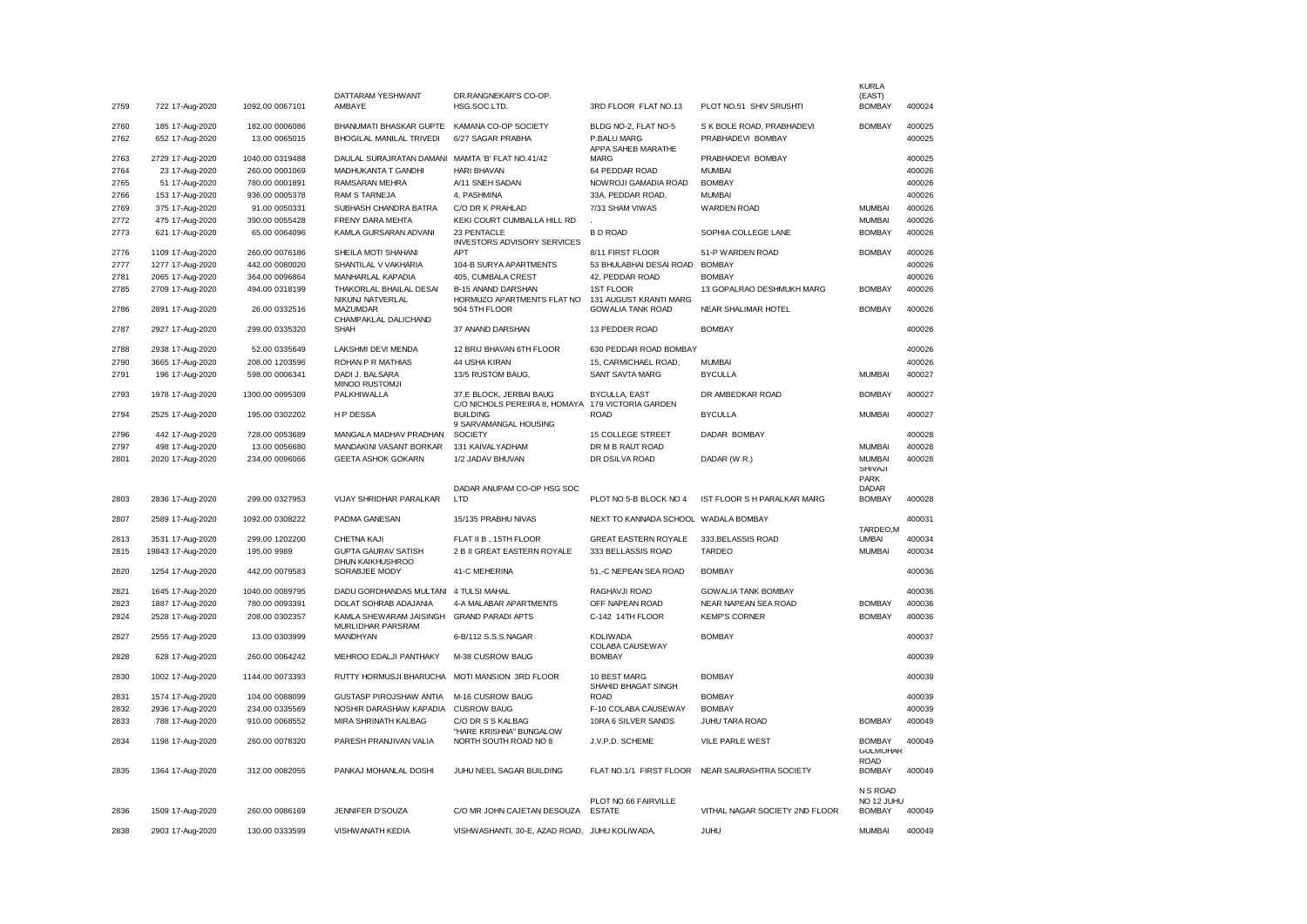| | | | | | | | | |
|---|---|---|---|---|---|---|---|---|
| 2759 | 722 17-Aug-2020 | 1092.00 0067101 | DATTARAM YESHWANT AMBAYE | DR.RANGNEKAR'S CO-OP. HSG.SOC.LTD. | 3RD FLOOR FLAT NO.13 | PLOT NO.51 SHIV SRUSHTI | KURLA (EAST) BOMBAY | 400024 |
| 2760 | 185 17-Aug-2020 | 182.00 0006086 | BHANUMATI BHASKAR GUPTE | KAMANA CO-OP SOCIETY | BLDG NO-2, FLAT NO-5 | S K BOLE ROAD, PRABHADEVI | BOMBAY | 400025 |
| 2762 | 652 17-Aug-2020 | 13.00 0065015 | BHOGILAL MANILAL TRIVEDI | 6/27 SAGAR PRABHA | P.BALU MARG | PRABHADEVI BOMBAY | | 400025 |
| 2763 | 2729 17-Aug-2020 | 1040.00 0319488 | DAULAL SURAJRATAN DAMANI | MAMTA 'B' FLAT NO.41/42 | APPA SAHEB MARATHE MARG | PRABHADEVI BOMBAY | | 400025 |
| 2764 | 23 17-Aug-2020 | 260.00 0001069 | MADHUKANTA T GANDHI | HARI BHAVAN | 64 PEDDAR ROAD | MUMBAI | | 400026 |
| 2765 | 51 17-Aug-2020 | 780.00 0001891 | RAMSARAN MEHRA | A/11 SNEH SADAN | NOWROJI GAMADIA ROAD | BOMBAY | | 400026 |
| 2766 | 153 17-Aug-2020 | 936.00 0005378 | RAM S TARNEJA | 4, PASHMINA | 33A, PEDDAR ROAD, | MUMBAI | | 400026 |
| 2769 | 375 17-Aug-2020 | 91.00 0050331 | SUBHASH CHANDRA BATRA | C/O DR K PRAHLAD | 7/33 SHAM VIWAS | WARDEN ROAD | MUMBAI | 400026 |
| 2772 | 475 17-Aug-2020 | 390.00 0055428 | FRENY DARA MEHTA | KEKI COURT CUMBALLA HILL RD | . | | MUMBAI | 400026 |
| 2773 | 621 17-Aug-2020 | 65.00 0064096 | KAMLA GURSARAN ADVANI | 23 PENTACLE | B D ROAD | SOPHIA COLLEGE LANE | BOMBAY | 400026 |
| 2776 | 1109 17-Aug-2020 | 260.00 0076186 | SHEILA MOTI SHAHANI | INVESTORS ADVISORY SERVICES APT | 8/11 FIRST FLOOR | 51-P WARDEN ROAD | BOMBAY | 400026 |
| 2777 | 1277 17-Aug-2020 | 442.00 0080020 | SHANTILAL V VAKHARIA | 104-B SURYA APARTMENTS | 53 BHULABHAI DESAI ROAD | BOMBAY | | 400026 |
| 2781 | 2065 17-Aug-2020 | 364.00 0096864 | MANHARLAL KAPADIA | 405, CUMBALA CREST | 42, PEDDAR ROAD | BOMBAY | | 400026 |
| 2785 | 2709 17-Aug-2020 | 494.00 0318199 | THAKORLAL BHAILAL DESAI | B-15 ANAND DARSHAN | 1ST FLOOR | 13 GOPALRAO DESHMUKH MARG | BOMBAY | 400026 |
| 2786 | 2891 17-Aug-2020 | 26.00 0332516 | NIKUNJ NATVERLAL MAZUMDAR | HORMUZO APARTMENTS FLAT NO 504 5TH FLOOR | 131 AUGUST KRANTI MARG GOWALIA TANK ROAD | NEAR SHALIMAR HOTEL | BOMBAY | 400026 |
| 2787 | 2927 17-Aug-2020 | 299.00 0335320 | CHAMPAKLAL DALICHAND SHAH | 37 ANAND DARSHAN | 13 PEDDER ROAD | BOMBAY | | 400026 |
| 2788 | 2938 17-Aug-2020 | 52.00 0335649 | LAKSHMI DEVI MENDA | 12 BRIJ BHAVAN 6TH FLOOR | 630 PEDDAR ROAD BOMBAY | | | 400026 |
| 2790 | 3665 17-Aug-2020 | 208.00 1203596 | ROHAN P R MATHIAS | 44 USHA KIRAN | 15, CARMICHAEL ROAD, | MUMBAI | | 400026 |
| 2791 | 196 17-Aug-2020 | 598.00 0006341 | DADI J. BALSARA | 13/5 RUSTOM BAUG, | SANT SAVTA MARG | BYCULLA | MUMBAI | 400027 |
| 2793 | 1978 17-Aug-2020 | 1300.00 0095309 | MINOO RUSTOMJI PALKHIWALLA | 37,E BLOCK, JERBAI BAUG | BYCULLA, EAST | DR AMBEDKAR ROAD | BOMBAY | 400027 |
| 2794 | 2525 17-Aug-2020 | 195.00 0302202 | H P DESSA | C/O NICHOLS PEREIRA 8, HOMAYA BUILDING | 179 VICTORIA GARDEN ROAD | BYCULLA | MUMBAI | 400027 |
| 2796 | 442 17-Aug-2020 | 728.00 0053689 | MANGALA MADHAV PRADHAN | 9 SARVAMANGAL HOUSING SOCIETY | 15 COLLEGE STREET | DADAR BOMBAY | | 400028 |
| 2797 | 498 17-Aug-2020 | 13.00 0056680 | MANDAKINI VASANT BORKAR | 131 KAIVALYADHAM | DR M B RAUT ROAD | | MUMBAI | 400028 |
| 2801 | 2020 17-Aug-2020 | 234.00 0096066 | GEETA ASHOK GOKARN | 1/2 JADAV BHUVAN | DR DSILVA ROAD | DADAR (W.R.) | MUMBAI | 400028 |
| 2803 | 2836 17-Aug-2020 | 299.00 0327953 | VIJAY SHRIDHAR PARALKAR | DADAR ANUPAM CO-OP HSG SOC LTD | PLOT NO 5-B BLOCK NO 4 | IST FLOOR S H PARALKAR MARG | SHIVAJI PARK DADAR BOMBAY | 400028 |
| 2807 | 2589 17-Aug-2020 | 1092.00 0308222 | PADMA GANESAN | 15/135 PRABHU NIVAS | NEXT TO KANNADA SCHOOL | WADALA BOMBAY | | 400031 |
| 2813 | 3531 17-Aug-2020 | 299.00 1202200 | CHETNA KAJI | FLAT II B , 15TH FLOOR | GREAT EASTERN ROYALE | 333,BELASSIS ROAD | TARDEO,M UMBAI | 400034 |
| 2815 | 19843 17-Aug-2020 | 195.00 9989 | GUPTA GAURAV SATISH | 2 B II GREAT EASTERN ROYALE | 333 BELLASSIS ROAD | TARDEO | MUMBAI | 400034 |
| 2820 | 1254 17-Aug-2020 | 442.00 0079583 | DHUN KAIKHUSHROO SORABJEE MODY | 41-C MEHERINA | 51,-C NEPEAN SEA ROAD | BOMBAY | | 400036 |
| 2821 | 1645 17-Aug-2020 | 1040.00 0089795 | DADU GORDHANDAS MULTANI | 4 TULSI MAHAL | RAGHAVJI ROAD | GOWALIA TANK BOMBAY | | 400036 |
| 2823 | 1887 17-Aug-2020 | 780.00 0093391 | DOLAT SOHRAB ADAJANIA | 4-A MALABAR APARTMENTS | OFF NAPEAN ROAD | NEAR NAPEAN SEA ROAD | BOMBAY | 400036 |
| 2824 | 2528 17-Aug-2020 | 208.00 0302357 | KAMLA SHEWARAM JAISINGH | GRAND PARADI APTS | C-142 14TH FLOOR | KEMP'S CORNER | BOMBAY | 400036 |
| 2827 | 2555 17-Aug-2020 | 13.00 0303999 | MURLIDHAR PARSRAM MANDHYAN | 6-B/112 S.S.S.NAGAR | KOLIWADA | BOMBAY | | 400037 |
| 2828 | 628 17-Aug-2020 | 260.00 0064242 | MEHROO EDALJI PANTHAKY | M-38 CUSROW BAUG | COLABA CAUSEWAY BOMBAY | | | 400039 |
| 2830 | 1002 17-Aug-2020 | 1144.00 0073393 | RUTTY HORMUSJI BHARUCHA | MOTI MANSION 3RD FLOOR | 10 BEST MARG | BOMBAY | | 400039 |
| 2831 | 1574 17-Aug-2020 | 104.00 0088099 | GUSTASP PIROJSHAW ANTIA | M-16 CUSROW BAUG | SHAHID BHAGAT SINGH ROAD | BOMBAY | | 400039 |
| 2832 | 2936 17-Aug-2020 | 234.00 0335569 | NOSHIR DARASHAW KAPADIA | CUSROW BAUG | F-10 COLABA CAUSEWAY | BOMBAY | | 400039 |
| 2833 | 788 17-Aug-2020 | 910.00 0068552 | MIRA SHRINATH KALBAG | C/O DR S S KALBAG | 10RA 6 SILVER SANDS | JUHU TARA ROAD | BOMBAY | 400049 |
| 2834 | 1198 17-Aug-2020 | 260.00 0078320 | PARESH PRANJIVAN VALIA | "HARE KRISHNA" BUNGALOW NORTH SOUTH ROAD NO 8 | J.V.P.D. SCHEME | VILE PARLE WEST | BOMBAY | 400049 |
| 2835 | 1364 17-Aug-2020 | 312.00 0082055 | PANKAJ MOHANLAL DOSHI | JUHU NEEL SAGAR BUILDING | FLAT NO.1/1 FIRST FLOOR | NEAR SAURASHTRA SOCIETY | GULMOHAR ROAD BOMBAY | 400049 |
| 2836 | 1509 17-Aug-2020 | 260.00 0086169 | JENNIFER D'SOUZA | C/O MR JOHN CAJETAN DESOUZA | PLOT NO 66 FAIRVILLE ESTATE | VITHAL NAGAR SOCIETY 2ND FLOOR | N S ROAD NO 12 JUHU BOMBAY | 400049 |
| 2838 | 2903 17-Aug-2020 | 130.00 0333599 | VISHWANATH KEDIA | VISHWASHANTI, 30-E, AZAD ROAD, | JUHU KOLIWADA, | JUHU | MUMBAI | 400049 |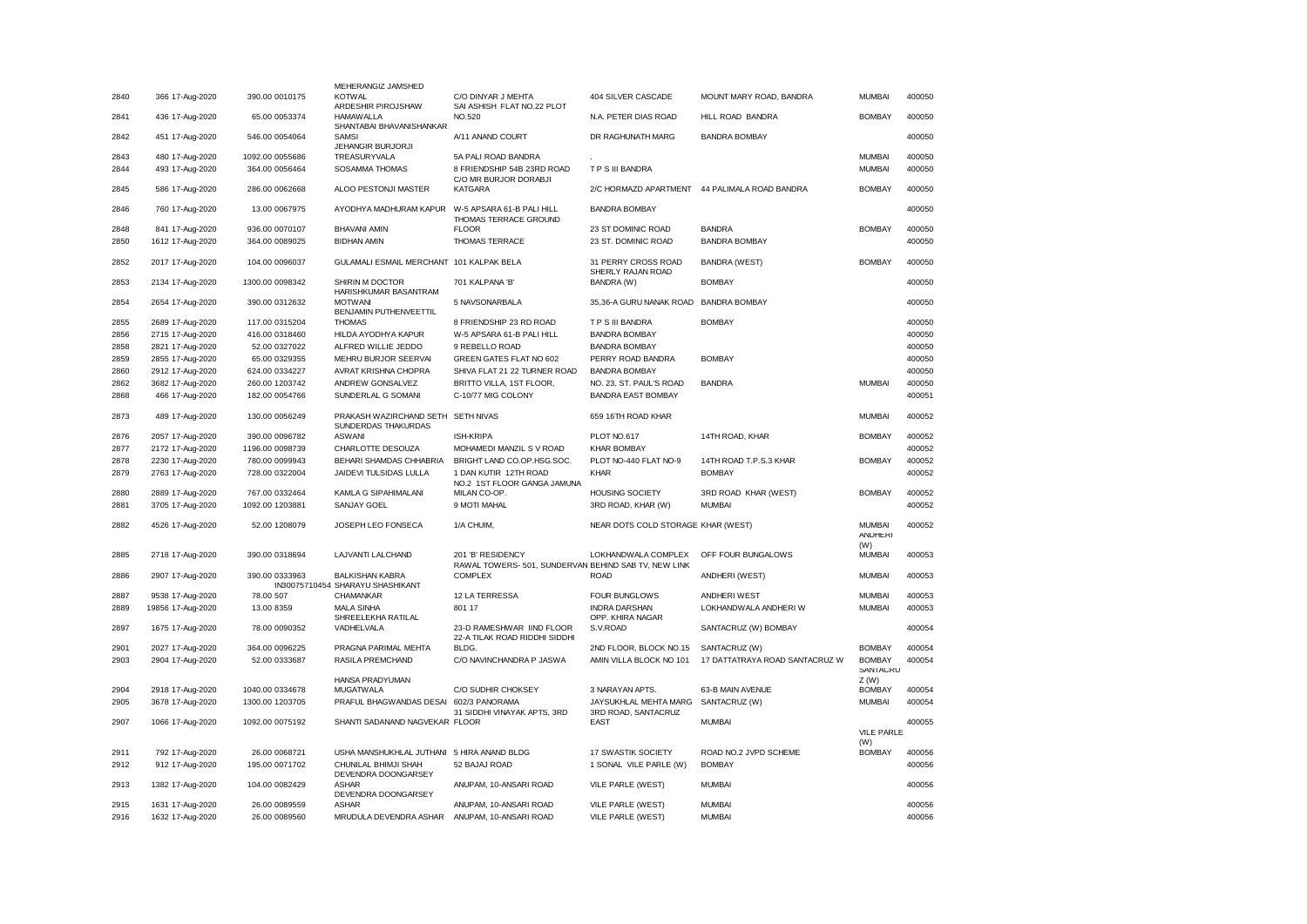| | | | | | | | | | |
|---|---|---|---|---|---|---|---|---|---|
| 2840 | 366 17-Aug-2020 | 390.00 0010175 | MEHERANGIZ JAMSHED KOTWAL | C/O DINYAR J MEHTA | 404 SILVER CASCADE | MOUNT MARY ROAD, BANDRA | MUMBAI | 400050 |
| 2841 | 436 17-Aug-2020 | 65.00 0053374 | ARDESHIR PIROJSHAW HAMAWALLA | SAI ASHISH FLAT NO.22 PLOT NO.520 | N.A. PETER DIAS ROAD | HILL ROAD BANDRA | BOMBAY | 400050 |
| 2842 | 451 17-Aug-2020 | 546.00 0054064 | SHANTABAI BHAVANISHANKAR SAMSI | A/11 ANAND COURT | DR RAGHUNATH MARG | BANDRA BOMBAY | | 400050 |
| 2843 | 480 17-Aug-2020 | 1092.00 0055686 | JEHANGIR BURJORJI TREASURYVALA | 5A PALI ROAD BANDRA | . | | MUMBAI | 400050 |
| 2844 | 493 17-Aug-2020 | 364.00 0056464 | SOSAMMA THOMAS | 8 FRIENDSHIP 54B 23RD ROAD | T P S III BANDRA | | MUMBAI | 400050 |
| 2845 | 586 17-Aug-2020 | 286.00 0062668 | ALOO PESTONJI MASTER | C/O MR BURJOR DORABJI KATGARA | 2/C HORMAZD APARTMENT | 44 PALIMALA ROAD BANDRA | BOMBAY | 400050 |
| 2846 | 760 17-Aug-2020 | 13.00 0067975 | AYODHYA MADHURAM KAPUR | W-5 APSARA 61-B PALI HILL | BANDRA BOMBAY | | | 400050 |
| 2848 | 841 17-Aug-2020 | 936.00 0070107 | BHAVANI AMIN | THOMAS TERRACE GROUND FLOOR | 23 ST DOMINIC ROAD | BANDRA | BOMBAY | 400050 |
| 2850 | 1612 17-Aug-2020 | 364.00 0089025 | BIDHAN AMIN | THOMAS TERRACE | 23 ST. DOMINIC ROAD | BANDRA BOMBAY | | 400050 |
| 2852 | 2017 17-Aug-2020 | 104.00 0096037 | GULAMALI ESMAIL MERCHANT | 101 KALPAK BELA | 31 PERRY CROSS ROAD | BANDRA (WEST) | BOMBAY | 400050 |
| 2853 | 2134 17-Aug-2020 | 1300.00 0098342 | SHIRIN M DOCTOR | 701 KALPANA 'B' | SHERLY RAJAN ROAD BANDRA (W) | BOMBAY | | 400050 |
| 2854 | 2654 17-Aug-2020 | 390.00 0312632 | HARISHKUMAR BASANTRAM MOTWANI | 5 NAVSONARBALA | 35,36-A GURU NANAK ROAD | BANDRA BOMBAY | | 400050 |
| 2855 | 2689 17-Aug-2020 | 117.00 0315204 | BENJAMIN PUTHENVEETTIL THOMAS | 8 FRIENDSHIP 23 RD ROAD | T P S III BANDRA | BOMBAY | | 400050 |
| 2856 | 2715 17-Aug-2020 | 416.00 0318460 | HILDA AYODHYA KAPUR | W-5 APSARA 61-B PALI HILL | BANDRA BOMBAY | | | 400050 |
| 2858 | 2821 17-Aug-2020 | 52.00 0327022 | ALFRED WILLIE JEDDO | 9 REBELLO ROAD | BANDRA BOMBAY | | | 400050 |
| 2859 | 2855 17-Aug-2020 | 65.00 0329355 | MEHRU BURJOR SEERVAI | GREEN GATES FLAT NO 602 | PERRY ROAD BANDRA | BOMBAY | | 400050 |
| 2860 | 2912 17-Aug-2020 | 624.00 0334227 | AVRAT KRISHNA CHOPRA | SHIVA FLAT 21 22 TURNER ROAD | BANDRA BOMBAY | | | 400050 |
| 2862 | 3682 17-Aug-2020 | 260.00 1203742 | ANDREW GONSALVEZ | BRITTO VILLA, 1ST FLOOR, | NO. 23, ST. PAUL'S ROAD | BANDRA | MUMBAI | 400050 |
| 2868 | 466 17-Aug-2020 | 182.00 0054766 | SUNDERLAL G SOMANI | C-10/77 MIG COLONY | BANDRA EAST BOMBAY | | | 400051 |
| 2873 | 489 17-Aug-2020 | 130.00 0056249 | PRAKASH WAZIRCHAND SETH | SETH NIVAS | 659 16TH ROAD KHAR | | MUMBAI | 400052 |
| 2876 | 2057 17-Aug-2020 | 390.00 0096782 | SUNDERDAS THAKURDAS ASWANI | ISH-KRIPA | PLOT NO.617 | 14TH ROAD, KHAR | BOMBAY | 400052 |
| 2877 | 2172 17-Aug-2020 | 1196.00 0098739 | CHARLOTTE DESOUZA | MOHAMEDI MANZIL S V ROAD | KHAR BOMBAY | | | 400052 |
| 2878 | 2230 17-Aug-2020 | 780.00 0099943 | BEHARI SHAMDAS CHHABRIA | BRIGHT LAND CO.OP.HSG.SOC. | PLOT NO-440 FLAT NO-9 | 14TH ROAD T.P.S.3 KHAR | BOMBAY | 400052 |
| 2879 | 2763 17-Aug-2020 | 728.00 0322004 | JAIDEVI TULSIDAS LULLA | 1 DAN KUTIR 12TH ROAD | KHAR | BOMBAY | | 400052 |
| 2880 | 2889 17-Aug-2020 | 767.00 0332464 | KAMLA G SIPAHIMALANI | NO.2 1ST FLOOR GANGA JAMUNA MILAN CO-OP. | HOUSING SOCIETY | 3RD ROAD KHAR (WEST) | BOMBAY | 400052 |
| 2881 | 3705 17-Aug-2020 | 1092.00 1203881 | SANJAY GOEL | 9 MOTI MAHAL | 3RD ROAD, KHAR (W) | MUMBAI | | 400052 |
| 2882 | 4526 17-Aug-2020 | 52.00 1208079 | JOSEPH LEO FONSECA | 1/A CHUIM, | NEAR DOTS COLD STORAGE KHAR (WEST) | | MUMBAI | 400052 |
| 2885 | 2718 17-Aug-2020 | 390.00 0318694 | LAJVANTI LALCHAND | 201 'B' RESIDENCY | LOKHANDWALA COMPLEX | OFF FOUR BUNGALOWS | ANDHERI (W) MUMBAI | 400053 |
| 2886 | 2907 17-Aug-2020 | 390.00 0333963 | BALKISHAN KABRA | RAWAL TOWERS- 501, SUNDERVAN COMPLEX | BEHIND SAB TV, NEW LINK ROAD | ANDHERI (WEST) | MUMBAI | 400053 |
| 2887 | 9538 17-Aug-2020 | 78.00 507 | IN30075710454 SHARAYU SHASHIKANT CHAMANKAR | 12 LA TERRESSA | FOUR BUNGLOWS | ANDHERI WEST | MUMBAI | 400053 |
| 2889 | 19856 17-Aug-2020 | 13.00 8359 | MALA SINHA | 801 17 | INDRA DARSHAN | LOKHANDWALA ANDHERI W | MUMBAI | 400053 |
| 2897 | 1675 17-Aug-2020 | 78.00 0090352 | SHREELEKHA RATILAL VADHELVALA | 23-D RAMESHWAR IIND FLOOR | OPP. KHIRA NAGAR S.V.ROAD | SANTACRUZ (W) BOMBAY | | 400054 |
| 2901 | 2027 17-Aug-2020 | 364.00 0096225 | PRAGNA PARIMAL MEHTA | 22-A TILAK ROAD RIDDHI SIDDHI BLDG. | 2ND FLOOR, BLOCK NO.15 | SANTACRUZ (W) | BOMBAY | 400054 |
| 2903 | 2904 17-Aug-2020 | 52.00 0333687 | RASILA PREMCHAND | C/O NAVINCHANDRA P JASWA | AMIN VILLA BLOCK NO 101 | 17 DATTATRAYA ROAD SANTACRUZ W | BOMBAY | 400054 |
| 2904 | 2918 17-Aug-2020 | 1040.00 0334678 | HANSA PRADYUMAN MUGATWALA | C/O SUDHIR CHOKSEY | 3 NARAYAN APTS. | 63-B MAIN AVENUE | SANTACRUZ (W) BOMBAY | 400054 |
| 2905 | 3678 17-Aug-2020 | 1300.00 1203705 | PRAFUL BHAGWANDAS DESAI | 602/3 PANORAMA | JAYSUKHLAL MEHTA MARG | SANTACRUZ (W) | MUMBAI | 400054 |
| 2907 | 1066 17-Aug-2020 | 1092.00 0075192 | SHANTI SADANAND NAGVEKAR | 31 SIDDHI VINAYAK APTS, 3RD FLOOR | 3RD ROAD, SANTACRUZ EAST | MUMBAI | | 400055 |
| 2911 | 792 17-Aug-2020 | 26.00 0068721 | USHA MANSHUKHLAL JUTHANI | 5 HIRA ANAND BLDG | 17 SWASTIK SOCIETY | ROAD NO.2 JVPD SCHEME | VILE PARLE (W) BOMBAY | 400056 |
| 2912 | 912 17-Aug-2020 | 195.00 0071702 | CHUNILAL BHIMJI SHAH | 52 BAJAJ ROAD | 1 SONAL VILE PARLE (W) | BOMBAY | | 400056 |
| 2913 | 1382 17-Aug-2020 | 104.00 0082429 | DEVENDRA DOONGARSEY ASHAR | ANUPAM, 10-ANSARI ROAD | VILE PARLE (WEST) | MUMBAI | | 400056 |
| 2915 | 1631 17-Aug-2020 | 26.00 0089559 | DEVENDRA DOONGARSEY ASHAR | ANUPAM, 10-ANSARI ROAD | VILE PARLE (WEST) | MUMBAI | | 400056 |
| 2916 | 1632 17-Aug-2020 | 26.00 0089560 | MRUDULA DEVENDRA ASHAR | ANUPAM, 10-ANSARI ROAD | VILE PARLE (WEST) | MUMBAI | | 400056 |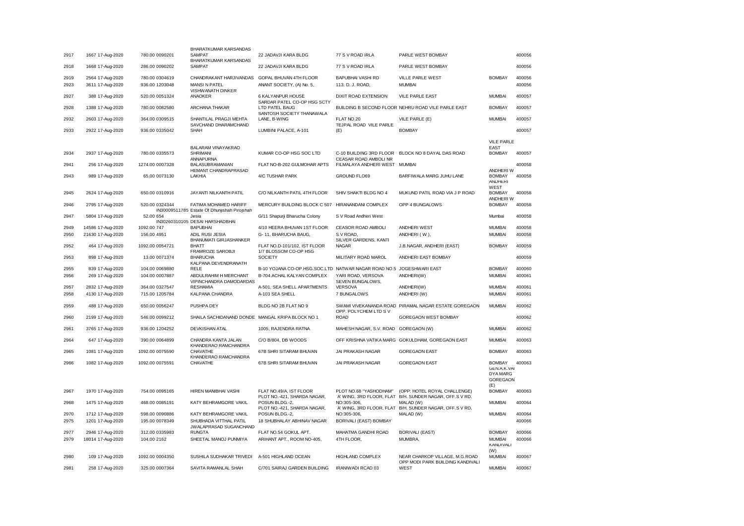| | | | | | | | | | |
|---|---|---|---|---|---|---|---|---|---|
| 2917 | 1667 17-Aug-2020 | 780.00 0090201 | BHARATKUMAR KARSANDAS SAMPAT | 22 JADAVJI KARA BLDG | 77 S V ROAD IRLA | PARLE WEST BOMBAY | | 400056 |
| 2918 | 1668 17-Aug-2020 | 286.00 0090202 | BHARATKUMAR KARSANDAS SAMPAT | 22 JADAVJI KARA BLDG | 77 S V ROAD IRLA | PARLE WEST BOMBAY | | 400056 |
| 2919 | 2564 17-Aug-2020 | 780.00 0304619 | CHANDRAKANT HARJIVANDAS | GOPAL BHUVAN 4TH FLOOR | BAPUBHAI VASHI RD | VILLE PARLE WEST | BOMBAY | 400056 |
| 2923 | 3611 17-Aug-2020 | 936.00 1203048 | MANSI N PATEL | ANANT SOCIETY, (A) No. 5, | 113. D. J. ROAD, | MUMBAI | | 400056 |
| 2927 | 388 17-Aug-2020 | 520.00 0051324 | VISHWANATH DINKER ANAOKER | 6 KALYANPUR HOUSE | DIXIT ROAD EXTENSION | VILE PARLE EAST | MUMBAI | 400057 |
| 2928 | 1388 17-Aug-2020 | 780.00 0082580 | ARCHANA THAKAR | SARDAR PATEL CO-OP HSG SCTY LTD PATEL BAUG | BUILDING B SECOND FLOOR NEHRU ROAD VILE PARLE EAST | | BOMBAY | 400057 |
| 2932 | 2603 17-Aug-2020 | 364.00 0309515 | SHANTILAL PRAGJI MEHTA | SANTOSH SOCIETY THANAWALA LANE, B-WING | FLAT NO.20 | VILE PARLE (E) | MUMBAI | 400057 |
| 2933 | 2922 17-Aug-2020 | 936.00 0335042 | SAVCHAND DHARAMCHAND SHAH | LUMBINI PALACE, A-101 | TEJPAL ROAD VILE PARLE (E) | BOMBAY | | 400057 |
| 2934 | 2937 17-Aug-2020 | 780.00 0335573 | BALARAM VINAYAKRAO SHRIMANI | KUMAR CO-OP HSG SOC LTD | C-10 BUILDING 3RD FLOOR | BLOCK NO 8 DAYAL DAS ROAD | VILE PARLE EAST BOMBAY | 400057 |
| 2941 | 256 17-Aug-2020 | 1274.00 0007328 | ANNAPURNA BALASUBRAMANIAN | FLAT NO-B-202 GULMOHAR APTS | CEASAR ROAD AMBOLI NR FILMALAYA ANDHERI WEST | MUMBAI | | 400058 |
| 2943 | 989 17-Aug-2020 | 65.00 0073130 | HEMANT CHANDRAPRASAD LAKHIA | 4/C TUSHAR PARK | GROUND FLO69 | BARFIWALA MARG JUHU LANE | ANDHERI W BOMBAY | 400058 |
| 2945 | 2624 17-Aug-2020 | 650.00 0310916 | JAYANTI NILKANTH PATIL | C/O NILKANTH PATIL 4TH FLOOR | SHIV SHAKTI BLDG NO 4 | MUKUND PATIL ROAD VIA J P ROAD | ANDHERI WEST BOMBAY | 400058 |
| 2946 | 2795 17-Aug-2020 | 520.00 0324344 | FATIMA MOHAMED HARIFF | MERCURY BUILDING BLOCK C 507 | HIRANANDANI COMPLEX | OPP 4 BUNGALOWS | ANDHERI W BOMBAY | 400058 |
| 2947 | 5804 17-Aug-2020 | 52.00 654 | IN30009511785 Estate Of Dhunjishah Pirojshah Jesia | G/11 Shapurji Bharucha Colony | S V Road Andheri West | | Mumbai | 400058 |
| 2949 | 14586 17-Aug-2020 | 1092.00 747 | IN30260310105 DESAI HARSHADBHAI BAPUBHAI | 4/10 HEERA BHUVAN 1ST FLOOR | CEASOR ROAD AMBOLI | ANDHERI WEST | MUMBAI | 400058 |
| 2950 | 21630 17-Aug-2020 | 156.00 4951 | ADIL RUSI JESIA | G- 11, BHARUCHA BAUG, | S V ROAD, | ANDHERI ( W ), | MUMBAI | 400058 |
| 2952 | 464 17-Aug-2020 | 1092.00 0054721 | BHANUMATI GIRJASHANKER BHATT | FLAT NO.D-101/102, IST FLOOR | SILVER GARDENS, KANTI NAGAR | J.B.NAGAR, ANDHERI (EAST) | BOMBAY | 400059 |
| 2953 | 898 17-Aug-2020 | 13.00 0071374 | FRAMROZE SAROBJI BHARUCHA | 1/7 BLOSSOM CO-OP HSG SOCIETY | MILITARY ROAD MAROL | ANDHERI EAST BOMBAY | | 400059 |
| 2955 | 839 17-Aug-2020 | 104.00 0069880 | KALPANA DEVENDRANATH RELE | B-10 YOJANA CO-OP.HSG.SOC.LTD | NATWAR NAGAR ROAD NO.5 | JOGESHWARI EAST | BOMBAY | 400060 |
| 2956 | 269 17-Aug-2020 | 104.00 0007887 | ABDULRAHIM H MERCHANT | B-704 ACHAL KALYAN COMPLEX | YARI ROAD, VERSOVA | ANDHERI(W) | MUMBAI | 400061 |
| 2957 | 2832 17-Aug-2020 | 364.00 0327547 | VIPINCHANDRA DAMODARDAS RESHAMIA | A-501, SEA SHELL APARTMENTS | SEVEN BUNGALOWS, VERSOVA | ANDHERI(W) | MUMBAI | 400061 |
| 2958 | 4130 17-Aug-2020 | 715.00 1205784 | KALPANA CHANDRA | A-103 SEA SHELL | 7 BUNGALOWS | ANDHERI (W) | MUMBAI | 400061 |
| 2959 | 488 17-Aug-2020 | 650.00 0056247 | PUSHPA DEY | BLDG NO 2B FLAT NO 9 | SWAMI VIVEKANANDA ROAD | PIRAMAL NAGAR ESTATE GOREGAON | MUMBAI | 400062 |
| 2960 | 2199 17-Aug-2020 | 546.00 0099212 | SHAILA SACHIDANAND DONDE | MANGAL KRIPA BLOCK NO 1 | OPP. POLYCHEM LTD S V ROAD | GOREGAON WEST BOMBAY | | 400062 |
| 2961 | 3765 17-Aug-2020 | 936.00 1204252 | DEVKISHAN ATAL | 1005, RAJENDRA RATNA | MAHESH NAGAR, S.V. ROAD | GOREGAON (W) | MUMBAI | 400062 |
| 2964 | 647 17-Aug-2020 | 390.00 0064899 | CHANDRA KANTA JALAN | C/O B/804, DB WOODS | OFF KRISHNA VATIKA MARG | GOKULDHAM, GOREGAON EAST | MUMBAI | 400063 |
| 2965 | 1081 17-Aug-2020 | 1092.00 0075590 | KHANDERAO RAMCHANDRA CHAVATHE | 67B SHRI SITARAM BHUVAN | JAI PRAKASH NAGAR | GOREGAON EAST | BOMBAY | 400063 |
| 2966 | 1082 17-Aug-2020 | 1092.00 0075591 | KHANDERAO RAMCHANDRA CHAVATHE | 67B SHRI SITARAM BHUVAN | JAI PRAKASH NAGAR | GOREGAON EAST | BOMBAY | 400063 |
| 2967 | 1970 17-Aug-2020 | 754.00 0095165 | HIREN MANIBHAI VASHI | FLAT NO.49/A, IST FLOOR | PLOT NO.68 "YASHODHAM" | (OPP: HOTEL ROYAL CHALLENGE) | GEN.A.K.VAI DYA MARG GOREGAON (E) BOMBAY | 400063 |
| 2968 | 1475 17-Aug-2020 | 468.00 0085191 | KATY BEHRAMGORE VAKIL | PLOT NO.-421, SHARDA NAGAR, POSUN BLDG.-2, | `A' WING, 3RD FLOOR, FLAT NO:305-306, | B/H. SUNDER NAGAR, OFF.S V RD. MALAD (W) | MUMBAI | 400064 |
| 2970 | 1712 17-Aug-2020 | 598.00 0090886 | KATY BEHRAMGORE VAKIL | PLOT NO.-421, SHARDA NAGAR, POSUN BLDG.-2, | `A' WING, 3RD FLOOR, FLAT NO:305-306, | B/H. SUNDER NAGAR, OFF.S V RD. MALAD (W) | MUMBAI | 400064 |
| 2975 | 1201 17-Aug-2020 | 195.00 0078349 | SHUBHADA VITTHAL PATIL | 18 SHUBHALAY ABHINAV NAGAR | BORIVALI (EAST) BOMBAY | | | 400066 |
| 2977 | 2946 17-Aug-2020 | 312.00 0335983 | JWALAPRASAD SUGANCHAND RUNGTA | FLAT NO.54 GOKUL APT. | MAHATMA GANDHI ROAD | BORIVALI (EAST) | BOMBAY | 400066 |
| 2979 | 18014 17-Aug-2020 | 104.00 2162 | SHEETAL MANOJ PUNMIYA | ARIHANT APT., ROOM NO-405, | 4TH FLOOR, | MUMBRA, | MUMBAI | 400066 |
| 2980 | 109 17-Aug-2020 | 1092.00 0004350 | SUSHILA SUDHAKAR TRIVEDI | A-501 HIGHLAND OCEAN | HIGHLAND COMPLEX | NEAR CHARKOP VILLAGE, M.G.ROAD | KANDIVALI (W) MUMBAI | 400067 |
| 2981 | 258 17-Aug-2020 | 325.00 0007364 | SAVITA RAMANLAL SHAH | C/701 SAIRAJ GARDEN BUILDING | IRANIWADI RCAD 03 | OPP MODI PARK BUILDING KANDIVALI WEST | MUMBAI | 400067 |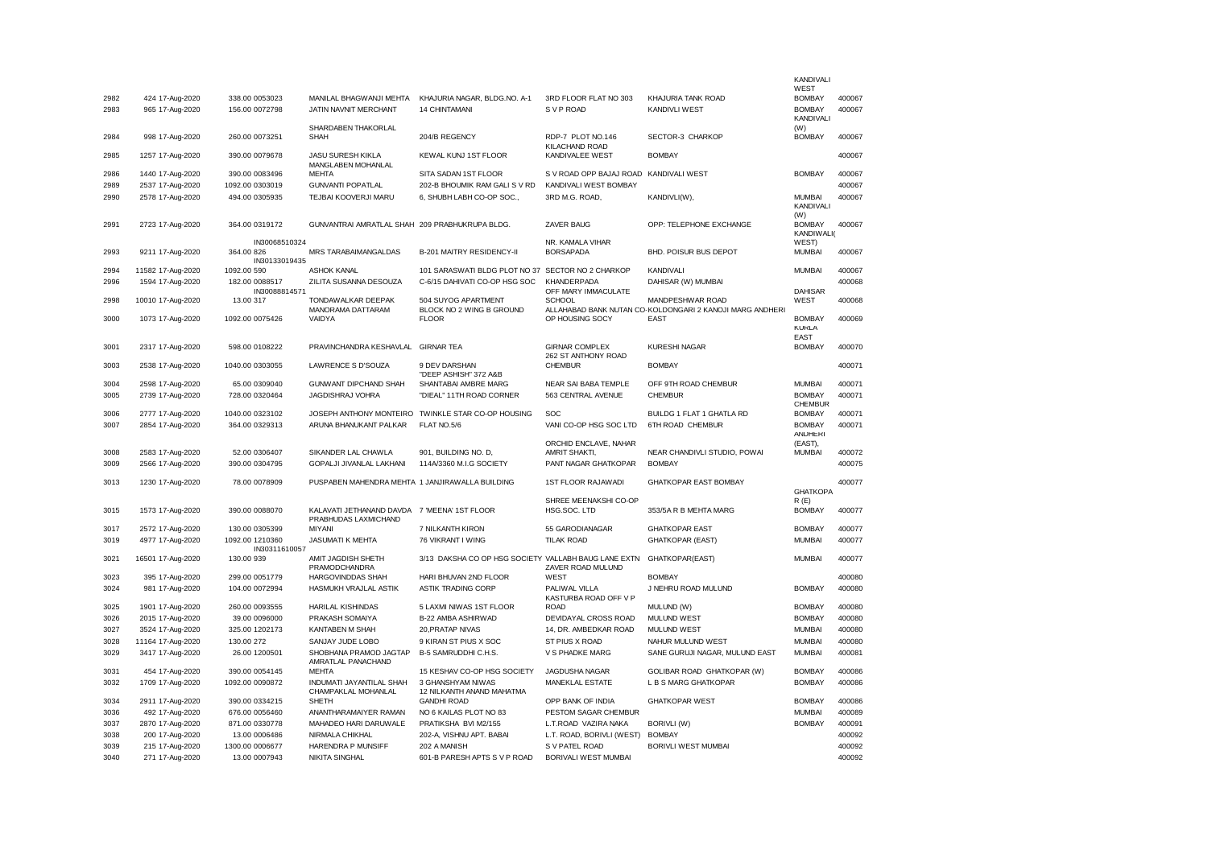| | | | | | | | | |
|---|---|---|---|---|---|---|---|---|
| 2982 | 424 17-Aug-2020 | 338.00 0053023 | MANILAL BHAGWANJI MEHTA | KHAJURIA NAGAR, BLDG.NO. A-1 | 3RD FLOOR FLAT NO 303 | KHAJURIA TANK ROAD | KANDIVALI WEST BOMBAY | 400067 |
| 2983 | 965 17-Aug-2020 | 156.00 0072798 | JATIN NAVNIT MERCHANT | 14 CHINTAMANI | S V P ROAD | KANDIVLI WEST | BOMBAY | 400067 |
| 2984 | 998 17-Aug-2020 | 260.00 0073251 | SHARDABEN THAKORLAL SHAH | 204/B REGENCY | RDP-7 PLOT NO.146 | SECTOR-3 CHARKOP | KANDIVALI (W) BOMBAY | 400067 |
| 2985 | 1257 17-Aug-2020 | 390.00 0079678 | JASU SURESH KIKLA | KEWAL KUNJ 1ST FLOOR | KILACHAND ROAD KANDIVALEE WEST | BOMBAY | | 400067 |
| 2986 | 1440 17-Aug-2020 | 390.00 0083496 | MANGLABEN MOHANLAL MEHTA | SITA SADAN 1ST FLOOR | S V ROAD OPP BAJAJ ROAD | KANDIVALI WEST | BOMBAY | 400067 |
| 2989 | 2537 17-Aug-2020 | 1092.00 0303019 | GUNVANTI POPATLAL | 202-B BHOUMIK RAM GALI S V RD | KANDIVALI WEST BOMBAY | | | 400067 |
| 2990 | 2578 17-Aug-2020 | 494.00 0305935 | TEJBAI KOOVERJI MARU | 6, SHUBH LABH CO-OP SOC., | 3RD M.G. ROAD, | KANDIVLI(W), | MUMBAI | 400067 |
| 2991 | 2723 17-Aug-2020 | 364.00 0319172 | GUNVANTRAI AMRATLAL SHAH | 209 PRABHUKRUPA BLDG. | ZAVER BAUG | OPP: TELEPHONE EXCHANGE | KANDIVALI (W) BOMBAY | 400067 |
| 2993 | 9211 17-Aug-2020 | 364.00 826 IN30068510324 | MRS TARABAIMANGALDAS | B-201 MAITRY RESIDENCY-II | NR. KAMALA VIHAR BORSAPADA | BHD. POISUR BUS DEPOT | KANDIWALI( WEST) MUMBAI | 400067 |
| 2994 | 11582 17-Aug-2020 | 1092.00 590 IN30133019435 | ASHOK KANAL | 101 SARASWATI BLDG PLOT NO 37 | SECTOR NO 2 CHARKOP | KANDIVALI | MUMBAI | 400067 |
| 2996 | 1594 17-Aug-2020 | 182.00 0088517 | ZILITA SUSANNA DESOUZA | C-6/15 DAHIVATI CO-OP HSG SOC | KHANDERPADA | DAHISAR (W) MUMBAI | | 400068 |
| 2998 | 10010 17-Aug-2020 | 13.00 317 IN30088814571 | TONDAWALKAR DEEPAK | 504 SUYOG APARTMENT | OFF MARY IMMACULATE SCHOOL | MANDPESHWAR ROAD | DAHISAR WEST | 400068 |
| 3000 | 1073 17-Aug-2020 | 1092.00 0075426 | MANORAMA DATTARAM VAIDYA | BLOCK NO 2 WING B GROUND FLOOR | ALLAHABAD BANK NUTAN CO-OP HOUSING SOCY | KOLDONGARI 2 KANOJI MARG ANDHERI EAST | BOMBAY | 400069 |
| 3001 | 2317 17-Aug-2020 | 598.00 0108222 | PRAVINCHANDRA KESHAVLAL | GIRNAR TEA | GIRNAR COMPLEX | KURESHI NAGAR | KURLA EAST BOMBAY | 400070 |
| 3003 | 2538 17-Aug-2020 | 1040.00 0303055 | LAWRENCE S D'SOUZA | 9 DEV DARSHAN | 262 ST ANTHONY ROAD CHEMBUR | BOMBAY | | 400071 |
| 3004 | 2598 17-Aug-2020 | 65.00 0309040 | GUNWANT DIPCHAND SHAH | "DEEP ASHISH" 372 A&B SHANTABAI AMBRE MARG | NEAR SAI BABA TEMPLE | OFF 9TH ROAD CHEMBUR | MUMBAI | 400071 |
| 3005 | 2739 17-Aug-2020 | 728.00 0320464 | JAGDISHRAJ VOHRA | "DIEAL" 11TH ROAD CORNER | 563 CENTRAL AVENUE | CHEMBUR | BOMBAY | 400071 |
| 3006 | 2777 17-Aug-2020 | 1040.00 0323102 | JOSEPH ANTHONY MONTEIRO | TWINKLE STAR CO-OP HOUSING | SOC | BUILDG 1 FLAT 1 GHATLA RD | CHEMBUR BOMBAY | 400071 |
| 3007 | 2854 17-Aug-2020 | 364.00 0329313 | ARUNA BHANUKANT PALKAR | FLAT NO.5/6 | VANI CO-OP HSG SOC LTD | 6TH ROAD CHEMBUR | BOMBAY | 400071 |
| 3008 | 2583 17-Aug-2020 | 52.00 0306407 | SIKANDER LAL CHAWLA | 901, BUILDING NO. D, | ORCHID ENCLAVE, NAHAR AMRIT SHAKTI, | NEAR CHANDIVLI STUDIO, POWAI | ANDHERI (EAST), MUMBAI | 400072 |
| 3009 | 2566 17-Aug-2020 | 390.00 0304795 | GOPALJI JIVANLAL LAKHANI | 114A/3360 M.I.G SOCIETY | PANT NAGAR GHATKOPAR | BOMBAY | | 400075 |
| 3013 | 1230 17-Aug-2020 | 78.00 0078909 | PUSPABEN MAHENDRA MEHTA | 1 JANJIRAWALLA BUILDING | 1ST FLOOR RAJAWADI | GHATKOPAR EAST BOMBAY | | 400077 |
| 3015 | 1573 17-Aug-2020 | 390.00 0088070 | KALAVATI JETHANAND DAVDA | 7 'MEENA' 1ST FLOOR | SHREE MEENAKSHI CO-OP HSG.SOC. LTD | 353/5A R B MEHTA MARG | GHATKOPA R (E) BOMBAY | 400077 |
| 3017 | 2572 17-Aug-2020 | 130.00 0305399 | PRABHUDAS LAXMICHAND MIYANI | 7 NILKANTH KIRON | 55 GARODIANAGAR | GHATKOPAR EAST | BOMBAY | 400077 |
| 3019 | 4977 17-Aug-2020 | 1092.00 1210360 | JASUMATI K MEHTA | 76 VIKRANT I WING | TILAK ROAD | GHATKOPAR (EAST) | MUMBAI | 400077 |
| 3021 | 16501 17-Aug-2020 | 130.00 939 IN30311610057 | AMIT JAGDISH SHETH | 3/13 DAKSHA CO OP HSG SOCIETY | VALLABH BAUG LANE EXTN | GHATKOPAR(EAST) | MUMBAI | 400077 |
| 3023 | 395 17-Aug-2020 | 299.00 0051779 | PRAMODCHANDRA HARGOVINDDAS SHAH | HARI BHUVAN 2ND FLOOR | ZAVER ROAD MULUND WEST | BOMBAY | | 400080 |
| 3024 | 981 17-Aug-2020 | 104.00 0072994 | HASMUKH VRAJLAL ASTIK | ASTIK TRADING CORP | PALIWAL VILLA | J NEHRU ROAD MULUND | BOMBAY | 400080 |
| 3025 | 1901 17-Aug-2020 | 260.00 0093555 | HARILAL KISHINDAS | 5 LAXMI NIWAS 1ST FLOOR | KASTURBA ROAD OFF V P ROAD | MULUND (W) | BOMBAY | 400080 |
| 3026 | 2015 17-Aug-2020 | 39.00 0096000 | PRAKASH SOMAIYA | B-22 AMBA ASHIRWAD | DEVIDAYAL CROSS ROAD | MULUND WEST | BOMBAY | 400080 |
| 3027 | 3524 17-Aug-2020 | 325.00 1202173 | KANTABEN M SHAH | 20,PRATAP NIVAS | 14, DR. AMBEDKAR ROAD | MULUND WEST | MUMBAI | 400080 |
| 3028 | 11164 17-Aug-2020 | 130.00 272 | SANJAY JUDE LOBO | 9 KIRAN ST PIUS X SOC | ST PIUS X ROAD | NAHUR MULUND WEST | MUMBAI | 400080 |
| 3029 | 3417 17-Aug-2020 | 26.00 1200501 | SHOBHANA PRAMOD JAGTAP | B-5 SAMRUDDHI C.H.S. | V S PHADKE MARG | SANE GURUJI NAGAR, MULUND EAST | MUMBAI | 400081 |
| 3031 | 454 17-Aug-2020 | 390.00 0054145 | AMRATLAL PANACHAND MEHTA | 15 KESHAV CO-OP HSG SOCIETY | JAGDUSHA NAGAR | GOLIBAR ROAD GHATKOPAR (W) | BOMBAY | 400086 |
| 3032 | 1709 17-Aug-2020 | 1092.00 0090872 | INDUMATI JAYANTILAL SHAH | 3 GHANSHYAM NIWAS | MANEKLAL ESTATE | L B S MARG GHATKOPAR | BOMBAY | 400086 |
| 3034 | 2911 17-Aug-2020 | 390.00 0334215 | CHAMPAKLAL MOHANLAL SHETH | 12 NILKANTH ANAND MAHATMA GANDHI ROAD | OPP BANK OF INDIA | GHATKOPAR WEST | BOMBAY | 400086 |
| 3036 | 492 17-Aug-2020 | 676.00 0056460 | ANANTHARAMAIYER RAMAN | NO 6 KAILAS PLOT NO 83 | PESTOM SAGAR CHEMBUR | | MUMBAI | 400089 |
| 3037 | 2870 17-Aug-2020 | 871.00 0330778 | MAHADEO HARI DARUWALE | PRATIKSHA BVI M2/155 | L.T.ROAD VAZIRA NAKA | BORIVLI (W) | BOMBAY | 400091 |
| 3038 | 200 17-Aug-2020 | 13.00 0006486 | NIRMALA CHIKHAL | 202-A, VISHNU APT. BABAI | L.T. ROAD, BORIVLI (WEST) | BOMBAY | | 400092 |
| 3039 | 215 17-Aug-2020 | 1300.00 0006677 | HARENDRA P MUNSIFF | 202 A MANISH | S V PATEL ROAD | BORIVLI WEST MUMBAI | | 400092 |
| 3040 | 271 17-Aug-2020 | 13.00 0007943 | NIKITA SINGHAL | 601-B PARESH APTS S V P ROAD | BORIVALI WEST MUMBAI | | | 400092 |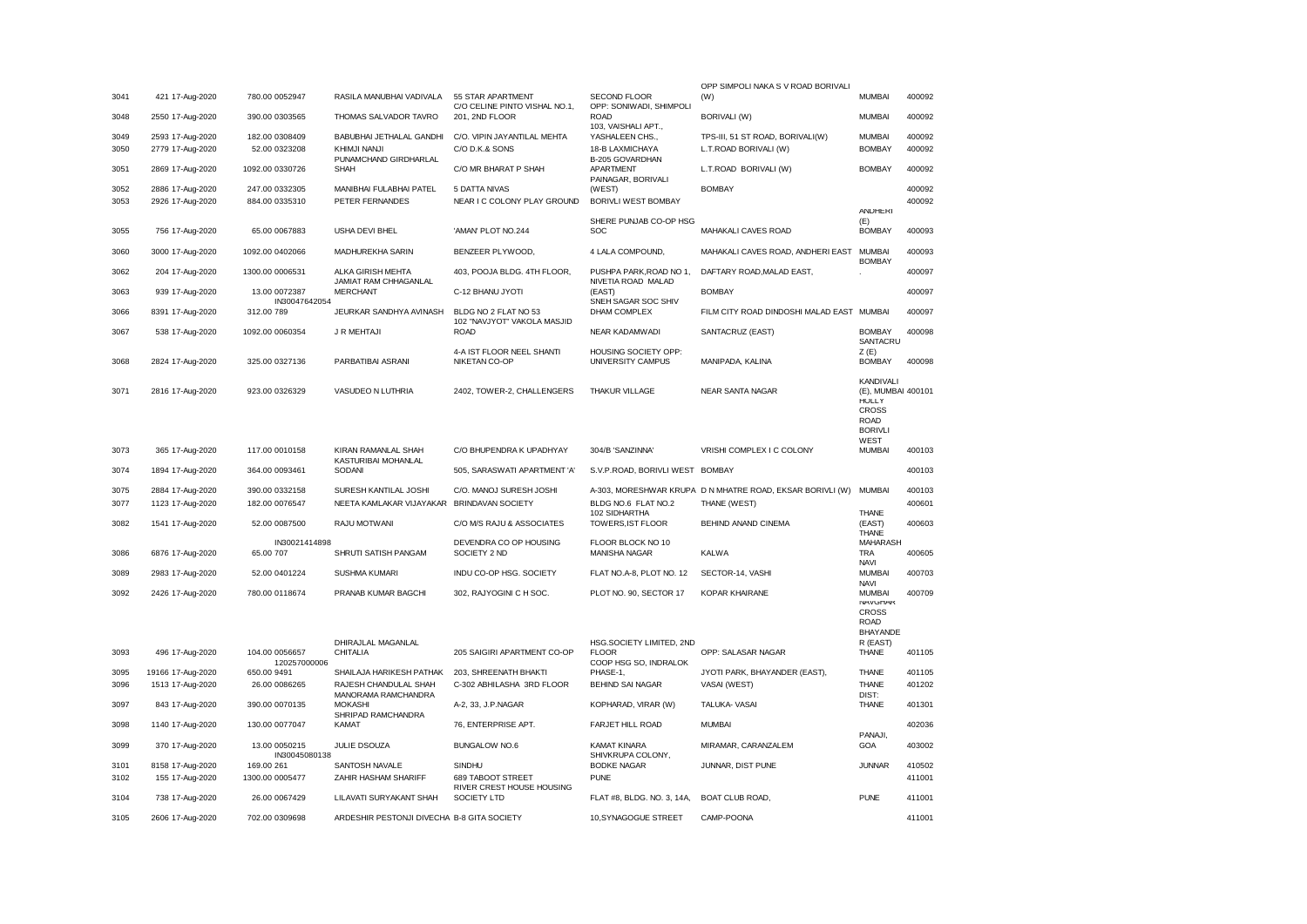| | | | | | | | | |
|---|---|---|---|---|---|---|---|---|
| 3041 | 421 17-Aug-2020 | 780.00 0052947 | RASILA MANUBHAI VADIVALA | 55 STAR APARTMENT | SECOND FLOOR | OPP SIMPOLI NAKA S V ROAD BORIVALI (W) | MUMBAI | 400092 |
| 3048 | 2550 17-Aug-2020 | 390.00 0303565 | THOMAS SALVADOR TAVRO | C/O CELINE PINTO VISHAL NO.1, 201, 2ND FLOOR | OPP: SONIWADI, SHIMPOLI ROAD | BORIVALI (W) | MUMBAI | 400092 |
| 3049 | 2593 17-Aug-2020 | 182.00 0308409 | BABUBHAI JETHALAL GANDHI | C/O. VIPIN JAYANTILAL MEHTA | 103, VAISHALI APT., YASHALEEN CHS., | TPS-III, 51 ST ROAD, BORIVALI(W) | MUMBAI | 400092 |
| 3050 | 2779 17-Aug-2020 | 52.00 0323208 | KHIMJI NANJI | C/O D.K.& SONS | 18-B LAXMICHAYA | L.T.ROAD BORIVALI (W) | BOMBAY | 400092 |
| 3051 | 2869 17-Aug-2020 | 1092.00 0330726 | PUNAMCHAND GIRDHARLAL SHAH | C/O MR BHARAT P SHAH | B-205 GOVARDHAN APARTMENT | L.T.ROAD BORIVALI (W) | BOMBAY | 400092 |
| 3052 | 2886 17-Aug-2020 | 247.00 0332305 | MANIBHAI FULABHAI PATEL | 5 DATTA NIVAS | PAINAGAR, BORIVALI (WEST) | BOMBAY | | 400092 |
| 3053 | 2926 17-Aug-2020 | 884.00 0335310 | PETER FERNANDES | NEAR I C COLONY PLAY GROUND | BORIVLI WEST BOMBAY | | | 400092 |
| 3055 | 756 17-Aug-2020 | 65.00 0067883 | USHA DEVI BHEL | 'AMAN' PLOT NO.244 | SHERE PUNJAB CO-OP HSG SOC | MAHAKALI CAVES ROAD | ANDHERI (E) BOMBAY | 400093 |
| 3060 | 3000 17-Aug-2020 | 1092.00 0402066 | MADHUREKHA SARIN | BENZEER PLYWOOD, | 4 LALA COMPOUND, | MAHAKALI CAVES ROAD, ANDHERI EAST | MUMBAI | 400093 |
| 3062 | 204 17-Aug-2020 | 1300.00 0006531 | ALKA GIRISH MEHTA | 403, POOJA BLDG. 4TH FLOOR, | PUSHPA PARK,ROAD NO 1, | DAFTARY ROAD,MALAD EAST, | BOMBAY . | 400097 |
| 3063 | 939 17-Aug-2020 | 13.00 0072387 | JAMIAT RAM CHHAGANLAL MERCHANT | C-12 BHANU JYOTI | NIVETIA ROAD MALAD (EAST) | BOMBAY | | 400097 |
| 3066 | 8391 17-Aug-2020 | IN30047642054 312.00 789 | JEURKAR SANDHYA AVINASH | BLDG NO 2 FLAT NO 53 | SNEH SAGAR SOC SHIV DHAM COMPLEX | FILM CITY ROAD DINDOSHI MALAD EAST | MUMBAI | 400097 |
| 3067 | 538 17-Aug-2020 | 1092.00 0060354 | J R MEHTAJI | 102 "NAVJYOT" VAKOLA MASJID ROAD | NEAR KADAMWADI | SANTACRUZ (EAST) | BOMBAY | 400098 |
| 3068 | 2824 17-Aug-2020 | 325.00 0327136 | PARBATIBAI ASRANI | 4-A IST FLOOR NEEL SHANTI NIKETAN CO-OP | HOUSING SOCIETY OPP: UNIVERSITY CAMPUS | MANIPADA, KALINA | SANTACRUZ (E) BOMBAY | 400098 |
| 3071 | 2816 17-Aug-2020 | 923.00 0326329 | VASUDEO N LUTHRIA | 2402, TOWER-2, CHALLENGERS | THAKUR VILLAGE | NEAR SANTA NAGAR | KANDIVALI (E), MUMBAI | 400101 |
| 3073 | 365 17-Aug-2020 | 117.00 0010158 | KIRAN RAMANLAL SHAH | C/O BHUPENDRA K UPADHYAY | 304/B 'SANZINNA' | VRISHI COMPLEX I C COLONY | HOLLY CROSS ROAD BORIVLI WEST MUMBAI | 400103 |
| 3074 | 1894 17-Aug-2020 | 364.00 0093461 | KASTURIBAI MOHANLAL SODANI | 505, SARASWATI APARTMENT 'A' | S.V.P.ROAD, BORIVLI WEST | BOMBAY | | 400103 |
| 3075 | 2884 17-Aug-2020 | 390.00 0332158 | SURESH KANTILAL JOSHI | C/O. MANOJ SURESH JOSHI | A-303, MORESHWAR KRUPA | D N MHATRE ROAD, EKSAR BORIVLI (W) | MUMBAI | 400103 |
| 3077 | 1123 17-Aug-2020 | 182.00 0076547 | NEETA KAMLAKAR VIJAYAKAR | BRINDAVAN SOCIETY | BLDG NO.6 FLAT NO.2 | THANE (WEST) | | 400601 |
| 3082 | 1541 17-Aug-2020 | 52.00 0087500 | RAJU MOTWANI | C/O M/S RAJU & ASSOCIATES | 102 SIDHARTHA TOWERS,IST FLOOR | BEHIND ANAND CINEMA | THANE (EAST) | 400603 |
| 3086 | 6876 17-Aug-2020 | IN30021414898 65.00 707 | SHRUTI SATISH PANGAM | DEVENDRA CO OP HOUSING SOCIETY 2 ND | FLOOR BLOCK NO 10 MANISHA NAGAR | KALWA | THANE MAHARASHTRA | 400605 |
| 3089 | 2983 17-Aug-2020 | 52.00 0401224 | SUSHMA KUMARI | INDU CO-OP HSG. SOCIETY | FLAT NO.A-8, PLOT NO. 12 | SECTOR-14, VASHI | NAVI MUMBAI | 400703 |
| 3092 | 2426 17-Aug-2020 | 780.00 0118674 | PRANAB KUMAR BAGCHI | 302, RAJYOGINI C H SOC. | PLOT NO. 90, SECTOR 17 | KOPAR KHAIRANE | NAVI MUMBAI | 400709 |
| 3093 | 496 17-Aug-2020 | 104.00 0056657 | DHIRAJLAL MAGANLAL CHITALIA | 205 SAIGIRI APARTMENT CO-OP | HSG.SOCIETY LIMITED, 2ND FLOOR | OPP: SALASAR NAGAR | NAVGHAR CROSS ROAD BHAYANDER (EAST) THANE | 401105 |
| 3095 | 19166 17-Aug-2020 | 120257000006 650.00 9491 | SHAILAJA HARIKESH PATHAK | 203, SHREENATH BHAKTI | COOP HSG SO, INDRALOK PHASE-1, | JYOTI PARK, BHAYANDER (EAST), | THANE | 401105 |
| 3096 | 1513 17-Aug-2020 | 26.00 0086265 | RAJESH CHANDULAL SHAH | C-302 ABHILASHA 3RD FLOOR | BEHIND SAI NAGAR | VASAI (WEST) | THANE | 401202 |
| 3097 | 843 17-Aug-2020 | 390.00 0070135 | MANORAMA RAMCHANDRA MOKASHI | A-2, 33, J.P.NAGAR | KOPHARAD, VIRAR (W) | TALUKA- VASAI | DIST: THANE | 401301 |
| 3098 | 1140 17-Aug-2020 | 130.00 0077047 | SHRIPAD RAMCHANDRA KAMAT | 76, ENTERPRISE APT. | FARJET HILL ROAD | MUMBAI | | 402036 |
| 3099 | 370 17-Aug-2020 | 13.00 0050215 | JULIE DSOUZA | BUNGALOW NO.6 | KAMAT KINARA | MIRAMAR, CARANZALEM | PANAJI, GOA | 403002 |
| 3101 | 8158 17-Aug-2020 | IN30045080138 169.00 261 | SANTOSH NAVALE | SINDHU | SHIVKRUPA COLONY, BODKE NAGAR | JUNNAR, DIST PUNE | JUNNAR | 410502 |
| 3102 | 155 17-Aug-2020 | 1300.00 0005477 | ZAHIR HASHAM SHARIFF | 689 TABOOT STREET | PUNE | | | 411001 |
| 3104 | 738 17-Aug-2020 | 26.00 0067429 | LILAVATI SURYAKANT SHAH | RIVER CREST HOUSE HOUSING SOCIETY LTD | FLAT #8, BLDG. NO. 3, 14A, | BOAT CLUB ROAD, | PUNE | 411001 |
| 3105 | 2606 17-Aug-2020 | 702.00 0309698 | ARDESHIR PESTONJI DIVECHA | B-8 GITA SOCIETY | 10,SYNAGOGUE STREET | CAMP-POONA | | 411001 |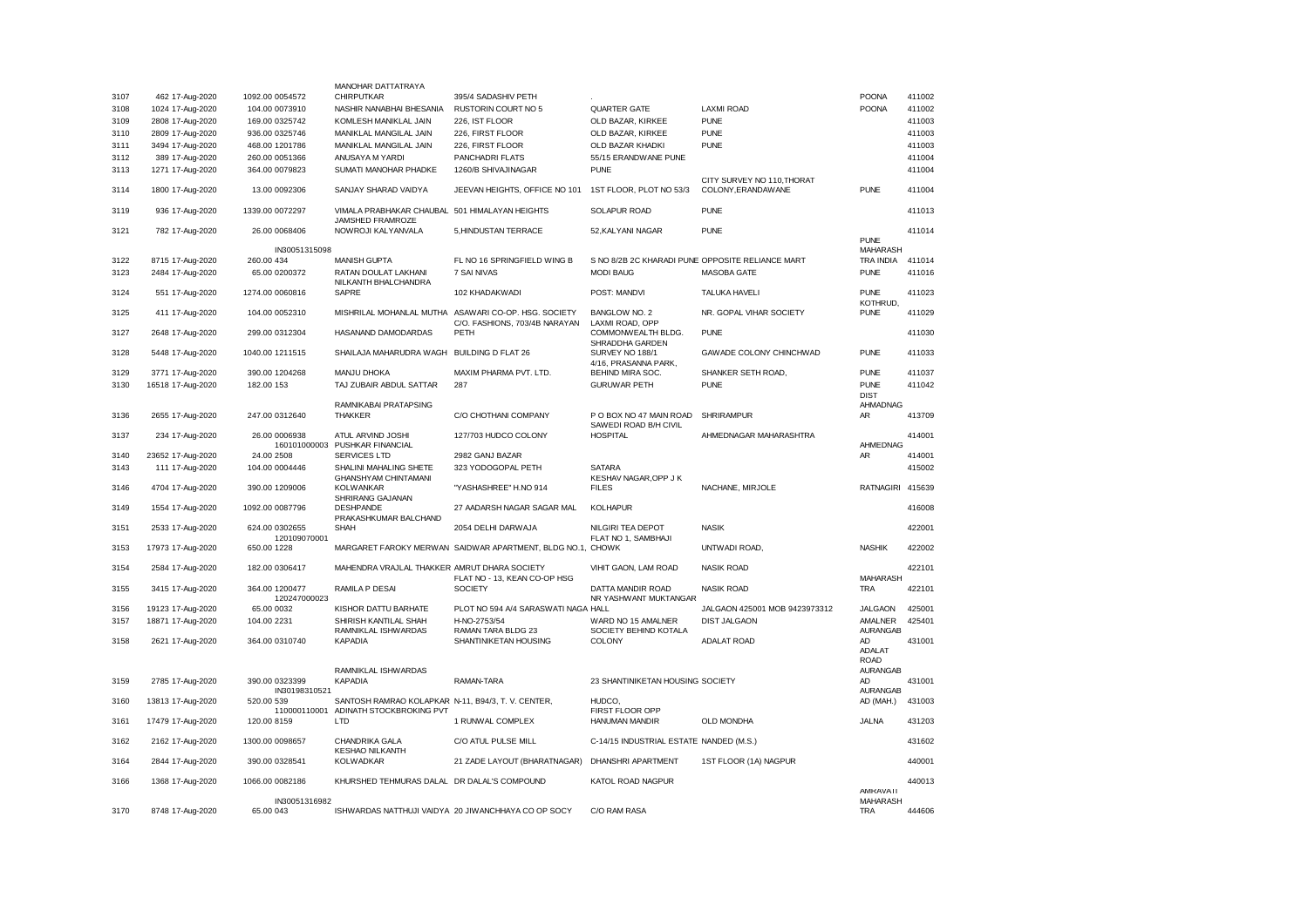| | | | | | | | | | |
|---|---|---|---|---|---|---|---|---|---|
| 3107 | 462 | 17-Aug-2020 | 1092.00 | 0054572 | MANOHAR DATTATRAYA CHIRPUTKAR | 395/4 SADASHIV PETH | . | | POONA | 411002 |
| 3108 | 1024 | 17-Aug-2020 | 104.00 | 0073910 | NASHIR NANABHAI BHESANIA | RUSTORIN COURT NO 5 | QUARTER GATE | LAXMI ROAD | POONA | 411002 |
| 3109 | 2808 | 17-Aug-2020 | 169.00 | 0325742 | KOMLESH MANIKLAL JAIN | 226, IST FLOOR | OLD BAZAR, KIRKEE | PUNE | | 411003 |
| 3110 | 2809 | 17-Aug-2020 | 936.00 | 0325746 | MANIKLAL MANGILAL JAIN | 226, FIRST FLOOR | OLD BAZAR, KIRKEE | PUNE | | 411003 |
| 3111 | 3494 | 17-Aug-2020 | 468.00 | 1201786 | MANIKLAL MANGILAL JAIN | 226, FIRST FLOOR | OLD BAZAR KHADKI | PUNE | | 411003 |
| 3112 | 389 | 17-Aug-2020 | 260.00 | 0051366 | ANUSAYA M YARDI | PANCHADRI FLATS | 55/15 ERANDWANE PUNE | | | 411004 |
| 3113 | 1271 | 17-Aug-2020 | 364.00 | 0079823 | SUMATI MANOHAR PHADKE | 1260/B SHIVAJINAGAR | PUNE | | | 411004 |
| 3114 | 1800 | 17-Aug-2020 | 13.00 | 0092306 | SANJAY SHARAD VAIDYA | JEEVAN HEIGHTS, OFFICE NO 101 | 1ST FLOOR, PLOT NO 53/3 | CITY SURVEY NO 110,THORAT COLONY,ERANDAWANE | PUNE | 411004 |
| 3119 | 936 | 17-Aug-2020 | 1339.00 | 0072297 | VIMALA PRABHAKAR CHAUBAL | 501 HIMALAYAN HEIGHTS | SOLAPUR ROAD | PUNE | | 411013 |
| 3121 | 782 | 17-Aug-2020 | 26.00 | 0068406 | JAMSHED FRAMROZE NOWROJI KALYANVALA | 5,HINDUSTAN TERRACE | 52,KALYANI NAGAR | PUNE | | 411014 |
| 3122 | 8715 | 17-Aug-2020 | 260.00 | IN30051315098 434 | MANISH GUPTA | FL NO 16 SPRINGFIELD WING B | S NO 8/2B 2C KHARADI PUNE | OPPOSITE RELIANCE MART | PUNE MAHARASH TRA INDIA | 411014 |
| 3123 | 2484 | 17-Aug-2020 | 65.00 | 0200372 | RATAN DOULAT LAKHANI | 7 SAI NIVAS | MODI BAUG | MASOBA GATE | PUNE | 411016 |
| 3124 | 551 | 17-Aug-2020 | 1274.00 | 0060816 | NILKANTH BHALCHANDRA SAPRE | 102 KHADAKWADI | POST: MANDVI | TALUKA HAVELI | PUNE | 411023 |
| 3125 | 411 | 17-Aug-2020 | 104.00 | 0052310 | MISHRILAL MOHANLAL MUTHA | ASAWARI CO-OP. HSG. SOCIETY | BANGLOW NO. 2 | NR. GOPAL VIHAR SOCIETY | KOTHRUD, PUNE | 411029 |
| 3127 | 2648 | 17-Aug-2020 | 299.00 | 0312304 | HASANAND DAMODARDAS | C/O. FASHIONS, 703/4B NARAYAN PETH | LAXMI ROAD, OPP COMMONWEALTH BLDG. | PUNE | | 411030 |
| 3128 | 5448 | 17-Aug-2020 | 1040.00 | 1211515 | SHAILAJA MAHARUDRA WAGH | BUILDING D FLAT 26 | SHRADDHA GARDEN SURVEY NO 188/1 | GAWADE COLONY CHINCHWAD | PUNE | 411033 |
| 3129 | 3771 | 17-Aug-2020 | 390.00 | 1204268 | MANJU DHOKA | MAXIM PHARMA PVT. LTD. | 4/16, PRASANNA PARK, BEHIND MIRA SOC. | SHANKER SETH ROAD, | PUNE | 411037 |
| 3130 | 16518 | 17-Aug-2020 | 182.00 | 153 | TAJ ZUBAIR ABDUL SATTAR | 287 | GURUWAR PETH | PUNE | PUNE | 411042 |
| 3136 | 2655 | 17-Aug-2020 | 247.00 | 0312640 | RAMNIKABAI PRATAPSING THAKKER | C/O CHOTHANI COMPANY | P O BOX NO 47 MAIN ROAD | SHRIRAMPUR | DIST AHMADNAG AR | 413709 |
| 3137 | 234 | 17-Aug-2020 | 26.00 | 0006938 | ATUL ARVIND JOSHI | 127/703 HUDCO COLONY | SAWEDI ROAD B/H CIVIL HOSPITAL | AHMEDNAGAR MAHARASHTRA | | 414001 |
| 3140 | 23652 | 17-Aug-2020 | 24.00 | 160101000003 2508 | PUSHKAR FINANCIAL SERVICES LTD | 2982 GANJ BAZAR | | | AHMEDNAG AR | 414001 |
| 3143 | 111 | 17-Aug-2020 | 104.00 | 0004446 | SHALINI MAHALING SHETE | 323 YODOGOPAL PETH | SATARA | | | 415002 |
| 3146 | 4704 | 17-Aug-2020 | 390.00 | 1209006 | GHANSHYAM CHINTAMANI KOLWANKAR | "YASHASHREE" H.NO 914 | KESHAV NAGAR,OPP J K FILES | NACHANE, MIRJOLE | RATNAGIRI | 415639 |
| 3149 | 1554 | 17-Aug-2020 | 1092.00 | 0087796 | SHRIRANG GAJANAN DESHPANDE | 27 AADARSH NAGAR SAGAR MAL | KOLHAPUR | | | 416008 |
| 3151 | 2533 | 17-Aug-2020 | 624.00 | 0302655 | PRAKASHKUMAR BALCHAND SHAH | 2054 DELHI DARWAJA | NILGIRI TEA DEPOT | NASIK | | 422001 |
| 3153 | 17973 | 17-Aug-2020 | 650.00 | 120109070001 1228 | MARGARET FAROKY MERWAN | SAIDWAR APARTMENT, BLDG NO.1, | FLAT NO 1, SAMBHAJI CHOWK | UNTWADI ROAD, | NASHIK | 422002 |
| 3154 | 2584 | 17-Aug-2020 | 182.00 | 0306417 | MAHENDRA VRAJLAL THAKKER | AMRUT DHARA SOCIETY | VIHIT GAON, LAM ROAD | NASIK ROAD | | 422101 |
| 3155 | 3415 | 17-Aug-2020 | 364.00 | 1200477 | RAMILA P DESAI | FLAT NO - 13, KEAN CO-OP HSG SOCIETY | DATTA MANDIR ROAD | NASIK ROAD | MAHARASH TRA | 422101 |
| 3156 | 19123 | 17-Aug-2020 | 65.00 | 120247000023 0032 | KISHOR DATTU BARHATE | PLOT NO 594 A/4 SARASWATI NAGA | NR YASHWANT MUKTANGAR HALL | JALGAON 425001 MOB 9423973312 | JALGAON | 425001 |
| 3157 | 18871 | 17-Aug-2020 | 104.00 | 2231 | SHIRISH KANTILAL SHAH | H-NO-2753/54 | WARD NO 15 AMALNER | DIST JALGAON | AMALNER | 425401 |
| 3158 | 2621 | 17-Aug-2020 | 364.00 | 0310740 | RAMNIKLAL ISHWARDAS KAPADIA | RAMAN TARA BLDG 23 SHANTINIKETAN HOUSING | SOCIETY BEHIND KOTALA COLONY | ADALAT ROAD | AURANGAB AD | 431001 |
| 3159 | 2785 | 17-Aug-2020 | 390.00 | 0323399 | RAMNIKLAL ISHWARDAS KAPADIA | RAMAN-TARA | 23 SHANTINIKETAN HOUSING SOCIETY | | ADALAT ROAD AURANGAB AD | 431001 |
| 3160 | 13813 | 17-Aug-2020 | 520.00 | IN30198310521 539 | SANTOSH RAMRAO KOLAPKAR | N-11, B94/3, T. V. CENTER, | HUDCO, | | AURANGAB AD (MAH.) | 431003 |
| 3161 | 17479 | 17-Aug-2020 | 120.00 | 110000110001 8159 | ADINATH STOCKBROKING PVT LTD | 1 RUNWAL COMPLEX | FIRST FLOOR OPP HANUMAN MANDIR | OLD MONDHA | JALNA | 431203 |
| 3162 | 2162 | 17-Aug-2020 | 1300.00 | 0098657 | CHANDRIKA GALA | C/O ATUL PULSE MILL | C-14/15 INDUSTRIAL ESTATE | NANDED (M.S.) | | 431602 |
| 3164 | 2844 | 17-Aug-2020 | 390.00 | 0328541 | KESHAO NILKANTH KOLWADKAR | 21 ZADE LAYOUT (BHARATNAGAR) | DHANSHRI APARTMENT | 1ST FLOOR (1A) NAGPUR | | 440001 |
| 3166 | 1368 | 17-Aug-2020 | 1066.00 | 0082186 | KHURSHED TEHMURAS DALAL | DR DALAL'S COMPOUND | KATOL ROAD NAGPUR | | | 440013 |
| 3170 | 8748 | 17-Aug-2020 | 65.00 | IN30051316982 043 | ISHWARDAS NATTHUJI VAIDYA | 20 JIWANCHHAYA CO OP SOCY | C/O RAM RASA | | AMRAVATI MAHARASH TRA | 444606 |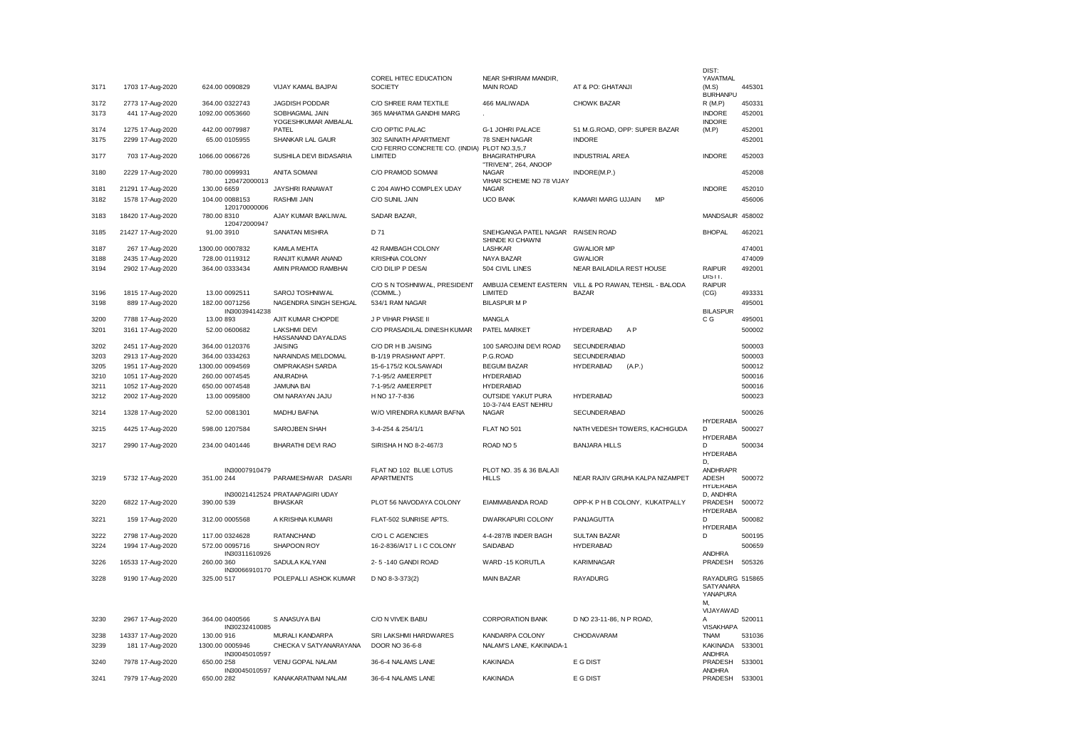| | | | | | | | | | | |
|---|---|---|---|---|---|---|---|---|---|---|
| 3171 | 1703 | 17-Aug-2020 | 624.00 | 0090829 | VIJAY KAMAL BAJPAI | COREL HITEC EDUCATION SOCIETY | NEAR SHRIRAM MANDIR, MAIN ROAD | AT & PO: GHATANJI | DIST: YAVATMAL (M.S) | 445301 |
| 3172 | 2773 | 17-Aug-2020 | 364.00 | 0322743 | JAGDISH PODDAR | C/O SHREE RAM TEXTILE | 466 MALIWADA | CHOWK BAZAR | BURHANPU R (M.P) | 450331 |
| 3173 | 441 | 17-Aug-2020 | 1092.00 | 0053660 | SOBHAGMAL JAIN | 365 MAHATMA GANDHI MARG | . | | INDORE | 452001 |
| 3174 | 1275 | 17-Aug-2020 | 442.00 | 0079987 | YOGESHKUMAR AMBALAL PATEL | C/O OPTIC PALAC | G-1 JOHRI PALACE | 51 M.G.ROAD, OPP: SUPER BAZAR | INDORE (M.P) | 452001 |
| 3175 | 2299 | 17-Aug-2020 | 65.00 | 0105955 | SHANKAR LAL GAUR | 302 SAINATH APARTMENT | 78 SNEH NAGAR | INDORE | | 452001 |
| 3177 | 703 | 17-Aug-2020 | 1066.00 | 0066726 | SUSHILA DEVI BIDASARIA | C/O FERRO CONCRETE CO. (INDIA) LIMITED | PLOT NO.3,5,7 BHAGIRATHPURA | INDUSTRIAL AREA | INDORE | 452003 |
| 3180 | 2229 | 17-Aug-2020 | 780.00 | 0099931 | ANITA SOMANI | C/O PRAMOD SOMANI | "TRIVENI", 264, ANOOP NAGAR | INDORE(M.P.) | | 452008 |
| 3181 | 21291 | 17-Aug-2020 | 130.00 | 120472000013 6659 | JAYSHRI RANAWAT | C 204 AWHO COMPLEX UDAY | VIHAR SCHEME NO 78 VIJAY NAGAR | | INDORE | 452010 |
| 3182 | 1578 | 17-Aug-2020 | 104.00 | 0088153 | RASHMI JAIN | C/O SUNIL JAIN | UCO BANK | KAMARI MARG UJJAIN MP | | 456006 |
| 3183 | 18420 | 17-Aug-2020 | 780.00 | 120170000006 8310 | AJAY KUMAR BAKLIWAL | SADAR BAZAR, | | | MANDSAUR | 458002 |
| 3185 | 21427 | 17-Aug-2020 | 91.00 | 120472000947 3910 | SANATAN MISHRA | D 71 | SNEHGANGA PATEL NAGAR | RAISEN ROAD | BHOPAL | 462021 |
| 3187 | 267 | 17-Aug-2020 | 1300.00 | 0007832 | KAMLA MEHTA | 42 RAMBAGH COLONY | SHINDE KI CHAWNI LASHKAR | GWALIOR MP | | 474001 |
| 3188 | 2435 | 17-Aug-2020 | 728.00 | 0119312 | RANJIT KUMAR ANAND | KRISHNA COLONY | NAYA BAZAR | GWALIOR | | 474009 |
| 3194 | 2902 | 17-Aug-2020 | 364.00 | 0333434 | AMIN PRAMOD RAMBHAI | C/O DILIP P DESAI | 504 CIVIL LINES | NEAR BAILADILA REST HOUSE | RAIPUR | 492001 |
| 3196 | 1815 | 17-Aug-2020 | 13.00 | 0092511 | SAROJ TOSHNIWAL | C/O S N TOSHNIWAL, PRESIDENT (COMML.) | AMBUJA CEMENT EASTERN LIMITED | VILL & PO RAWAN, TEHSIL - BALODA BAZAR | DISTT. RAIPUR (CG) | 493331 |
| 3198 | 889 | 17-Aug-2020 | 182.00 | 0071256 | NAGENDRA SINGH SEHGAL | 534/1 RAM NAGAR | BILASPUR M P | | | 495001 |
| 3200 | 7788 | 17-Aug-2020 | 13.00 | IN30039414238 893 | AJIT KUMAR CHOPDE | J P VIHAR PHASE II | MANGLA | | BILASPUR C G | 495001 |
| 3201 | 3161 | 17-Aug-2020 | 52.00 | 0600682 | LAKSHMI DEVI | C/O PRASADILAL DINESH KUMAR | PATEL MARKET | HYDERABAD A P | | 500002 |
| 3202 | 2451 | 17-Aug-2020 | 364.00 | 0120376 | HASSANAND DAYALDAS JAISING | C/O DR H B JAISING | 100 SAROJINI DEVI ROAD | SECUNDERABAD | | 500003 |
| 3203 | 2913 | 17-Aug-2020 | 364.00 | 0334263 | NARAINDAS MELDOMAL | B-1/19 PRASHANT APPT. | P.G.ROAD | SECUNDERABAD | | 500003 |
| 3205 | 1951 | 17-Aug-2020 | 1300.00 | 0094569 | OMPRAKASH SARDA | 15-6-175/2 KOLSAWADI | BEGUM BAZAR | HYDERABAD (A.P.) | | 500012 |
| 3210 | 1051 | 17-Aug-2020 | 260.00 | 0074545 | ANURADHA | 7-1-95/2 AMEERPET | HYDERABAD | | | 500016 |
| 3211 | 1052 | 17-Aug-2020 | 650.00 | 0074548 | JAMUNA BAI | 7-1-95/2 AMEERPET | HYDERABAD | | | 500016 |
| 3212 | 2002 | 17-Aug-2020 | 13.00 | 0095800 | OM NARAYAN JAJU | H NO 17-7-836 | OUTSIDE YAKUT PURA | HYDERABAD | | 500023 |
| 3214 | 1328 | 17-Aug-2020 | 52.00 | 0081301 | MADHU BAFNA | W/O VIRENDRA KUMAR BAFNA | 10-3-74/4 EAST NEHRU NAGAR | SECUNDERABAD | | 500026 |
| 3215 | 4425 | 17-Aug-2020 | 598.00 | 1207584 | SAROJBEN SHAH | 3-4-254 & 254/1/1 | FLAT NO 501 | NATH VEDESH TOWERS, KACHIGUDA | HYDERABA D | 500027 |
| 3217 | 2990 | 17-Aug-2020 | 234.00 | 0401446 | BHARATHI DEVI RAO | SIRISHA H NO 8-2-467/3 | ROAD NO 5 | BANJARA HILLS | HYDERABA D | 500034 |
| 3219 | 5732 | 17-Aug-2020 | 351.00 | IN30007910479 244 | PARAMESHWAR DASARI | FLAT NO 102 BLUE LOTUS APARTMENTS | PLOT NO. 35 & 36 BALAJI HILLS | NEAR RAJIV GRUHA KALPA NIZAMPET | HYDERABA D, ANDHRAPR ADESH | 500072 |
| 3220 | 6822 | 17-Aug-2020 | 390.00 | IN30021412524 539 | PRATAAPAGIRI UDAY BHASKAR | PLOT 56 NAVODAYA COLONY | EIAMMABANDA ROAD | OPP-K P H B COLONY, KUKATPALLY | HYDERABA D, ANDHRA PRADESH | 500072 |
| 3221 | 159 | 17-Aug-2020 | 312.00 | 0005568 | A KRISHNA KUMARI | FLAT-502 SUNRISE APTS. | DWARKAPURI COLONY | PANJAGUTTA | HYDERABA D | 500082 |
| 3222 | 2798 | 17-Aug-2020 | 117.00 | 0324628 | RATANCHAND | C/O L C AGENCIES | 4-4-287/B INDER BAGH | SULTAN BAZAR | HYDERABA D | 500195 |
| 3224 | 1994 | 17-Aug-2020 | 572.00 | 0095716 | SHAPOON ROY | 16-2-836/A/17 L I C COLONY | SAIDABAD | HYDERABAD | | 500659 |
| 3226 | 16533 | 17-Aug-2020 | 260.00 | IN30311610926 360 | SADULA KALYANI | 2- 5 -140 GANDI ROAD | WARD -15 KORUTLA | KARIMNAGAR | ANDHRA PRADESH | 505326 |
| 3228 | 9190 | 17-Aug-2020 | 325.00 | IN30066910170 517 | POLEPALLI ASHOK KUMAR | D NO 8-3-373(2) | MAIN BAZAR | RAYADURG | RAYADURG | 515865 |
| 3230 | 2967 | 17-Aug-2020 | 364.00 | 0400566 | S ANASUYA BAI | C/O N VIVEK BABU | CORPORATION BANK | D NO 23-11-86, N P ROAD, | SATYANARA YANAPURA M, VIJAYAWAD A | 520011 |
| 3238 | 14337 | 17-Aug-2020 | 130.00 | IN30232410085 916 | MURALI KANDARPA | SRI LAKSHMI HARDWARES | KANDARPA COLONY | CHODAVARAM | VISAKHAPA TNAM | 531036 |
| 3239 | 181 | 17-Aug-2020 | 1300.00 | 0005946 | CHECKA V SATYANARAYANA | DOOR NO 36-6-8 | NALAM'S LANE, KAKINADA-1 | | KAKINADA | 533001 |
| 3240 | 7978 | 17-Aug-2020 | 650.00 | IN30045010597 258 | VENU GOPAL NALAM | 36-6-4 NALAMS LANE | KAKINADA | E G DIST | ANDHRA PRADESH | 533001 |
| 3241 | 7979 | 17-Aug-2020 | 650.00 | IN30045010597 282 | KANAKARATNAM NALAM | 36-6-4 NALAMS LANE | KAKINADA | E G DIST | ANDHRA PRADESH | 533001 |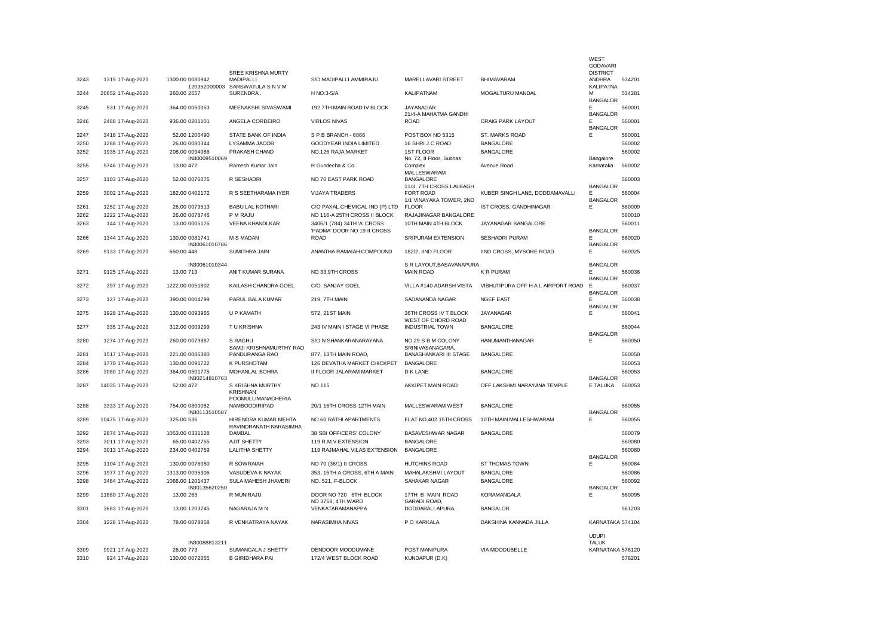| | | | | | | | | | |
|---|---|---|---|---|---|---|---|---|---|
| 3243 | 1315 17-Aug-2020 | 1300.00 0080942 | SREE KRISHNA MURTY MADIPALLI | S/O MADIPALLI AMMIRAJU | MARELLAVARI STREET | BHIMAVARAM | WEST GODAVARI DISTRICT ANDHRA | 534201 |
| 3244 | 20652 17-Aug-2020 | 120352000003 260.00 2657 | SARSWATULA S N V M SURENDRA . | H NO:3-5/A | KALIPATNAM | MOGALTURU MANDAL | KALIPATNA M | 534281 |
| 3245 | 531 17-Aug-2020 | 364.00 0060053 | MEENAKSHI SIVASWAMI | 192 7TH MAIN ROAD IV BLOCK | JAYANAGAR | | BANGALOR E | 560001 |
| 3246 | 2488 17-Aug-2020 | 936.00 0201101 | ANGELA CORDEIRO | VIRLOS NIVAS | 21/4-A MAHATMA GANDHI ROAD | CRAIG PARK LAYOUT | BANGALOR E | 560001 |
| 3247 | 3416 17-Aug-2020 | 52.00 1200490 | STATE BANK OF INDIA | S P B BRANCH - 6866 | POST BOX NO 5315 | ST. MARKS ROAD | BANGALOR E | 560001 |
| 3250 | 1288 17-Aug-2020 | 26.00 0080344 | LYSAMMA JACOB | GOODYEAR INDIA LIMITED | 16 SHRI J.C ROAD | BANGALORE | | 560002 |
| 3252 | 1935 17-Aug-2020 | 208.00 0094086 | PRAKASH CHAND | NO.126 RAJA MARKET | 1ST FLOOR | BANGALORE | | 560002 |
| 3255 | 5746 17-Aug-2020 | IN30009510069 13.00 472 | Ramesh Kumar Jain | R Gundecha & Co. | No. 72, II Floor, Subhas Complex | Avenue Road | Bangalore Karnataka | 560002 |
| 3257 | 1103 17-Aug-2020 | 52.00 0076076 | R SESHADRI | NO 70 EAST PARK ROAD | MALLESWARAM BANGALORE | | | 560003 |
| 3259 | 3002 17-Aug-2020 | 182.00 0402172 | R S SEETHARAMA IYER | VIJAYA TRADERS | 11/3, 7TH CROSS LALBAGH FORT ROAD | KUBER SINGH LANE, DODDAMAVALLI | BANGALOR E | 560004 |
| 3261 | 1252 17-Aug-2020 | 26.00 0079513 | BABU LAL KOTHARI | C/O PAXAL CHEMICAL IND (P) LTD | 1/1 VINAYAKA TOWER, 2ND FLOOR | IST CROSS, GANDHINAGAR | BANGALOR E | 560009 |
| 3262 | 1222 17-Aug-2020 | 26.00 0078746 | P M RAJU | NO 116-A 25TH CROSS II BLOCK | RAJAJINAGAR BANGALORE | | | 560010 |
| 3263 | 144 17-Aug-2020 | 13.00 0005176 | VEENA KHANDLKAR | 3406/1 (784) 34TH 'A' CROSS | 10TH MAIN 4TH BLOCK | JAYANAGAR BANGALORE | | 560011 |
| 3266 | 1344 17-Aug-2020 | 130.00 0081741 | M S MADAN | 'PADMA' DOOR NO 19 II CROSS ROAD | SRIPURAM EXTENSION | SESHADRI PURAM | BANGALOR E | 560020 |
| 3269 | 9133 17-Aug-2020 | IN30061010786 650.00 448 | SUMITHRA JAIN | ANANTHA RAMAIAH COMPOUND | 182/2, IIND FLOOR | IIND CROSS, MYSORE ROAD | BANGALOR E | 560025 |
| 3271 | 9125 17-Aug-2020 | IN30061010344 13.00 713 | ANIT KUMAR SURANA | NO 33,9TH CROSS | S R LAYOUT,BASAVANAPURA MAIN ROAD | K R PURAM | BANGALOR E | 560036 |
| 3272 | 397 17-Aug-2020 | 1222.00 0051802 | KAILASH CHANDRA GOEL | C/O. SANJAY GOEL | VILLA #140 ADARSH VISTA | VIBHUTIPURA OFF H A L AIRPORT ROAD | BANGALOR E | 560037 |
| 3273 | 127 17-Aug-2020 | 390.00 0004799 | PARUL BALA KUMAR | 219, 7TH MAIN | SADANANDA NAGAR | NGEF EAST | BANGALOR E | 560038 |
| 3275 | 1928 17-Aug-2020 | 130.00 0093965 | U P KAMATH | 572, 21ST MAIN | 36TH CROSS IV T BLOCK | JAYANAGAR | BANGALOR E | 560041 |
| 3277 | 335 17-Aug-2020 | 312.00 0009299 | T U KRISHNA | 243 IV MAIN I STAGE VI PHASE | WEST OF CHORD ROAD INDUSTRIAL TOWN | BANGALORE | | 560044 |
| 3280 | 1274 17-Aug-2020 | 260.00 0079887 | S RAGHU | S/O N SHANKARANARAYANA | NO 29 S B M COLONY | HANUMANTHANAGAR | BANGALOR E | 560050 |
| 3281 | 1517 17-Aug-2020 | 221.00 0086380 | SAMJI KRISHNAMURTHY RAO PANDURANGA RAO | 877, 13TH MAIN ROAD, | SRINIVASANAGARA, BANASHANKARI III STAGE | BANGALORE | | 560050 |
| 3284 | 1770 17-Aug-2020 | 130.00 0091722 | K PURSHOTAM | 126 DEVATHA MARKET CHICKPET | BANGALORE | | | 560053 |
| 3286 | 3080 17-Aug-2020 | 364.00 0501775 | MOHANLAL BOHRA | II FLOOR JALARAM MARKET | D K LANE | BANGALORE | | 560053 |
| 3287 | 14035 17-Aug-2020 | IN30214810763 52.00 472 | S KRISHNA MURTHY | NO 115 | AKKIPET MAIN ROAD | OFF LAKSHMI NARAYANA TEMPLE | BANGALOR E TALUKA | 560053 |
| 3288 | 3333 17-Aug-2020 | 754.00 0800082 | KRISHNAN POOMULLIMANACHERIA NAMBOODIRIPAD | 20/1 16TH CROSS 12TH MAIN | MALLESWARAM WEST | BANGALORE | | 560055 |
| 3289 | 10475 17-Aug-2020 | IN30113510587 325.00 536 | HIRENDRA KUMAR MEHTA | NO.60 RATHI APARTMENTS | FLAT NO.402 15TH CROSS | 10TH MAIN MALLESHWARAM | BANGALOR E | 560055 |
| 3292 | 2874 17-Aug-2020 | 1053.00 0331128 | RAVINDRANATH NARASIMHA DAMBAL | 38 SBI OFFICERS' COLONY | BASAVESHWAR NAGAR | BANGALORE | | 560079 |
| 3293 | 3011 17-Aug-2020 | 65.00 0402755 | AJIT SHETTY | 119 R.M.V.EXTENSION | BANGALORE | | | 560080 |
| 3294 | 3013 17-Aug-2020 | 234.00 0402759 | LALITHA SHETTY | 119 RAJMAHAL VILAS EXTENSION | BANGALORE | | | 560080 |
| 3295 | 1104 17-Aug-2020 | 130.00 0076080 | R SOWRAIAH | NO 70 (36/1) II CROSS | HUTCHINS ROAD | ST THOMAS TOWN | BANGALOR E | 560084 |
| 3296 | 1977 17-Aug-2020 | 1313.00 0095306 | VASUDEVA K NAYAK | 353, 15TH A CROSS, 6TH A MAIN | MAHALAKSHMI LAYOUT | BANGALORE | | 560086 |
| 3298 | 3464 17-Aug-2020 | 1066.00 1201437 | SULA MAHESH JHAVERI | NO. 521, F-BLOCK | SAHAKAR NAGAR | BANGALORE | | 560092 |
| 3299 | 11880 17-Aug-2020 | IN30135620250 13.00 263 | R MUNIRAJU | DOOR NO 720 6TH BLOCK | 17TH B MAIN ROAD | KORAMANGALA | BANGALOR E | 560095 |
| 3301 | 3683 17-Aug-2020 | 13.00 1203745 | NAGARAJA M N | NO 3768, 4TH WARD VENKATARAMANAPPA | GARADI ROAD, DODDABALLAPURA, | BANGALOR | | 561203 |
| 3304 | 1228 17-Aug-2020 | 78.00 0078858 | R VENKATRAYA NAYAK | NARASIMHA NIVAS | P O KARKALA | DAKSHINA KANNADA JILLA | KARNATAKA | 574104 |
| 3309 | 9921 17-Aug-2020 | IN30088813211 26.00 773 | SUMANGALA J SHETTY | DENDOOR MOODUMANE | POST MANIPURA | VIA MOODUBELLE | UDUPI TALUK KARNATAKA | 576120 |
| 3310 | 924 17-Aug-2020 | 130.00 0072055 | B GIRIDHARA PAI | 172/4 WEST BLOCK ROAD | KUNDAPUR (D.K) | | | 576201 |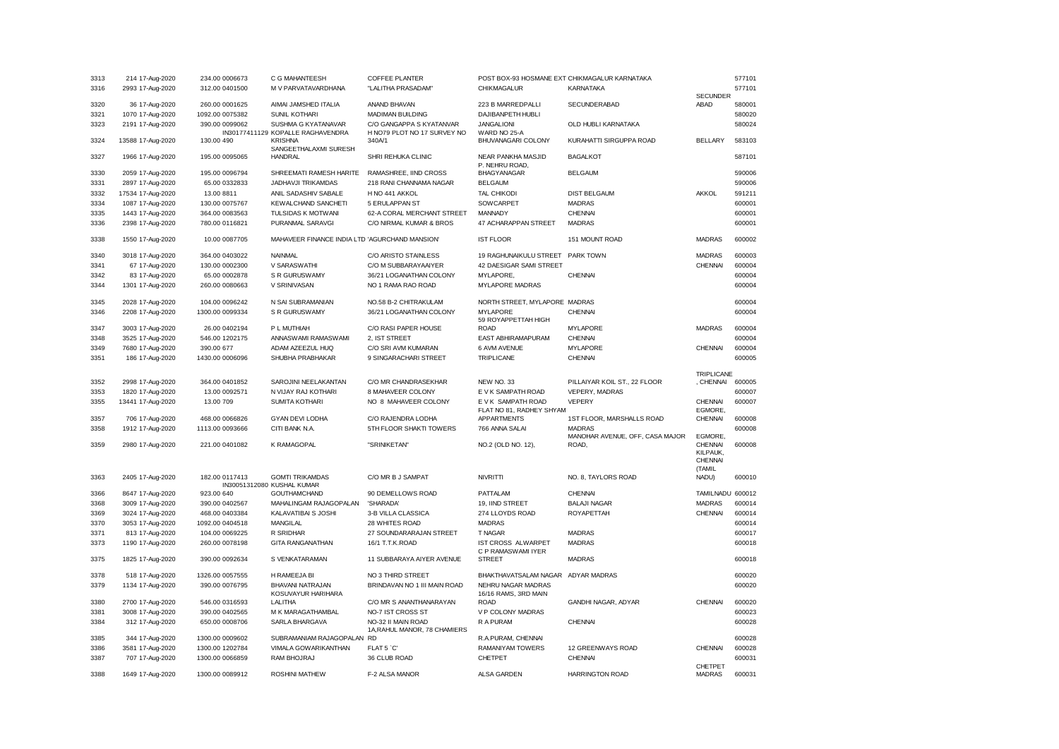| | | | | | | | | |
|---|---|---|---|---|---|---|---|---|
| 3313 | 214 17-Aug-2020 | 234.00 0006673 | C G MAHANTEESH | COFFEE PLANTER | POST BOX-93 HOSMANE EXT CHIKMAGALUR KARNATAKA | | | 577101 |
| 3316 | 2993 17-Aug-2020 | 312.00 0401500 | M V PARVATAVARDHANA | "LALITHA PRASADAM" | CHIKMAGALUR | KARNATAKA | | 577101 |
| 3320 | 36 17-Aug-2020 | 260.00 0001625 | AIMAI JAMSHED ITALIA | ANAND BHAVAN | 223 B MARREDPALLI | SECUNDERABAD | SECUNDERABAD | 580001 |
| 3321 | 1070 17-Aug-2020 | 1092.00 0075382 | SUNIL KOTHARI | MADIMAN BUILDING | DAJIBANPETH HUBLI | | | 580020 |
| 3323 | 2191 17-Aug-2020 | 390.00 0099062 | SUSHMA G KYATANAVAR | C/O GANGAPPA S KYATANVAR | JANGALIONI | OLD HUBLI KARNATAKA | | 580024 |
| 3324 | 13588 17-Aug-2020 | 130.00 490 | IN30177411129 KOPALLE RAGHAVENDRA KRISHNA | H NO79 PLOT NO 17 SURVEY NO 340A/1 | WARD NO 25-A BHUVANAGARI COLONY | KURAHATTI SIRGUPPA ROAD | BELLARY | 583103 |
| 3327 | 1966 17-Aug-2020 | 195.00 0095065 | SANGEETHALAXMI SURESH HANDRAL | SHRI REHUKA CLINIC | NEAR PANKHA MASJID | BAGALKOT | | 587101 |
| 3330 | 2059 17-Aug-2020 | 195.00 0096794 | SHREEMATI RAMESH HARITE | RAMASHREE, IIND CROSS | P. NEHRU ROAD, BHAGYANAGAR | BELGAUM | | 590006 |
| 3331 | 2897 17-Aug-2020 | 65.00 0332833 | JADHAVJI TRIKAMDAS | 218 RANI CHANNAMA NAGAR | BELGAUM | | | 590006 |
| 3332 | 17534 17-Aug-2020 | 13.00 8811 | ANIL SADASHIV SABALE | H NO 441 AKKOL | TAL CHIKODI | DIST BELGAUM | AKKOL | 591211 |
| 3334 | 1087 17-Aug-2020 | 130.00 0075767 | KEWALCHAND SANCHETI | 5 ERULAPPAN ST | SOWCARPET | MADRAS | | 600001 |
| 3335 | 1443 17-Aug-2020 | 364.00 0083563 | TULSIDAS K MOTWANI | 62-A CORAL MERCHANT STREET | MANNADY | CHENNAI | | 600001 |
| 3336 | 2398 17-Aug-2020 | 780.00 0116821 | PURANMAL SARAVGI | C/O NIRMAL KUMAR & BROS | 47 ACHARAPPAN STREET | MADRAS | | 600001 |
| 3338 | 1550 17-Aug-2020 | 10.00 0087705 | MAHAVEER FINANCE INDIA LTD | 'AGURCHAND MANSION' | IST FLOOR | 151 MOUNT ROAD | MADRAS | 600002 |
| 3340 | 3018 17-Aug-2020 | 364.00 0403022 | NAINMAL | C/O ARISTO STAINLESS | 19 RAGHUNAIKULU STREET | PARK TOWN | MADRAS | 600003 |
| 3341 | 67 17-Aug-2020 | 130.00 0002300 | V SARASWATHI | C/O M SUBBARAYAAIYER | 42 DAESIGAR SAMI STREET | | CHENNAI | 600004 |
| 3342 | 83 17-Aug-2020 | 65.00 0002878 | S R GURUSWAMY | 36/21 LOGANATHAN COLONY | MYLAPORE, | CHENNAI | | 600004 |
| 3344 | 1301 17-Aug-2020 | 260.00 0080663 | V SRINIVASAN | NO 1 RAMA RAO ROAD | MYLAPORE MADRAS | | | 600004 |
| 3345 | 2028 17-Aug-2020 | 104.00 0096242 | N SAI SUBRAMANIAN | NO.58 B-2 CHITRAKULAM | NORTH STREET, MYLAPORE | MADRAS | | 600004 |
| 3346 | 2208 17-Aug-2020 | 1300.00 0099334 | S R GURUSWAMY | 36/21 LOGANATHAN COLONY | MYLAPORE | CHENNAI | | 600004 |
| 3347 | 3003 17-Aug-2020 | 26.00 0402194 | P L MUTHIAH | C/O RASI PAPER HOUSE | 59 ROYAPPETTAH HIGH ROAD | MYLAPORE | MADRAS | 600004 |
| 3348 | 3525 17-Aug-2020 | 546.00 1202175 | ANNASWAMI RAMASWAMI | 2, IST STREET | EAST ABHIRAMAPURAM | CHENNAI | | 600004 |
| 3349 | 7680 17-Aug-2020 | 390.00 677 | ADAM AZEEZUL HUQ | C/O SRI AVM KUMARAN | 6 AVM AVENUE | MYLAPORE | CHENNAI | 600004 |
| 3351 | 186 17-Aug-2020 | 1430.00 0006096 | SHUBHA PRABHAKAR | 9 SINGARACHARI STREET | TRIPLICANE | CHENNAI | | 600005 |
| 3352 | 2998 17-Aug-2020 | 364.00 0401852 | SAROJINI NEELAKANTAN | C/O MR CHANDRASEKHAR | NEW NO. 33 | PILLAIYAR KOIL ST., 22 FLOOR | TRIPLICANE , CHENNAI | 600005 |
| 3353 | 1820 17-Aug-2020 | 13.00 0092571 | N VIJAY RAJ KOTHARI | 8 MAHAVEER COLONY | E V K SAMPATH ROAD | VEPERY, MADRAS | | 600007 |
| 3355 | 13441 17-Aug-2020 | 13.00 709 | SUMITA KOTHARI | NO 8 MAHAVEER COLONY | E V K SAMPATH ROAD | VEPERY | CHENNAI | 600007 |
| 3357 | 706 17-Aug-2020 | 468.00 0066826 | GYAN DEVI LODHA | C/O RAJENDRA LODHA | FLAT NO 81, RADHEY SHYAM APPARTMENTS | 1ST FLOOR, MARSHALLS ROAD | EGMORE, CHENNAI | 600008 |
| 3358 | 1912 17-Aug-2020 | 1113.00 0093666 | CITI BANK N.A. | 5TH FLOOR SHAKTI TOWERS | 766 ANNA SALAI | MADRAS | | 600008 |
| 3359 | 2980 17-Aug-2020 | 221.00 0401082 | K RAMAGOPAL | "SRINIKETAN" | NO.2 (OLD NO. 12), | MANOHAR AVENUE, OFF, CASA MAJOR ROAD, | EGMORE, CHENNAI | 600008 |
| 3363 | 2405 17-Aug-2020 | 182.00 0117413 | GOMTI TRIKAMDAS | C/O MR B J SAMPAT | NIVRITTI | NO. 8, TAYLORS ROAD | KILPAUK, CHENNAI (TAMIL NADU) | 600010 |
| 3366 | 8647 17-Aug-2020 | 923.00 640 | IN30051312080 KUSHAL KUMAR GOUTHAMCHAND | 90 DEMELLOWS ROAD | PATTALAM | CHENNAI | TAMILNADU | 600012 |
| 3368 | 3009 17-Aug-2020 | 390.00 0402567 | MAHALINGAM RAJAGOPALAN | 'SHARADA' | 19, IIND STREET | BALAJI NAGAR | MADRAS | 600014 |
| 3369 | 3024 17-Aug-2020 | 468.00 0403384 | KALAVATIBAI S JOSHI | 3-B VILLA CLASSICA | 274 LLOYDS ROAD | ROYAPETTAH | CHENNAI | 600014 |
| 3370 | 3053 17-Aug-2020 | 1092.00 0404518 | MANGILAL | 28 WHITES ROAD | MADRAS | | | 600014 |
| 3371 | 813 17-Aug-2020 | 104.00 0069225 | R SRIDHAR | 27 SOUNDARARAJAN STREET | T NAGAR | MADRAS | | 600017 |
| 3373 | 1190 17-Aug-2020 | 260.00 0078198 | GITA RANGANATHAN | 16/1 T.T.K.ROAD | IST CROSS ALWARPET | MADRAS | | 600018 |
| 3375 | 1825 17-Aug-2020 | 390.00 0092634 | S VENKATARAMAN | 11 SUBBARAYA AIYER AVENUE | C P RAMASWAMI IYER STREET | MADRAS | | 600018 |
| 3378 | 518 17-Aug-2020 | 1326.00 0057555 | H RAMEEJA BI | NO 3 THIRD STREET | BHAKTHAVATSALAM NAGAR | ADYAR MADRAS | | 600020 |
| 3379 | 1134 17-Aug-2020 | 390.00 0076795 | BHAVANI NATRAJAN | BRINDAVAN NO 1 III MAIN ROAD | NEHRU NAGAR MADRAS | | | 600020 |
| 3380 | 2700 17-Aug-2020 | 546.00 0316593 | KOSUVAYUR HARIHARA LALITHA | C/O MR S ANANTHANARAYAN | 16/16 RAMS, 3RD MAIN ROAD | GANDHI NAGAR, ADYAR | CHENNAI | 600020 |
| 3381 | 3008 17-Aug-2020 | 390.00 0402565 | M K MARAGATHAMBAL | NO-7 IST CROSS ST | V P COLONY MADRAS | | | 600023 |
| 3384 | 312 17-Aug-2020 | 650.00 0008706 | SARLA BHARGAVA | NO-32 II MAIN ROAD | R A PURAM | CHENNAI | | 600028 |
| 3385 | 344 17-Aug-2020 | 1300.00 0009602 | SUBRAMANIAM RAJAGOPALAN | 1A,RAHUL MANOR, 78 CHAMIERS RD | R.A.PURAM, CHENNAI | | | 600028 |
| 3386 | 3581 17-Aug-2020 | 1300.00 1202784 | VIMALA GOWARIKANTHAN | FLAT 5 `C' | RAMANIYAM TOWERS | 12 GREENWAYS ROAD | CHENNAI | 600028 |
| 3387 | 707 17-Aug-2020 | 1300.00 0066859 | RAM BHOJRAJ | 36 CLUB ROAD | CHETPET | CHENNAI | | 600031 |
| 3388 | 1649 17-Aug-2020 | 1300.00 0089912 | ROSHINI MATHEW | F-2 ALSA MANOR | ALSA GARDEN | HARRINGTON ROAD | CHETPET MADRAS | 600031 |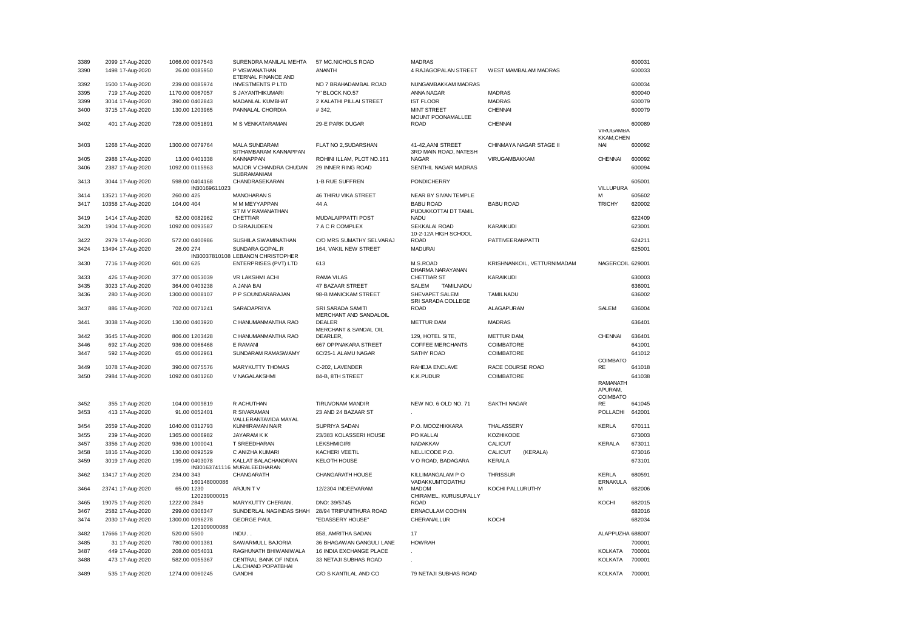| | | | | | | | | | |
|---|---|---|---|---|---|---|---|---|---|
| 3389 | 2099 17-Aug-2020 | 1066.00 0097543 | SURENDRA MANILAL MEHTA | 57 MC.NICHOLS ROAD | MADRAS | | | 600031 |
| 3390 | 1498 17-Aug-2020 | 26.00 0085950 | P VISWANATHAN | ANANTH | 4 RAJAGOPALAN STREET | WEST MAMBALAM MADRAS | | 600033 |
| 3392 | 1500 17-Aug-2020 | 239.00 0085974 | ETERNAL FINANCE AND INVESTMENTS P LTD | NO 7 BRAHADAMBAL ROAD | NUNGAMBAKKAM MADRAS | | | 600034 |
| 3395 | 719 17-Aug-2020 | 1170.00 0067057 | S JAYANTHIKUMARI | 'Y' BLOCK NO.57 | ANNA NAGAR | MADRAS | | 600040 |
| 3399 | 3014 17-Aug-2020 | 390.00 0402843 | MADANLAL KUMBHAT | 2 KALATHI PILLAI STREET | IST FLOOR | MADRAS | | 600079 |
| 3400 | 3715 17-Aug-2020 | 130.00 1203965 | PANNALAL CHORDIA | # 342, | MINT STREET | CHENNAI | | 600079 |
| 3402 | 401 17-Aug-2020 | 728.00 0051891 | M S VENKATARAMAN | 29-E PARK DUGAR | MOUNT POONAMALLEE ROAD | CHENNAI | | 600089 |
| 3403 | 1268 17-Aug-2020 | 1300.00 0079764 | MALA SUNDARAM | FLAT NO 2,SUDARSHAN | 41-42,AANI STREET | CHINMAYA NAGAR STAGE II | VIRUGAMBA KKAM,CHEN NAI | 600092 |
| 3405 | 2988 17-Aug-2020 | 13.00 0401338 | SITHAMBARAM KANNAPPAN KANNAPPAN | ROHINI ILLAM, PLOT NO.161 | 3RD MAIN ROAD, NATESH NAGAR | VIRUGAMBAKKAM | CHENNAI | 600092 |
| 3406 | 2387 17-Aug-2020 | 1092.00 0115963 | MAJOR V CHANDRA CHUDAN SUBRAMANIAM | 29 INNER RING ROAD | SENTHIL NAGAR MADRAS | | | 600094 |
| 3413 | 3044 17-Aug-2020 | 598.00 0404168 | CHANDRASEKARAN | 1-B RUE SUFFREN | PONDICHERRY | | | 605001 |
| 3414 | 13521 17-Aug-2020 | 260.00 IN30169611023 425 | MANOHARAN S | 46 THIRU VIKA STREET | NEAR BY SIVAN TEMPLE | | VILLUPURA M | 605602 |
| 3417 | 10358 17-Aug-2020 | 104.00 404 | M M MEYYAPPAN | 44 A | BABU ROAD | BABU ROAD | TRICHY | 620002 |
| 3419 | 1414 17-Aug-2020 | 52.00 0082962 | ST M V RAMANATHAN CHETTIAR | MUDALAIPPATTI POST | PUDUKKOTTAI DT TAMIL NADU | | | 622409 |
| 3420 | 1904 17-Aug-2020 | 1092.00 0093587 | D SIRAJUDEEN | 7 A C R COMPLEX | SEKKALAI ROAD | KARAIKUDI | | 623001 |
| 3422 | 2979 17-Aug-2020 | 572.00 0400986 | SUSHILA SWAMINATHAN | C/O MRS SUMATHY SELVARAJ | 10-2-12A HIGH SCHOOL ROAD | PATTIVEERANPATTI | | 624211 |
| 3424 | 13494 17-Aug-2020 | 26.00 274 | SUNDARA GOPAL.R | 164, VAKIL NEW STREET | MADURAI | | | 625001 |
| 3430 | 7716 17-Aug-2020 | 601.00 IN30037810108 625 | LEBANON CHRISTOPHER ENTERPRISES (PVT) LTD | 613 | M.S.ROAD | KRISHNANKOIL, VETTURNIMADAM | NAGERCOIL | 629001 |
| 3433 | 426 17-Aug-2020 | 377.00 0053039 | VR LAKSHMI ACHI | RAMA VILAS | DHARMA NARAYANAN CHETTIAR ST | KARAIKUDI | | 630003 |
| 3435 | 3023 17-Aug-2020 | 364.00 0403238 | A JANA BAI | 47 BAZAAR STREET | SALEM TAMILNADU | | | 636001 |
| 3436 | 280 17-Aug-2020 | 1300.00 0008107 | P P SOUNDARARAJAN | 98-B MANICKAM STREET | SHEVAPET SALEM | TAMILNADU | | 636002 |
| 3437 | 886 17-Aug-2020 | 702.00 0071241 | SARADAPRIYA | SRI SARADA SAMITI | SRI SARADA COLLEGE ROAD | ALAGAPURAM | SALEM | 636004 |
| 3441 | 3038 17-Aug-2020 | 130.00 0403920 | C HANUMANMANTHA RAO | MERCHANT AND SANDALOIL DEALER | METTUR DAM | MADRAS | | 636401 |
| 3442 | 3645 17-Aug-2020 | 806.00 1203428 | C HANUMANMANTHA RAO | MERCHANT & SANDAL OIL DEARLER, | 129, HOTEL SITE, | METTUR DAM, | CHENNAI | 636401 |
| 3446 | 692 17-Aug-2020 | 936.00 0066468 | E RAMANI | 667 OPPNAKARA STREET | COFFEE MERCHANTS | COIMBATORE | | 641001 |
| 3447 | 592 17-Aug-2020 | 65.00 0062961 | SUNDARAM RAMASWAMY | 6C/25-1 ALAMU NAGAR | SATHY ROAD | COIMBATORE | | 641012 |
| 3449 | 1078 17-Aug-2020 | 390.00 0075576 | MARYKUTTY THOMAS | C-202, LAVENDER | RAHEJA ENCLAVE | RACE COURSE ROAD | COIMBATO RE | 641018 |
| 3450 | 2984 17-Aug-2020 | 1092.00 0401260 | V NAGALAKSHMI | 84-B, 8TH STREET | K.K.PUDUR | COIMBATORE | | 641038 |
| 3452 | 355 17-Aug-2020 | 104.00 0009819 | R ACHUTHAN | TIRUVONAM MANDIR | NEW NO. 6 OLD NO. 71 | SAKTHI NAGAR | RAMANATH APURAM, COIMBATO RE | 641045 |
| 3453 | 413 17-Aug-2020 | 91.00 0052401 | R SIVARAMAN | 23 AND 24 BAZAAR ST | . | | POLLACHI | 642001 |
| 3454 | 2659 17-Aug-2020 | 1040.00 0312793 | VALLERANTAVIDA MAYAL KUNHIRAMAN NAIR | SUPRIYA SADAN | P.O. MOOZHIKKARA | THALASSERY | KERLA | 670111 |
| 3455 | 239 17-Aug-2020 | 1365.00 0006982 | JAYARAM K K | 23/383 KOLASSERI HOUSE | PO KALLAI | KOZHIKODE | | 673003 |
| 3457 | 3356 17-Aug-2020 | 936.00 1000041 | T SREEDHARAN | LEKSHMIGIRI | NADAKKAV | CALICUT | KERALA | 673011 |
| 3458 | 1816 17-Aug-2020 | 130.00 0092529 | C ANIZHA KUMARI | KACHERI VEETIL | NELLICODE P.O. | CALICUT (KERALA) | | 673016 |
| 3459 | 3019 17-Aug-2020 | 195.00 0403078 | KALLAT BALACHANDRAN | KELOTH HOUSE | V O ROAD, BADAGARA | KERALA | | 673101 |
| 3462 | 13417 17-Aug-2020 | 234.00 IN30163741116 343 | MURALEEDHARAN CHANGARATH | CHANGARATH HOUSE | KILLIMANGALAM P O | THRISSUR | KERLA | 680591 |
| 3464 | 23741 17-Aug-2020 | 65.00 160148000086 1230 | ARJUN T V | 12/2304 INDEEVARAM | VADAKKUMTODATHU MADOM | KOCHI PALLURUTHY | ERNAKULA M | 682006 |
| 3465 | 19075 17-Aug-2020 | 1222.00 120239000015 2849 | MARYKUTTY CHERIAN . | DNO: 39/5745 | CHIRAMEL, KURUSUPALLY ROAD | | KOCHI | 682015 |
| 3467 | 2582 17-Aug-2020 | 299.00 0306347 | SUNDERLAL NAGINDAS SHAH | 28/94 TRIPUNITHURA ROAD | ERNACULAM COCHIN | | | 682016 |
| 3474 | 2030 17-Aug-2020 | 1300.00 0096278 | GEORGE PAUL | "EDASSERY HOUSE" | CHERANALLUR | KOCHI | | 682034 |
| 3482 | 17666 17-Aug-2020 | 520.00 120109000088 5500 | INDU . . | 858, AMRITHA SADAN | 17 | | ALAPPUZHA | 688007 |
| 3485 | 31 17-Aug-2020 | 780.00 0001381 | SAWARMULL BAJORIA | 36 BHAGAWAN GANGULI LANE | HOWRAH | | | 700001 |
| 3487 | 449 17-Aug-2020 | 208.00 0054031 | RAGHUNATH BHIWANIWALA | 16 INDIA EXCHANGE PLACE | . | | KOLKATA | 700001 |
| 3488 | 473 17-Aug-2020 | 582.00 0055367 | CENTRAL BANK OF INDIA | 33 NETAJI SUBHAS ROAD | . | | KOLKATA | 700001 |
| 3489 | 535 17-Aug-2020 | 1274.00 0060245 | LALCHAND POPATBHAI GANDHI | C/O S KANTILAL AND CO | 79 NETAJI SUBHAS ROAD | | KOLKATA | 700001 |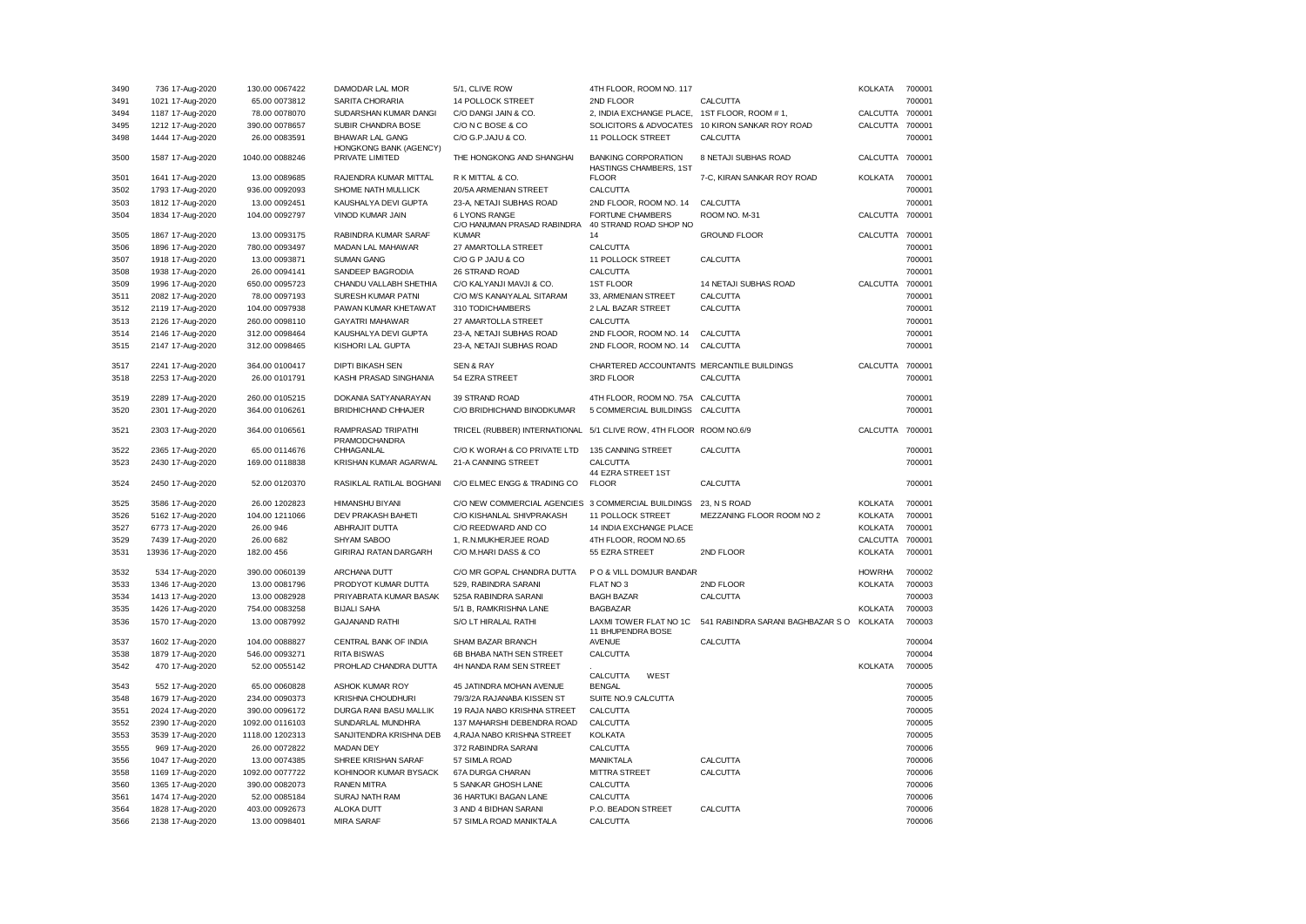| | | | | | | | | | | |
|---|---|---|---|---|---|---|---|---|---|---|
| 3490 | 736 | 17-Aug-2020 | 130.00 | 0067422 | DAMODAR LAL MOR | 5/1, CLIVE ROW | 4TH FLOOR, ROOM NO. 117 | | KOLKATA | 700001 |
| 3491 | 1021 | 17-Aug-2020 | 65.00 | 0073812 | SARITA CHORARIA | 14 POLLOCK STREET | 2ND FLOOR | CALCUTTA | | 700001 |
| 3494 | 1187 | 17-Aug-2020 | 78.00 | 0078070 | SUDARSHAN KUMAR DANGI | C/O DANGI JAIN & CO. | 2, INDIA EXCHANGE PLACE, | 1ST FLOOR, ROOM # 1, | CALCUTTA | 700001 |
| 3495 | 1212 | 17-Aug-2020 | 390.00 | 0078657 | SUBIR CHANDRA BOSE | C/O N C BOSE & CO | SOLICITORS & ADVOCATES | 10 KIRON SANKAR ROY ROAD | CALCUTTA | 700001 |
| 3498 | 1444 | 17-Aug-2020 | 26.00 | 0083591 | BHAWAR LAL GANG | C/O G.P.JAJU & CO. | 11 POLLOCK STREET | CALCUTTA | | 700001 |
| 3500 | 1587 | 17-Aug-2020 | 1040.00 | 0088246 | HONGKONG BANK (AGENCY) PRIVATE LIMITED | THE HONGKONG AND SHANGHAI | BANKING CORPORATION | 8 NETAJI SUBHAS ROAD | CALCUTTA | 700001 |
| 3501 | 1641 | 17-Aug-2020 | 13.00 | 0089685 | RAJENDRA KUMAR MITTAL | R K MITTAL & CO. | HASTINGS CHAMBERS, 1ST FLOOR | 7-C, KIRAN SANKAR ROY ROAD | KOLKATA | 700001 |
| 3502 | 1793 | 17-Aug-2020 | 936.00 | 0092093 | SHOME NATH MULLICK | 20/5A ARMENIAN STREET | CALCUTTA | | | 700001 |
| 3503 | 1812 | 17-Aug-2020 | 13.00 | 0092451 | KAUSHALYA DEVI GUPTA | 23-A, NETAJI SUBHAS ROAD | 2ND FLOOR, ROOM NO. 14 | CALCUTTA | | 700001 |
| 3504 | 1834 | 17-Aug-2020 | 104.00 | 0092797 | VINOD KUMAR JAIN | 6 LYONS RANGE | FORTUNE CHAMBERS | ROOM NO. M-31 | CALCUTTA | 700001 |
| 3505 | 1867 | 17-Aug-2020 | 13.00 | 0093175 | RABINDRA KUMAR SARAF | C/O HANUMAN PRASAD RABINDRA KUMAR | 40 STRAND ROAD SHOP NO 14 | GROUND FLOOR | CALCUTTA | 700001 |
| 3506 | 1896 | 17-Aug-2020 | 780.00 | 0093497 | MADAN LAL MAHAWAR | 27 AMARTOLLA STREET | CALCUTTA | | | 700001 |
| 3507 | 1918 | 17-Aug-2020 | 13.00 | 0093871 | SUMAN GANG | C/O G P JAJU & CO | 11 POLLOCK STREET | CALCUTTA | | 700001 |
| 3508 | 1938 | 17-Aug-2020 | 26.00 | 0094141 | SANDEEP BAGRODIA | 26 STRAND ROAD | CALCUTTA | | | 700001 |
| 3509 | 1996 | 17-Aug-2020 | 650.00 | 0095723 | CHANDU VALLABH SHETHIA | C/O KALYANJI MAVJI & CO. | 1ST FLOOR | 14 NETAJI SUBHAS ROAD | CALCUTTA | 700001 |
| 3511 | 2082 | 17-Aug-2020 | 78.00 | 0097193 | SURESH KUMAR PATNI | C/O M/S KANAIYALAL SITARAM | 33, ARMENIAN STREET | CALCUTTA | | 700001 |
| 3512 | 2119 | 17-Aug-2020 | 104.00 | 0097938 | PAWAN KUMAR KHETAWAT | 310 TODICHAMBERS | 2 LAL BAZAR STREET | CALCUTTA | | 700001 |
| 3513 | 2126 | 17-Aug-2020 | 260.00 | 0098110 | GAYATRI MAHAWAR | 27 AMARTOLLA STREET | CALCUTTA | | | 700001 |
| 3514 | 2146 | 17-Aug-2020 | 312.00 | 0098464 | KAUSHALYA DEVI GUPTA | 23-A, NETAJI SUBHAS ROAD | 2ND FLOOR, ROOM NO. 14 | CALCUTTA | | 700001 |
| 3515 | 2147 | 17-Aug-2020 | 312.00 | 0098465 | KISHORI LAL GUPTA | 23-A, NETAJI SUBHAS ROAD | 2ND FLOOR, ROOM NO. 14 | CALCUTTA | | 700001 |
| 3517 | 2241 | 17-Aug-2020 | 364.00 | 0100417 | DIPTI BIKASH SEN | SEN & RAY | CHARTERED ACCOUNTANTS | MERCANTILE BUILDINGS | CALCUTTA | 700001 |
| 3518 | 2253 | 17-Aug-2020 | 26.00 | 0101791 | KASHI PRASAD SINGHANIA | 54 EZRA STREET | 3RD FLOOR | CALCUTTA | | 700001 |
| 3519 | 2289 | 17-Aug-2020 | 260.00 | 0105215 | DOKANIA SATYANARAYAN | 39 STRAND ROAD | 4TH FLOOR, ROOM NO. 75A | CALCUTTA | | 700001 |
| 3520 | 2301 | 17-Aug-2020 | 364.00 | 0106261 | BRIDHICHAND CHHAJER | C/O BRIDHICHAND BINODKUMAR | 5 COMMERCIAL BUILDINGS | CALCUTTA | | 700001 |
| 3521 | 2303 | 17-Aug-2020 | 364.00 | 0106561 | RAMPRASAD TRIPATHI | TRICEL (RUBBER) INTERNATIONAL | 5/1 CLIVE ROW, 4TH FLOOR | ROOM NO.6/9 | CALCUTTA | 700001 |
| 3522 | 2365 | 17-Aug-2020 | 65.00 | 0114676 | PRAMODCHANDRA CHHAGANLAL | C/O K WORAH & CO PRIVATE LTD | 135 CANNING STREET | CALCUTTA | | 700001 |
| 3523 | 2430 | 17-Aug-2020 | 169.00 | 0118838 | KRISHAN KUMAR AGARWAL | 21-A CANNING STREET | CALCUTTA | | | 700001 |
| 3524 | 2450 | 17-Aug-2020 | 52.00 | 0120370 | RASIKLAL RATILAL BOGHANI | C/O ELMEC ENGG & TRADING CO | 44 EZRA STREET 1ST FLOOR | CALCUTTA | | 700001 |
| 3525 | 3586 | 17-Aug-2020 | 26.00 | 1202823 | HIMANSHU BIYANI | C/O NEW COMMERCIAL AGENCIES | 3 COMMERCIAL BUILDINGS | 23, N S ROAD | KOLKATA | 700001 |
| 3526 | 5162 | 17-Aug-2020 | 104.00 | 1211066 | DEV PRAKASH BAHETI | C/O KISHANLAL SHIVPRAKASH | 11 POLLOCK STREET | MEZZANING FLOOR ROOM NO 2 | KOLKATA | 700001 |
| 3527 | 6773 | 17-Aug-2020 | 26.00 | 946 | ABHRAJIT DUTTA | C/O REEDWARD AND CO | 14 INDIA EXCHANGE PLACE | | KOLKATA | 700001 |
| 3529 | 7439 | 17-Aug-2020 | 26.00 | 682 | SHYAM SABOO | 1, R.N.MUKHERJEE ROAD | 4TH FLOOR, ROOM NO.65 | | CALCUTTA | 700001 |
| 3531 | 13936 | 17-Aug-2020 | 182.00 | 456 | GIRIRAJ RATAN DARGARH | C/O M.HARI DASS & CO | 55 EZRA STREET | 2ND FLOOR | KOLKATA | 700001 |
| 3532 | 534 | 17-Aug-2020 | 390.00 | 0060139 | ARCHANA DUTT | C/O MR GOPAL CHANDRA DUTTA | P O & VILL DOMJUR BANDAR | | HOWRHA | 700002 |
| 3533 | 1346 | 17-Aug-2020 | 13.00 | 0081796 | PRODYOT KUMAR DUTTA | 529, RABINDRA SARANI | FLAT NO 3 | 2ND FLOOR | KOLKATA | 700003 |
| 3534 | 1413 | 17-Aug-2020 | 13.00 | 0082928 | PRIYABRATA KUMAR BASAK | 525A RABINDRA SARANI | BAGH BAZAR | CALCUTTA | | 700003 |
| 3535 | 1426 | 17-Aug-2020 | 754.00 | 0083258 | BIJALI SAHA | 5/1 B, RAMKRISHNA LANE | BAGBAZAR | | KOLKATA | 700003 |
| 3536 | 1570 | 17-Aug-2020 | 13.00 | 0087992 | GAJANAND RATHI | S/O LT HIRALAL RATHI | LAXMI TOWER FLAT NO 1C | 541 RABINDRA SARANI BAGHBAZAR S O | KOLKATA | 700003 |
| 3537 | 1602 | 17-Aug-2020 | 104.00 | 0088827 | CENTRAL BANK OF INDIA | SHAM BAZAR BRANCH | 11 BHUPENDRA BOSE AVENUE | CALCUTTA | | 700004 |
| 3538 | 1879 | 17-Aug-2020 | 546.00 | 0093271 | RITA BISWAS | 6B BHABA NATH SEN STREET | CALCUTTA | | | 700004 |
| 3542 | 470 | 17-Aug-2020 | 52.00 | 0055142 | PROHLAD CHANDRA DUTTA | 4H NANDA RAM SEN STREET | . | | KOLKATA | 700005 |
| 3543 | 552 | 17-Aug-2020 | 65.00 | 0060828 | ASHOK KUMAR ROY | 45 JATINDRA MOHAN AVENUE | CALCUTTA WEST BENGAL | | | 700005 |
| 3548 | 1679 | 17-Aug-2020 | 234.00 | 0090373 | KRISHNA CHOUDHURI | 79/3/2A RAJANABA KISSEN ST | SUITE NO.9 CALCUTTA | | | 700005 |
| 3551 | 2024 | 17-Aug-2020 | 390.00 | 0096172 | DURGA RANI BASU MALLIK | 19 RAJA NABO KRISHNA STREET | CALCUTTA | | | 700005 |
| 3552 | 2390 | 17-Aug-2020 | 1092.00 | 0116103 | SUNDARLAL MUNDHRA | 137 MAHARSHI DEBENDRA ROAD | CALCUTTA | | | 700005 |
| 3553 | 3539 | 17-Aug-2020 | 1118.00 | 1202313 | SANJITENDRA KRISHNA DEB | 4,RAJA NABO KRISHNA STREET | KOLKATA | | | 700005 |
| 3555 | 969 | 17-Aug-2020 | 26.00 | 0072822 | MADAN DEY | 372 RABINDRA SARANI | CALCUTTA | | | 700006 |
| 3556 | 1047 | 17-Aug-2020 | 13.00 | 0074385 | SHREE KRISHAN SARAF | 57 SIMLA ROAD | MANIKTALA | CALCUTTA | | 700006 |
| 3558 | 1169 | 17-Aug-2020 | 1092.00 | 0077722 | KOHINOOR KUMAR BYSACK | 67A DURGA CHARAN | MITTRA STREET | CALCUTTA | | 700006 |
| 3560 | 1365 | 17-Aug-2020 | 390.00 | 0082073 | RANEN MITRA | 5 SANKAR GHOSH LANE | CALCUTTA | | | 700006 |
| 3561 | 1474 | 17-Aug-2020 | 52.00 | 0085184 | SURAJ NATH RAM | 36 HARTUKI BAGAN LANE | CALCUTTA | | | 700006 |
| 3564 | 1828 | 17-Aug-2020 | 403.00 | 0092673 | ALOKA DUTT | 3 AND 4 BIDHAN SARANI | P.O. BEADON STREET | CALCUTTA | | 700006 |
| 3566 | 2138 | 17-Aug-2020 | 13.00 | 0098401 | MIRA SARAF | 57 SIMLA ROAD MANIKTALA | CALCUTTA | | | 700006 |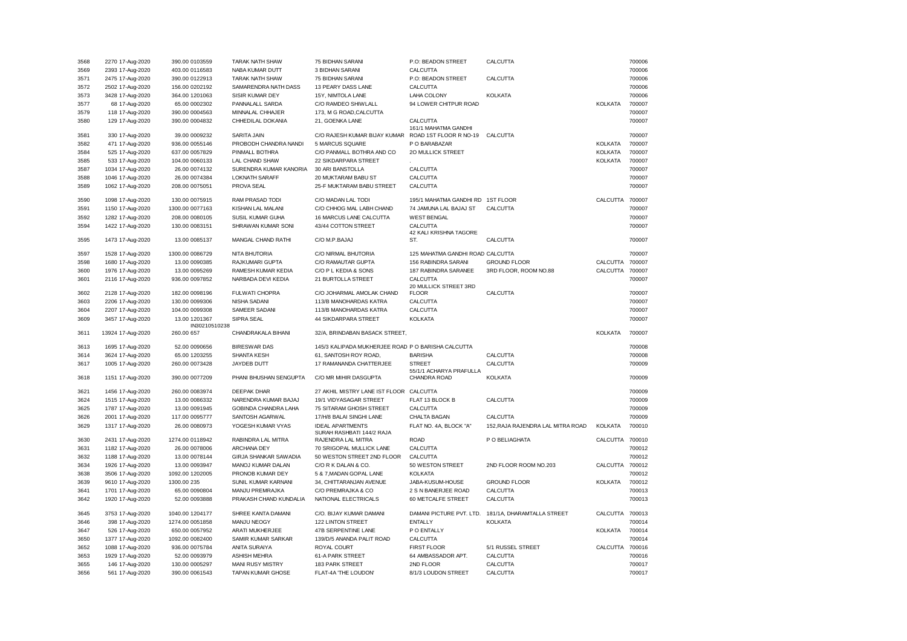| | | | | | | | | |
|---|---|---|---|---|---|---|---|---|
| 3568 | 2270 17-Aug-2020 | 390.00 0103559 | TARAK NATH SHAW | 75 BIDHAN SARANI | P.O: BEADON STREET | CALCUTTA | | 700006 |
| 3569 | 2393 17-Aug-2020 | 403.00 0116583 | NABA KUMAR DUTT | 3 BIDHAN SARANI | CALCUTTA | | | 700006 |
| 3571 | 2475 17-Aug-2020 | 390.00 0122913 | TARAK NATH SHAW | 75 BIDHAN SARANI | P.O: BEADON STREET | CALCUTTA | | 700006 |
| 3572 | 2502 17-Aug-2020 | 156.00 0202192 | SAMARENDRA NATH DASS | 13 PEARY DASS LANE | CALCUTTA | | | 700006 |
| 3573 | 3428 17-Aug-2020 | 364.00 1201063 | SISIR KUMAR DEY | 15Y, NIMTOLA LANE | LAHA COLONY | KOLKATA | | 700006 |
| 3577 | 68 17-Aug-2020 | 65.00 0002302 | PANNALALL SARDA | C/O RAMDEO SHIWLALL | 94 LOWER CHITPUR ROAD | | KOLKATA | 700007 |
| 3579 | 118 17-Aug-2020 | 390.00 0004563 | MINNALAL CHHAJER | 173, M G ROAD,CALCUTTA | | | | 700007 |
| 3580 | 129 17-Aug-2020 | 390.00 0004832 | CHHEDILAL DOKANIA | 21, GOENKA LANE | CALCUTTA | | | 700007 |
| 3581 | 330 17-Aug-2020 | 39.00 0009232 | SARITA JAIN | C/O RAJESH KUMAR BIJAY KUMAR | 161/1 MAHATMA GANDHI ROAD 1ST FLOOR R NO-19 | CALCUTTA | | 700007 |
| 3582 | 471 17-Aug-2020 | 936.00 0055146 | PROBODH CHANDRA NANDI | 5 MARCUS SQUARE | P O BARABAZAR | | KOLKATA | 700007 |
| 3584 | 525 17-Aug-2020 | 637.00 0057829 | PINMALL BOTHRA | C/O PANMALL BOTHRA AND CO | 2O MULLICK STREET | | KOLKATA | 700007 |
| 3585 | 533 17-Aug-2020 | 104.00 0060133 | LAL CHAND SHAW | 22 SIKDARPARA STREET | . | | KOLKATA | 700007 |
| 3587 | 1034 17-Aug-2020 | 26.00 0074132 | SURENDRA KUMAR KANORIA | 30 ARI BANSTOLLA | CALCUTTA | | | 700007 |
| 3588 | 1046 17-Aug-2020 | 26.00 0074384 | LOKNATH SARAFF | 20 MUKTARAM BABU ST | CALCUTTA | | | 700007 |
| 3589 | 1062 17-Aug-2020 | 208.00 0075051 | PROVA SEAL | 25-F MUKTARAM BABU STREET | CALCUTTA | | | 700007 |
| 3590 | 1098 17-Aug-2020 | 130.00 0075915 | RAM PRASAD TODI | C/O MADAN LAL TODI | 195/1 MAHATMA GANDHI RD | 1ST FLOOR | CALCUTTA | 700007 |
| 3591 | 1150 17-Aug-2020 | 1300.00 0077163 | KISHAN LAL MALANI | C/O CHHOG MAL LABH CHAND | 74 JAMUNA LAL BAJAJ ST | CALCUTTA | | 700007 |
| 3592 | 1282 17-Aug-2020 | 208.00 0080105 | SUSIL KUMAR GUHA | 16 MARCUS LANE CALCUTTA | WEST BENGAL | | | 700007 |
| 3594 | 1422 17-Aug-2020 | 130.00 0083151 | SHRAWAN KUMAR SONI | 43/44 COTTON STREET | CALCUTTA | | | 700007 |
| 3595 | 1473 17-Aug-2020 | 13.00 0085137 | MANGAL CHAND RATHI | C/O M.P.BAJAJ | 42 KALI KRISHNA TAGORE ST. | CALCUTTA | | 700007 |
| 3597 | 1528 17-Aug-2020 | 1300.00 0086729 | NITA BHUTORIA | C/O NIRMAL BHUTORIA | 125 MAHATMA GANDHI ROAD | CALCUTTA | | 700007 |
| 3598 | 1680 17-Aug-2020 | 13.00 0090385 | RAJKUMARI GUPTA | C/O RAMAUTAR GUPTA | 156 RABINDRA SARANI | GROUND FLOOR | CALCUTTA | 700007 |
| 3600 | 1976 17-Aug-2020 | 13.00 0095269 | RAMESH KUMAR KEDIA | C/O P L KEDIA & SONS | 187 RABINDRA SARANEE | 3RD FLOOR, ROOM NO.88 | CALCUTTA | 700007 |
| 3601 | 2116 17-Aug-2020 | 936.00 0097852 | NARBADA DEVI KEDIA | 21 BURTOLLA STREET | CALCUTTA | | | 700007 |
| 3602 | 2128 17-Aug-2020 | 182.00 0098196 | FULWATI CHOPRA | C/O JOHARMAL AMOLAK CHAND | 20 MULLICK STREET 3RD FLOOR | CALCUTTA | | 700007 |
| 3603 | 2206 17-Aug-2020 | 130.00 0099306 | NISHA SADANI | 113/B MANOHARDAS KATRA | CALCUTTA | | | 700007 |
| 3604 | 2207 17-Aug-2020 | 104.00 0099308 | SAMEER SADANI | 113/B MANOHARDAS KATRA | CALCUTTA | | | 700007 |
| 3609 | 3457 17-Aug-2020 | 13.00 1201367 | SIPRA SEAL | 44 SIKDARPARA STREET | KOLKATA | | | 700007 |
| 3611 | 13924 17-Aug-2020 | 260.00 657 IN30210510238 | CHANDRAKALA BIHANI | 32/A, BRINDABAN BASACK STREET, | | | KOLKATA | 700007 |
| 3613 | 1695 17-Aug-2020 | 52.00 0090656 | BIRESWAR DAS | 145/3 KALIPADA MUKHERJEE ROAD | P O BARISHA CALCUTTA | | | 700008 |
| 3614 | 3624 17-Aug-2020 | 65.00 1203255 | SHANTA KESH | 61, SANTOSH ROY ROAD, | BARISHA | CALCUTTA | | 700008 |
| 3617 | 1005 17-Aug-2020 | 260.00 0073428 | JAYDEB DUTT | 17 RAMANANDA CHATTERJEE | STREET | CALCUTTA | | 700009 |
| 3618 | 1151 17-Aug-2020 | 390.00 0077209 | PHANI BHUSHAN SENGUPTA | C/O MR MIHIR DASGUPTA | 55/1/1 ACHARYA PRAFULLA CHANDRA ROAD | KOLKATA | | 700009 |
| 3621 | 1456 17-Aug-2020 | 260.00 0083974 | DEEPAK DHAR | 27 AKHIL MISTRY LANE IST FLOOR | CALCUTTA | | | 700009 |
| 3624 | 1515 17-Aug-2020 | 13.00 0086332 | NARENDRA KUMAR BAJAJ | 19/1 VIDYASAGAR STREET | FLAT 13 BLOCK B | CALCUTTA | | 700009 |
| 3625 | 1787 17-Aug-2020 | 13.00 0091945 | GOBINDA CHANDRA LAHA | 75 SITARAM GHOSH STREET | CALCUTTA | | | 700009 |
| 3626 | 2001 17-Aug-2020 | 117.00 0095777 | SANTOSH AGARWAL | 17/H/8 BALAI SINGHI LANE | CHALTA BAGAN | CALCUTTA | | 700009 |
| 3629 | 1317 17-Aug-2020 | 26.00 0080973 | YOGESH KUMAR VYAS | IDEAL APARTMENTS | FLAT NO. 4A, BLOCK "A" | 152,RAJA RAJENDRA LAL MITRA ROAD | KOLKATA | 700010 |
| 3630 | 2431 17-Aug-2020 | 1274.00 0118942 | RABINDRA LAL MITRA | SURAH RASHBATI 144/2 RAJA RAJENDRA LAL MITRA | ROAD | P O BELIAGHATA | CALCUTTA | 700010 |
| 3631 | 1182 17-Aug-2020 | 26.00 0078006 | ARCHANA DEY | 70 SRIGOPAL MULLICK LANE | CALCUTTA | | | 700012 |
| 3632 | 1188 17-Aug-2020 | 13.00 0078144 | GIRJA SHANKAR SAWADIA | 50 WESTON STREET 2ND FLOOR | CALCUTTA | | | 700012 |
| 3634 | 1926 17-Aug-2020 | 13.00 0093947 | MANOJ KUMAR DALAN | C/O R K DALAN & CO. | 50 WESTON STREET | 2ND FLOOR ROOM NO.203 | CALCUTTA | 700012 |
| 3638 | 3506 17-Aug-2020 | 1092.00 1202005 | PRONOB KUMAR DEY | 5 & 7,MADAN GOPAL LANE | KOLKATA | | | 700012 |
| 3639 | 9610 17-Aug-2020 | 1300.00 235 | SUNIL KUMAR KARNANI | 34, CHITTARANJAN AVENUE | JABA-KUSUM-HOUSE | GROUND FLOOR | KOLKATA | 700012 |
| 3641 | 1701 17-Aug-2020 | 65.00 0090804 | MANJU PREMRAJKA | C/O PREMRAJKA & CO | 2 S N BANERJEE ROAD | CALCUTTA | | 700013 |
| 3642 | 1920 17-Aug-2020 | 52.00 0093888 | PRAKASH CHAND KUNDALIA | NATIONAL ELECTRICALS | 60 METCALFE STREET | CALCUTTA | | 700013 |
| 3645 | 3753 17-Aug-2020 | 1040.00 1204177 | SHREE KANTA DAMANI | C/O. BIJAY KUMAR DAMANI | DAMANI PICTURE PVT. LTD. | 181/1A, DHARAMTALLA STREET | CALCUTTA | 700013 |
| 3646 | 398 17-Aug-2020 | 1274.00 0051858 | MANJU NEOGY | 122 LINTON STREET | ENTALLY | KOLKATA | | 700014 |
| 3647 | 526 17-Aug-2020 | 650.00 0057952 | ARATI MUKHERJEE | 47B SERPENTINE LANE | P O ENTALLY | | KOLKATA | 700014 |
| 3650 | 1377 17-Aug-2020 | 1092.00 0082400 | SAMIR KUMAR SARKAR | 139/D/5 ANANDA PALIT ROAD | CALCUTTA | | | 700014 |
| 3652 | 1088 17-Aug-2020 | 936.00 0075784 | ANITA SURAIYA | ROYAL COURT | FIRST FLOOR | 5/1 RUSSEL STREET | CALCUTTA | 700016 |
| 3653 | 1929 17-Aug-2020 | 52.00 0093979 | ASHISH MEHRA | 61-A PARK STREET | 64 AMBASSADOR APT. | CALCUTTA | | 700016 |
| 3655 | 146 17-Aug-2020 | 130.00 0005297 | MANI RUSY MISTRY | 183 PARK STREET | 2ND FLOOR | CALCUTTA | | 700017 |
| 3656 | 561 17-Aug-2020 | 390.00 0061543 | TAPAN KUMAR GHOSE | FLAT-4A 'THE LOUDON' | 8/1/3 LOUDON STREET | CALCUTTA | | 700017 |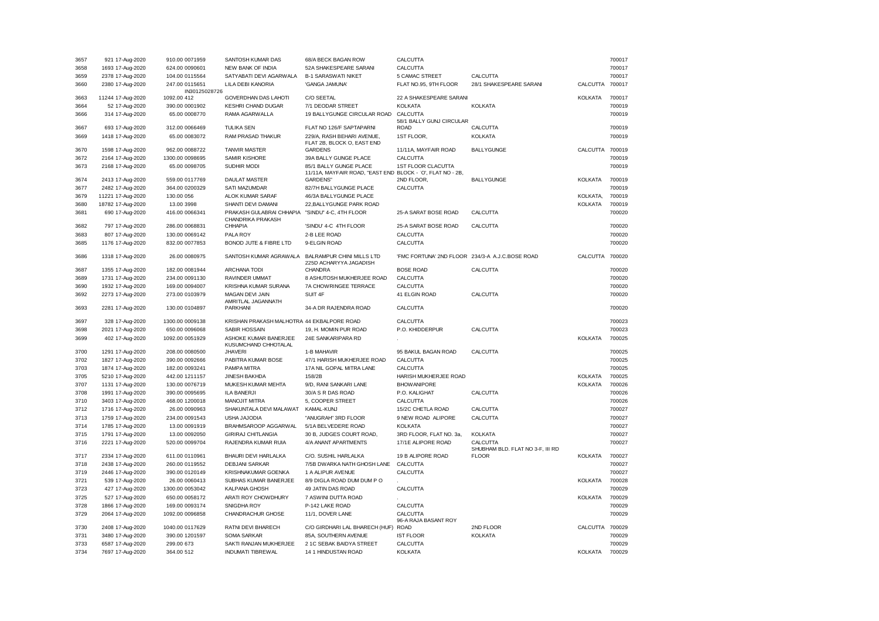| | | | | | | | | | |
|---|---|---|---|---|---|---|---|---|---|
| 3657 | 921 17-Aug-2020 | 910.00 0071959 | SANTOSH KUMAR DAS | 68/A BECK BAGAN ROW | CALCUTTA | | | 700017 |
| 3658 | 1693 17-Aug-2020 | 624.00 0090601 | NEW BANK OF INDIA | 52A SHAKESPEARE SARANI | CALCUTTA | | | 700017 |
| 3659 | 2378 17-Aug-2020 | 104.00 0115564 | SATYABATI DEVI AGARWALA | B-1 SARASWATI NIKET | 5 CAMAC STREET | CALCUTTA | | 700017 |
| 3660 | 2380 17-Aug-2020 | 247.00 0115651 | LILA DEBI KANORIA | 'GANGA JAMUNA' | FLAT NO.95, 9TH FLOOR | 28/1 SHAKESPEARE SARANI | CALCUTTA | 700017 |
| 3663 | 11244 17-Aug-2020 | IN30125028726 1092.00 412 | GOVERDHAN DAS LAHOTI | C/O SEETAL | 22 A SHAKESPEARE SARANI | | KOLKATA | 700017 |
| 3664 | 52 17-Aug-2020 | 390.00 0001902 | KESHRI CHAND DUGAR | 7/1 DEODAR STREET | KOLKATA | KOLKATA | | 700019 |
| 3666 | 314 17-Aug-2020 | 65.00 0008770 | RAMA AGARWALLA | 19 BALLYGUNGE CIRCULAR ROAD | CALCUTTA | | | 700019 |
| 3667 | 693 17-Aug-2020 | 312.00 0066469 | TULIKA SEN | FLAT NO 126/F SAPTAPARNI | 58/1 BALLY GUNJ CIRCULAR ROAD | CALCUTTA | | 700019 |
| 3669 | 1418 17-Aug-2020 | 65.00 0083072 | RAM PRASAD THAKUR | 229/A, RASH BEHARI AVENUE, | 1ST FLOOR, | KOLKATA | | 700019 |
| 3670 | 1598 17-Aug-2020 | 962.00 0088722 | TANVIR MASTER | FLAT 2B, BLOCK O, EAST END GARDENS | 11/11A, MAYFAIR ROAD | BALLYGUNGE | CALCUTTA | 700019 |
| 3672 | 2164 17-Aug-2020 | 1300.00 0098695 | SAMIR KISHORE | 39A BALLY GUNGE PLACE | CALCUTTA | | | 700019 |
| 3673 | 2168 17-Aug-2020 | 65.00 0098705 | SUDHIR MODI | 85/1 BALLY GUNGE PLACE | 1ST FLOOR CLACUTTA | | | 700019 |
| 3674 | 2413 17-Aug-2020 | 559.00 0117769 | DAULAT MASTER | 11/11A, MAYFAIR ROAD, "EAST END GARDENS" | BLOCK - 'O', FLAT NO - 2B, 2ND FLOOR, | BALLYGUNGE | KOLKATA | 700019 |
| 3677 | 2482 17-Aug-2020 | 364.00 0200329 | SATI MAZUMDAR | 82/7H BALLYGUNGE PLACE | CALCUTTA | | | 700019 |
| 3679 | 11221 17-Aug-2020 | 130.00 056 | ALOK KUMAR SARAF | 46/3A BALLYGUNGE PLACE | | | KOLKATA, | 700019 |
| 3680 | 18782 17-Aug-2020 | 13.00 3998 | SHANTI DEVI DAMANI | 22,BALLYGUNGE PARK ROAD | | | KOLKATA | 700019 |
| 3681 | 690 17-Aug-2020 | 416.00 0066341 | PRAKASH GULABRAI CHHAPIA | "SINDU" 4-C, 4TH FLOOR | 25-A SARAT BOSE ROAD | CALCUTTA | | 700020 |
| 3682 | 797 17-Aug-2020 | 286.00 0068831 | CHANDRIKA PRAKASH CHHAPIA | 'SINDU' 4-C 4TH FLOOR | 25-A SARAT BOSE ROAD | CALCUTTA | | 700020 |
| 3683 | 807 17-Aug-2020 | 130.00 0069142 | PALA ROY | 2-B LEE ROAD | CALCUTTA | | | 700020 |
| 3685 | 1176 17-Aug-2020 | 832.00 0077853 | BONOD JUTE & FIBRE LTD | 9-ELGIN ROAD | CALCUTTA | | | 700020 |
| 3686 | 1318 17-Aug-2020 | 26.00 0080975 | SANTOSH KUMAR AGRAWALA | BALRAMPUR CHINI MILLS LTD | 'FMC FORTUNA' 2ND FLOOR | 234/3-A A.J.C.BOSE ROAD | CALCUTTA | 700020 |
| 3687 | 1355 17-Aug-2020 | 182.00 0081944 | ARCHANA TODI | 225D ACHARYYA JAGADISH CHANDRA | BOSE ROAD | CALCUTTA | | 700020 |
| 3689 | 1731 17-Aug-2020 | 234.00 0091130 | RAVINDER UMMAT | 8 ASHUTOSH MUKHERJEE ROAD | CALCUTTA | | | 700020 |
| 3690 | 1932 17-Aug-2020 | 169.00 0094007 | KRISHNA KUMAR SURANA | 7A CHOWRINGEE TERRACE | CALCUTTA | | | 700020 |
| 3692 | 2273 17-Aug-2020 | 273.00 0103979 | MAGAN DEVI JAIN | SUIT 4F | 41 ELGIN ROAD | CALCUTTA | | 700020 |
| 3693 | 2281 17-Aug-2020 | 130.00 0104897 | AMRITLAL JAGANNATH PARKHANI | 34-A DR RAJENDRA ROAD | CALCUTTA | | | 700020 |
| 3697 | 328 17-Aug-2020 | 1300.00 0009138 | KRISHAN PRAKASH MALHOTRA | 44 EKBALPORE ROAD | CALCUTTA | | | 700023 |
| 3698 | 2021 17-Aug-2020 | 650.00 0096068 | SABIR HOSSAIN | 19, H. MOMIN PUR ROAD | P.O. KHIDDERPUR | CALCUTTA | | 700023 |
| 3699 | 402 17-Aug-2020 | 1092.00 0051929 | ASHOKE KUMAR BANERJEE | 24E SANKARIPARA RD | . | | KOLKATA | 700025 |
| 3700 | 1291 17-Aug-2020 | 208.00 0080500 | KUSUMCHAND CHHOTALAL JHAVERI | 1-B MAHAVIR | 95 BAKUL BAGAN ROAD | CALCUTTA | | 700025 |
| 3702 | 1827 17-Aug-2020 | 390.00 0092666 | PABITRA KUMAR BOSE | 47/1 HARISH MUKHERJEE ROAD | CALCUTTA | | | 700025 |
| 3703 | 1874 17-Aug-2020 | 182.00 0093241 | PAMPA MITRA | 17A NIL GOPAL MITRA LANE | CALCUTTA | | | 700025 |
| 3705 | 5210 17-Aug-2020 | 442.00 1211157 | JINESH BAKHDA | 158/2B | HARISH MUKHERJEE ROAD | | KOLKATA | 700025 |
| 3707 | 1131 17-Aug-2020 | 130.00 0076719 | MUKESH KUMAR MEHTA | 9/D, RANI SANKARI LANE | BHOWANIPORE | | KOLKATA | 700026 |
| 3708 | 1991 17-Aug-2020 | 390.00 0095695 | ILA BANERJI | 30/A S R DAS ROAD | P.O. KALIGHAT | CALCUTTA | | 700026 |
| 3710 | 3403 17-Aug-2020 | 468.00 1200018 | MANOJIT MITRA | 5, COOPER STREET | CALCUTTA | | | 700026 |
| 3712 | 1716 17-Aug-2020 | 26.00 0090963 | SHAKUNTALA DEVI MALAWAT | KAMAL-KUNJ | 15/2C CHETLA ROAD | CALCUTTA | | 700027 |
| 3713 | 1759 17-Aug-2020 | 234.00 0091543 | USHA JAJODIA | "ANUGRAH" 3RD FLOOR | 9 NEW ROAD ALIPORE | CALCUTTA | | 700027 |
| 3714 | 1785 17-Aug-2020 | 13.00 0091919 | BRAHMSAROOP AGGARWAL | 5/1A BELVEDERE ROAD | KOLKATA | | | 700027 |
| 3715 | 1791 17-Aug-2020 | 13.00 0092050 | GIRIRAJ CHITLANGIA | 30 B, JUDGES COURT ROAD, | 3RD FLOOR, FLAT NO. 3a, | KOLKATA | | 700027 |
| 3716 | 2221 17-Aug-2020 | 520.00 0099704 | RAJENDRA KUMAR RUIA | 4/A ANANT APARTMENTS | 17/1E ALIPORE ROAD | CALCUTTA | | 700027 |
| 3717 | 2334 17-Aug-2020 | 611.00 0110961 | BHAURI DEVI HARLALKA | C/O. SUSHIL HARLALKA | 19 B ALIPORE ROAD | SHUBHAM BLD. FLAT NO 3-F, III RD FLOOR | KOLKATA | 700027 |
| 3718 | 2438 17-Aug-2020 | 260.00 0119552 | DEBJANI SARKAR | 7/5B DWARKA NATH GHOSH LANE | CALCUTTA | | | 700027 |
| 3719 | 2446 17-Aug-2020 | 390.00 0120149 | KRISHNAKUMAR GOENKA | 1 A ALIPUR AVENUE | CALCUTTA | | | 700027 |
| 3721 | 539 17-Aug-2020 | 26.00 0060413 | SUBHAS KUMAR BANERJEE | 8/9 DIGLA ROAD DUM DUM P O | . | | KOLKATA | 700028 |
| 3723 | 427 17-Aug-2020 | 1300.00 0053042 | KALPANA GHOSH | 49 JATIN DAS ROAD | CALCUTTA | | | 700029 |
| 3725 | 527 17-Aug-2020 | 650.00 0058172 | ARATI ROY CHOWDHURY | 7 ASWINI DUTTA ROAD | . | | KOLKATA | 700029 |
| 3728 | 1866 17-Aug-2020 | 169.00 0093174 | SNIGDHA ROY | P-142 LAKE ROAD | CALCUTTA | | | 700029 |
| 3729 | 2064 17-Aug-2020 | 1092.00 0096858 | CHANDRACHUR GHOSE | 11/1, DOVER LANE | CALCUTTA | | | 700029 |
| 3730 | 2408 17-Aug-2020 | 1040.00 0117629 | RATNI DEVI BHARECH | C/O GIRDHARI LAL BHARECH (HUF) | 96-A RAJA BASANT ROY ROAD | 2ND FLOOR | CALCUTTA | 700029 |
| 3731 | 3480 17-Aug-2020 | 390.00 1201597 | SOMA SARKAR | 85A, SOUTHERN AVENUE | IST FLOOR | KOLKATA | | 700029 |
| 3733 | 6587 17-Aug-2020 | 299.00 673 | SAKTI RANJAN MUKHERJEE | 2 1C SEBAK BAIDYA STREET | CALCUTTA | | | 700029 |
| 3734 | 7697 17-Aug-2020 | 364.00 512 | INDUMATI TIBREWAL | 14 1 HINDUSTAN ROAD | KOLKATA | | KOLKATA | 700029 |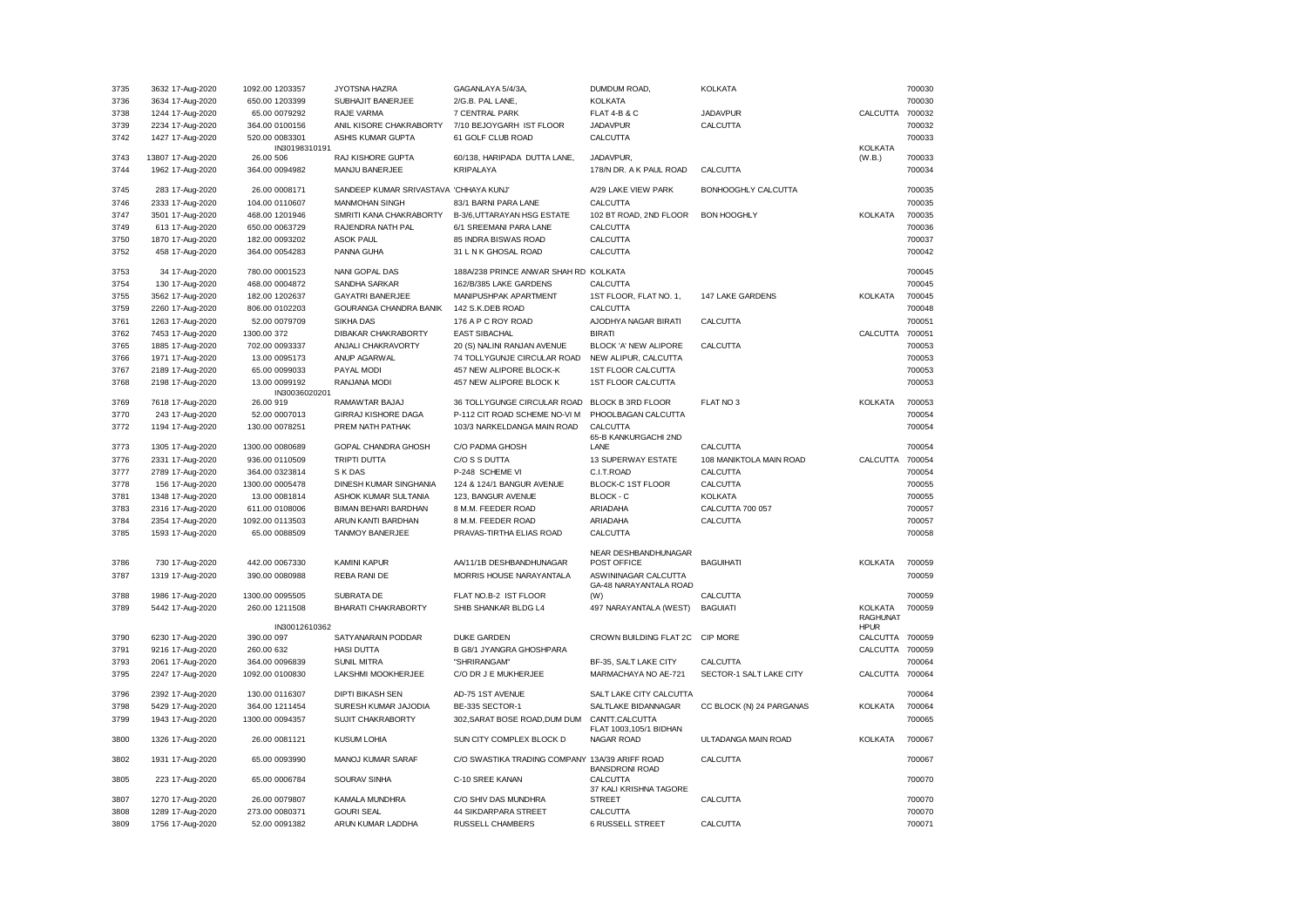| | | | | | | | | | | |
|---|---|---|---|---|---|---|---|---|---|---|
| 3735 | 3632 | 17-Aug-2020 | 1092.00 | 1203357 | JYOTSNA HAZRA | GAGANLAYA 5/4/3A, | DUMDUM ROAD, | KOLKATA | | 700030 |
| 3736 | 3634 | 17-Aug-2020 | 650.00 | 1203399 | SUBHAJIT BANERJEE | 2/G.B. PAL LANE, | KOLKATA | | | 700030 |
| 3738 | 1244 | 17-Aug-2020 | 65.00 | 0079292 | RAJE VARMA | 7 CENTRAL PARK | FLAT 4-B & C | JADAVPUR | CALCUTTA | 700032 |
| 3739 | 2234 | 17-Aug-2020 | 364.00 | 0100156 | ANIL KISORE CHAKRABORTY | 7/10 BEJOYGARH IST FLOOR | JADAVPUR | CALCUTTA | | 700032 |
| 3742 | 1427 | 17-Aug-2020 | 520.00 | 0083301 | ASHIS KUMAR GUPTA | 61 GOLF CLUB ROAD | CALCUTTA | | | 700033 |
| 3743 | 13807 | 17-Aug-2020 | 26.00 | IN30198310191 506 | RAJ KISHORE GUPTA | 60/138, HARIPADA DUTTA LANE, | JADAVPUR, | | KOLKATA (W.B.) | 700033 |
| 3744 | 1962 | 17-Aug-2020 | 364.00 | 0094982 | MANJU BANERJEE | KRIPALAYA | 178/N DR. A K PAUL ROAD | CALCUTTA | | 700034 |
| 3745 | 283 | 17-Aug-2020 | 26.00 | 0008171 | SANDEEP KUMAR SRIVASTAVA | 'CHHAYA KUNJ' | A/29 LAKE VIEW PARK | BONHOOGHLY CALCUTTA | | 700035 |
| 3746 | 2333 | 17-Aug-2020 | 104.00 | 0110607 | MANMOHAN SINGH | 83/1 BARNI PARA LANE | CALCUTTA | | | 700035 |
| 3747 | 3501 | 17-Aug-2020 | 468.00 | 1201946 | SMRITI KANA CHAKRABORTY | B-3/6,UTTARAYAN HSG ESTATE | 102 BT ROAD, 2ND FLOOR | BON HOOGHLY | KOLKATA | 700035 |
| 3749 | 613 | 17-Aug-2020 | 650.00 | 0063729 | RAJENDRA NATH PAL | 6/1 SREEMANI PARA LANE | CALCUTTA | | | 700036 |
| 3750 | 1870 | 17-Aug-2020 | 182.00 | 0093202 | ASOK PAUL | 85 INDRA BISWAS ROAD | CALCUTTA | | | 700037 |
| 3752 | 458 | 17-Aug-2020 | 364.00 | 0054283 | PANNA GUHA | 31 L N K GHOSAL ROAD | CALCUTTA | | | 700042 |
| 3753 | 34 | 17-Aug-2020 | 780.00 | 0001523 | NANI GOPAL DAS | 188A/238 PRINCE ANWAR SHAH RD | KOLKATA | | | 700045 |
| 3754 | 130 | 17-Aug-2020 | 468.00 | 0004872 | SANDHA SARKAR | 162/B/385 LAKE GARDENS | CALCUTTA | | | 700045 |
| 3755 | 3562 | 17-Aug-2020 | 182.00 | 1202637 | GAYATRI BANERJEE | MANIPUSHPAK APARTMENT | 1ST FLOOR, FLAT NO. 1, | 147 LAKE GARDENS | KOLKATA | 700045 |
| 3759 | 2260 | 17-Aug-2020 | 806.00 | 0102203 | GOURANGA CHANDRA BANIK | 142 S.K.DEB ROAD | CALCUTTA | | | 700048 |
| 3761 | 1263 | 17-Aug-2020 | 52.00 | 0079709 | SIKHA DAS | 176 A P C ROY ROAD | AJODHYA NAGAR BIRATI | CALCUTTA | | 700051 |
| 3762 | 7453 | 17-Aug-2020 | 1300.00 | 372 | DIBAKAR CHAKRABORTY | EAST SIBACHAL | BIRATI | | CALCUTTA | 700051 |
| 3765 | 1885 | 17-Aug-2020 | 702.00 | 0093337 | ANJALI CHAKRAVORTY | 20 (S) NALINI RANJAN AVENUE | BLOCK 'A' NEW ALIPORE | CALCUTTA | | 700053 |
| 3766 | 1971 | 17-Aug-2020 | 13.00 | 0095173 | ANUP AGARWAL | 74 TOLLYGUNJE CIRCULAR ROAD | NEW ALIPUR, CALCUTTA | | | 700053 |
| 3767 | 2189 | 17-Aug-2020 | 65.00 | 0099033 | PAYAL MODI | 457 NEW ALIPORE BLOCK-K | 1ST FLOOR CALCUTTA | | | 700053 |
| 3768 | 2198 | 17-Aug-2020 | 13.00 | 0099192 | RANJANA MODI | 457 NEW ALIPORE BLOCK K | 1ST FLOOR CALCUTTA | | | 700053 |
| 3769 | 7618 | 17-Aug-2020 | 26.00 | IN30036020201 919 | RAMAWTAR BAJAJ | 36 TOLLYGUNGE CIRCULAR ROAD | BLOCK B 3RD FLOOR | FLAT NO 3 | KOLKATA | 700053 |
| 3770 | 243 | 17-Aug-2020 | 52.00 | 0007013 | GIRRAJ KISHORE DAGA | P-112 CIT ROAD SCHEME NO-VI M | PHOOLBAGAN CALCUTTA | | | 700054 |
| 3772 | 1194 | 17-Aug-2020 | 130.00 | 0078251 | PREM NATH PATHAK | 103/3 NARKELDANGA MAIN ROAD | CALCUTTA | | | 700054 |
| 3773 | 1305 | 17-Aug-2020 | 1300.00 | 0080689 | GOPAL CHANDRA GHOSH | C/O PADMA GHOSH | 65-B KANKURGACHI 2ND LANE | CALCUTTA | | 700054 |
| 3776 | 2331 | 17-Aug-2020 | 936.00 | 0110509 | TRIPTI DUTTA | C/O S S DUTTA | 13 SUPERWAY ESTATE | 108 MANIKTOLA MAIN ROAD | CALCUTTA | 700054 |
| 3777 | 2789 | 17-Aug-2020 | 364.00 | 0323814 | S K DAS | P-248 SCHEME VI | C.I.T.ROAD | CALCUTTA | | 700054 |
| 3778 | 156 | 17-Aug-2020 | 1300.00 | 0005478 | DINESH KUMAR SINGHANIA | 124 & 124/1 BANGUR AVENUE | BLOCK-C 1ST FLOOR | CALCUTTA | | 700055 |
| 3781 | 1348 | 17-Aug-2020 | 13.00 | 0081814 | ASHOK KUMAR SULTANIA | 123, BANGUR AVENUE | BLOCK - C | KOLKATA | | 700055 |
| 3783 | 2316 | 17-Aug-2020 | 611.00 | 0108006 | BIMAN BEHARI BARDHAN | 8 M.M. FEEDER ROAD | ARIADAHA | CALCUTTA 700 057 | | 700057 |
| 3784 | 2354 | 17-Aug-2020 | 1092.00 | 0113503 | ARUN KANTI BARDHAN | 8 M.M. FEEDER ROAD | ARIADAHA | CALCUTTA | | 700057 |
| 3785 | 1593 | 17-Aug-2020 | 65.00 | 0088509 | TANMOY BANERJEE | PRAVAS-TIRTHA ELIAS ROAD | CALCUTTA | | | 700058 |
| 3786 | 730 | 17-Aug-2020 | 442.00 | 0067330 | KAMINI KAPUR | AA/11/1B DESHBANDHUNAGAR | NEAR DESHBANDHUNAGAR POST OFFICE | BAGUIHATI | KOLKATA | 700059 |
| 3787 | 1319 | 17-Aug-2020 | 390.00 | 0080988 | REBA RANI DE | MORRIS HOUSE NARAYANTALA | ASWININAGAR CALCUTTA | | | 700059 |
| 3788 | 1986 | 17-Aug-2020 | 1300.00 | 0095505 | SUBRATA DE | FLAT NO.B-2 IST FLOOR | GA-48 NARAYANTALA ROAD (W) | CALCUTTA | | 700059 |
| 3789 | 5442 | 17-Aug-2020 | 260.00 | 1211508 | BHARATI CHAKRABORTY | SHIB SHANKAR BLDG L4 | 497 NARAYANTALA (WEST) | BAGUIATI | KOLKATA | 700059 |
| 3790 | 6230 | 17-Aug-2020 | 390.00 | IN30012610362 097 | SATYANARAIN PODDAR | DUKE GARDEN | CROWN BUILDING FLAT 2C | CIP MORE | RAGHUNAT HPUR CALCUTTA | 700059 |
| 3791 | 9216 | 17-Aug-2020 | 260.00 | 632 | HASI DUTTA | B G8/1 JYANGRA GHOSHPARA | | | CALCUTTA | 700059 |
| 3793 | 2061 | 17-Aug-2020 | 364.00 | 0096839 | SUNIL MITRA | "SHRIRANGAM" | BF-35, SALT LAKE CITY | CALCUTTA | | 700064 |
| 3795 | 2247 | 17-Aug-2020 | 1092.00 | 0100830 | LAKSHMI MOOKHERJEE | C/O DR J E MUKHERJEE | MARMACHAYA NO AE-721 | SECTOR-1 SALT LAKE CITY | CALCUTTA | 700064 |
| 3796 | 2392 | 17-Aug-2020 | 130.00 | 0116307 | DIPTI BIKASH SEN | AD-75 1ST AVENUE | SALT LAKE CITY CALCUTTA | | | 700064 |
| 3798 | 5429 | 17-Aug-2020 | 364.00 | 1211454 | SURESH KUMAR JAJODIA | BE-335 SECTOR-1 | SALTLAKE BIDANNAGAR | CC BLOCK (N) 24 PARGANAS | KOLKATA | 700064 |
| 3799 | 1943 | 17-Aug-2020 | 1300.00 | 0094357 | SUJIT CHAKRABORTY | 302,SARAT BOSE ROAD,DUM DUM | CANTT.CALCUTTA | | | 700065 |
| 3800 | 1326 | 17-Aug-2020 | 26.00 | 0081121 | KUSUM LOHIA | SUN CITY COMPLEX BLOCK D | FLAT 1003,105/1 BIDHAN NAGAR ROAD | ULTADANGA MAIN ROAD | KOLKATA | 700067 |
| 3802 | 1931 | 17-Aug-2020 | 65.00 | 0093990 | MANOJ KUMAR SARAF | C/O SWASTIKA TRADING COMPANY | 13A/39 ARIFF ROAD | CALCUTTA | | 700067 |
| 3805 | 223 | 17-Aug-2020 | 65.00 | 0006784 | SOURAV SINHA | C-10 SREE KANAN | BANSDRONI ROAD CALCUTTA | | | 700070 |
| 3807 | 1270 | 17-Aug-2020 | 26.00 | 0079807 | KAMALA MUNDHRA | C/O SHIV DAS MUNDHRA | 37 KALI KRISHNA TAGORE STREET | CALCUTTA | | 700070 |
| 3808 | 1289 | 17-Aug-2020 | 273.00 | 0080371 | GOURI SEAL | 44 SIKDARPARA STREET | CALCUTTA | | | 700070 |
| 3809 | 1756 | 17-Aug-2020 | 52.00 | 0091382 | ARUN KUMAR LADDHA | RUSSELL CHAMBERS | 6 RUSSELL STREET | CALCUTTA | | 700071 |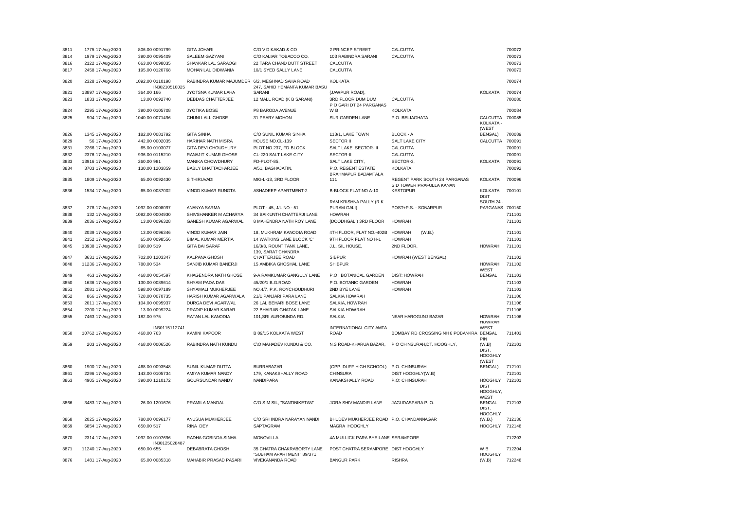| | | | | | | | | | |
|---|---|---|---|---|---|---|---|---|---|
| 3811 | 1775 17-Aug-2020 | 806.00 0091799 | GITA JOHARI | C/O V D KAKAD & CO | 2 PRINCEP STREET | CALCUTTA | | 700072 |
| 3814 | 1979 17-Aug-2020 | 390.00 0095409 | SALEEM GAZYANI | C/O KALIAR TOBACCO CO. | 103 RABINDRA SARANI | CALCUTTA | | 700073 |
| 3816 | 2122 17-Aug-2020 | 663.00 0098035 | SHANKAR LAL SARAOGI | 22 TARA CHAND DUTT STREET | CALCUTTA | | | 700073 |
| 3817 | 2458 17-Aug-2020 | 195.00 0120768 | MOHAN LAL DIDWANIA | 10/1 SYED SALLY LANE | CALCUTTA | | | 700073 |
| 3820 | 2328 17-Aug-2020 | 1092.00 0110198 | RABINDRA KUMAR MAJUMDER | 6/2, MEGHNAD SAHA ROAD | KOLKATA | | | 700074 |
| 3821 | 13897 17-Aug-2020 | IN30210510025 364.00 166 | JYOTSNA KUMAR LAHA | 247, SAHID HEMANTA KUMAR BASU SARANI | (JAWPUR ROAD), | | KOLKATA | 700074 |
| 3823 | 1833 17-Aug-2020 | 13.00 0092740 | DEBDAS CHATTERJEE | 12 MALL ROAD (K B SARANI) | 3RD FLOOR DUM DUM | CALCUTTA | | 700080 |
| 3824 | 2295 17-Aug-2020 | 390.00 0105708 | JYOTIKA BOSE | P8 BARODA AVENUE | P O GARI DT 24 PARGANAS W B | KOLKATA | | 700084 |
| 3825 | 904 17-Aug-2020 | 1040.00 0071496 | CHUNI LALL GHOSE | 31 PEARY MOHON | SUR GARDEN LANE | P.O: BELIAGHATA | CALCUTTA | 700085 |
| 3826 | 1345 17-Aug-2020 | 182.00 0081792 | GITA SINHA | C/O SUNIL KUMAR SINHA | 113/1, LAKE TOWN | BLOCK - A | KOLKATA - (WEST BENGAL) | 700089 |
| 3829 | 56 17-Aug-2020 | 442.00 0002035 | HARIHAR NATH MISRA | HOUSE NO.CL-139 | SECTOR II | SALT LAKE CITY | CALCUTTA | 700091 |
| 3831 | 2266 17-Aug-2020 | 65.00 0103077 | GITA DEVI CHOUDHURY | PLOT NO.237, FD-BLOCK | SALT LAKE SECTOR-III | CALCUTTA | | 700091 |
| 3832 | 2376 17-Aug-2020 | 936.00 0115210 | RANAJIT KUMAR GHOSE | CL-220 SALT LAKE CITY | SECTOR-II | CALCUTTA | | 700091 |
| 3833 | 13916 17-Aug-2020 | 260.00 981 | MANIKA CHOWDHURY | FD-PLOT-85, | SALT LAKE CITY, | SECTOR-3, | KOLKATA | 700091 |
| 3834 | 3703 17-Aug-2020 | 130.00 1203859 | BABLY BHATTACHARJEE | A/51, BAGHAJATIN, | P.O. REGENT ESTATE | KOLKATA | | 700092 |
| 3835 | 1809 17-Aug-2020 | 65.00 0092430 | S THIRUVADI | MIG-L-13, 3RD FLOOR | BRAHMAPUR BADAMTALA 111 | REGENT PARK SOUTH 24 PARGANAS | KOLKATA | 700096 |
| 3836 | 1534 17-Aug-2020 | 65.00 0087002 | VINOD KUMAR RUNGTA | ASHADEEP APARTMENT-2 | B-BLOCK FLAT NO A-10 | S D TOWER PRAFULLA KANAN KESTOPUR | KOLKATA | 700101 |
| 3837 | 278 17-Aug-2020 | 1092.00 0008097 | ANANYA SARMA | PLOT - 45, J/L NO - 51 | RAM KRISHNA PALLY (R K PURAM GALI) | POST+P.S. - SONARPUR | DIST SOUTH 24 - PARGANAS | 700150 |
| 3838 | 132 17-Aug-2020 | 1092.00 0004930 | SHIVSHANKER M ACHARYA | 34 BAIKUNTH CHATTERJI LANE | HOWRAH | | | 711101 |
| 3839 | 2036 17-Aug-2020 | 13.00 0096328 | GANESH KUMAR AGARWAL | 8 MAHENDRA NATH ROY LANE | (DOODHGALI) 3RD FLOOR | HOWRAH | | 711101 |
| 3840 | 2039 17-Aug-2020 | 13.00 0096346 | VINOD KUMAR JAIN | 18, MUKHRAM KANODIA ROAD | 4TH FLOOR, FLAT NO.-402B | HOWRAH (W.B.) | | 711101 |
| 3841 | 2152 17-Aug-2020 | 65.00 0098556 | BIMAL KUMAR MERTIA | 14 WATKINS LANE BLOCK 'C' | 9TH FLOOR FLAT NO H-1 | HOWRAH | | 711101 |
| 3845 | 13938 17-Aug-2020 | 390.00 519 | GITA BAI SARAF | 16/3/3, ROUNT TANK LANE, | J.L. SIL HOUSE, | 2ND FLOOR, | HOWRAH | 711101 |
| 3847 | 3631 17-Aug-2020 | 702.00 1203347 | KALPANA GHOSH | 139, SARAT CHANDRA CHATTERJEE ROAD | SIBPUR | HOWRAH (WEST BENGAL) | | 711102 |
| 3848 | 11236 17-Aug-2020 | 780.00 534 | SANJIB KUMAR BANERJI | 15 AMBIKA GHOSHAL LANE | SHIBPUR | | HOWRAH | 711102 |
| 3849 | 463 17-Aug-2020 | 468.00 0054597 | KHAGENDRA NATH GHOSE | 9-A RAMKUMAR GANGULY LANE | P.O : BOTANICAL GARDEN | DIST: HOWRAH | WEST BENGAL | 711103 |
| 3850 | 1636 17-Aug-2020 | 130.00 0089614 | SHYAM PADA DAS | 45/20/1 B.G.ROAD | P.O. BOTANIC GARDEN | HOWRAH | | 711103 |
| 3851 | 2081 17-Aug-2020 | 598.00 0097189 | SHYAMALI MUKHERJEE | NO.4/7, P.K. ROYCHOUDHURI | 2ND BYE LANE | HOWRAH | | 711103 |
| 3852 | 866 17-Aug-2020 | 728.00 0070735 | HARISH KUMAR AGARWALA | 21/1 PANJARI PARA LANE | SALKIA HOWRAH | | | 711106 |
| 3853 | 2011 17-Aug-2020 | 104.00 0095937 | DURGA DEVI AGARWAL | 26 LAL BEHARI BOSE LANE | SALKIA, HOWRAH | | | 711106 |
| 3854 | 2200 17-Aug-2020 | 13.00 0099224 | PRADIP KUMAR KARAR | 22 BHAIRAB GHATAK LANE | SALKIA HOWRAH | | | 711106 |
| 3855 | 7463 17-Aug-2020 | 182.00 975 | RATAN LAL KANODIA | 101,SRI AUROBINDA RD. | SALKIA | NEAR HAROGUNJ BAZAR | HOWRAH | 711106 |
| 3858 | 10762 17-Aug-2020 | IN30115112741 468.00 763 | KAMINI KAPOOR | B 09/15 KOLKATA WEST | INTERNATIONAL CITY AMTA ROAD | BOMBAY RD CROSSING NH 6 POBANKRA | HOWRAH WEST BENGAL | 711403 |
| 3859 | 203 17-Aug-2020 | 468.00 0006526 | RABINDRA NATH KUNDU | C\O MAHADEV KUNDU & CO. | N.S ROAD-KHARUA BAZAR, | P O CHINSURAH,DT. HOOGHLY, | PIN (W.B) | 712101 |
| 3860 | 1900 17-Aug-2020 | 468.00 0093548 | SUNIL KUMAR DUTTA | BURRABAZAR | (OPP. DUFF HIGH SCHOOL) | P.O. CHINSURAH | DIST. HOOGHLY (WEST BENGAL) | 712101 |
| 3861 | 2296 17-Aug-2020 | 143.00 0105734 | AMIYA KUMAR NANDY | 179, KANAKSHALLY ROAD | CHINSURA | DIST HOOGHLY(W.B) | | 712101 |
| 3863 | 4905 17-Aug-2020 | 390.00 1210172 | GOURSUNDAR NANDY | NANDIPARA | KANAKSHALLY ROAD | P.O: CHINSURAH | HOOGHLY | 712101 |
| 3866 | 3483 17-Aug-2020 | 26.00 1201676 | PRAMILA MANDAL | C/O S M SIL, "SANTINIKETAN" | JORA SHIV MANDIR LANE | JAGUDASPARA P. O. | DIST HOOGHLY, WEST BENGAL | 712103 |
| 3868 | 2025 17-Aug-2020 | 780.00 0096177 | ANUSUA MUKHERJEE | C/O SRI INDRA NARAYAN NANDI | BHUDEV MUKHERJEE ROAD | P.O. CHANDANNAGAR | DIST. HOOGHLY (W.B.) | 712136 |
| 3869 | 6854 17-Aug-2020 | 650.00 517 | RINA DEY | SAPTAGRAM | MAGRA HOOGHLY | | HOOGHLY | 712148 |
| 3870 | 2314 17-Aug-2020 | 1092.00 0107696 | RADHA GOBINDA SINHA | MONOVILLA | 4A MULLICK PARA BYE LANE SERAMPORE | | | 712203 |
| 3871 | 11240 17-Aug-2020 | IN30125028487 650.00 655 | DEBABRATA GHOSH | 35 CHATRA CHAKRABORTY LANE | POST CHATRA SERAMPORE | DIST HOOGHLY | W B | 712204 |
| 3876 | 1481 17-Aug-2020 | 65.00 0085318 | MAHABIR PRASAD PASARI | "SUBHAM APARTMENT" 89/371 VIVEKANANDA ROAD | BANGUR PARK | RISHRA | HOOGHLY (W.B) | 712248 |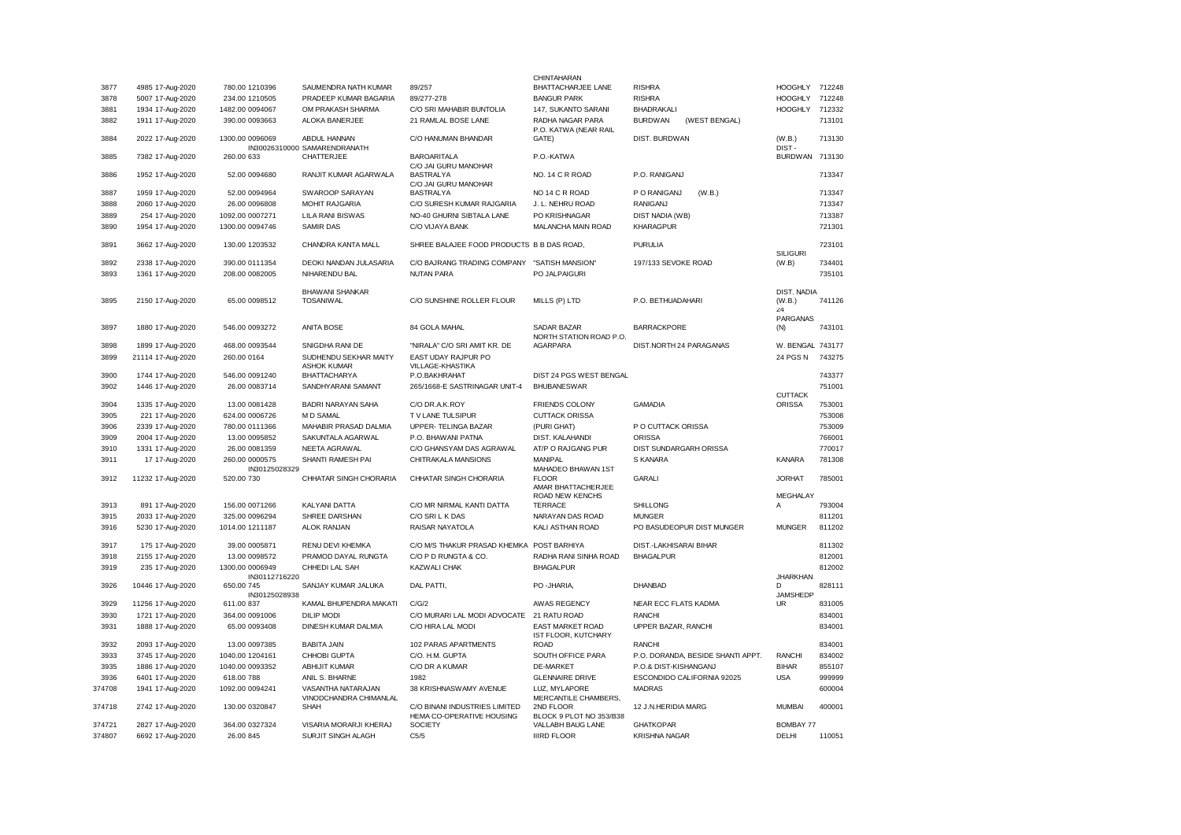| | | | | | | | | | | |
|---|---|---|---|---|---|---|---|---|---|---|
| 3877 | 4985 | 17-Aug-2020 | 780.00 | 1210396 | SAUMENDRA NATH KUMAR | 89/257 | CHINTAHARAN BHATTACHARJEE LANE | RISHRA | HOOGHLY | 712248 |
| 3878 | 5007 | 17-Aug-2020 | 234.00 | 1210505 | PRADEEP KUMAR BAGARIA | 89/277-278 | BANGUR PARK | RISHRA | HOOGHLY | 712248 |
| 3881 | 1934 | 17-Aug-2020 | 1482.00 | 0094067 | OM PRAKASH SHARMA | C/O SRI MAHABIR BUNTOLIA | 147, SUKANTO SARANI | BHADRAKALI | HOOGHLY | 712332 |
| 3882 | 1911 | 17-Aug-2020 | 390.00 | 0093663 | ALOKA BANERJEE | 21 RAMLAL BOSE LANE | RADHA NAGAR PARA | BURDWAN (WEST BENGAL) | | 713101 |
| 3884 | 2022 | 17-Aug-2020 | 1300.00 | 0096069 | ABDUL HANNAN | C/O HANUMAN BHANDAR | P.O. KATWA (NEAR RAIL GATE) | DIST. BURDWAN | (W.B.) | 713130 |
| 3885 | 7382 | 17-Aug-2020 | 260.00 | IN30026310000 633 | SAMARENDRANATH CHATTERJEE | BAROARITALA | P.O.-KATWA | | DIST - BURDWAN | 713130 |
| 3886 | 1952 | 17-Aug-2020 | 52.00 | 0094680 | RANJIT KUMAR AGARWALA | C/O JAI GURU MANOHAR BASTRALYA | NO. 14 C R ROAD | P.O. RANIGANJ | | 713347 |
| 3887 | 1959 | 17-Aug-2020 | 52.00 | 0094964 | SWAROOP SARAYAN | C/O JAI GURU MANOHAR BASTRALYA | NO 14 C R ROAD | P O RANIGANJ (W.B.) | | 713347 |
| 3888 | 2060 | 17-Aug-2020 | 26.00 | 0096808 | MOHIT RAJGARIA | C/O SURESH KUMAR RAJGARIA | J. L. NEHRU ROAD | RANIGANJ | | 713347 |
| 3889 | 254 | 17-Aug-2020 | 1092.00 | 0007271 | LILA RANI BISWAS | NO-40 GHURNI SIBTALA LANE | PO KRISHNAGAR | DIST NADIA (WB) | | 713387 |
| 3890 | 1954 | 17-Aug-2020 | 1300.00 | 0094746 | SAMIR DAS | C/O VIJAYA BANK | MALANCHA MAIN ROAD | KHARAGPUR | | 721301 |
| 3891 | 3662 | 17-Aug-2020 | 130.00 | 1203532 | CHANDRA KANTA MALL | SHREE BALAJEE FOOD PRODUCTS | B B DAS ROAD, | PURULIA | | 723101 |
| 3892 | 2338 | 17-Aug-2020 | 390.00 | 0111354 | DEOKI NANDAN JULASARIA | C/O BAJRANG TRADING COMPANY | "SATISH MANSION" | 197/133 SEVOKE ROAD | SILIGURI (W.B) | 734401 |
| 3893 | 1361 | 17-Aug-2020 | 208.00 | 0082005 | NIHARENDU BAL | NUTAN PARA | PO JALPAIGURI | | | 735101 |
| 3895 | 2150 | 17-Aug-2020 | 65.00 | 0098512 | BHAWANI SHANKAR TOSANIWAL | C/O SUNSHINE ROLLER FLOUR | MILLS (P) LTD | P.O. BETHUADAHARI | DIST. NADIA (W.B.) | 741126 |
| 3897 | 1880 | 17-Aug-2020 | 546.00 | 0093272 | ANITA BOSE | 84 GOLA MAHAL | SADAR BAZAR | BARRACKPORE | 24 PARGANAS (N) | 743101 |
| 3898 | 1899 | 17-Aug-2020 | 468.00 | 0093544 | SNIGDHA RANI DE | "NIRALA" C/O SRI AMIT KR. DE | NORTH STATION ROAD P.O. AGARPARA | DIST.NORTH 24 PARAGANAS | W. BENGAL | 743177 |
| 3899 | 21114 | 17-Aug-2020 | 260.00 | 0164 | SUDHENDU SEKHAR MAITY | EAST UDAY RAJPUR PO | | | 24 PGS N | 743275 |
| 3900 | 1744 | 17-Aug-2020 | 546.00 | 0091240 | ASHOK KUMAR BHATTACHARYA | VILLAGE-KHASTIKA P.O.BAKHRAHAT | DIST 24 PGS WEST BENGAL | | | 743377 |
| 3902 | 1446 | 17-Aug-2020 | 26.00 | 0083714 | SANDHYARANI SAMANT | 265/1668-E SASTRINAGAR UNIT-4 | BHUBANESWAR | | | 751001 |
| 3904 | 1335 | 17-Aug-2020 | 13.00 | 0081428 | BADRI NARAYAN SAHA | C/O DR.A.K.ROY | FRIENDS COLONY | GAMADIA | CUTTACK ORISSA | 753001 |
| 3905 | 221 | 17-Aug-2020 | 624.00 | 0006726 | M D SAMAL | T V LANE TULSIPUR | CUTTACK ORISSA | | | 753008 |
| 3906 | 2339 | 17-Aug-2020 | 780.00 | 0111366 | MAHABIR PRASAD DALMIA | UPPER- TELINGA BAZAR | (PURI GHAT) | P O CUTTACK ORISSA | | 753009 |
| 3909 | 2004 | 17-Aug-2020 | 13.00 | 0095852 | SAKUNTALA AGARWAL | P.O. BHAWANI PATNA | DIST. KALAHANDI | ORISSA | | 766001 |
| 3910 | 1331 | 17-Aug-2020 | 26.00 | 0081359 | NEETA AGRAWAL | C/O GHANSYAM DAS AGRAWAL | AT/P O RAJGANG PUR | DIST SUNDARGARH ORISSA | | 770017 |
| 3911 | 17 | 17-Aug-2020 | 260.00 | 0000575 | SHANTI RAMESH PAI | CHITRAKALA MANSIONS | MANIPAL | S KANARA | KANARA | 781308 |
| 3912 | 11232 | 17-Aug-2020 | 520.00 | IN30125028329 730 | CHHATAR SINGH CHORARIA | CHHATAR SINGH CHORARIA | MAHADEO BHAWAN 1ST FLOOR | GARALI | JORHAT | 785001 |
| 3913 | 891 | 17-Aug-2020 | 156.00 | 0071266 | KALYANI DATTA | C/O MR NIRMAL KANTI DATTA | AMAR BHATTACHERJEE ROAD NEW KENCHS TERRACE | SHILLONG | MEGHALAY A | 793004 |
| 3915 | 2033 | 17-Aug-2020 | 325.00 | 0096294 | SHREE DARSHAN | C/O SRI L K DAS | NARAYAN DAS ROAD | MUNGER | | 811201 |
| 3916 | 5230 | 17-Aug-2020 | 1014.00 | 1211187 | ALOK RANJAN | RAISAR NAYATOLA | KALI ASTHAN ROAD | PO BASUDEOPUR DIST MUNGER | MUNGER | 811202 |
| 3917 | 175 | 17-Aug-2020 | 39.00 | 0005871 | RENU DEVI KHEMKA | C/O M/S THAKUR PRASAD KHEMKA | POST BARHIYA | DIST.-LAKHISARAI BIHAR | | 811302 |
| 3918 | 2155 | 17-Aug-2020 | 13.00 | 0098572 | PRAMOD DAYAL RUNGTA | C/O P D RUNGTA & CO. | RADHA RANI SINHA ROAD | BHAGALPUR | | 812001 |
| 3919 | 235 | 17-Aug-2020 | 1300.00 | 0006949 | CHHEDI LAL SAH | KAZWALI CHAK | BHAGALPUR | | | 812002 |
| 3926 | 10446 | 17-Aug-2020 | 650.00 | IN30112716220 745 | SANJAY KUMAR JALUKA | DAL PATTI, | PO -JHARIA, | DHANBAD | JHARKHAN D | 828111 |
| 3929 | 11256 | 17-Aug-2020 | 611.00 | IN30125028938 837 | KAMAL BHUPENDRA MAKATI | C/G/2 | AWAS REGENCY | NEAR ECC FLATS KADMA | JAMSHEDP UR | 831005 |
| 3930 | 1721 | 17-Aug-2020 | 364.00 | 0091006 | DILIP MODI | C/O MURARI LAL MODI ADVOCATE | 21 RATU ROAD | RANCHI | | 834001 |
| 3931 | 1888 | 17-Aug-2020 | 65.00 | 0093408 | DINESH KUMAR DALMIA | C/O HIRA LAL MODI | EAST MARKET ROAD | UPPER BAZAR, RANCHI | | 834001 |
| 3932 | 2093 | 17-Aug-2020 | 13.00 | 0097385 | BABITA JAIN | 102 PARAS APARTMENTS | IST FLOOR, KUTCHARY ROAD | RANCHI | | 834001 |
| 3933 | 3745 | 17-Aug-2020 | 1040.00 | 1204161 | CHHOBI GUPTA | C/O. H.M. GUPTA | SOUTH OFFICE PARA | P.O. DORANDA, BESIDE SHANTI APPT. | RANCHI | 834002 |
| 3935 | 1886 | 17-Aug-2020 | 1040.00 | 0093352 | ABHIJIT KUMAR | C/O DR A KUMAR | DE-MARKET | P.O.& DIST-KISHANGANJ | BIHAR | 855107 |
| 3936 | 6401 | 17-Aug-2020 | 618.00 | 788 | ANIL S. BHARNE | 1982 | GLENNAIRE DRIVE | ESCONDIDO CALIFORNIA 92025 | USA | 999999 |
| 374708 | 1941 | 17-Aug-2020 | 1092.00 | 0094241 | VASANTHA NATARAJAN | 38 KRISHNASWAMY AVENUE | LUZ, MYLAPORE | MADRAS | | 600004 |
| 374718 | 2742 | 17-Aug-2020 | 130.00 | 0320847 | VINODCHANDRA CHIMANLAL SHAH | C/O BINANI INDUSTRIES LIMITED | MERCANTILE CHAMBERS, 2ND FLOOR | 12 J.N.HERIDIA MARG | MUMBAI | 400001 |
| 374721 | 2827 | 17-Aug-2020 | 364.00 | 0327324 | VISARIA MORARJI KHERAJ | HEMA CO-OPERATIVE HOUSING SOCIETY | BLOCK 9 PLOT NO 353/B38 VALLABH BAUG LANE | GHATKOPAR | BOMBAY 77 | |
| 374807 | 6692 | 17-Aug-2020 | 26.00 | 845 | SURJIT SINGH ALAGH | C5/5 | IIIRD FLOOR | KRISHNA NAGAR | DELHI | 110051 |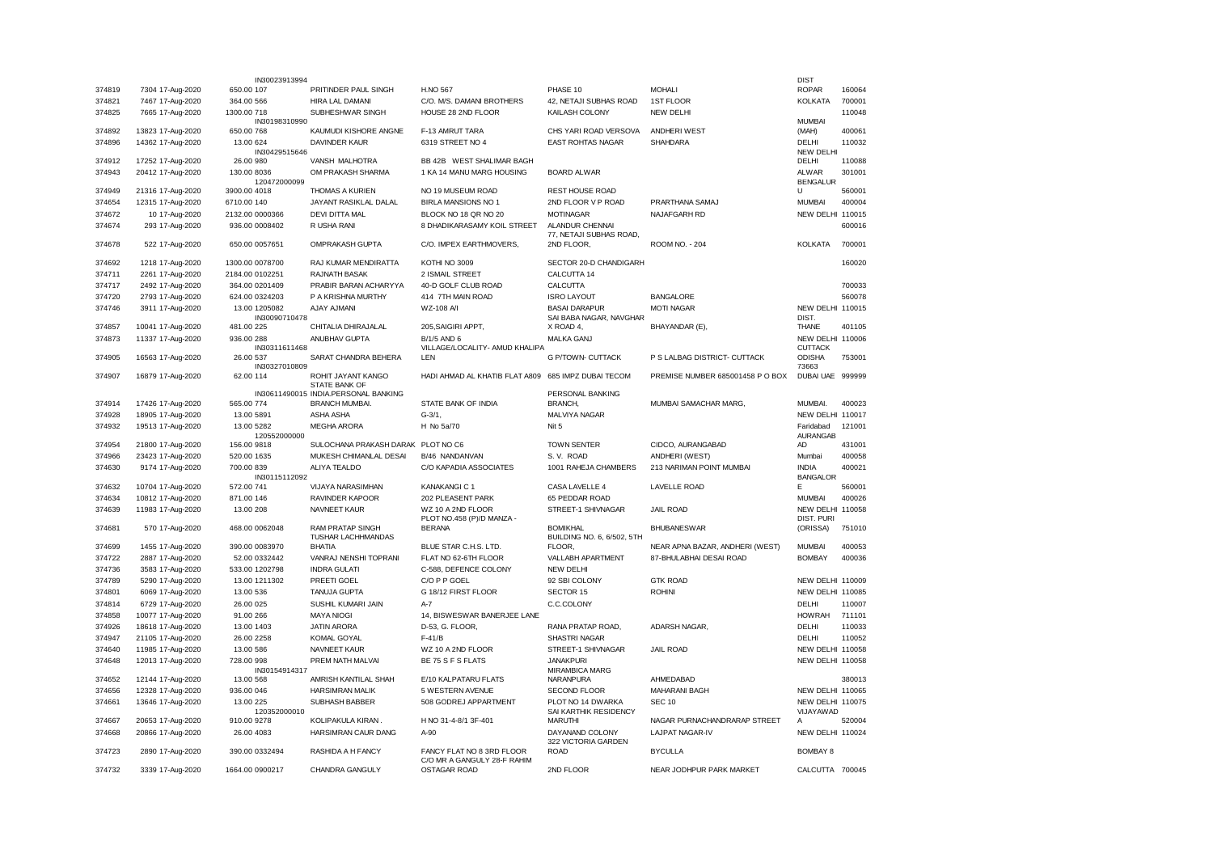| | | | | | | | | |
|---|---|---|---|---|---|---|---|---|
| 374819 | 7304 17-Aug-2020 | 650.00 IN30023913994 107 | PRITINDER PAUL SINGH | H.NO 567 | PHASE 10 | MOHALI | DIST ROPAR | 160064 |
| 374821 | 7467 17-Aug-2020 | 364.00 566 | HIRA LAL DAMANI | C/O. M/S. DAMANI BROTHERS | 42, NETAJI SUBHAS ROAD | 1ST FLOOR | KOLKATA | 700001 |
| 374825 | 7665 17-Aug-2020 | 1300.00 718 | SUBHESHWAR SINGH | HOUSE 28 2ND FLOOR | KAILASH COLONY | NEW DELHI | | 110048 |
| 374892 | 13823 17-Aug-2020 | 650.00 IN30198310990 768 | KAUMUDI KISHORE ANGNE | F-13 AMRUT TARA | CHS YARI ROAD VERSOVA | ANDHERI WEST | MUMBAI (MAH) | 400061 |
| 374896 | 14362 17-Aug-2020 | 13.00 624 | DAVINDER KAUR | 6319 STREET NO 4 | EAST ROHTAS NAGAR | SHAHDARA | DELHI | 110032 |
| 374912 | 17252 17-Aug-2020 | 26.00 IN30429515646 980 | VANSH MALHOTRA | BB 42B WEST SHALIMAR BAGH | | | NEW DELHI DELHI | 110088 |
| 374943 | 20412 17-Aug-2020 | 130.00 8036 | OM PRAKASH SHARMA | 1 KA 14 MANU MARG HOUSING | BOARD ALWAR | | ALWAR | 301001 |
| 374949 | 21316 17-Aug-2020 | 3900.00 120472000099 4018 | THOMAS A KURIEN | NO 19 MUSEUM ROAD | REST HOUSE ROAD | | BENGALUR U | 560001 |
| 374654 | 12315 17-Aug-2020 | 6710.00 140 | JAYANT RASIKLAL DALAL | BIRLA MANSIONS NO 1 | 2ND FLOOR V P ROAD | PRARTHANA SAMAJ | MUMBAI | 400004 |
| 374672 | 10 17-Aug-2020 | 2132.00 0000366 | DEVI DITTA MAL | BLOCK NO 18 QR NO 20 | MOTINAGAR | NAJAFGARH RD | NEW DELHI | 110015 |
| 374674 | 293 17-Aug-2020 | 936.00 0008402 | R USHA RANI | 8 DHADIKARASAMY KOIL STREET | ALANDUR CHENNAI | | | 600016 |
| 374678 | 522 17-Aug-2020 | 650.00 0057651 | OMPRAKASH GUPTA | C/O. IMPEX EARTHMOVERS, | 77, NETAJI SUBHAS ROAD, 2ND FLOOR, | ROOM NO. - 204 | KOLKATA | 700001 |
| 374692 | 1218 17-Aug-2020 | 1300.00 0078700 | RAJ KUMAR MENDIRATTA | KOTHI NO 3009 | SECTOR 20-D CHANDIGARH | | | 160020 |
| 374711 | 2261 17-Aug-2020 | 2184.00 0102251 | RAJNATH BASAK | 2 ISMAIL STREET | CALCUTTA 14 | | | |
| 374717 | 2492 17-Aug-2020 | 364.00 0201409 | PRABIR BARAN ACHARYYA | 40-D GOLF CLUB ROAD | CALCUTTA | | | 700033 |
| 374720 | 2793 17-Aug-2020 | 624.00 0324203 | P A KRISHNA MURTHY | 414 7TH MAIN ROAD | ISRO LAYOUT | BANGALORE | | 560078 |
| 374746 | 3911 17-Aug-2020 | 13.00 1205082 | AJAY AJMANI | WZ-108 A/I | BASAI DARAPUR | MOTI NAGAR | NEW DELHI | 110015 |
| 374857 | 10041 17-Aug-2020 | 481.00 IN30090710478 225 | CHITALIA DHIRAJALAL | 205,SAIGIRI APPT, | SAI BABA NAGAR, NAVGHAR X ROAD 4, | BHAYANDAR (E), | DIST. THANE | 401105 |
| 374873 | 11337 17-Aug-2020 | 936.00 288 | ANUBHAV GUPTA | B/1/5 AND 6 | MALKA GANJ | | NEW DELHI | 110006 |
| 374905 | 16563 17-Aug-2020 | 26.00 IN30311611468 537 | SARAT CHANDRA BEHERA | VILLAGE/LOCALITY- AMUD KHALIPA LEN | G P/TOWN- CUTTACK | P S LALBAG DISTRICT- CUTTACK | CUTTACK ODISHA | 753001 |
| 374907 | 16879 17-Aug-2020 | 62.00 IN30327010809 114 | ROHIT JAYANT KANGO | HADI AHMAD AL KHATIB FLAT A809 | 685 IMPZ DUBAI TECOM | PREMISE NUMBER 685001458 P O BOX | 73663 DUBAI UAE | 999999 |
| 374914 | 17426 17-Aug-2020 | 565.00 IN30611490015 774 | STATE BANK OF INDIA,PERSONAL BANKING BRANCH MUMBAI. | STATE BANK OF INDIA | PERSONAL BANKING BRANCH, | MUMBAI SAMACHAR MARG, | MUMBAI. | 400023 |
| 374928 | 18905 17-Aug-2020 | 13.00 5891 | ASHA ASHA | G-3/1, | MALVIYA NAGAR | | NEW DELHI | 110017 |
| 374932 | 19513 17-Aug-2020 | 13.00 5282 | MEGHA ARORA | H No 5a/70 | Nit 5 | | Faridabad | 121001 |
| 374954 | 21800 17-Aug-2020 | 156.00 120552000000 9818 | SULOCHANA PRAKASH DARAK | PLOT NO C6 | TOWN SENTER | CIDCO, AURANGABAD | AURANGAB AD | 431001 |
| 374966 | 23423 17-Aug-2020 | 520.00 1635 | MUKESH CHIMANLAL DESAI | B/46 NANDANVAN | S. V. ROAD | ANDHERI (WEST) | Mumbai | 400058 |
| 374630 | 9174 17-Aug-2020 | 700.00 839 | ALIYA TEALDO | C/O KAPADIA ASSOCIATES | 1001 RAHEJA CHAMBERS | 213 NARIMAN POINT MUMBAI | INDIA | 400021 |
| 374632 | 10704 17-Aug-2020 | 572.00 IN30115112092 741 | VIJAYA NARASIMHAN | KANAKANGI C 1 | CASA LAVELLE 4 | LAVELLE ROAD | BANGALOR E | 560001 |
| 374634 | 10812 17-Aug-2020 | 871.00 146 | RAVINDER KAPOOR | 202 PLEASENT PARK | 65 PEDDAR ROAD | | MUMBAI | 400026 |
| 374639 | 11983 17-Aug-2020 | 13.00 208 | NAVNEET KAUR | WZ 10 A 2ND FLOOR | STREET-1 SHIVNAGAR | JAIL ROAD | NEW DELHI | 110058 |
| 374681 | 570 17-Aug-2020 | 468.00 0062048 | RAM PRATAP SINGH | PLOT NO.458 (P)/D MANZA - BERANA | BOMIKHAL | BHUBANESWAR | DIST. PURI (ORISSA) | 751010 |
| 374699 | 1455 17-Aug-2020 | 390.00 0083970 | TUSHAR LACHHMANDAS BHATIA | BLUE STAR C.H.S. LTD. | BUILDING NO. 6, 6/502, 5TH FLOOR, | NEAR APNA BAZAR, ANDHERI (WEST) | MUMBAI | 400053 |
| 374722 | 2887 17-Aug-2020 | 52.00 0332442 | VANRAJ NENSHI TOPRANI | FLAT NO 62-6TH FLOOR | VALLABH APARTMENT | 87-BHULABHAI DESAI ROAD | BOMBAY | 400036 |
| 374736 | 3583 17-Aug-2020 | 533.00 1202798 | INDRA GULATI | C-588, DEFENCE COLONY | NEW DELHI | | | |
| 374789 | 5290 17-Aug-2020 | 13.00 1211302 | PREETI GOEL | C/O P P GOEL | 92 SBI COLONY | GTK ROAD | NEW DELHI | 110009 |
| 374801 | 6069 17-Aug-2020 | 13.00 536 | TANUJA GUPTA | G 18/12 FIRST FLOOR | SECTOR 15 | ROHINI | NEW DELHI | 110085 |
| 374814 | 6729 17-Aug-2020 | 26.00 025 | SUSHIL KUMARI JAIN | A-7 | C.C.COLONY | | DELHI | 110007 |
| 374858 | 10077 17-Aug-2020 | 91.00 266 | MAYA NIOGI | 14, BISWESWAR BANERJEE LANE | | | HOWRAH | 711101 |
| 374926 | 18618 17-Aug-2020 | 13.00 1403 | JATIN ARORA | D-53, G. FLOOR, | RANA PRATAP ROAD, | ADARSH NAGAR, | DELHI | 110033 |
| 374947 | 21105 17-Aug-2020 | 26.00 2258 | KOMAL GOYAL | F-41/B | SHASTRI NAGAR | | DELHI | 110052 |
| 374640 | 11985 17-Aug-2020 | 13.00 586 | NAVNEET KAUR | WZ 10 A 2ND FLOOR | STREET-1 SHIVNAGAR | JAIL ROAD | NEW DELHI | 110058 |
| 374648 | 12013 17-Aug-2020 | 728.00 998 | PREM NATH MALVAI | BE 75 S F S FLATS | JANAKPURI | | NEW DELHI | 110058 |
| 374652 | 12144 17-Aug-2020 | 13.00 IN30154914317 568 | AMRISH KANTILAL SHAH | E/10 KALPATARU FLATS | MIRAMBICA MARG NARANPURA | AHMEDABAD | | 380013 |
| 374656 | 12328 17-Aug-2020 | 936.00 046 | HARSIMRAN MALIK | 5 WESTERN AVENUE | SECOND FLOOR | MAHARANI BAGH | NEW DELHI | 110065 |
| 374661 | 13646 17-Aug-2020 | 13.00 225 | SUBHASH BABBER | 508 GODREJ APPARTMENT | PLOT NO 14 DWARKA | SEC 10 | NEW DELHI | 110075 |
| 374667 | 20653 17-Aug-2020 | 910.00 120352000010 9278 | KOLIPAKULA KIRAN . | H NO 31-4-8/1 3F-401 | SAI KARTHIK RESIDENCY MARUTHI | NAGAR PURNACHANDRARAP STREET | VIJAYAWAD A | 520004 |
| 374668 | 20866 17-Aug-2020 | 26.00 4083 | HARSIMRAN CAUR DANG | A-90 | DAYANAND COLONY | LAJPAT NAGAR-IV | NEW DELHI | 110024 |
| 374723 | 2890 17-Aug-2020 | 390.00 0332494 | RASHIDA A H FANCY | FANCY FLAT NO 8 3RD FLOOR | 322 VICTORIA GARDEN ROAD | BYCULLA | BOMBAY 8 | |
| 374732 | 3339 17-Aug-2020 | 1664.00 0900217 | CHANDRA GANGULY | C/O MR A GANGULY 28-F RAHIM OSTAGAR ROAD | 2ND FLOOR | NEAR JODHPUR PARK MARKET | CALCUTTA | 700045 |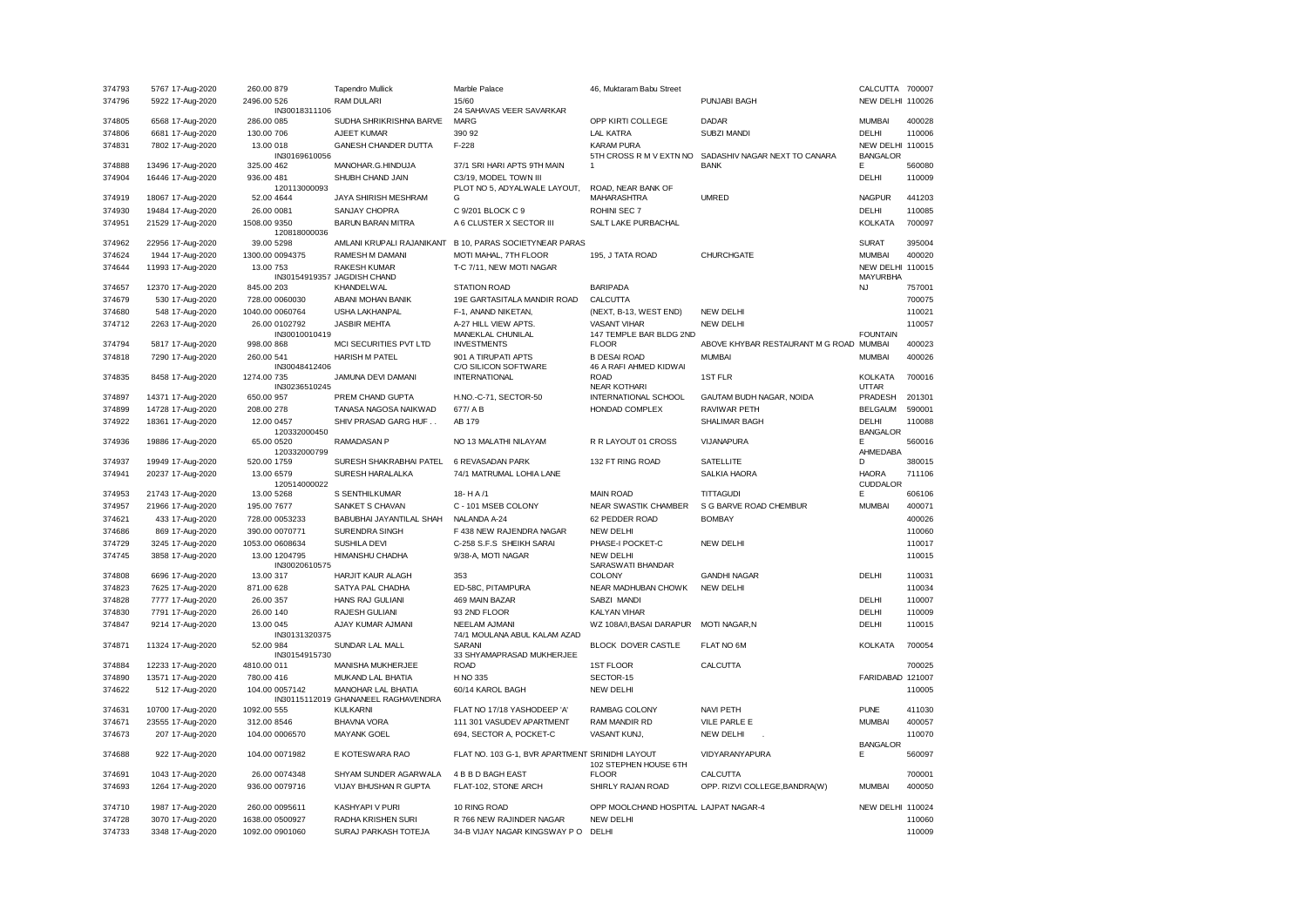| | | | | | | | | | | |
|---|---|---|---|---|---|---|---|---|---|---|
| 374793 | 5767 | 17-Aug-2020 | 260.00 | 879 | Tapendro Mullick | Marble Palace | 46, Muktaram Babu Street | | CALCUTTA | 700007 |
| 374796 | 5922 | 17-Aug-2020 | 2496.00 | 526 | RAM DULARI | 15/60 | | PUNJABI BAGH | NEW DELHI | 110026 |
| 374805 | 6568 | 17-Aug-2020 | 286.00 | IN30018311106 085 | SUDHA SHRIKRISHNA BARVE | 24 SAHAVAS VEER SAVARKAR MARG | OPP KIRTI COLLEGE | DADAR | MUMBAI | 400028 |
| 374806 | 6681 | 17-Aug-2020 | 130.00 | 706 | AJEET KUMAR | 390 92 | LAL KATRA | SUBZI MANDI | DELHI | 110006 |
| 374831 | 7802 | 17-Aug-2020 | 13.00 | 018 | GANESH CHANDER DUTTA | F-228 | KARAM PURA | | NEW DELHI | 110015 |
| 374888 | 13496 | 17-Aug-2020 | 325.00 | IN30169610056 462 | MANOHAR.G.HINDUJA | 37/1 SRI HARI APTS 9TH MAIN | 5TH CROSS R M V EXTN NO 1 | SADASHIV NAGAR NEXT TO CANARA BANK | BANGALORE | 560080 |
| 374904 | 16446 | 17-Aug-2020 | 936.00 | 481 | SHUBH CHAND JAIN | C3/19, MODEL TOWN III | | | DELHI | 110009 |
| 374919 | 18067 | 17-Aug-2020 | 52.00 | 120113000093 4644 | JAYA SHIRISH MESHRAM | PLOT NO 5, ADYALWALE LAYOUT, G | ROAD, NEAR BANK OF MAHARASHTRA | UMRED | NAGPUR | 441203 |
| 374930 | 19484 | 17-Aug-2020 | 26.00 | 0081 | SANJAY CHOPRA | C 9/201 BLOCK C 9 | ROHINI SEC 7 | | DELHI | 110085 |
| 374951 | 21529 | 17-Aug-2020 | 1508.00 | 9350 | BARUN BARAN MITRA | A 6 CLUSTER X SECTOR III | SALT LAKE PURBACHAL | | KOLKATA | 700097 |
| 374962 | 22956 | 17-Aug-2020 | 39.00 | 120818000036 5298 | AMLANI KRUPALI RAJANIKANT | B 10, PARAS SOCIETYNEAR PARAS | | | SURAT | 395004 |
| 374624 | 1944 | 17-Aug-2020 | 1300.00 | 0094375 | RAMESH M DAMANI | MOTI MAHAL, 7TH FLOOR | 195, J TATA ROAD | CHURCHGATE | MUMBAI | 400020 |
| 374644 | 11993 | 17-Aug-2020 | 13.00 | 753 | RAKESH KUMAR | T-C 7/11, NEW MOTI NAGAR | | | NEW DELHI | 110015 |
| 374657 | 12370 | 17-Aug-2020 | 845.00 | IN30154919357 203 | JAGDISH CHAND KHANDELWAL | STATION ROAD | BARIPADA | | MAYURBHANJ | 757001 |
| 374679 | 530 | 17-Aug-2020 | 728.00 | 0060030 | ABANI MOHAN BANIK | 19E GARTASITALA MANDIR ROAD | CALCUTTA | | | 700075 |
| 374680 | 548 | 17-Aug-2020 | 1040.00 | 0060764 | USHA LAKHANPAL | F-1, ANAND NIKETAN, | (NEXT, B-13, WEST END) | NEW DELHI | | 110021 |
| 374712 | 2263 | 17-Aug-2020 | 26.00 | 0102792 | JASBIR MEHTA | A-27 HILL VIEW APTS. | VASANT VIHAR | NEW DELHI | | 110057 |
| 374794 | 5817 | 17-Aug-2020 | 998.00 | IN30010010419 868 | MCI SECURITIES PVT LTD | MANEKLAL CHUNILAL INVESTMENTS | 147 TEMPLE BAR BLDG 2ND FLOOR | ABOVE KHYBAR RESTAURANT M G ROAD | FOUNTAIN MUMBAI | 400023 |
| 374818 | 7290 | 17-Aug-2020 | 260.00 | 541 | HARISH M PATEL | 901 A TIRUPATI APTS | B DESAI ROAD | MUMBAI | MUMBAI | 400026 |
| 374835 | 8458 | 17-Aug-2020 | 1274.00 | IN30048412406 735 | JAMUNA DEVI DAMANI | C/O SILICON SOFTWARE INTERNATIONAL | 46 A RAFI AHMED KIDWAI ROAD | 1ST FLR | KOLKATA | 700016 |
| 374897 | 14371 | 17-Aug-2020 | 650.00 | IN30236510245 957 | PREM CHAND GUPTA | H.NO.-C-71, SECTOR-50 | NEAR KOTHARI INTERNATIONAL SCHOOL | GAUTAM BUDH NAGAR, NOIDA | UTTAR PRADESH | 201301 |
| 374899 | 14728 | 17-Aug-2020 | 208.00 | 278 | TANASA NAGOSA NAIKWAD | 677/ A B | HONDAD COMPLEX | RAVIWAR PETH | BELGAUM | 590001 |
| 374922 | 18361 | 17-Aug-2020 | 12.00 | 0457 | SHIV PRASAD GARG HUF . . | AB 179 | | SHALIMAR BAGH | DELHI | 110088 |
| 374936 | 19886 | 17-Aug-2020 | 65.00 | 120332000450 0520 | RAMADASAN P | NO 13 MALATHI NILAYAM | R R LAYOUT 01 CROSS | VIJANAPURA | BANGALORE | 560016 |
| 374937 | 19949 | 17-Aug-2020 | 520.00 | 120332000799 1759 | SURESH SHAKRABHAI PATEL | 6 REVASADAN PARK | 132 FT RING ROAD | SATELLITE | AHMEDABAD | 380015 |
| 374941 | 20237 | 17-Aug-2020 | 13.00 | 6579 | SURESH HARALALKA | 74/1 MATRUMAL LOHIA LANE | | SALKIA HAORA | HAORA | 711106 |
| 374953 | 21743 | 17-Aug-2020 | 13.00 | 120514000022 5268 | S SENTHILKUMAR | 18- H A /1 | MAIN ROAD | TITTAGUDI | CUDDALORE | 606106 |
| 374957 | 21966 | 17-Aug-2020 | 195.00 | 7677 | SANKET S CHAVAN | C - 101 MSEB COLONY | NEAR SWASTIK CHAMBER | S G BARVE ROAD CHEMBUR | MUMBAI | 400071 |
| 374621 | 433 | 17-Aug-2020 | 728.00 | 0053233 | BABUBHAI JAYANTILAL SHAH | NALANDA A-24 | 62 PEDDER ROAD | BOMBAY | | 400026 |
| 374686 | 869 | 17-Aug-2020 | 390.00 | 0070771 | SURENDRA SINGH | F 438 NEW RAJENDRA NAGAR | NEW DELHI | | | 110060 |
| 374729 | 3245 | 17-Aug-2020 | 1053.00 | 0608634 | SUSHILA DEVI | C-258 S.F.S SHEIKH SARAI | PHASE-I POCKET-C | NEW DELHI | | 110017 |
| 374745 | 3858 | 17-Aug-2020 | 13.00 | 1204795 | HIMANSHU CHADHA | 9/38-A, MOTI NAGAR | NEW DELHI | | | 110015 |
| 374808 | 6696 | 17-Aug-2020 | 13.00 | IN30020610575 317 | HARJIT KAUR ALAGH | 353 | SARASWATI BHANDAR COLONY | GANDHI NAGAR | DELHI | 110031 |
| 374823 | 7625 | 17-Aug-2020 | 871.00 | 628 | SATYA PAL CHADHA | ED-58C, PITAMPURA | NEAR MADHUBAN CHOWK | NEW DELHI | | 110034 |
| 374828 | 7777 | 17-Aug-2020 | 26.00 | 357 | HANS RAJ GULIANI | 469 MAIN BAZAR | SABZI MANDI | | DELHI | 110007 |
| 374830 | 7791 | 17-Aug-2020 | 26.00 | 140 | RAJESH GULIANI | 93 2ND FLOOR | KALYAN VIHAR | | DELHI | 110009 |
| 374847 | 9214 | 17-Aug-2020 | 13.00 | 045 | AJAY KUMAR AJMANI | NEELAM AJMANI | WZ 108A/I,BASAI DARAPUR | MOTI NAGAR,N | DELHI | 110015 |
| 374871 | 11324 | 17-Aug-2020 | 52.00 | IN30131320375 984 | SUNDAR LAL MALL | 74/1 MOULANA ABUL KALAM AZAD SARANI | BLOCK DOVER CASTLE | FLAT NO 6M | KOLKATA | 700054 |
| 374884 | 12233 | 17-Aug-2020 | 4810.00 | IN30154915730 011 | MANISHA MUKHERJEE | 33 SHYAMAPRASAD MUKHERJEE ROAD | 1ST FLOOR | CALCUTTA | | 700025 |
| 374890 | 13571 | 17-Aug-2020 | 780.00 | 416 | MUKAND LAL BHATIA | H NO 335 | SECTOR-15 | | FARIDABAD | 121007 |
| 374622 | 512 | 17-Aug-2020 | 104.00 | 0057142 | MANOHAR LAL BHATIA | 60/14 KAROL BAGH | NEW DELHI | | | 110005 |
| 374631 | 10700 | 17-Aug-2020 | 1092.00 | IN30115112019 555 | GHANANEEL RAGHAVENDRA KULKARNI | FLAT NO 17/18 YASHODEEP 'A' | RAMBAG COLONY | NAVI PETH | PUNE | 411030 |
| 374671 | 23555 | 17-Aug-2020 | 312.00 | 8546 | BHAVNA VORA | 111 301 VASUDEV APARTMENT | RAM MANDIR RD | VILE PARLE E | MUMBAI | 400057 |
| 374673 | 207 | 17-Aug-2020 | 104.00 | 0006570 | MAYANK GOEL | 694, SECTOR A, POCKET-C | VASANT KUNJ, | NEW DELHI . | | 110070 |
| 374688 | 922 | 17-Aug-2020 | 104.00 | 0071982 | E KOTESWARA RAO | FLAT NO. 103 G-1, BVR APARTMENT | SRINIDHI LAYOUT | VIDYARANYAPURA | BANGALORE | 560097 |
| 374691 | 1043 | 17-Aug-2020 | 26.00 | 0074348 | SHYAM SUNDER AGARWALA | 4 B B D BAGH EAST | 102 STEPHEN HOUSE 6TH FLOOR | CALCUTTA | | 700001 |
| 374693 | 1264 | 17-Aug-2020 | 936.00 | 0079716 | VIJAY BHUSHAN R GUPTA | FLAT-102, STONE ARCH | SHIRLY RAJAN ROAD | OPP. RIZVI COLLEGE,BANDRA(W) | MUMBAI | 400050 |
| 374710 | 1987 | 17-Aug-2020 | 260.00 | 0095611 | KASHYAPI V PURI | 10 RING ROAD | OPP MOOLCHAND HOSPITAL LAJPAT NAGAR-4 | | NEW DELHI | 110024 |
| 374728 | 3070 | 17-Aug-2020 | 1638.00 | 0500927 | RADHA KRISHEN SURI | R 766 NEW RAJINDER NAGAR | NEW DELHI | | | 110060 |
| 374733 | 3348 | 17-Aug-2020 | 1092.00 | 0901060 | SURAJ PARKASH TOTEJA | 34-B VIJAY NAGAR KINGSWAY P O | DELHI | | | 110009 |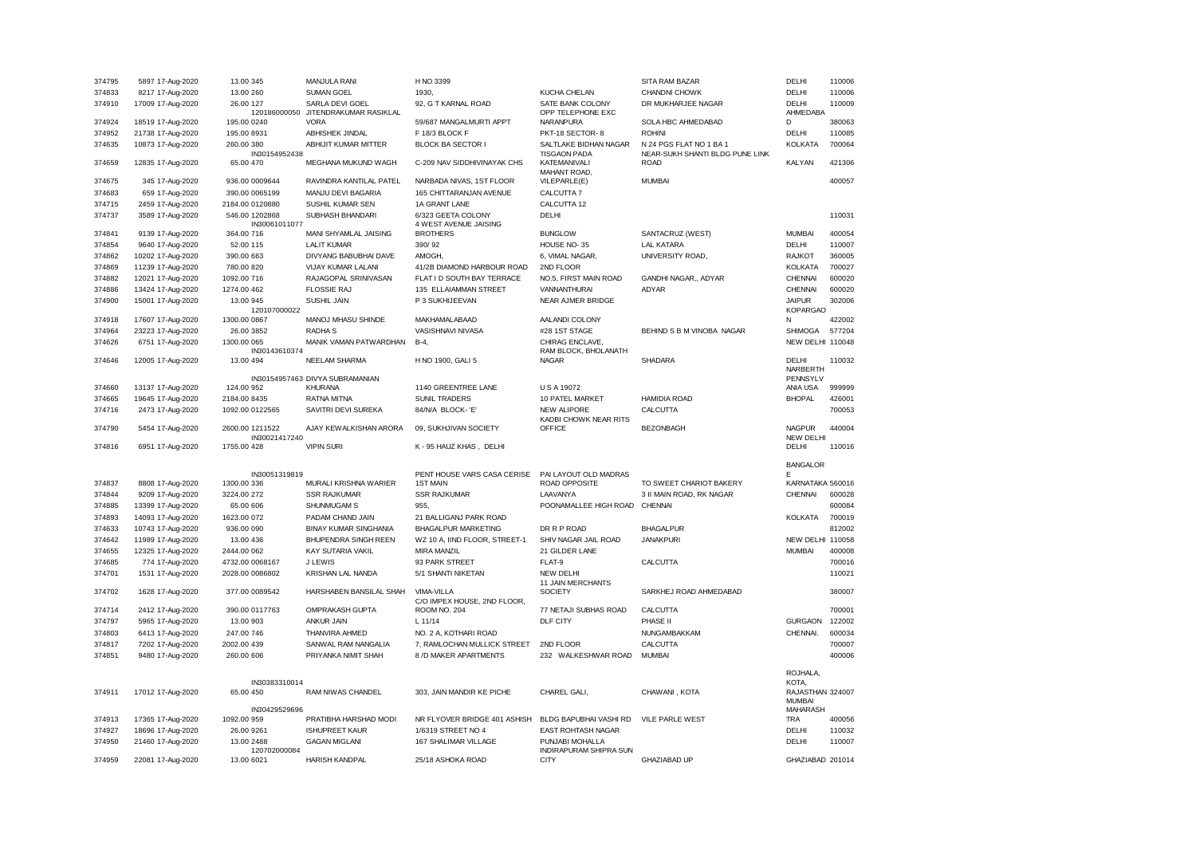| | | | | | | | | | | |
|---|---|---|---|---|---|---|---|---|---|---|
| 374795 | 5897 | 17-Aug-2020 | 13.00 | 345 | MANJULA RANI | H NO 3399 | | SITA RAM BAZAR | DELHI | 110006 |
| 374833 | 8217 | 17-Aug-2020 | 13.00 | 260 | SUMAN GOEL | 1930, | KUCHA CHELAN | CHANDNI CHOWK | DELHI | 110006 |
| 374910 | 17009 | 17-Aug-2020 | 26.00 | 127 | SARLA DEVI GOEL | 92, G T KARNAL ROAD | SATE BANK COLONY | DR MUKHARJEE NAGAR | DELHI | 110009 |
| 374924 | 18519 | 17-Aug-2020 | 195.00 | 120186000050 0240 | JITENDRAKUMAR RASIKLAL VORA | 59/687 MANGALMURTI APPT | OPP TELEPHONE EXC NARANPURA | SOLA HBC AHMEDABAD | AHMEDABA D | 380063 |
| 374952 | 21738 | 17-Aug-2020 | 195.00 | 8931 | ABHISHEK JINDAL | F 18/3 BLOCK F | PKT-18 SECTOR- 8 | ROHINI | DELHI | 110085 |
| 374635 | 10873 | 17-Aug-2020 | 260.00 | 380 | ABHIJIT KUMAR MITTER | BLOCK BA SECTOR I | SALTLAKE BIDHAN NAGAR | N 24 PGS FLAT NO 1 BA 1 | KOLKATA | 700064 |
| 374659 | 12835 | 17-Aug-2020 | 65.00 | IN30154952438 470 | MEGHANA MUKUND WAGH | C-209 NAV SIDDHIVINAYAK CHS | TISGAON PADA KATEMANIVALI | NEAR-SUKH SHANTI BLDG PUNE LINK ROAD | KALYAN | 421306 |
| 374675 | 345 | 17-Aug-2020 | 936.00 | 0009644 | RAVINDRA KANTILAL PATEL | NARBADA NIVAS, 1ST FLOOR | MAHANT ROAD, VILEPARLE(E) | MUMBAI | | 400057 |
| 374683 | 659 | 17-Aug-2020 | 390.00 | 0065199 | MANJU DEVI BAGARIA | 165 CHITTARANJAN AVENUE | CALCUTTA 7 | | | |
| 374715 | 2459 | 17-Aug-2020 | 2184.00 | 0120880 | SUSHIL KUMAR SEN | 1A GRANT LANE | CALCUTTA 12 | | | |
| 374737 | 3589 | 17-Aug-2020 | 546.00 | 1202868 | SUBHASH BHANDARI | 6/323 GEETA COLONY | DELHI | | | 110031 |
| 374841 | 9139 | 17-Aug-2020 | 364.00 | IN30061011077 716 | MANI SHYAMLAL JAISING | 4 WEST AVENUE JAISING BROTHERS | BUNGLOW | SANTACRUZ (WEST) | MUMBAI | 400054 |
| 374854 | 9640 | 17-Aug-2020 | 52.00 | 115 | LALIT KUMAR | 390/ 92 | HOUSE NO- 35 | LAL KATARA | DELHI | 110007 |
| 374862 | 10202 | 17-Aug-2020 | 390.00 | 663 | DIVYANG BABUBHAI DAVE | AMOGH, | 6, VIMAL NAGAR, | UNIVERSITY ROAD, | RAJKOT | 360005 |
| 374869 | 11239 | 17-Aug-2020 | 780.00 | 820 | VIJAY KUMAR LALANI | 41/2B DIAMOND HARBOUR ROAD | 2ND FLOOR | | KOLKATA | 700027 |
| 374882 | 12021 | 17-Aug-2020 | 1092.00 | 716 | RAJAGOPAL SRINIVASAN | FLAT I D SOUTH BAY TERRACE | NO.5, FIRST MAIN ROAD | GANDHI NAGAR,, ADYAR | CHENNAI | 600020 |
| 374886 | 13424 | 17-Aug-2020 | 1274.00 | 462 | FLOSSIE RAJ | 135 ELLAIAMMAN STREET | VANNANTHURAI | ADYAR | CHENNAI | 600020 |
| 374900 | 15001 | 17-Aug-2020 | 13.00 | 945 | SUSHIL JAIN | P 3 SUKHIJEEVAN | NEAR AJMER BRIDGE | | JAIPUR | 302006 |
| 374918 | 17607 | 17-Aug-2020 | 1300.00 | 120107000022 0867 | MANOJ MHASU SHINDE | MAKHAMALABAAD | AALANDI COLONY | | KOPARGAO N | 422002 |
| 374964 | 23223 | 17-Aug-2020 | 26.00 | 3852 | RADHA S | VASISHNAVI NIVASA | #28 1ST STAGE | BEHIND S B M VINOBA NAGAR | SHIMOGA | 577204 |
| 374626 | 6751 | 17-Aug-2020 | 1300.00 | 065 | MANIK VAMAN PATWARDHAN | B-4, | CHIRAG ENCLAVE, | | NEW DELHI | 110048 |
| 374646 | 12005 | 17-Aug-2020 | 13.00 | IN30143610374 494 | NEELAM SHARMA | H NO 1900, GALI 5 | RAM BLOCK, BHOLANATH NAGAR | SHADARA | DELHI | 110032 |
| 374660 | 13137 | 17-Aug-2020 | 124.00 | IN30154957463 952 | DIVYA SUBRAMANIAN KHURANA | 1140 GREENTREE LANE | U S A 19072 | | NARBERTH PENNSYLV ANIA USA | 999999 |
| 374665 | 19645 | 17-Aug-2020 | 2184.00 | 8435 | RATNA MITNA | SUNIL TRADERS | 10 PATEL MARKET | HAMIDIA ROAD | BHOPAL | 426001 |
| 374716 | 2473 | 17-Aug-2020 | 1092.00 | 0122565 | SAVITRI DEVI SUREKA | 84/N/A BLOCK- 'E' | NEW ALIPORE | CALCUTTA | | 700053 |
| 374790 | 5454 | 17-Aug-2020 | 2600.00 | 1211522 | AJAY KEWALKISHAN ARORA | 09, SUKHJIVAN SOCIETY | KADBI CHOWK NEAR RITS OFFICE | BEZONBAGH | NAGPUR | 440004 |
| 374816 | 6951 | 17-Aug-2020 | 1755.00 | IN30021417240 428 | VIPIN SURI | K - 95 HAUZ KHAS , DELHI | | | NEW DELHI DELHI | 110016 |
| 374837 | 8808 | 17-Aug-2020 | 1300.00 | IN30051319819 336 | MURALI KRISHNA WARIER | PENT HOUSE VARS CASA CERISE 1ST MAIN | PAI LAYOUT OLD MADRAS ROAD OPPOSITE | TO SWEET CHARIOT BAKERY | BANGALOR E KARNATAKA | 560016 |
| 374844 | 9209 | 17-Aug-2020 | 3224.00 | 272 | SSR RAJKUMAR | SSR RAJKUMAR | LAAVANYA | 3 II MAIN ROAD, RK NAGAR | CHENNAI | 600028 |
| 374885 | 13399 | 17-Aug-2020 | 65.00 | 606 | SHUNMUGAM S | 955, | POONAMALLEE HIGH ROAD | CHENNAI | | 600084 |
| 374893 | 14093 | 17-Aug-2020 | 1623.00 | 072 | PADAM CHAND JAIN | 21 BALLIGANJ PARK ROAD | | | KOLKATA | 700019 |
| 374633 | 10743 | 17-Aug-2020 | 936.00 | 090 | BINAY KUMAR SINGHANIA | BHAGALPUR MARKETING | DR R P ROAD | BHAGALPUR | | 812002 |
| 374642 | 11989 | 17-Aug-2020 | 13.00 | 436 | BHUPENDRA SINGH REEN | WZ 10 A, IIND FLOOR, STREET-1 | SHIV NAGAR JAIL ROAD | JANAKPURI | NEW DELHI | 110058 |
| 374655 | 12325 | 17-Aug-2020 | 2444.00 | 062 | KAY SUTARIA VAKIL | MIRA MANZIL | 21 GILDER LANE | | MUMBAI | 400008 |
| 374685 | 774 | 17-Aug-2020 | 4732.00 | 0068167 | J LEWIS | 93 PARK STREET | FLAT-9 | CALCUTTA | | 700016 |
| 374701 | 1531 | 17-Aug-2020 | 2028.00 | 0086802 | KRISHAN LAL NANDA | 5/1 SHANTI NIKETAN | NEW DELHI | | | 110021 |
| 374702 | 1628 | 17-Aug-2020 | 377.00 | 0089542 | HARSHABEN BANSILAL SHAH | VIMA-VILLA | 11 JAIN MERCHANTS SOCIETY | SARKHEJ ROAD AHMEDABAD | | 380007 |
| 374714 | 2412 | 17-Aug-2020 | 390.00 | 0117763 | OMPRAKASH GUPTA | C/O IMPEX HOUSE, 2ND FLOOR, ROOM NO. 204 | 77 NETAJI SUBHAS ROAD | CALCUTTA | | 700001 |
| 374797 | 5965 | 17-Aug-2020 | 13.00 | 903 | ANKUR JAIN | L 11/14 | DLF CITY | PHASE II | GURGAON | 122002 |
| 374803 | 6413 | 17-Aug-2020 | 247.00 | 746 | THANVIRA AHMED | NO. 2 A, KOTHARI ROAD | | NUNGAMBAKKAM | CHENNAI. | 600034 |
| 374817 | 7202 | 17-Aug-2020 | 2002.00 | 439 | SANWAL RAM NANGALIA | 7, RAMLOCHAN MULLICK STREET | 2ND FLOOR | CALCUTTA | | 700007 |
| 374851 | 9480 | 17-Aug-2020 | 260.00 | 606 | PRIYANKA NIMIT SHAH | 8 /D MAKER APARTMENTS | 232 WALKESHWAR ROAD | MUMBAI | | 400006 |
| 374911 | 17012 | 17-Aug-2020 | 65.00 | IN30383310014 450 | RAM NIWAS CHANDEL | 303, JAIN MANDIR KE PICHE | CHAREL GALI, | CHAWANI , KOTA | ROJHALA, KOTA, RAJASTHAN | 324007 |
| 374913 | 17365 | 17-Aug-2020 | 1092.00 | IN30429529696 959 | PRATIBHA HARSHAD MODI | NR FLYOVER BRIDGE 401 ASHISH | BLDG BAPUBHAI VASHI RD | VILE PARLE WEST | MUMBAI MAHARASH TRA | 400056 |
| 374927 | 18696 | 17-Aug-2020 | 26.00 | 9261 | ISHUPREET KAUR | 1/6319 STREET NO 4 | EAST ROHTASH NAGAR | | DELHI | 110032 |
| 374950 | 21460 | 17-Aug-2020 | 13.00 | 2488 | GAGAN MIGLANI | 167 SHALIMAR VILLAGE | PUNJABI MOHALLA | | DELHI | 110007 |
| 374959 | 22081 | 17-Aug-2020 | 13.00 | 120702000084 6021 | HARISH KANDPAL | 25/18 ASHOKA ROAD | INDIRAPURAM SHIPRA SUN CITY | GHAZIABAD UP | GHAZIABAD | 201014 |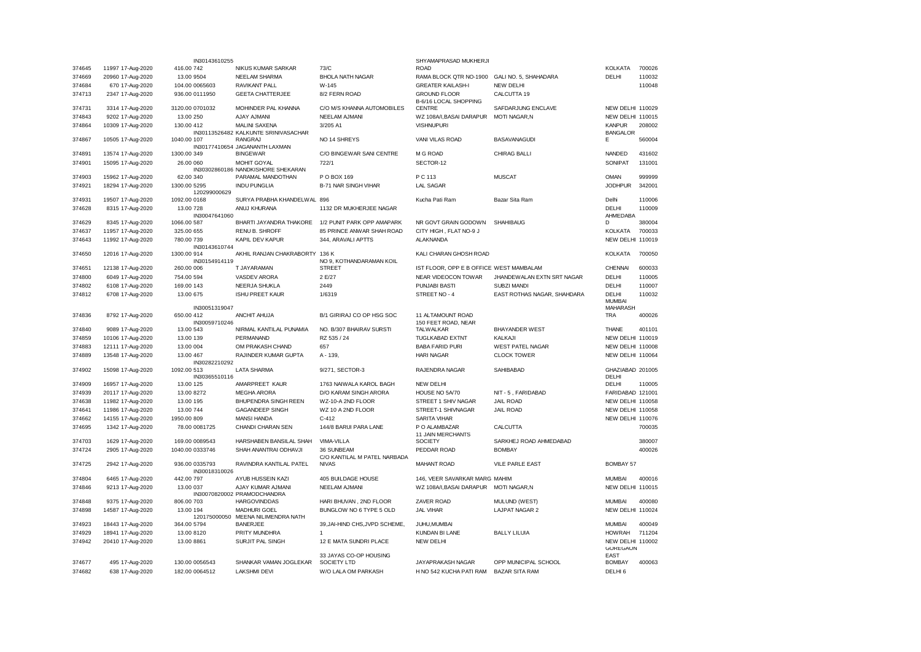| | | | | | | | | | |
|---|---|---|---|---|---|---|---|---|---|
| | | | IN30143610255 | | | SHYAMAPRASAD MUKHERJI | | | |
| 374645 | 11997 17-Aug-2020 | 416.00 | 742 | NIKUS KUMAR SARKAR | 73/C | ROAD | | KOLKATA | 700026 |
| 374669 | 20960 17-Aug-2020 | 13.00 | 9504 | NEELAM SHARMA | BHOLA NATH NAGAR | RAMA BLOCK QTR NO-1900 | GALI NO. 5, SHAHADARA | DELHI | 110032 |
| 374684 | 670 17-Aug-2020 | 104.00 | 0065603 | RAVIKANT PALL | W-145 | GREATER KAILASH-I | NEW DELHI | | 110048 |
| 374713 | 2347 17-Aug-2020 | 936.00 | 0111950 | GEETA CHATTERJEE | 8/2 FERN ROAD | GROUND FLOOR | CALCUTTA 19 | | |
| 374731 | 3314 17-Aug-2020 | 3120.00 | 0701032 | MOHINDER PAL KHANNA | C/O M/S KHANNA AUTOMOBILES | B-6/16 LOCAL SHOPPING CENTRE | SAFDARJUNG ENCLAVE | NEW DELHI | 110029 |
| 374843 | 9202 17-Aug-2020 | 13.00 | 250 | AJAY AJMANI | NEELAM AJMANI | WZ 108A/I,BASAI DARAPUR | MOTI NAGAR,N | NEW DELHI | 110015 |
| 374864 | 10309 17-Aug-2020 | 130.00 | 412 | MALINI SAXENA | 3/205 A1 | VISHNUPURI | | KANPUR | 208002 |
| 374867 | 10505 17-Aug-2020 | 1040.00 | IN30113526482 107 | KALKUNTE SRINIVASACHAR RANGRAJ | NO 14 SHREYS | VANI VILAS ROAD | BASAVANAGUDI | BANGALORE | 560004 |
| 374891 | 13574 17-Aug-2020 | 1300.00 | IN30177410654 349 | JAGANANTH LAXMAN BINGEWAR | C/O BINGEWAR SANI CENTRE | M G ROAD | CHIRAG BALLI | NANDED | 431602 |
| 374901 | 15095 17-Aug-2020 | 26.00 | 060 | MOHIT GOYAL | 722/1 | SECTOR-12 | | SONIPAT | 131001 |
| 374903 | 15962 17-Aug-2020 | 62.00 | IN30302860186 340 | NANDKISHORE SHEKARAN PARAMAL MANDOTHAN | P O BOX 169 | P C 113 | MUSCAT | OMAN | 999999 |
| 374921 | 18294 17-Aug-2020 | 1300.00 | 5295 | INDU PUNGLIA | B-71 NAR SINGH VIHAR | LAL SAGAR | | JODHPUR | 342001 |
| 374931 | 19507 17-Aug-2020 | 1092.00 | 120299000629 0168 | SURYA PRABHA KHANDELWAL | 896 | Kucha Pati Ram | Bazar Sita Ram | Delhi | 110006 |
| 374628 | 8315 17-Aug-2020 | 13.00 | 728 | ANUJ KHURANA | 1132 DR MUKHERJEE NAGAR | | | DELHI | 110009 |
| 374629 | 8345 17-Aug-2020 | 1066.00 | IN30047641060 587 | BHARTI JAYANDRA THAKORE | 1/2 PUNIT PARK OPP AMAPARK | NR GOVT GRAIN GODOWN | SHAHIBAUG | AHMEDABAD | 380004 |
| 374637 | 11957 17-Aug-2020 | 325.00 | 655 | RENU B. SHROFF | 85 PRINCE ANWAR SHAH ROAD | CITY HIGH , FLAT NO-9 J | | KOLKATA | 700033 |
| 374643 | 11992 17-Aug-2020 | 780.00 | 739 | KAPIL DEV KAPUR | 344, ARAVALI APTTS | ALAKNANDA | | NEW DELHI | 110019 |
| 374650 | 12016 17-Aug-2020 | 1300.00 | IN30143610744 914 | AKHIL RANJAN CHAKRABORTY | 136 K | KALI CHARAN GHOSH ROAD | | KOLKATA | 700050 |
| 374651 | 12138 17-Aug-2020 | 260.00 | IN30154914119 006 | T JAYARAMAN | NO 9, KOTHANDARAMAN KOIL STREET | IST FLOOR, OPP E B OFFICE | WEST MAMBALAM | CHENNAI | 600033 |
| 374800 | 6049 17-Aug-2020 | 754.00 | 594 | VASDEV ARORA | 2 E/27 | NEAR VIDEOCON TOWAR | JHANDEWALAN EXTN SRT NAGAR | DELHI | 110005 |
| 374802 | 6108 17-Aug-2020 | 169.00 | 143 | NEERJA SHUKLA | 2449 | PUNJABI BASTI | SUBZI MANDI | DELHI | 110007 |
| 374812 | 6708 17-Aug-2020 | 13.00 | 675 | ISHU PREET KAUR | 1/6319 | STREET NO - 4 | EAST ROTHAS NAGAR, SHAHDARA | DELHI | 110032 |
| 374836 | 8792 17-Aug-2020 | 650.00 | IN30051319047 412 | ANCHIT AHUJA | B/1 GIRIRAJ CO OP HSG SOC | 11 ALTAMOUNT ROAD | | MUMBAI MAHARASHTRA | 400026 |
| 374840 | 9089 17-Aug-2020 | 13.00 | IN30059710246 543 | NIRMAL KANTILAL PUNAMIA | NO. B/307 BHAIRAV SURSTI | 150 FEET ROAD, NEAR TALWALKAR | BHAYANDER WEST | THANE | 401101 |
| 374859 | 10106 17-Aug-2020 | 13.00 | 139 | PERMANAND | RZ 535 / 24 | TUGLKABAD EXTNT | KALKAJI | NEW DELHI | 110019 |
| 374883 | 12111 17-Aug-2020 | 13.00 | 004 | OM PRAKASH CHAND | 657 | BABA FARID PURI | WEST PATEL NAGAR | NEW DELHI | 110008 |
| 374889 | 13548 17-Aug-2020 | 13.00 | 467 | RAJINDER KUMAR GUPTA | A - 139, | HARI NAGAR | CLOCK TOWER | NEW DELHI | 110064 |
| 374902 | 15098 17-Aug-2020 | 1092.00 | IN30282210292 513 | LATA SHARMA | 9/271, SECTOR-3 | RAJENDRA NAGAR | SAHIBABAD | GHAZIABAD | 201005 |
| 374909 | 16957 17-Aug-2020 | 13.00 | IN30365510116 125 | AMARPREET KAUR | 1763 NAIWALA KAROL BAGH | NEW DELHI | | DELHI | 110005 |
| 374939 | 20117 17-Aug-2020 | 13.00 | 8272 | MEGHA ARORA | D/O KARAM SINGH ARORA | HOUSE NO 5A/70 | NIT - 5 , FARIDABAD | FARIDABAD | 121001 |
| 374638 | 11982 17-Aug-2020 | 13.00 | 195 | BHUPENDRA SINGH REEN | WZ-10-A 2ND FLOOR | STREET 1 SHIV NAGAR | JAIL ROAD | NEW DELHI | 110058 |
| 374641 | 11986 17-Aug-2020 | 13.00 | 744 | GAGANDEEP SINGH | WZ 10 A 2ND FLOOR | STREET-1 SHIVNAGAR | JAIL ROAD | NEW DELHI | 110058 |
| 374662 | 14155 17-Aug-2020 | 1950.00 | 809 | MANSI HANDA | C-412 | SARITA VIHAR | | NEW DELHI | 110076 |
| 374695 | 1342 17-Aug-2020 | 78.00 | 0081725 | CHANDI CHARAN SEN | 144/8 BARUI PARA LANE | P O ALAMBAZAR | CALCUTTA | | 700035 |
| 374703 | 1629 17-Aug-2020 | 169.00 | 0089543 | HARSHABEN BANSILAL SHAH | VIMA-VILLA | 11 JAIN MERCHANTS SOCIETY | SARKHEJ ROAD AHMEDABAD | | 380007 |
| 374724 | 2905 17-Aug-2020 | 1040.00 | 0333746 | SHAH ANANTRAI ODHAVJI | 36 SUNBEAM | PEDDAR ROAD | BOMBAY | | 400026 |
| 374725 | 2942 17-Aug-2020 | 936.00 | 0335793 | RAVINDRA KANTILAL PATEL | C/O KANTILAL M PATEL NARBADA NIVAS | MAHANT ROAD | VILE PARLE EAST | BOMBAY 57 | |
| 374804 | 6465 17-Aug-2020 | 442.00 | IN30018310026 797 | AYUB HUSSEIN KAZI | 405 BUILDAGE HOUSE | 146, VEER SAVARKAR MARG | MAHIM | MUMBAI | 400016 |
| 374846 | 9213 17-Aug-2020 | 13.00 | 037 | AJAY KUMAR AJMANI | NEELAM AJMANI | WZ 108A/I,BASAI DARAPUR | MOTI NAGAR,N | NEW DELHI | 110015 |
| 374848 | 9375 17-Aug-2020 | 806.00 | IN30070820002 703 | PRAMODCHANDRA HARGOVINDDAS | HARI BHUVAN , 2ND FLOOR | ZAVER ROAD | MULUND (WEST) | MUMBAI | 400080 |
| 374898 | 14587 17-Aug-2020 | 13.00 | 194 | MADHURI GOEL | BUNGLOW NO 6 TYPE 5 OLD | JAL VIHAR | LAJPAT NAGAR 2 | NEW DELHI | 110024 |
| 374923 | 18443 17-Aug-2020 | 364.00 | 120175000050 5794 | MEENA NILIMENDRA NATH BANERJEE | 39,JAI-HIND CHS,JVPD SCHEME, | JUHU,MUMBAI | | MUMBAI | 400049 |
| 374929 | 18941 17-Aug-2020 | 13.00 | 8120 | PRITY MUNDHRA | 1 | KUNDAN BI LANE | BALLY LILUIA | HOWRAH | 711204 |
| 374942 | 20410 17-Aug-2020 | 13.00 | 8861 | SURJIT PAL SINGH | 12 E MATA SUNDRI PLACE | NEW DELHI | | NEW DELHI | 110002 |
| 374677 | 495 17-Aug-2020 | 130.00 | 0056543 | SHANKAR VAMAN JOGLEKAR | 33 JAYAS CO-OP HOUSING SOCIETY LTD | JAYAPRAKASH NAGAR | OPP MUNICIPAL SCHOOL | GOREGAON EAST BOMBAY | 400063 |
| 374682 | 638 17-Aug-2020 | 182.00 | 0064512 | LAKSHMI DEVI | W/O LALA OM PARKASH | H NO 542 KUCHA PATI RAM | BAZAR SITA RAM | DELHI 6 | |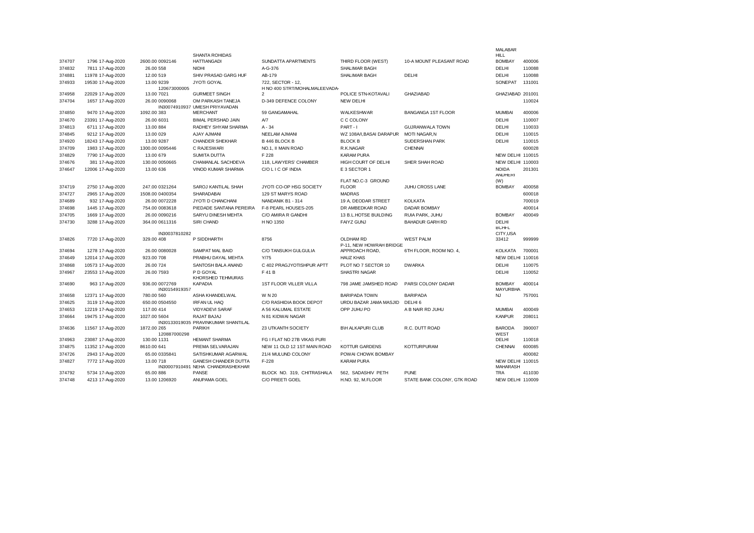| | | | | | | | | | | |
|---|---|---|---|---|---|---|---|---|---|---|
| 374707 | 1796 | 17-Aug-2020 | 2600.00 | 0092146 | SHANTA ROHIDAS HATTIANGADI | SUNDATTA APARTMENTS | THIRD FLOOR (WEST) | 10-A MOUNT PLEASANT ROAD | MALABAR HILL BOMBAY | 400006 |
| 374832 | 7811 | 17-Aug-2020 | 26.00 | 558 | NIDHI | A-G-376 | SHALIMAR BAGH | | DELHI | 110088 |
| 374881 | 11978 | 17-Aug-2020 | 12.00 | 519 | SHIV PRASAD GARG HUF | AB-179 | SHALIMAR BAGH | DELHI | DELHI | 110088 |
| 374933 | 19530 | 17-Aug-2020 | 13.00 | 9239 | JYOTI GOYAL | 722, SECTOR - 12, | | | SONEPAT | 131001 |
| 374958 | 22029 | 17-Aug-2020 | 13.00 | 1206730000057021 | GURMEET SINGH | H NO 400 STRT/MOHALMALEEVADA-2 | POLICE STN-KOTAVALI | GHAZIABAD | GHAZIABAD | 201001 |
| 374704 | 1657 | 17-Aug-2020 | 26.00 | 0090068 | OM PARKASH TANEJA | D-349 DEFENCE COLONY | NEW DELHI | | | 110024 |
| 374850 | 9470 | 17-Aug-2020 | 1092.00 | IN30074910937383 | UMESH PRIYAVADAN MERCHANT | 59 GANGAMAHAL | WALKESHWAR | BANGANGA 1ST FLOOR | MUMBAI | 400006 |
| 374670 | 23391 | 17-Aug-2020 | 26.00 | 6031 | BIMAL PERSHAD JAIN | A/7 | C C COLONY | | DELHI | 110007 |
| 374813 | 6711 | 17-Aug-2020 | 13.00 | 884 | RADHEY SHYAM SHARMA | A - 34 | PART - I | GUJRANWALA TOWN | DELHI | 110033 |
| 374845 | 9212 | 17-Aug-2020 | 13.00 | 029 | AJAY AJMANI | NEELAM AJMANI | WZ 108A/I,BASAI DARAPUR | MOTI NAGAR,N | DELHI | 110015 |
| 374920 | 18243 | 17-Aug-2020 | 13.00 | 9287 | CHANDER SHEKHAR | B 446 BLOCK B | BLOCK B | SUDERSHAN PARK | DELHI | 110015 |
| 374709 | 1983 | 17-Aug-2020 | 1300.00 | 0095446 | C RAJESWARI | NO.1, II MAIN ROAD | R.K.NAGAR | CHENNAI | | 600028 |
| 374829 | 7790 | 17-Aug-2020 | 13.00 | 679 | SUMITA DUTTA | F 228 | KARAM PURA | | NEW DELHI | 110015 |
| 374676 | 381 | 17-Aug-2020 | 130.00 | 0050665 | CHAMANLAL SACHDEVA | 118, LAWYERS' CHAMBER | HIGH COURT OF DELHI | SHER SHAH ROAD | NEW DELHI | 110003 |
| 374647 | 12006 | 17-Aug-2020 | 13.00 | 636 | VINOD KUMAR SHARMA | C/O L I C OF INDIA | E 3 SECTOR 1 | | NOIDA | 201301 |
| 374719 | 2750 | 17-Aug-2020 | 247.00 | 0321264 | SAROJ KANTILAL SHAH | JYOTI CO-OP HSG SOCIETY | FLAT NO.C-3 GROUND FLOOR | JUHU CROSS LANE | ANDHERI (W) BOMBAY | 400058 |
| 374727 | 2965 | 17-Aug-2020 | 1508.00 | 0400354 | SHARADABAI | 129 ST MARYS ROAD | MADRAS | | | 600018 |
| 374689 | 932 | 17-Aug-2020 | 26.00 | 0072228 | JYOTI D CHANCHANI | NANDANIK B1 - 314 | 19 A, DEODAR STREET | KOLKATA | | 700019 |
| 374698 | 1445 | 17-Aug-2020 | 754.00 | 0083618 | PIEDADE SANTANA PEREIRA | F-8 PEARL HOUSES-205 | DR AMBEDKAR ROAD | DADAR BOMBAY | | 400014 |
| 374705 | 1669 | 17-Aug-2020 | 26.00 | 0090216 | SARYU DINESH MEHTA | C/O AMIRA R GANDHI | 13 B.L.HOTSE BUILDING | RUIA PARK, JUHU | BOMBAY | 400049 |
| 374730 | 3288 | 17-Aug-2020 | 364.00 | 0611316 | SIRI CHAND | H NO 1350 | FAIYZ GUNJ | BAHADUR GARH RD | DELHI | |
| 374826 | 7720 | 17-Aug-2020 | 329.00 | IN30037810282408 | P SIDDHARTH | 8756 | OLDHAM RD | WEST PALM | BCHFL CITY,USA 33412 | 999999 |
| 374694 | 1278 | 17-Aug-2020 | 26.00 | 0080028 | SAMPAT MAL BAID | C/O TANSUKH GULGULIA | P-11, NEW HOWRAH BRIDGE APPROACH ROAD, | 6TH FLOOR, ROOM NO. 4, | KOLKATA | 700001 |
| 374649 | 12014 | 17-Aug-2020 | 923.00 | 708 | PRABHU DAYAL MEHTA | Y/75 | HAUZ KHAS | | NEW DELHI | 110016 |
| 374868 | 10573 | 17-Aug-2020 | 26.00 | 724 | SANTOSH BALA ANAND | C 402 PRAGJYOTISHPUR APTT | PLOT NO 7 SECTOR 10 | DWARKA | DELHI | 110075 |
| 374967 | 23553 | 17-Aug-2020 | 26.00 | 7593 | P D GOYAL | F 41 B | SHASTRI NAGAR | | DELHI | 110052 |
| 374690 | 963 | 17-Aug-2020 | 936.00 | 0072769 | KHORSHED TEHMURAS KAPADIA | 1ST FLOOR VILLER VILLA | 798 JAME JAMSHED ROAD | PARSI COLONY DADAR | BOMBAY | 400014 |
| 374658 | 12371 | 17-Aug-2020 | 780.00 | IN30154919357560 | ASHA KHANDELWAL | W N 20 | BARIPADA TOWN | BARIPADA | MAYURBHA NJ | 757001 |
| 374625 | 3119 | 17-Aug-2020 | 650.00 | 0504550 | IRFAN UL HAQ | C/O RASHIDIA BOOK DEPOT | URDU BAZAR JAMA MASJID | DELHI 6 | | |
| 374653 | 12219 | 17-Aug-2020 | 117.00 | 414 | VIDYADEVI SARAF | A 56 KALUMAL ESTATE | OPP JUHU PO | A B NAIR RD JUHU | MUMBAI | 400049 |
| 374664 | 19475 | 17-Aug-2020 | 1027.00 | 5604 | RAJAT BAJAJ | N 81 KIDWAI NAGAR | | | KANPUR | 208011 |
| 374636 | 11567 | 17-Aug-2020 | 1872.00 | IN30133019035265 | PRAVINKUMAR SHANTILAL PARIKH | 23 UTKANTH SOCIETY | B\H ALKAPURI CLUB | R.C. DUTT ROAD | BARODA | 390007 |
| 374963 | 23087 | 17-Aug-2020 | 130.00 | 1208870002981131 | HEMANT SHARMA | FG I FLAT NO 27B VIKAS PURI | . | | WEST DELHI | 110018 |
| 374875 | 11352 | 17-Aug-2020 | 8610.00 | 641 | PREMA SELVARAJAN | NEW 11 OLD 12 1ST MAIN ROAD | KOTTUR GARDENS | KOTTURPURAM | CHENNAI | 600085 |
| 374726 | 2943 | 17-Aug-2020 | 65.00 | 0335841 | SATISHKUMAR AGARWAL | 21/4 MULUND COLONY | POWAI CHOWK BOMBAY | | | 400082 |
| 374827 | 7772 | 17-Aug-2020 | 13.00 | 718 | GANESH CHANDER DUTTA | F-228 | KARAM PURA | | NEW DELHI | 110015 |
| 374792 | 5734 | 17-Aug-2020 | 65.00 | IN30007910491886 | NEHA CHANDRASHEKHAR PANSE | BLOCK NO. 319, CHITRASHALA | 562, SADASHIV PETH | PUNE | MAHARASH TRA | 411030 |
| 374748 | 4213 | 17-Aug-2020 | 13.00 | 1206920 | ANUPAMA GOEL | C/O PREETI GOEL | H.NO. 92, M.FLOOR | STATE BANK COLONY, GTK ROAD | NEW DELHI | 110009 |